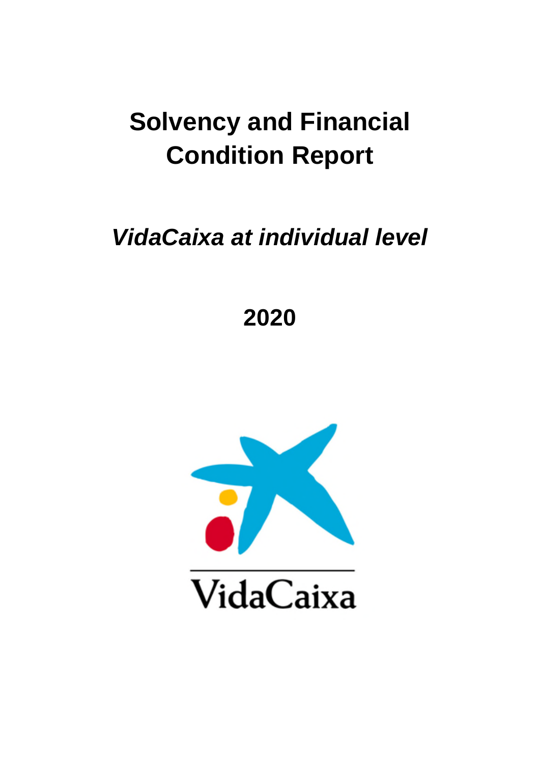# Solvency and Financial Condition Report

## *VidaCaixa at individual level*

## 2020

VidaCaixa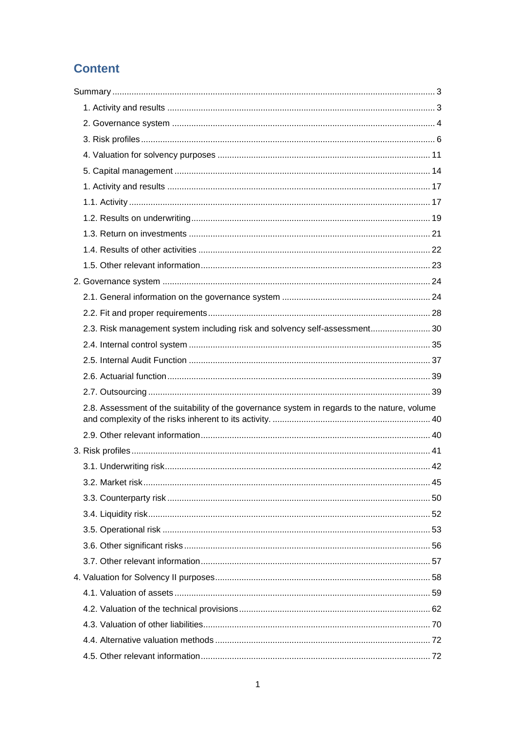# Content

Summary ..... 3

- 1. Activity and results ..... 3
- 2. Governance system ..... 4
- 3. Risk profiles ..... 6
- 4. Valuation for solvency purposes ..... 11
- 5. Capital management ..... 14

1. Activity and results ..... 17

- 1.1. Activity ..... 17
- 1.2. Results on underwriting ..... 19
- 1.3. Return on investments ..... 21
- 1.4. Results of other activities ..... 22
- 1.5. Other relevant information ..... 23

2. Governance system ..... 24

- 2.1. General information on the governance system ..... 24
- 2.2. Fit and proper requirements ..... 28
- 2.3. Risk management system including risk and solvency self-assessment ..... 30
- 2.4. Internal control system ..... 35
- 2.5. Internal Audit Function ..... 37
- 2.6. Actuarial function ..... 39
- 2.7. Outsourcing ..... 39
- 2.8. Assessment of the suitability of the governance system in regards to the nature, volume and complexity of the risks inherent to its activity. ..... 40
- 2.9. Other relevant information ..... 40

3. Risk profiles ..... 41

- 3.1. Underwriting risk ..... 42
- 3.2. Market risk ..... 45
- 3.3. Counterparty risk ..... 50
- 3.4. Liquidity risk ..... 52
- 3.5. Operational risk ..... 53
- 3.6. Other significant risks ..... 56
- 3.7. Other relevant information ..... 57

4. Valuation for Solvency II purposes ..... 58

- 4.1. Valuation of assets ..... 59
- 4.2. Valuation of the technical provisions ..... 62
- 4.3. Valuation of other liabilities ..... 70
- 4.4. Alternative valuation methods ..... 72
- 4.5. Other relevant information ..... 72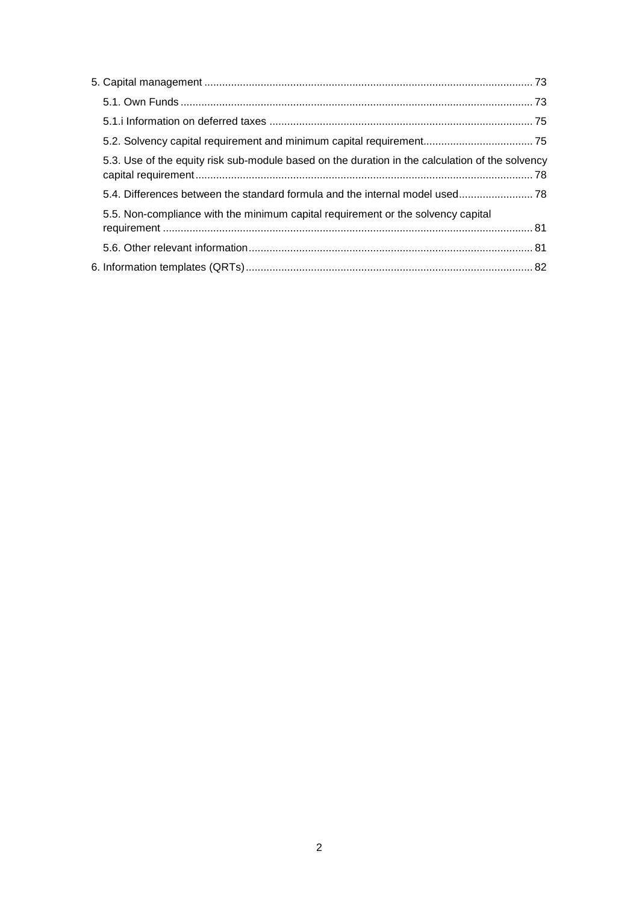5. Capital management ........................................................................................................... 73

5.1. Own Funds .................................................................................................................. 73

5.1.i Information on deferred taxes ...................................................................................... 75

5.2. Solvency capital requirement and minimum capital requirement..................................... 75

5.3. Use of the equity risk sub-module based on the duration in the calculation of the solvency capital requirement ............................................................................................................. 78

5.4. Differences between the standard formula and the internal model used......................... 78

5.5. Non-compliance with the minimum capital requirement or the solvency capital requirement ........................................................................................................................ 81

5.6. Other relevant information ............................................................................................ 81

6. Information templates (QRTs) ............................................................................................. 82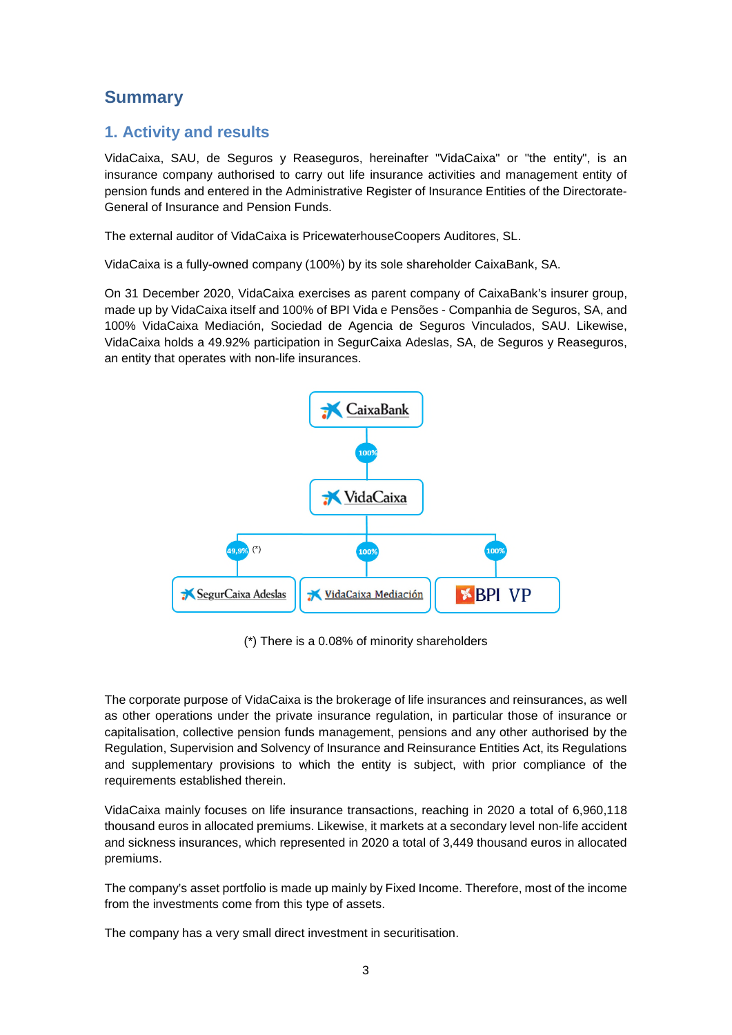# Summary

## 1. Activity and results

VidaCaixa, SAU, de Seguros y Reaseguros, hereinafter "VidaCaixa" or "the entity", is an insurance company authorised to carry out life insurance activities and management entity of pension funds and entered in the Administrative Register of Insurance Entities of the Directorate-General of Insurance and Pension Funds.

The external auditor of VidaCaixa is PricewaterhouseCoopers Auditores, SL.

VidaCaixa is a fully-owned company (100%) by its sole shareholder CaixaBank, SA.

On 31 December 2020, VidaCaixa exercises as parent company of CaixaBank's insurer group, made up by VidaCaixa itself and 100% of BPI Vida e Pensões - Companhia de Seguros, SA, and 100% VidaCaixa Mediación, Sociedad de Agencia de Seguros Vinculados, SAU. Likewise, VidaCaixa holds a 49.92% participation in SegurCaixa Adeslas, SA, de Seguros y Reaseguros, an entity that operates with non-life insurances.

CaixaBank
100%
VidaCaixa
49,9% (*) SegurCaixa Adeslas | 100% VidaCaixa Mediación | 100% BPI VP

(*) There is a 0.08% of minority shareholders

The corporate purpose of VidaCaixa is the brokerage of life insurances and reinsurances, as well as other operations under the private insurance regulation, in particular those of insurance or capitalisation, collective pension funds management, pensions and any other authorised by the Regulation, Supervision and Solvency of Insurance and Reinsurance Entities Act, its Regulations and supplementary provisions to which the entity is subject, with prior compliance of the requirements established therein.

VidaCaixa mainly focuses on life insurance transactions, reaching in 2020 a total of 6,960,118 thousand euros in allocated premiums. Likewise, it markets at a secondary level non-life accident and sickness insurances, which represented in 2020 a total of 3,449 thousand euros in allocated premiums.

The company's asset portfolio is made up mainly by Fixed Income. Therefore, most of the income from the investments come from this type of assets.

The company has a very small direct investment in securitisation.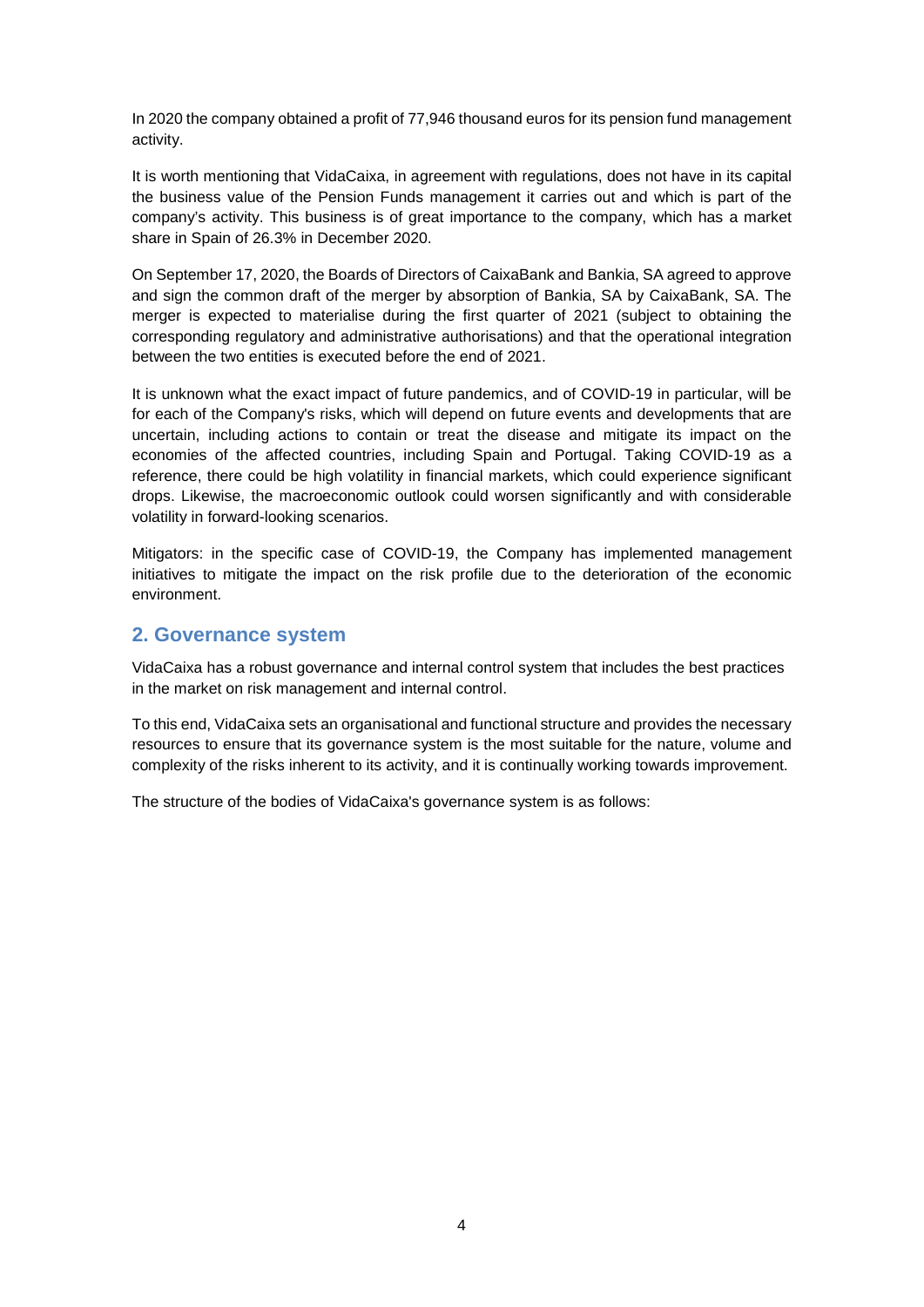In 2020 the company obtained a profit of 77,946 thousand euros for its pension fund management activity.

It is worth mentioning that VidaCaixa, in agreement with regulations, does not have in its capital the business value of the Pension Funds management it carries out and which is part of the company's activity. This business is of great importance to the company, which has a market share in Spain of 26.3% in December 2020.

On September 17, 2020, the Boards of Directors of CaixaBank and Bankia, SA agreed to approve and sign the common draft of the merger by absorption of Bankia, SA by CaixaBank, SA. The merger is expected to materialise during the first quarter of 2021 (subject to obtaining the corresponding regulatory and administrative authorisations) and that the operational integration between the two entities is executed before the end of 2021.

It is unknown what the exact impact of future pandemics, and of COVID-19 in particular, will be for each of the Company's risks, which will depend on future events and developments that are uncertain, including actions to contain or treat the disease and mitigate its impact on the economies of the affected countries, including Spain and Portugal. Taking COVID-19 as a reference, there could be high volatility in financial markets, which could experience significant drops. Likewise, the macroeconomic outlook could worsen significantly and with considerable volatility in forward-looking scenarios.

Mitigators: in the specific case of COVID-19, the Company has implemented management initiatives to mitigate the impact on the risk profile due to the deterioration of the economic environment.

## 2. Governance system

VidaCaixa has a robust governance and internal control system that includes the best practices in the market on risk management and internal control.

To this end, VidaCaixa sets an organisational and functional structure and provides the necessary resources to ensure that its governance system is the most suitable for the nature, volume and complexity of the risks inherent to its activity, and it is continually working towards improvement.

The structure of the bodies of VidaCaixa's governance system is as follows: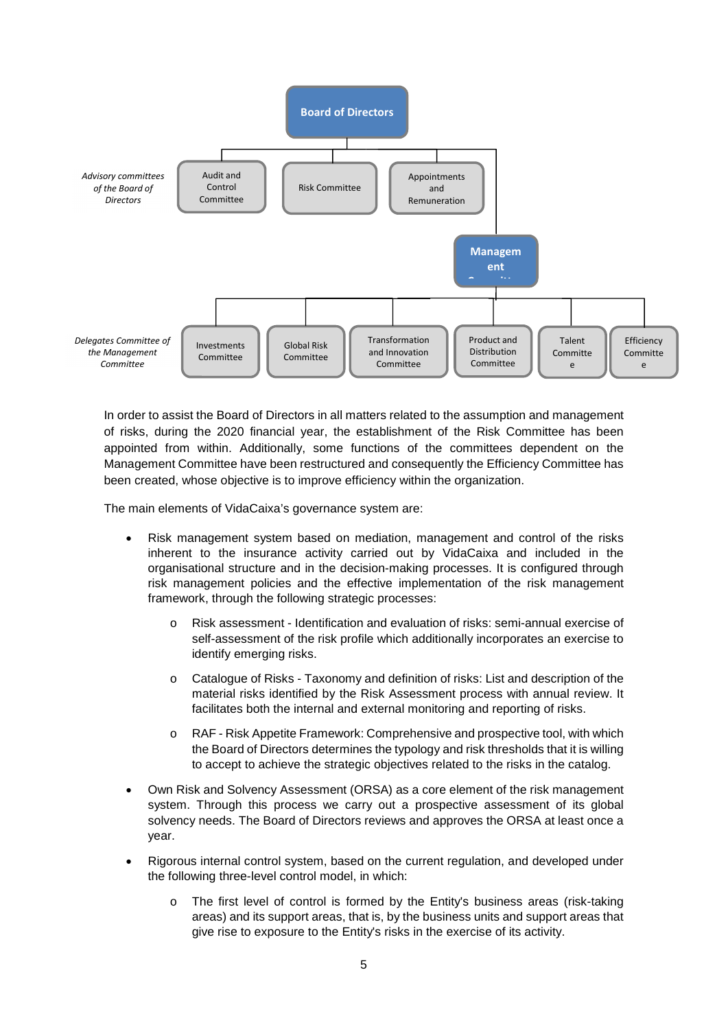Board of Directors

*Advisory committees of the Board of Directors*

- Audit and Control Committee
- Risk Committee
- Appointments and Remuneration

Management Committee

*Delegates Committee of the Management Committee*

- Investments Committee
- Global Risk Committee
- Transformation and Innovation Committee
- Product and Distribution Committee
- Talent Committee
- Efficiency Committee

In order to assist the Board of Directors in all matters related to the assumption and management of risks, during the 2020 financial year, the establishment of the Risk Committee has been appointed from within. Additionally, some functions of the committees dependent on the Management Committee have been restructured and consequently the Efficiency Committee has been created, whose objective is to improve efficiency within the organization.

The main elements of VidaCaixa's governance system are:

- Risk management system based on mediation, management and control of the risks inherent to the insurance activity carried out by VidaCaixa and included in the organisational structure and in the decision-making processes. It is configured through risk management policies and the effective implementation of the risk management framework, through the following strategic processes:
    - Risk assessment - Identification and evaluation of risks: semi-annual exercise of self-assessment of the risk profile which additionally incorporates an exercise to identify emerging risks.
    - Catalogue of Risks - Taxonomy and definition of risks: List and description of the material risks identified by the Risk Assessment process with annual review. It facilitates both the internal and external monitoring and reporting of risks.
    - RAF - Risk Appetite Framework: Comprehensive and prospective tool, with which the Board of Directors determines the typology and risk thresholds that it is willing to accept to achieve the strategic objectives related to the risks in the catalog.
- Own Risk and Solvency Assessment (ORSA) as a core element of the risk management system. Through this process we carry out a prospective assessment of its global solvency needs. The Board of Directors reviews and approves the ORSA at least once a year.
- Rigorous internal control system, based on the current regulation, and developed under the following three-level control model, in which:
    - The first level of control is formed by the Entity's business areas (risk-taking areas) and its support areas, that is, by the business units and support areas that give rise to exposure to the Entity's risks in the exercise of its activity.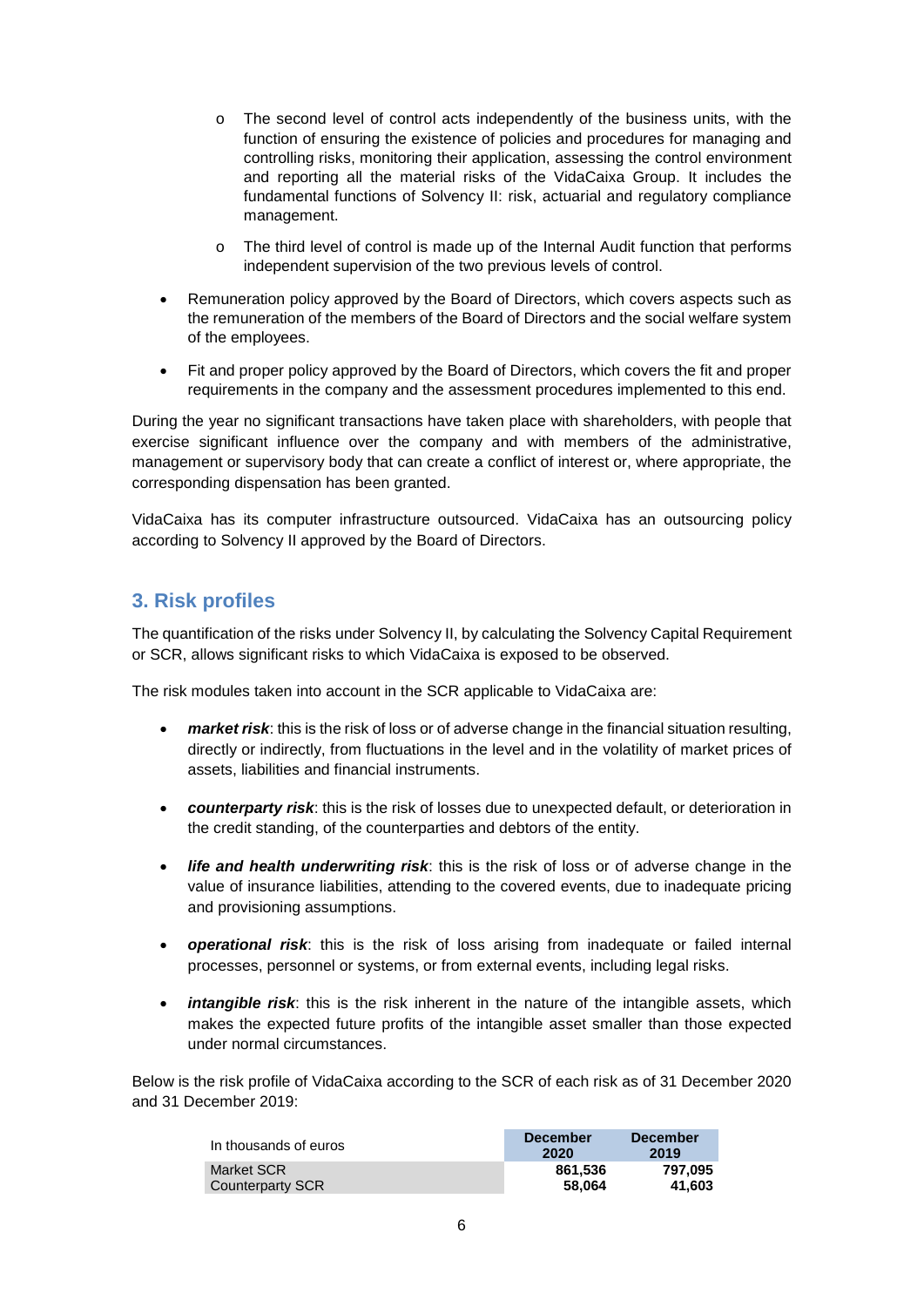- The second level of control acts independently of the business units, with the function of ensuring the existence of policies and procedures for managing and controlling risks, monitoring their application, assessing the control environment and reporting all the material risks of the VidaCaixa Group. It includes the fundamental functions of Solvency II: risk, actuarial and regulatory compliance management.
- The third level of control is made up of the Internal Audit function that performs independent supervision of the two previous levels of control.

- Remuneration policy approved by the Board of Directors, which covers aspects such as the remuneration of the members of the Board of Directors and the social welfare system of the employees.
- Fit and proper policy approved by the Board of Directors, which covers the fit and proper requirements in the company and the assessment procedures implemented to this end.

During the year no significant transactions have taken place with shareholders, with people that exercise significant influence over the company and with members of the administrative, management or supervisory body that can create a conflict of interest or, where appropriate, the corresponding dispensation has been granted.

VidaCaixa has its computer infrastructure outsourced. VidaCaixa has an outsourcing policy according to Solvency II approved by the Board of Directors.

## 3. Risk profiles

The quantification of the risks under Solvency II, by calculating the Solvency Capital Requirement or SCR, allows significant risks to which VidaCaixa is exposed to be observed.

The risk modules taken into account in the SCR applicable to VidaCaixa are:

- ***market risk***: this is the risk of loss or of adverse change in the financial situation resulting, directly or indirectly, from fluctuations in the level and in the volatility of market prices of assets, liabilities and financial instruments.
- ***counterparty risk***: this is the risk of losses due to unexpected default, or deterioration in the credit standing, of the counterparties and debtors of the entity.
- ***life and health underwriting risk***: this is the risk of loss or of adverse change in the value of insurance liabilities, attending to the covered events, due to inadequate pricing and provisioning assumptions.
- ***operational risk***: this is the risk of loss arising from inadequate or failed internal processes, personnel or systems, or from external events, including legal risks.
- ***intangible risk***: this is the risk inherent in the nature of the intangible assets, which makes the expected future profits of the intangible asset smaller than those expected under normal circumstances.

Below is the risk profile of VidaCaixa according to the SCR of each risk as of 31 December 2020 and 31 December 2019:

| In thousands of euros | December 2020 | December 2019 |
|---|---|---|
| Market SCR | **861,536** | **797,095** |
| Counterparty SCR | **58,064** | **41,603** |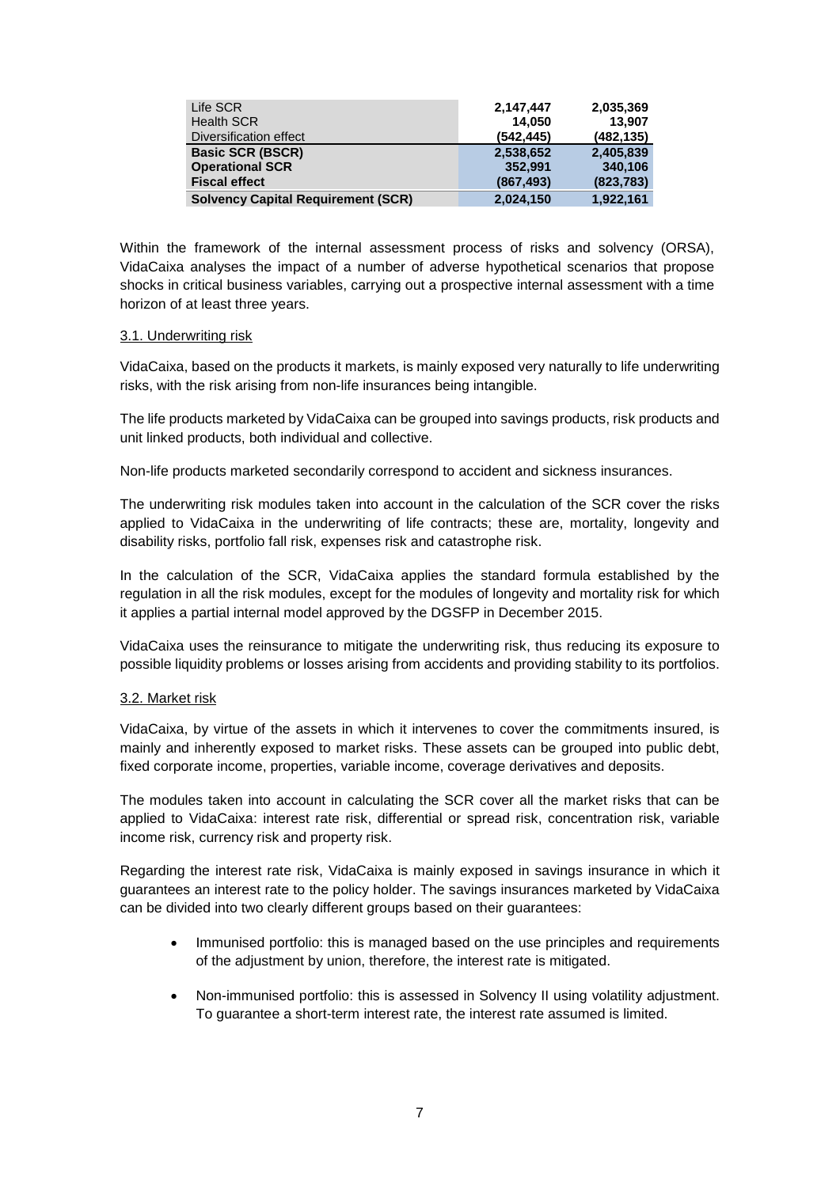| | | |
|---|---|---|
| Life SCR | 2,147,447 | 2,035,369 |
| Health SCR | 14,050 | 13,907 |
| Diversification effect | (542,445) | (482,135) |
| **Basic SCR (BSCR)** | **2,538,652** | **2,405,839** |
| **Operational SCR** | **352,991** | **340,106** |
| **Fiscal effect** | **(867,493)** | **(823,783)** |
| **Solvency Capital Requirement (SCR)** | **2,024,150** | **1,922,161** |

Within the framework of the internal assessment process of risks and solvency (ORSA), VidaCaixa analyses the impact of a number of adverse hypothetical scenarios that propose shocks in critical business variables, carrying out a prospective internal assessment with a time horizon of at least three years.

### 3.1. Underwriting risk

VidaCaixa, based on the products it markets, is mainly exposed very naturally to life underwriting risks, with the risk arising from non-life insurances being intangible.

The life products marketed by VidaCaixa can be grouped into savings products, risk products and unit linked products, both individual and collective.

Non-life products marketed secondarily correspond to accident and sickness insurances.

The underwriting risk modules taken into account in the calculation of the SCR cover the risks applied to VidaCaixa in the underwriting of life contracts; these are, mortality, longevity and disability risks, portfolio fall risk, expenses risk and catastrophe risk.

In the calculation of the SCR, VidaCaixa applies the standard formula established by the regulation in all the risk modules, except for the modules of longevity and mortality risk for which it applies a partial internal model approved by the DGSFP in December 2015.

VidaCaixa uses the reinsurance to mitigate the underwriting risk, thus reducing its exposure to possible liquidity problems or losses arising from accidents and providing stability to its portfolios.

### 3.2. Market risk

VidaCaixa, by virtue of the assets in which it intervenes to cover the commitments insured, is mainly and inherently exposed to market risks. These assets can be grouped into public debt, fixed corporate income, properties, variable income, coverage derivatives and deposits.

The modules taken into account in calculating the SCR cover all the market risks that can be applied to VidaCaixa: interest rate risk, differential or spread risk, concentration risk, variable income risk, currency risk and property risk.

Regarding the interest rate risk, VidaCaixa is mainly exposed in savings insurance in which it guarantees an interest rate to the policy holder. The savings insurances marketed by VidaCaixa can be divided into two clearly different groups based on their guarantees:

- Immunised portfolio: this is managed based on the use principles and requirements of the adjustment by union, therefore, the interest rate is mitigated.
- Non-immunised portfolio: this is assessed in Solvency II using volatility adjustment. To guarantee a short-term interest rate, the interest rate assumed is limited.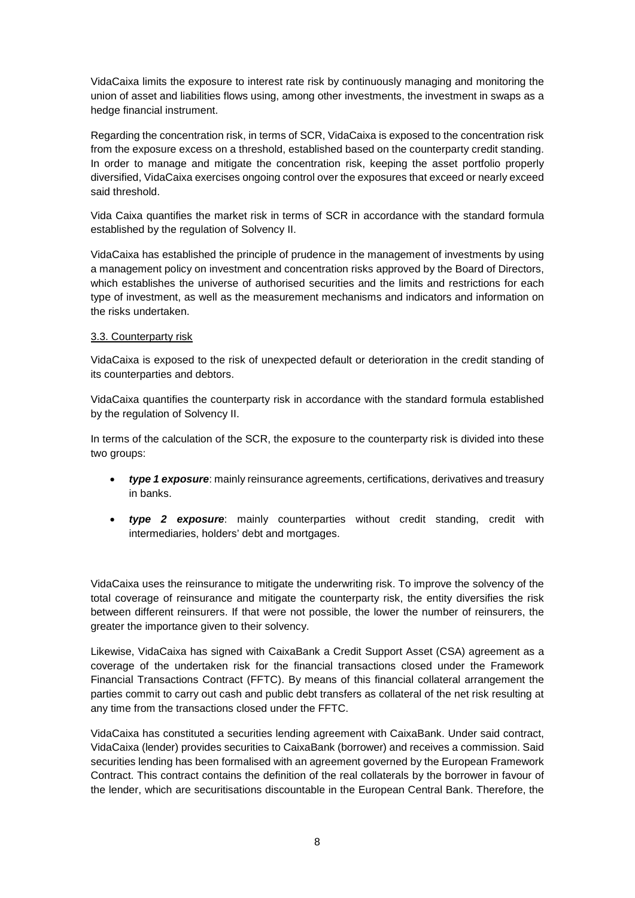VidaCaixa limits the exposure to interest rate risk by continuously managing and monitoring the union of asset and liabilities flows using, among other investments, the investment in swaps as a hedge financial instrument.

Regarding the concentration risk, in terms of SCR, VidaCaixa is exposed to the concentration risk from the exposure excess on a threshold, established based on the counterparty credit standing. In order to manage and mitigate the concentration risk, keeping the asset portfolio properly diversified, VidaCaixa exercises ongoing control over the exposures that exceed or nearly exceed said threshold.

Vida Caixa quantifies the market risk in terms of SCR in accordance with the standard formula established by the regulation of Solvency II.

VidaCaixa has established the principle of prudence in the management of investments by using a management policy on investment and concentration risks approved by the Board of Directors, which establishes the universe of authorised securities and the limits and restrictions for each type of investment, as well as the measurement mechanisms and indicators and information on the risks undertaken.

### 3.3. Counterparty risk

VidaCaixa is exposed to the risk of unexpected default or deterioration in the credit standing of its counterparties and debtors.

VidaCaixa quantifies the counterparty risk in accordance with the standard formula established by the regulation of Solvency II.

In terms of the calculation of the SCR, the exposure to the counterparty risk is divided into these two groups:

- ***type 1 exposure***: mainly reinsurance agreements, certifications, derivatives and treasury in banks.
- ***type 2 exposure***: mainly counterparties without credit standing, credit with intermediaries, holders' debt and mortgages.

VidaCaixa uses the reinsurance to mitigate the underwriting risk. To improve the solvency of the total coverage of reinsurance and mitigate the counterparty risk, the entity diversifies the risk between different reinsurers. If that were not possible, the lower the number of reinsurers, the greater the importance given to their solvency.

Likewise, VidaCaixa has signed with CaixaBank a Credit Support Asset (CSA) agreement as a coverage of the undertaken risk for the financial transactions closed under the Framework Financial Transactions Contract (FFTC). By means of this financial collateral arrangement the parties commit to carry out cash and public debt transfers as collateral of the net risk resulting at any time from the transactions closed under the FFTC.

VidaCaixa has constituted a securities lending agreement with CaixaBank. Under said contract, VidaCaixa (lender) provides securities to CaixaBank (borrower) and receives a commission. Said securities lending has been formalised with an agreement governed by the European Framework Contract. This contract contains the definition of the real collaterals by the borrower in favour of the lender, which are securitisations discountable in the European Central Bank. Therefore, the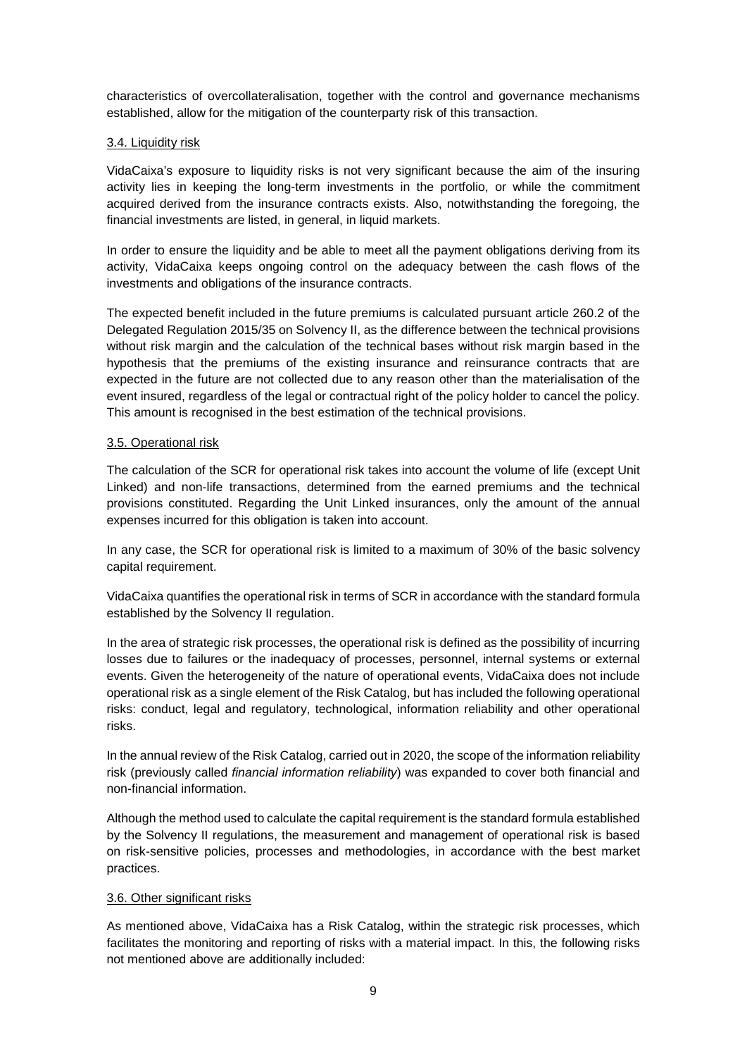characteristics of overcollateralisation, together with the control and governance mechanisms established, allow for the mitigation of the counterparty risk of this transaction.

### 3.4. Liquidity risk

VidaCaixa's exposure to liquidity risks is not very significant because the aim of the insuring activity lies in keeping the long-term investments in the portfolio, or while the commitment acquired derived from the insurance contracts exists. Also, notwithstanding the foregoing, the financial investments are listed, in general, in liquid markets.

In order to ensure the liquidity and be able to meet all the payment obligations deriving from its activity, VidaCaixa keeps ongoing control on the adequacy between the cash flows of the investments and obligations of the insurance contracts.

The expected benefit included in the future premiums is calculated pursuant article 260.2 of the Delegated Regulation 2015/35 on Solvency II, as the difference between the technical provisions without risk margin and the calculation of the technical bases without risk margin based in the hypothesis that the premiums of the existing insurance and reinsurance contracts that are expected in the future are not collected due to any reason other than the materialisation of the event insured, regardless of the legal or contractual right of the policy holder to cancel the policy. This amount is recognised in the best estimation of the technical provisions.

### 3.5. Operational risk

The calculation of the SCR for operational risk takes into account the volume of life (except Unit Linked) and non-life transactions, determined from the earned premiums and the technical provisions constituted. Regarding the Unit Linked insurances, only the amount of the annual expenses incurred for this obligation is taken into account.

In any case, the SCR for operational risk is limited to a maximum of 30% of the basic solvency capital requirement.

VidaCaixa quantifies the operational risk in terms of SCR in accordance with the standard formula established by the Solvency II regulation.

In the area of strategic risk processes, the operational risk is defined as the possibility of incurring losses due to failures or the inadequacy of processes, personnel, internal systems or external events. Given the heterogeneity of the nature of operational events, VidaCaixa does not include operational risk as a single element of the Risk Catalog, but has included the following operational risks: conduct, legal and regulatory, technological, information reliability and other operational risks.

In the annual review of the Risk Catalog, carried out in 2020, the scope of the information reliability risk (previously called *financial information reliability*) was expanded to cover both financial and non-financial information.

Although the method used to calculate the capital requirement is the standard formula established by the Solvency II regulations, the measurement and management of operational risk is based on risk-sensitive policies, processes and methodologies, in accordance with the best market practices.

### 3.6. Other significant risks

As mentioned above, VidaCaixa has a Risk Catalog, within the strategic risk processes, which facilitates the monitoring and reporting of risks with a material impact. In this, the following risks not mentioned above are additionally included: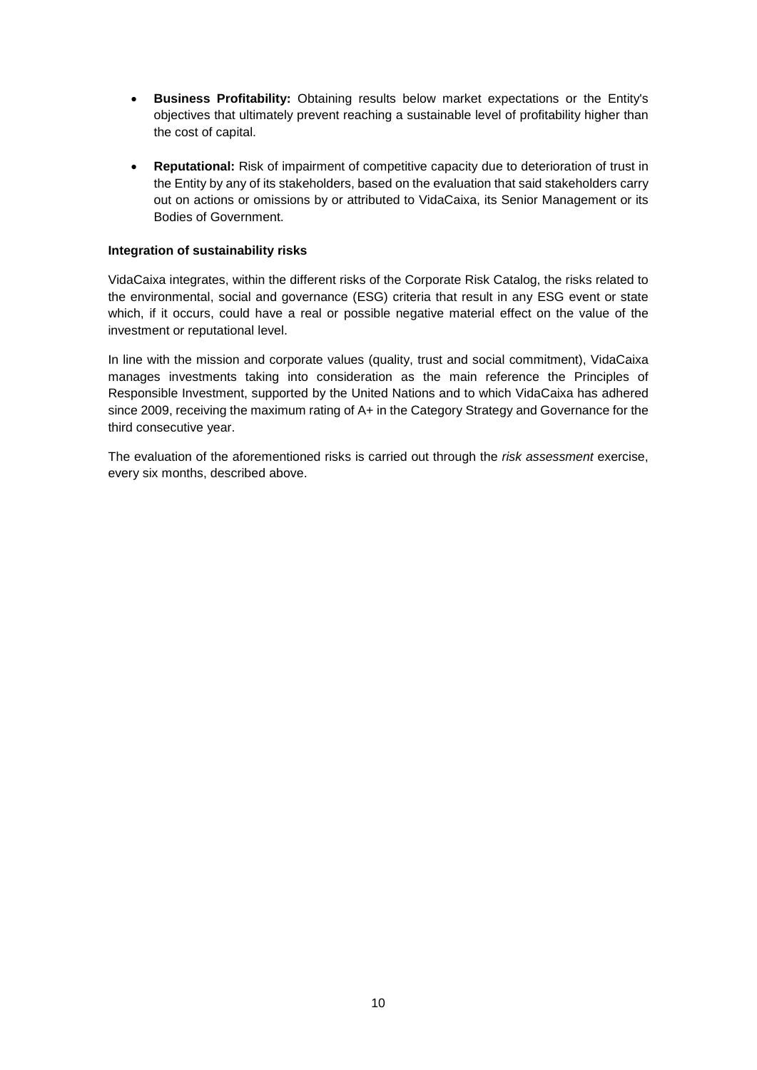- **Business Profitability:** Obtaining results below market expectations or the Entity's objectives that ultimately prevent reaching a sustainable level of profitability higher than the cost of capital.
- **Reputational:** Risk of impairment of competitive capacity due to deterioration of trust in the Entity by any of its stakeholders, based on the evaluation that said stakeholders carry out on actions or omissions by or attributed to VidaCaixa, its Senior Management or its Bodies of Government.

**Integration of sustainability risks**

VidaCaixa integrates, within the different risks of the Corporate Risk Catalog, the risks related to the environmental, social and governance (ESG) criteria that result in any ESG event or state which, if it occurs, could have a real or possible negative material effect on the value of the investment or reputational level.

In line with the mission and corporate values (quality, trust and social commitment), VidaCaixa manages investments taking into consideration as the main reference the Principles of Responsible Investment, supported by the United Nations and to which VidaCaixa has adhered since 2009, receiving the maximum rating of A+ in the Category Strategy and Governance for the third consecutive year.

The evaluation of the aforementioned risks is carried out through the *risk assessment* exercise, every six months, described above.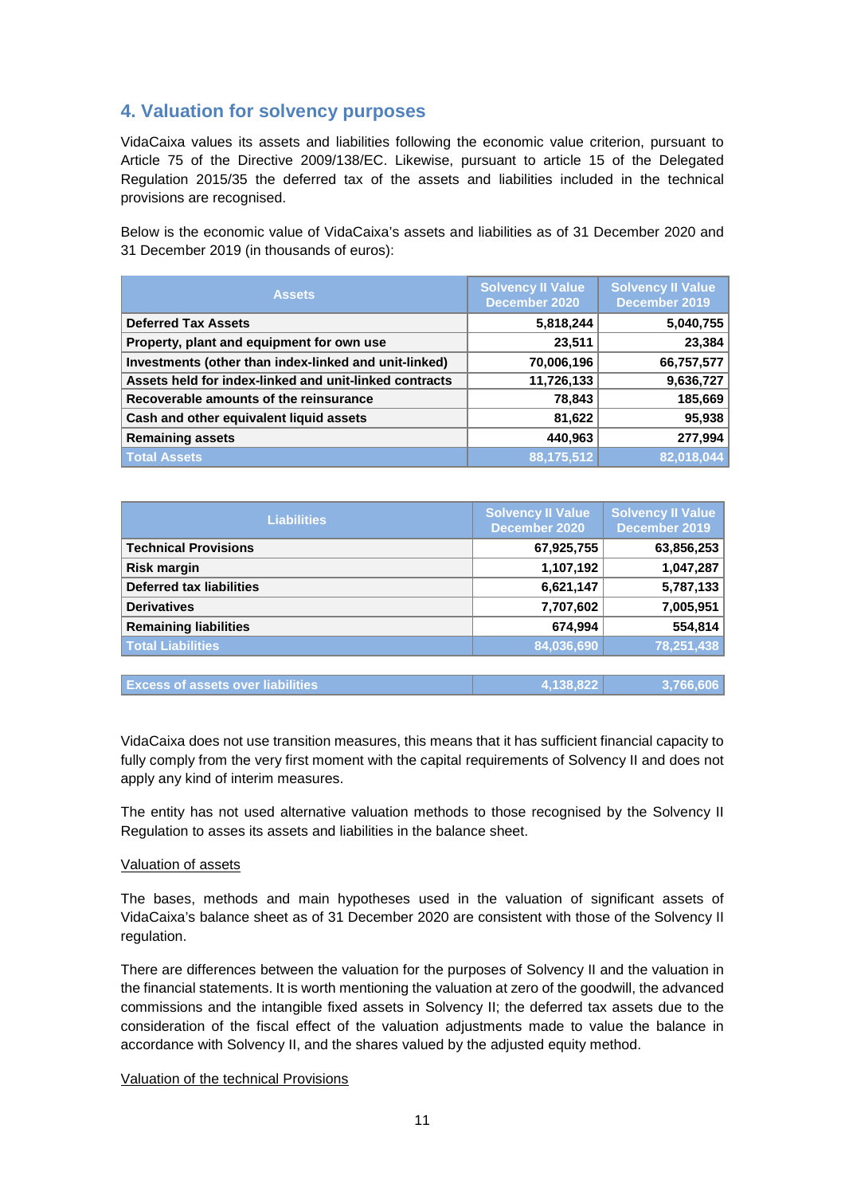## 4. Valuation for solvency purposes

VidaCaixa values its assets and liabilities following the economic value criterion, pursuant to Article 75 of the Directive 2009/138/EC. Likewise, pursuant to article 15 of the Delegated Regulation 2015/35 the deferred tax of the assets and liabilities included in the technical provisions are recognised.

Below is the economic value of VidaCaixa's assets and liabilities as of 31 December 2020 and 31 December 2019 (in thousands of euros):

| Assets | Solvency II Value December 2020 | Solvency II Value December 2019 |
|---|---|---|
| **Deferred Tax Assets** | **5,818,244** | **5,040,755** |
| **Property, plant and equipment for own use** | **23,511** | **23,384** |
| **Investments (other than index-linked and unit-linked)** | **70,006,196** | **66,757,577** |
| **Assets held for index-linked and unit-linked contracts** | **11,726,133** | **9,636,727** |
| **Recoverable amounts of the reinsurance** | **78,843** | **185,669** |
| **Cash and other equivalent liquid assets** | **81,622** | **95,938** |
| **Remaining assets** | **440,963** | **277,994** |
| **Total Assets** | **88,175,512** | **82,018,044** |

| Liabilities | Solvency II Value December 2020 | Solvency II Value December 2019 |
|---|---|---|
| **Technical Provisions** | **67,925,755** | **63,856,253** |
| **Risk margin** | **1,107,192** | **1,047,287** |
| **Deferred tax liabilities** | **6,621,147** | **5,787,133** |
| **Derivatives** | **7,707,602** | **7,005,951** |
| **Remaining liabilities** | **674,994** | **554,814** |
| **Total Liabilities** | **84,036,690** | **78,251,438** |
| **Excess of assets over liabilities** | **4,138,822** | **3,766,606** |

VidaCaixa does not use transition measures, this means that it has sufficient financial capacity to fully comply from the very first moment with the capital requirements of Solvency II and does not apply any kind of interim measures.

The entity has not used alternative valuation methods to those recognised by the Solvency II Regulation to asses its assets and liabilities in the balance sheet.

Valuation of assets

The bases, methods and main hypotheses used in the valuation of significant assets of VidaCaixa's balance sheet as of 31 December 2020 are consistent with those of the Solvency II regulation.

There are differences between the valuation for the purposes of Solvency II and the valuation in the financial statements. It is worth mentioning the valuation at zero of the goodwill, the advanced commissions and the intangible fixed assets in Solvency II; the deferred tax assets due to the consideration of the fiscal effect of the valuation adjustments made to value the balance in accordance with Solvency II, and the shares valued by the adjusted equity method.

Valuation of the technical Provisions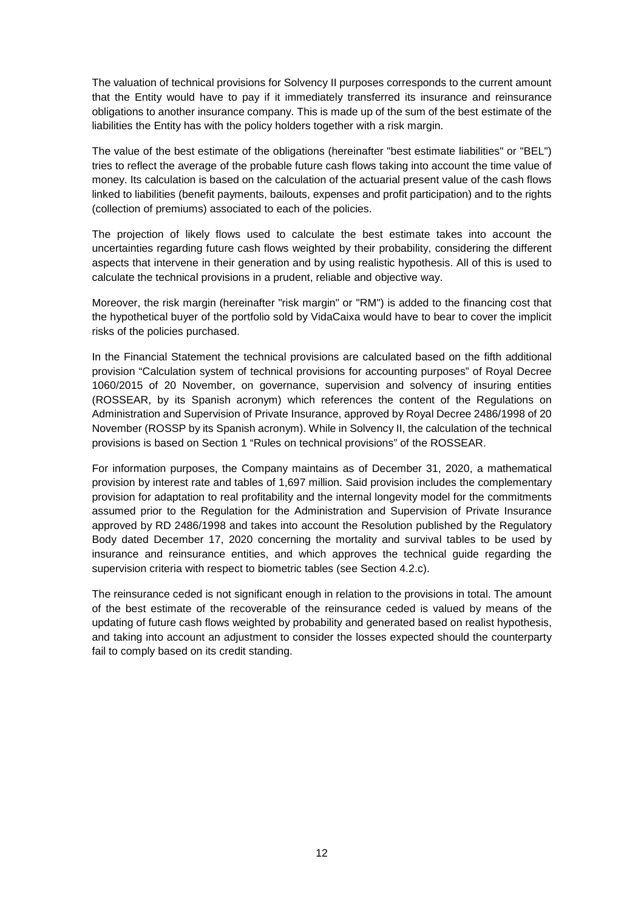The valuation of technical provisions for Solvency II purposes corresponds to the current amount that the Entity would have to pay if it immediately transferred its insurance and reinsurance obligations to another insurance company. This is made up of the sum of the best estimate of the liabilities the Entity has with the policy holders together with a risk margin.

The value of the best estimate of the obligations (hereinafter "best estimate liabilities" or "BEL") tries to reflect the average of the probable future cash flows taking into account the time value of money. Its calculation is based on the calculation of the actuarial present value of the cash flows linked to liabilities (benefit payments, bailouts, expenses and profit participation) and to the rights (collection of premiums) associated to each of the policies.

The projection of likely flows used to calculate the best estimate takes into account the uncertainties regarding future cash flows weighted by their probability, considering the different aspects that intervene in their generation and by using realistic hypothesis. All of this is used to calculate the technical provisions in a prudent, reliable and objective way.

Moreover, the risk margin (hereinafter "risk margin" or "RM") is added to the financing cost that the hypothetical buyer of the portfolio sold by VidaCaixa would have to bear to cover the implicit risks of the policies purchased.

In the Financial Statement the technical provisions are calculated based on the fifth additional provision "Calculation system of technical provisions for accounting purposes" of Royal Decree 1060/2015 of 20 November, on governance, supervision and solvency of insuring entities (ROSSEAR, by its Spanish acronym) which references the content of the Regulations on Administration and Supervision of Private Insurance, approved by Royal Decree 2486/1998 of 20 November (ROSSP by its Spanish acronym). While in Solvency II, the calculation of the technical provisions is based on Section 1 "Rules on technical provisions" of the ROSSEAR.

For information purposes, the Company maintains as of December 31, 2020, a mathematical provision by interest rate and tables of 1,697 million. Said provision includes the complementary provision for adaptation to real profitability and the internal longevity model for the commitments assumed prior to the Regulation for the Administration and Supervision of Private Insurance approved by RD 2486/1998 and takes into account the Resolution published by the Regulatory Body dated December 17, 2020 concerning the mortality and survival tables to be used by insurance and reinsurance entities, and which approves the technical guide regarding the supervision criteria with respect to biometric tables (see Section 4.2.c).

The reinsurance ceded is not significant enough in relation to the provisions in total. The amount of the best estimate of the recoverable of the reinsurance ceded is valued by means of the updating of future cash flows weighted by probability and generated based on realist hypothesis, and taking into account an adjustment to consider the losses expected should the counterparty fail to comply based on its credit standing.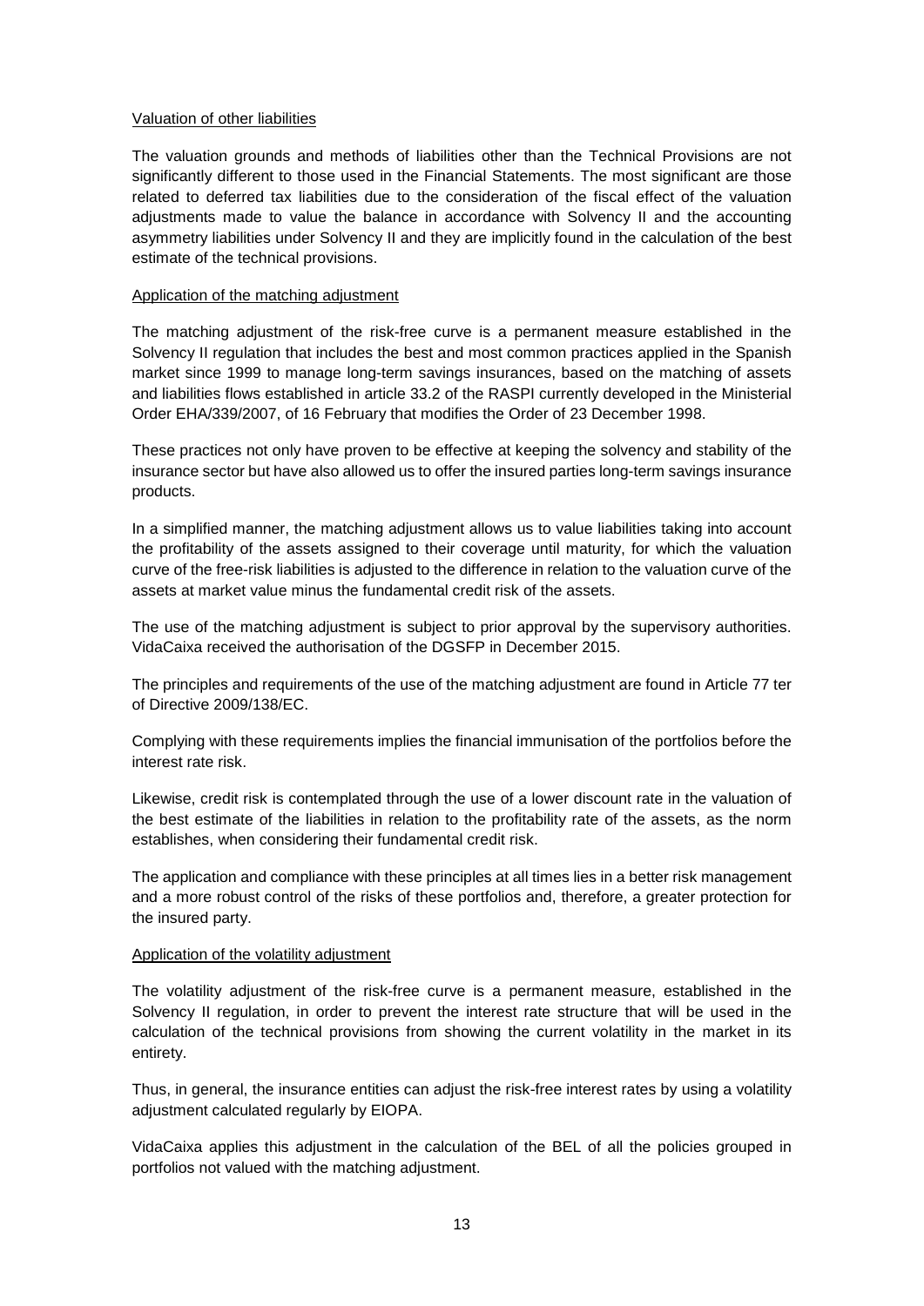Valuation of other liabilities

The valuation grounds and methods of liabilities other than the Technical Provisions are not significantly different to those used in the Financial Statements. The most significant are those related to deferred tax liabilities due to the consideration of the fiscal effect of the valuation adjustments made to value the balance in accordance with Solvency II and the accounting asymmetry liabilities under Solvency II and they are implicitly found in the calculation of the best estimate of the technical provisions.

Application of the matching adjustment

The matching adjustment of the risk-free curve is a permanent measure established in the Solvency II regulation that includes the best and most common practices applied in the Spanish market since 1999 to manage long-term savings insurances, based on the matching of assets and liabilities flows established in article 33.2 of the RASPI currently developed in the Ministerial Order EHA/339/2007, of 16 February that modifies the Order of 23 December 1998.

These practices not only have proven to be effective at keeping the solvency and stability of the insurance sector but have also allowed us to offer the insured parties long-term savings insurance products.

In a simplified manner, the matching adjustment allows us to value liabilities taking into account the profitability of the assets assigned to their coverage until maturity, for which the valuation curve of the free-risk liabilities is adjusted to the difference in relation to the valuation curve of the assets at market value minus the fundamental credit risk of the assets.

The use of the matching adjustment is subject to prior approval by the supervisory authorities. VidaCaixa received the authorisation of the DGSFP in December 2015.

The principles and requirements of the use of the matching adjustment are found in Article 77 ter of Directive 2009/138/EC.

Complying with these requirements implies the financial immunisation of the portfolios before the interest rate risk.

Likewise, credit risk is contemplated through the use of a lower discount rate in the valuation of the best estimate of the liabilities in relation to the profitability rate of the assets, as the norm establishes, when considering their fundamental credit risk.

The application and compliance with these principles at all times lies in a better risk management and a more robust control of the risks of these portfolios and, therefore, a greater protection for the insured party.

Application of the volatility adjustment

The volatility adjustment of the risk-free curve is a permanent measure, established in the Solvency II regulation, in order to prevent the interest rate structure that will be used in the calculation of the technical provisions from showing the current volatility in the market in its entirety.

Thus, in general, the insurance entities can adjust the risk-free interest rates by using a volatility adjustment calculated regularly by EIOPA.

VidaCaixa applies this adjustment in the calculation of the BEL of all the policies grouped in portfolios not valued with the matching adjustment.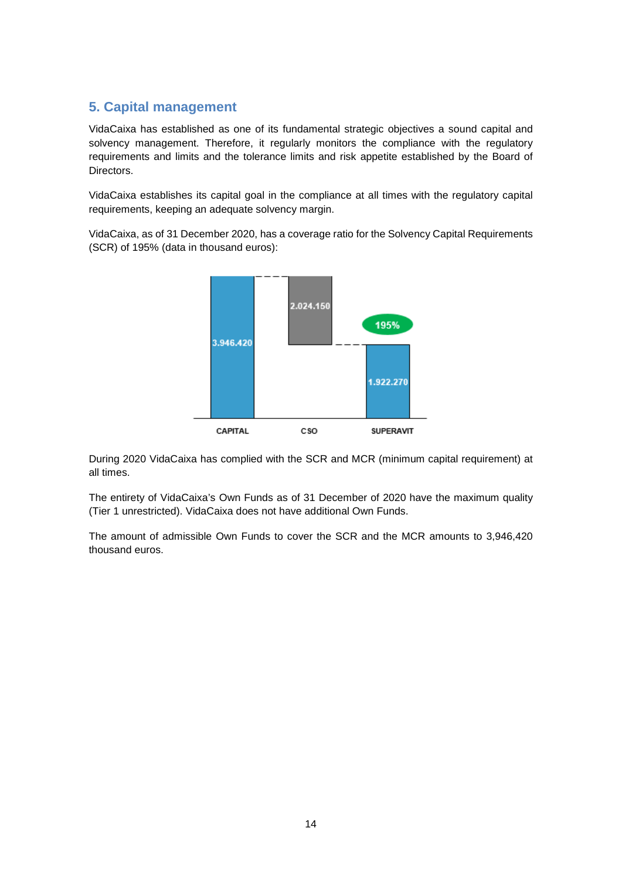## 5. Capital management

VidaCaixa has established as one of its fundamental strategic objectives a sound capital and solvency management. Therefore, it regularly monitors the compliance with the regulatory requirements and limits and the tolerance limits and risk appetite established by the Board of Directors.

VidaCaixa establishes its capital goal in the compliance at all times with the regulatory capital requirements, keeping an adequate solvency margin.

VidaCaixa, as of 31 December 2020, has a coverage ratio for the Solvency Capital Requirements (SCR) of 195% (data in thousand euros):

| CAPITAL | CSO | SUPERAVIT |
|---|---|---|
| 3.946.420 | 2.024.150 | 1.922.270 (195%) |

During 2020 VidaCaixa has complied with the SCR and MCR (minimum capital requirement) at all times.

The entirety of VidaCaixa's Own Funds as of 31 December of 2020 have the maximum quality (Tier 1 unrestricted). VidaCaixa does not have additional Own Funds.

The amount of admissible Own Funds to cover the SCR and the MCR amounts to 3,946,420 thousand euros.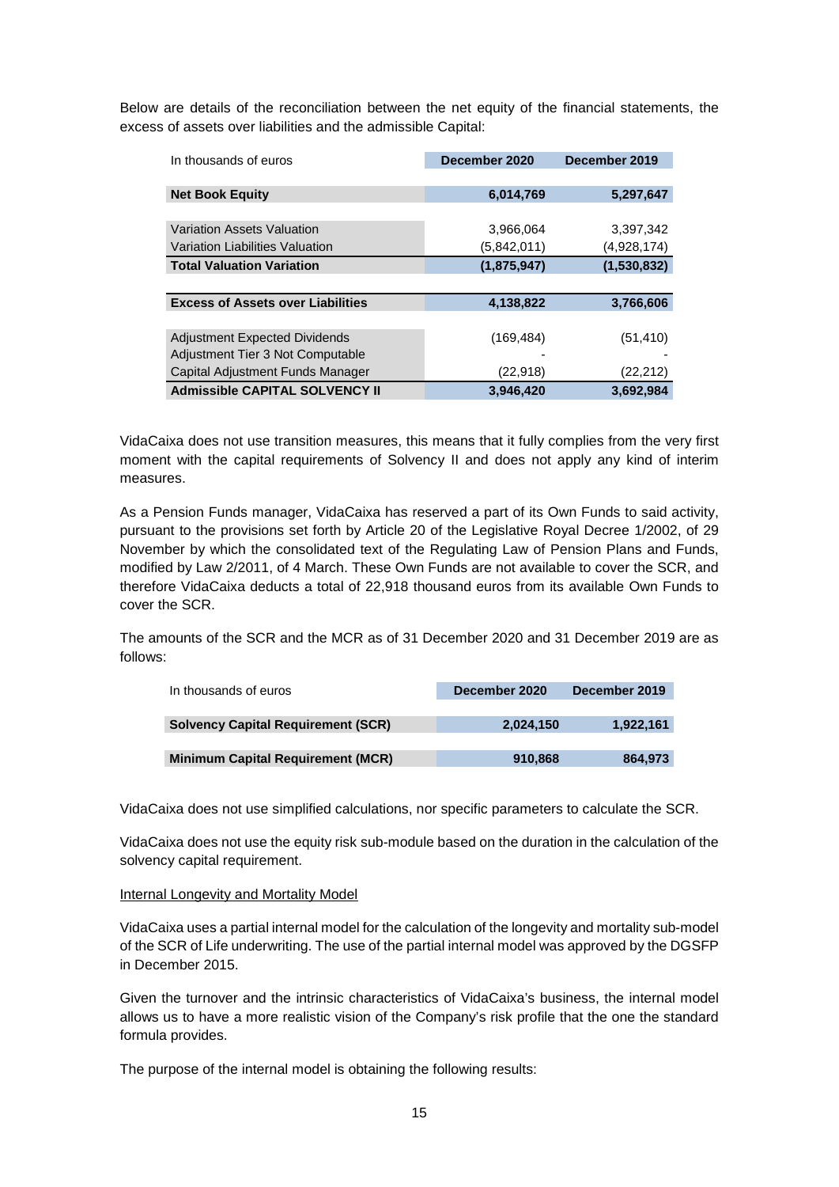Below are details of the reconciliation between the net equity of the financial statements, the excess of assets over liabilities and the admissible Capital:

| In thousands of euros | December 2020 | December 2019 |
|---|---|---|
| **Net Book Equity** | **6,014,769** | **5,297,647** |
| Variation Assets Valuation | 3,966,064 | 3,397,342 |
| Variation Liabilities Valuation | (5,842,011) | (4,928,174) |
| **Total Valuation Variation** | **(1,875,947)** | **(1,530,832)** |
| **Excess of Assets over Liabilities** | **4,138,822** | **3,766,606** |
| Adjustment Expected Dividends | (169,484) | (51,410) |
| Adjustment Tier 3 Not Computable | - | - |
| Capital Adjustment Funds Manager | (22,918) | (22,212) |
| **Admissible CAPITAL SOLVENCY II** | **3,946,420** | **3,692,984** |

VidaCaixa does not use transition measures, this means that it fully complies from the very first moment with the capital requirements of Solvency II and does not apply any kind of interim measures.

As a Pension Funds manager, VidaCaixa has reserved a part of its Own Funds to said activity, pursuant to the provisions set forth by Article 20 of the Legislative Royal Decree 1/2002, of 29 November by which the consolidated text of the Regulating Law of Pension Plans and Funds, modified by Law 2/2011, of 4 March. These Own Funds are not available to cover the SCR, and therefore VidaCaixa deducts a total of 22,918 thousand euros from its available Own Funds to cover the SCR.

The amounts of the SCR and the MCR as of 31 December 2020 and 31 December 2019 are as follows:

| In thousands of euros | December 2020 | December 2019 |
|---|---|---|
| **Solvency Capital Requirement (SCR)** | **2,024,150** | **1,922,161** |
| **Minimum Capital Requirement (MCR)** | **910,868** | **864,973** |

VidaCaixa does not use simplified calculations, nor specific parameters to calculate the SCR.

VidaCaixa does not use the equity risk sub-module based on the duration in the calculation of the solvency capital requirement.

Internal Longevity and Mortality Model

VidaCaixa uses a partial internal model for the calculation of the longevity and mortality sub-model of the SCR of Life underwriting. The use of the partial internal model was approved by the DGSFP in December 2015.

Given the turnover and the intrinsic characteristics of VidaCaixa's business, the internal model allows us to have a more realistic vision of the Company's risk profile that the one the standard formula provides.

The purpose of the internal model is obtaining the following results: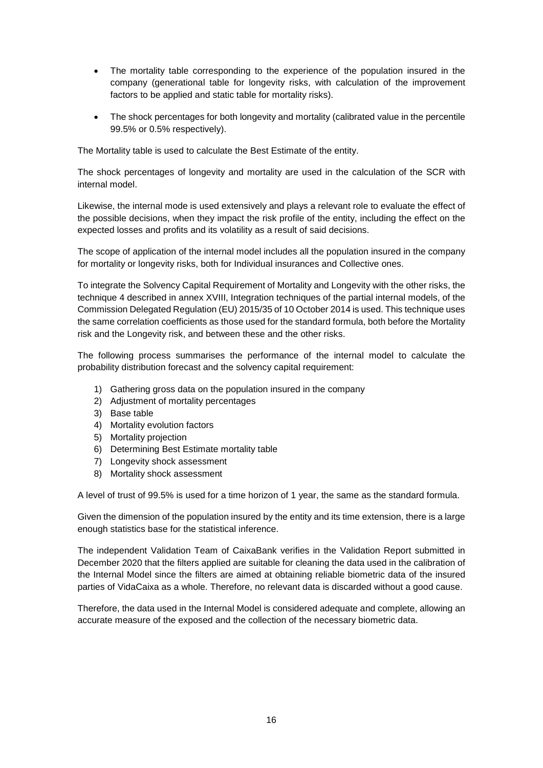- The mortality table corresponding to the experience of the population insured in the company (generational table for longevity risks, with calculation of the improvement factors to be applied and static table for mortality risks).
- The shock percentages for both longevity and mortality (calibrated value in the percentile 99.5% or 0.5% respectively).

The Mortality table is used to calculate the Best Estimate of the entity.

The shock percentages of longevity and mortality are used in the calculation of the SCR with internal model.

Likewise, the internal mode is used extensively and plays a relevant role to evaluate the effect of the possible decisions, when they impact the risk profile of the entity, including the effect on the expected losses and profits and its volatility as a result of said decisions.

The scope of application of the internal model includes all the population insured in the company for mortality or longevity risks, both for Individual insurances and Collective ones.

To integrate the Solvency Capital Requirement of Mortality and Longevity with the other risks, the technique 4 described in annex XVIII, Integration techniques of the partial internal models, of the Commission Delegated Regulation (EU) 2015/35 of 10 October 2014 is used. This technique uses the same correlation coefficients as those used for the standard formula, both before the Mortality risk and the Longevity risk, and between these and the other risks.

The following process summarises the performance of the internal model to calculate the probability distribution forecast and the solvency capital requirement:

1) Gathering gross data on the population insured in the company
2) Adjustment of mortality percentages
3) Base table
4) Mortality evolution factors
5) Mortality projection
6) Determining Best Estimate mortality table
7) Longevity shock assessment
8) Mortality shock assessment

A level of trust of 99.5% is used for a time horizon of 1 year, the same as the standard formula.

Given the dimension of the population insured by the entity and its time extension, there is a large enough statistics base for the statistical inference.

The independent Validation Team of CaixaBank verifies in the Validation Report submitted in December 2020 that the filters applied are suitable for cleaning the data used in the calibration of the Internal Model since the filters are aimed at obtaining reliable biometric data of the insured parties of VidaCaixa as a whole. Therefore, no relevant data is discarded without a good cause.

Therefore, the data used in the Internal Model is considered adequate and complete, allowing an accurate measure of the exposed and the collection of the necessary biometric data.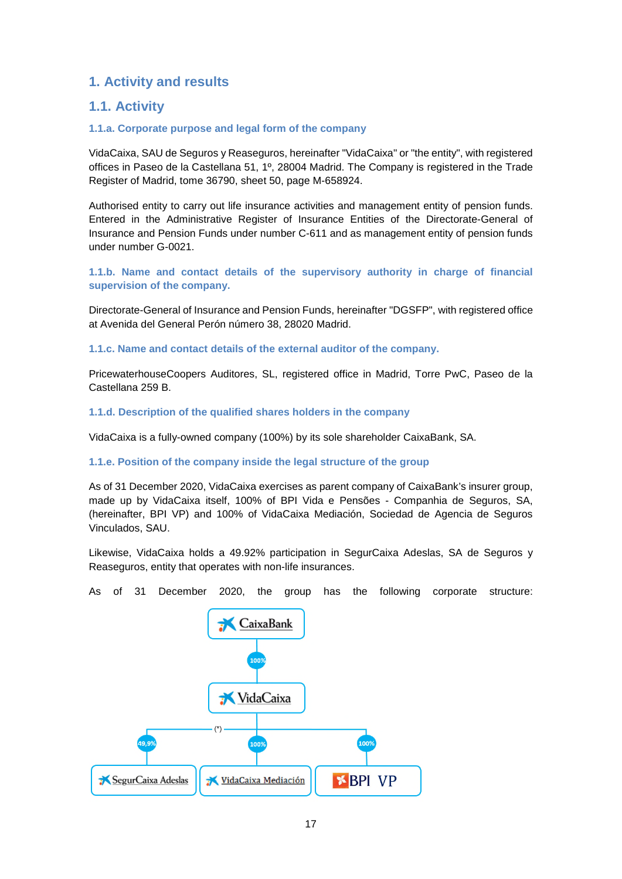# 1. Activity and results

## 1.1. Activity

### 1.1.a. Corporate purpose and legal form of the company

VidaCaixa, SAU de Seguros y Reaseguros, hereinafter "VidaCaixa" or "the entity", with registered offices in Paseo de la Castellana 51, 1º, 28004 Madrid. The Company is registered in the Trade Register of Madrid, tome 36790, sheet 50, page M-658924.

Authorised entity to carry out life insurance activities and management entity of pension funds. Entered in the Administrative Register of Insurance Entities of the Directorate-General of Insurance and Pension Funds under number C-611 and as management entity of pension funds under number G-0021.

### 1.1.b. Name and contact details of the supervisory authority in charge of financial supervision of the company.

Directorate-General of Insurance and Pension Funds, hereinafter "DGSFP", with registered office at Avenida del General Perón número 38, 28020 Madrid.

### 1.1.c. Name and contact details of the external auditor of the company.

PricewaterhouseCoopers Auditores, SL, registered office in Madrid, Torre PwC, Paseo de la Castellana 259 B.

### 1.1.d. Description of the qualified shares holders in the company

VidaCaixa is a fully-owned company (100%) by its sole shareholder CaixaBank, SA.

### 1.1.e. Position of the company inside the legal structure of the group

As of 31 December 2020, VidaCaixa exercises as parent company of CaixaBank's insurer group, made up by VidaCaixa itself, 100% of BPI Vida e Pensões - Companhia de Seguros, SA, (hereinafter, BPI VP) and 100% of VidaCaixa Mediación, Sociedad de Agencia de Seguros Vinculados, SAU.

Likewise, VidaCaixa holds a 49.92% participation in SegurCaixa Adeslas, SA de Seguros y Reaseguros, entity that operates with non-life insurances.

As of 31 December 2020, the group has the following corporate structure:

CaixaBank

100%

VidaCaixa

(*)

49,9% — SegurCaixa Adeslas

100% — VidaCaixa Mediación

100% — BPI VP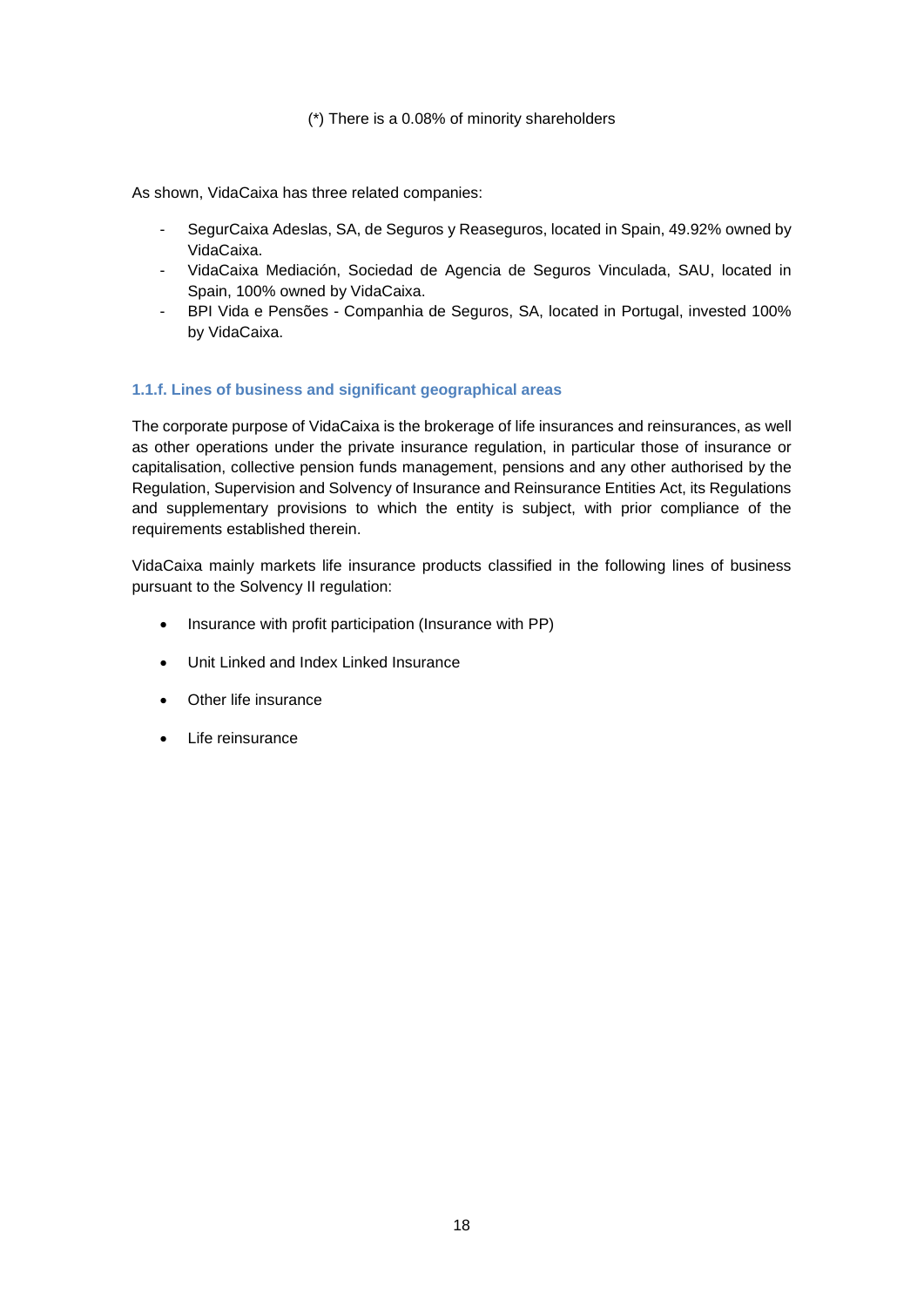(*) There is a 0.08% of minority shareholders

As shown, VidaCaixa has three related companies:

- SegurCaixa Adeslas, SA, de Seguros y Reaseguros, located in Spain, 49.92% owned by VidaCaixa.
- VidaCaixa Mediación, Sociedad de Agencia de Seguros Vinculada, SAU, located in Spain, 100% owned by VidaCaixa.
- BPI Vida e Pensões - Companhia de Seguros, SA, located in Portugal, invested 100% by VidaCaixa.

### 1.1.f. Lines of business and significant geographical areas

The corporate purpose of VidaCaixa is the brokerage of life insurances and reinsurances, as well as other operations under the private insurance regulation, in particular those of insurance or capitalisation, collective pension funds management, pensions and any other authorised by the Regulation, Supervision and Solvency of Insurance and Reinsurance Entities Act, its Regulations and supplementary provisions to which the entity is subject, with prior compliance of the requirements established therein.

VidaCaixa mainly markets life insurance products classified in the following lines of business pursuant to the Solvency II regulation:

- Insurance with profit participation (Insurance with PP)
- Unit Linked and Index Linked Insurance
- Other life insurance
- Life reinsurance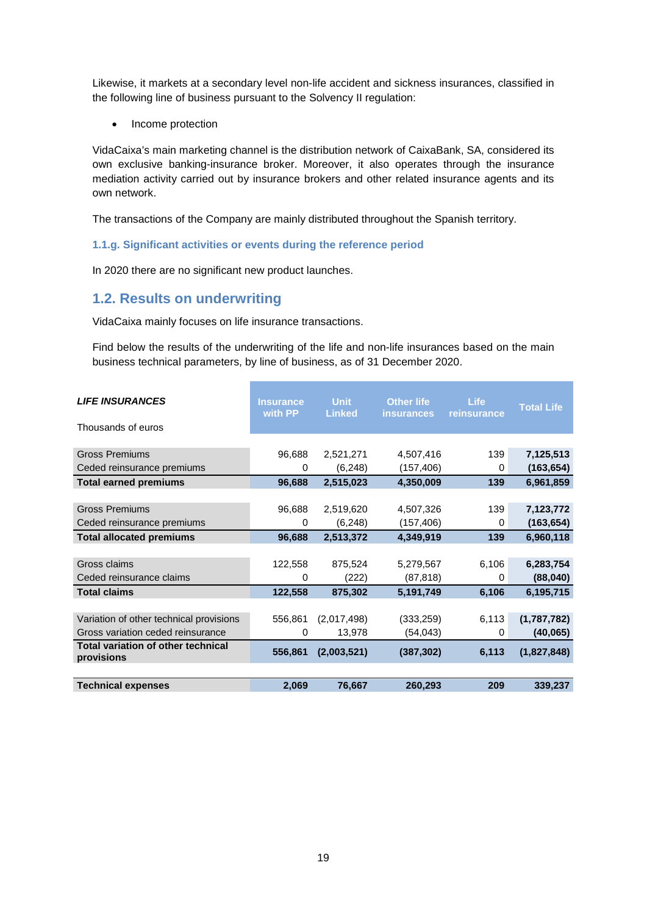Likewise, it markets at a secondary level non-life accident and sickness insurances, classified in the following line of business pursuant to the Solvency II regulation:

- Income protection

VidaCaixa's main marketing channel is the distribution network of CaixaBank, SA, considered its own exclusive banking-insurance broker. Moreover, it also operates through the insurance mediation activity carried out by insurance brokers and other related insurance agents and its own network.

The transactions of the Company are mainly distributed throughout the Spanish territory.

### 1.1.g. Significant activities or events during the reference period

In 2020 there are no significant new product launches.

## 1.2. Results on underwriting

VidaCaixa mainly focuses on life insurance transactions.

Find below the results of the underwriting of the life and non-life insurances based on the main business technical parameters, by line of business, as of 31 December 2020.

| ***LIFE INSURANCES*** Thousands of euros | Insurance with PP | Unit Linked | Other life insurances | Life reinsurance | Total Life |
|---|---|---|---|---|---|
| Gross Premiums | 96,688 | 2,521,271 | 4,507,416 | 139 | **7,125,513** |
| Ceded reinsurance premiums | 0 | (6,248) | (157,406) | 0 | **(163,654)** |
| **Total earned premiums** | **96,688** | **2,515,023** | **4,350,009** | **139** | **6,961,859** |
| Gross Premiums | 96,688 | 2,519,620 | 4,507,326 | 139 | **7,123,772** |
| Ceded reinsurance premiums | 0 | (6,248) | (157,406) | 0 | **(163,654)** |
| **Total allocated premiums** | **96,688** | **2,513,372** | **4,349,919** | **139** | **6,960,118** |
| Gross claims | 122,558 | 875,524 | 5,279,567 | 6,106 | **6,283,754** |
| Ceded reinsurance claims | 0 | (222) | (87,818) | 0 | **(88,040)** |
| **Total claims** | **122,558** | **875,302** | **5,191,749** | **6,106** | **6,195,715** |
| Variation of other technical provisions | 556,861 | (2,017,498) | (333,259) | 6,113 | **(1,787,782)** |
| Gross variation ceded reinsurance | 0 | 13,978 | (54,043) | 0 | **(40,065)** |
| **Total variation of other technical provisions** | **556,861** | **(2,003,521)** | **(387,302)** | **6,113** | **(1,827,848)** |
| **Technical expenses** | **2,069** | **76,667** | **260,293** | **209** | **339,237** |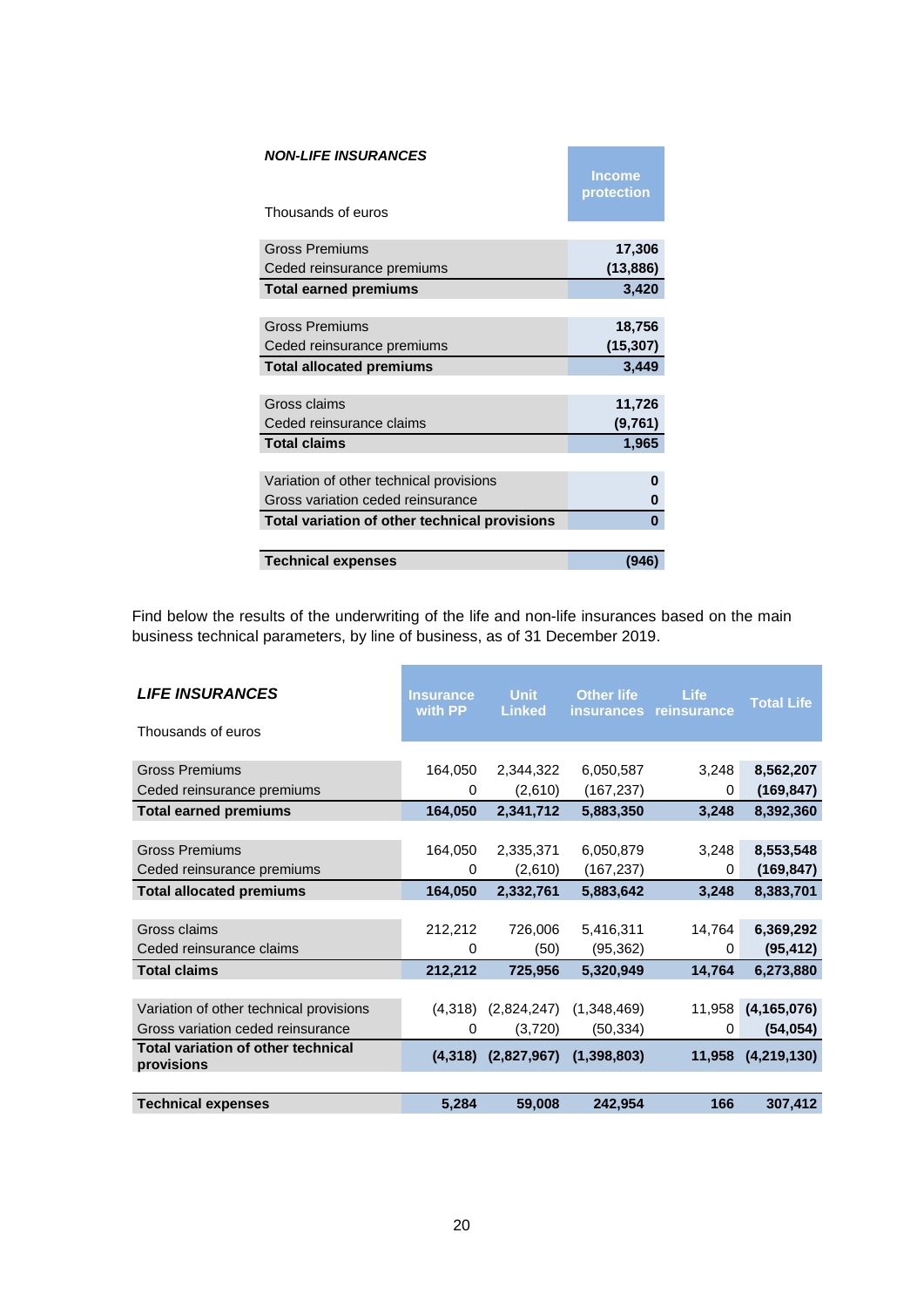***NON-LIFE INSURANCES***

| Thousands of euros | Income protection |
|---|---|
| Gross Premiums | **17,306** |
| Ceded reinsurance premiums | **(13,886)** |
| **Total earned premiums** | **3,420** |
| | |
| Gross Premiums | **18,756** |
| Ceded reinsurance premiums | **(15,307)** |
| **Total allocated premiums** | **3,449** |
| | |
| Gross claims | **11,726** |
| Ceded reinsurance claims | **(9,761)** |
| **Total claims** | **1,965** |
| | |
| Variation of other technical provisions | **0** |
| Gross variation ceded reinsurance | **0** |
| **Total variation of other technical provisions** | **0** |
| | |
| **Technical expenses** | **(946)** |

Find below the results of the underwriting of the life and non-life insurances based on the main business technical parameters, by line of business, as of 31 December 2019.

***LIFE INSURANCES***

| Thousands of euros | Insurance with PP | Unit Linked | Other life insurances | Life reinsurance | Total Life |
|---|---|---|---|---|---|
| Gross Premiums | 164,050 | 2,344,322 | 6,050,587 | 3,248 | **8,562,207** |
| Ceded reinsurance premiums | 0 | (2,610) | (167,237) | 0 | **(169,847)** |
| **Total earned premiums** | **164,050** | **2,341,712** | **5,883,350** | **3,248** | **8,392,360** |
| | | | | | |
| Gross Premiums | 164,050 | 2,335,371 | 6,050,879 | 3,248 | **8,553,548** |
| Ceded reinsurance premiums | 0 | (2,610) | (167,237) | 0 | **(169,847)** |
| **Total allocated premiums** | **164,050** | **2,332,761** | **5,883,642** | **3,248** | **8,383,701** |
| | | | | | |
| Gross claims | 212,212 | 726,006 | 5,416,311 | 14,764 | **6,369,292** |
| Ceded reinsurance claims | 0 | (50) | (95,362) | 0 | **(95,412)** |
| **Total claims** | **212,212** | **725,956** | **5,320,949** | **14,764** | **6,273,880** |
| | | | | | |
| Variation of other technical provisions | (4,318) | (2,824,247) | (1,348,469) | 11,958 | **(4,165,076)** |
| Gross variation ceded reinsurance | 0 | (3,720) | (50,334) | 0 | **(54,054)** |
| **Total variation of other technical provisions** | **(4,318)** | **(2,827,967)** | **(1,398,803)** | **11,958** | **(4,219,130)** |
| | | | | | |
| **Technical expenses** | **5,284** | **59,008** | **242,954** | **166** | **307,412** |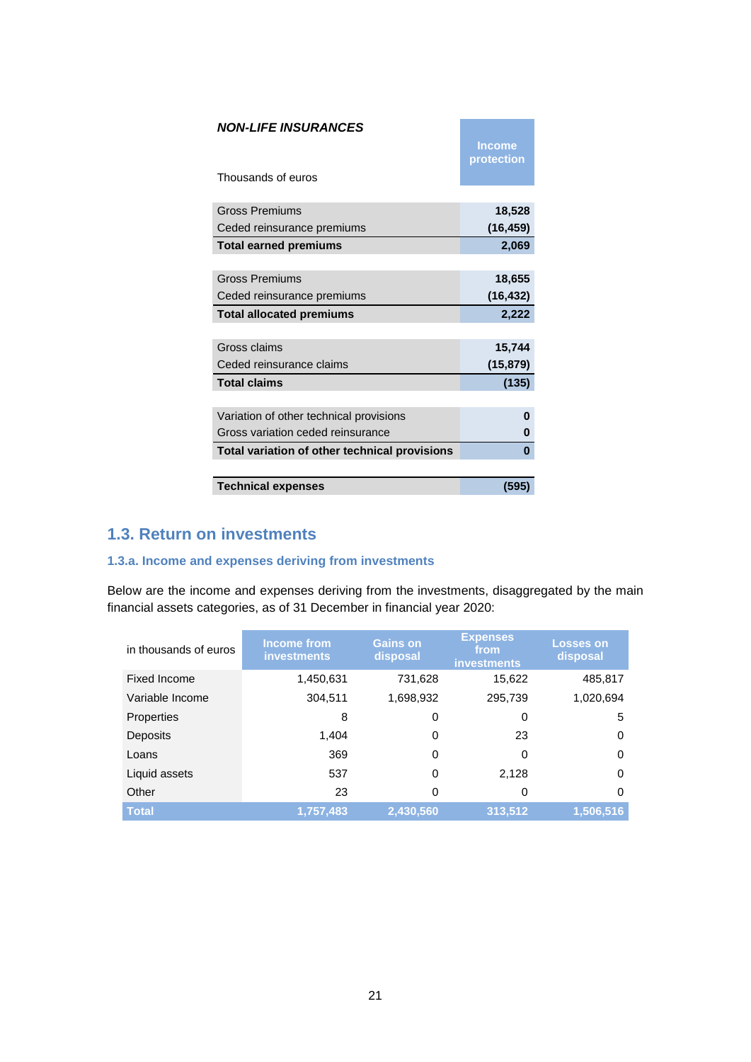| ***NON-LIFE INSURANCES*** <br> Thousands of euros | **Income protection** |
|---|---|
| Gross Premiums | **18,528** |
| Ceded reinsurance premiums | **(16,459)** |
| **Total earned premiums** | **2,069** |
| | |
| Gross Premiums | **18,655** |
| Ceded reinsurance premiums | **(16,432)** |
| **Total allocated premiums** | **2,222** |
| | |
| Gross claims | **15,744** |
| Ceded reinsurance claims | **(15,879)** |
| **Total claims** | **(135)** |
| | |
| Variation of other technical provisions | **0** |
| Gross variation ceded reinsurance | **0** |
| **Total variation of other technical provisions** | **0** |
| | |
| **Technical expenses** | **(595)** |

## 1.3. Return on investments

### 1.3.a. Income and expenses deriving from investments

Below are the income and expenses deriving from the investments, disaggregated by the main financial assets categories, as of 31 December in financial year 2020:

| in thousands of euros | Income from investments | Gains on disposal | Expenses from investments | Losses on disposal |
|---|---|---|---|---|
| Fixed Income | 1,450,631 | 731,628 | 15,622 | 485,817 |
| Variable Income | 304,511 | 1,698,932 | 295,739 | 1,020,694 |
| Properties | 8 | 0 | 0 | 5 |
| Deposits | 1,404 | 0 | 23 | 0 |
| Loans | 369 | 0 | 0 | 0 |
| Liquid assets | 537 | 0 | 2,128 | 0 |
| Other | 23 | 0 | 0 | 0 |
| **Total** | **1,757,483** | **2,430,560** | **313,512** | **1,506,516** |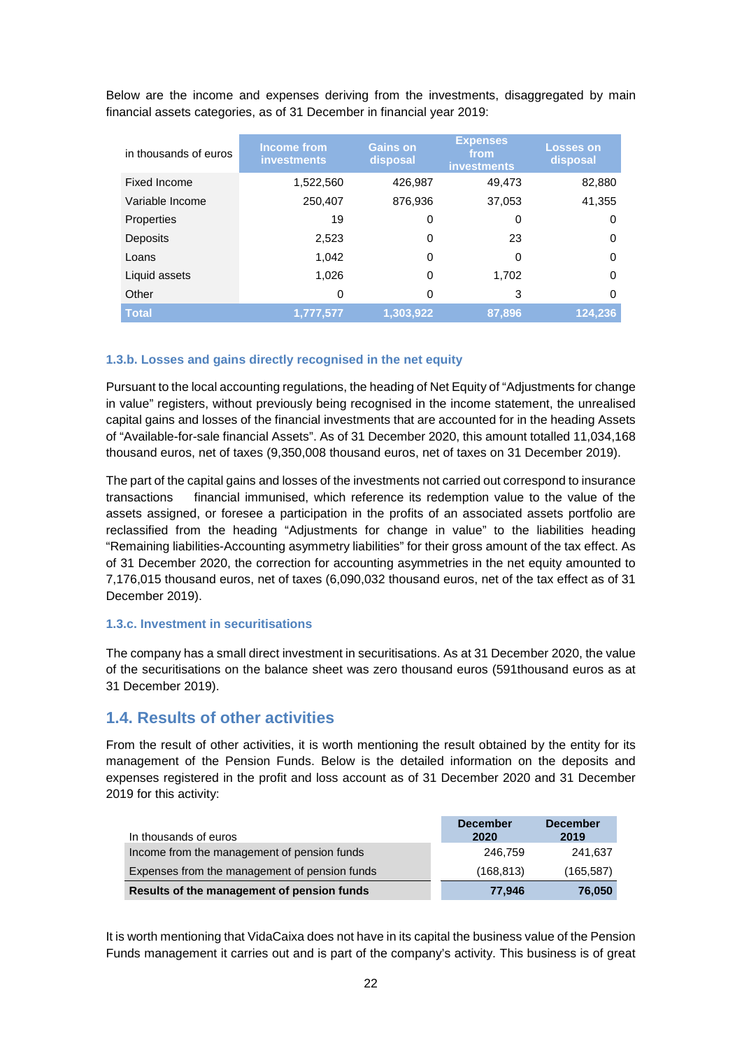Below are the income and expenses deriving from the investments, disaggregated by main financial assets categories, as of 31 December in financial year 2019:

| in thousands of euros | Income from investments | Gains on disposal | Expenses from investments | Losses on disposal |
|---|---|---|---|---|
| Fixed Income | 1,522,560 | 426,987 | 49,473 | 82,880 |
| Variable Income | 250,407 | 876,936 | 37,053 | 41,355 |
| Properties | 19 | 0 | 0 | 0 |
| Deposits | 2,523 | 0 | 23 | 0 |
| Loans | 1,042 | 0 | 0 | 0 |
| Liquid assets | 1,026 | 0 | 1,702 | 0 |
| Other | 0 | 0 | 3 | 0 |
| **Total** | **1,777,577** | **1,303,922** | **87,896** | **124,236** |

### 1.3.b. Losses and gains directly recognised in the net equity

Pursuant to the local accounting regulations, the heading of Net Equity of "Adjustments for change in value" registers, without previously being recognised in the income statement, the unrealised capital gains and losses of the financial investments that are accounted for in the heading Assets of "Available-for-sale financial Assets". As of 31 December 2020, this amount totalled 11,034,168 thousand euros, net of taxes (9,350,008 thousand euros, net of taxes on 31 December 2019).

The part of the capital gains and losses of the investments not carried out correspond to insurance transactions financial immunised, which reference its redemption value to the value of the assets assigned, or foresee a participation in the profits of an associated assets portfolio are reclassified from the heading "Adjustments for change in value" to the liabilities heading "Remaining liabilities-Accounting asymmetry liabilities" for their gross amount of the tax effect. As of 31 December 2020, the correction for accounting asymmetries in the net equity amounted to 7,176,015 thousand euros, net of taxes (6,090,032 thousand euros, net of the tax effect as of 31 December 2019).

### 1.3.c. Investment in securitisations

The company has a small direct investment in securitisations. As at 31 December 2020, the value of the securitisations on the balance sheet was zero thousand euros (591thousand euros as at 31 December 2019).

## 1.4. Results of other activities

From the result of other activities, it is worth mentioning the result obtained by the entity for its management of the Pension Funds. Below is the detailed information on the deposits and expenses registered in the profit and loss account as of 31 December 2020 and 31 December 2019 for this activity:

| In thousands of euros | December 2020 | December 2019 |
|---|---|---|
| Income from the management of pension funds | 246,759 | 241,637 |
| Expenses from the management of pension funds | (168,813) | (165,587) |
| **Results of the management of pension funds** | **77,946** | **76,050** |

It is worth mentioning that VidaCaixa does not have in its capital the business value of the Pension Funds management it carries out and is part of the company's activity. This business is of great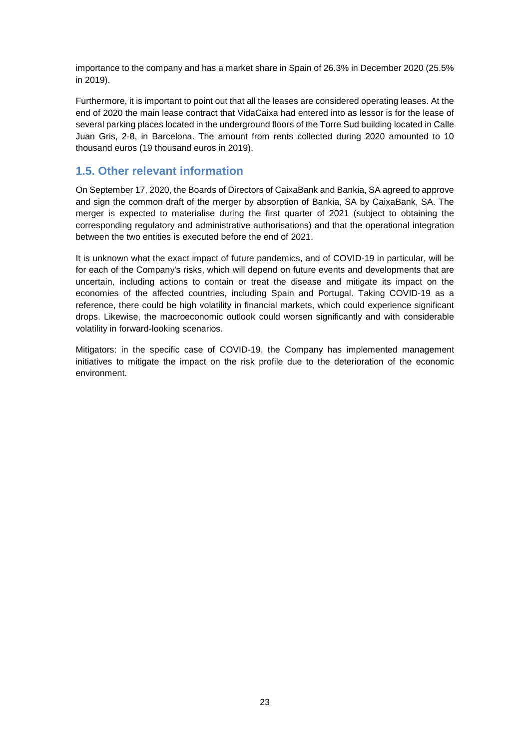importance to the company and has a market share in Spain of 26.3% in December 2020 (25.5% in 2019).

Furthermore, it is important to point out that all the leases are considered operating leases. At the end of 2020 the main lease contract that VidaCaixa had entered into as lessor is for the lease of several parking places located in the underground floors of the Torre Sud building located in Calle Juan Gris, 2-8, in Barcelona. The amount from rents collected during 2020 amounted to 10 thousand euros (19 thousand euros in 2019).

## 1.5. Other relevant information

On September 17, 2020, the Boards of Directors of CaixaBank and Bankia, SA agreed to approve and sign the common draft of the merger by absorption of Bankia, SA by CaixaBank, SA. The merger is expected to materialise during the first quarter of 2021 (subject to obtaining the corresponding regulatory and administrative authorisations) and that the operational integration between the two entities is executed before the end of 2021.

It is unknown what the exact impact of future pandemics, and of COVID-19 in particular, will be for each of the Company's risks, which will depend on future events and developments that are uncertain, including actions to contain or treat the disease and mitigate its impact on the economies of the affected countries, including Spain and Portugal. Taking COVID-19 as a reference, there could be high volatility in financial markets, which could experience significant drops. Likewise, the macroeconomic outlook could worsen significantly and with considerable volatility in forward-looking scenarios.

Mitigators: in the specific case of COVID-19, the Company has implemented management initiatives to mitigate the impact on the risk profile due to the deterioration of the economic environment.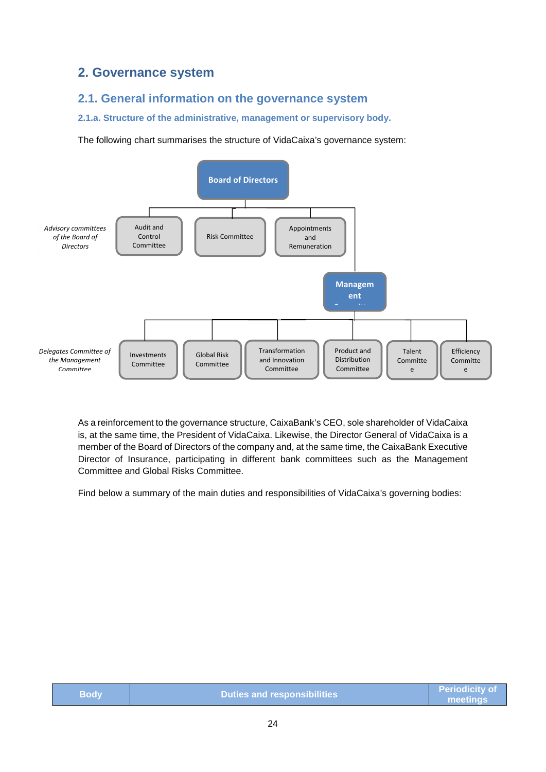## 2. Governance system

### 2.1. General information on the governance system

#### 2.1.a. Structure of the administrative, management or supervisory body.

The following chart summarises the structure of VidaCaixa's governance system:

**Board of Directors**

*Advisory committees of the Board of Directors*

- Audit and Control Committee
- Risk Committee
- Appointments and Remuneration

**Management Committee**

*Delegates Committee of the Management Committee*

- Investments Committee
- Global Risk Committee
- Transformation and Innovation Committee
- Product and Distribution Committee
- Talent Committee
- Efficiency Committee

As a reinforcement to the governance structure, CaixaBank's CEO, sole shareholder of VidaCaixa is, at the same time, the President of VidaCaixa. Likewise, the Director General of VidaCaixa is a member of the Board of Directors of the company and, at the same time, the CaixaBank Executive Director of Insurance, participating in different bank committees such as the Management Committee and Global Risks Committee.

Find below a summary of the main duties and responsibilities of VidaCaixa's governing bodies:

| Body | Duties and responsibilities | Periodicity of meetings |
|---|---|---|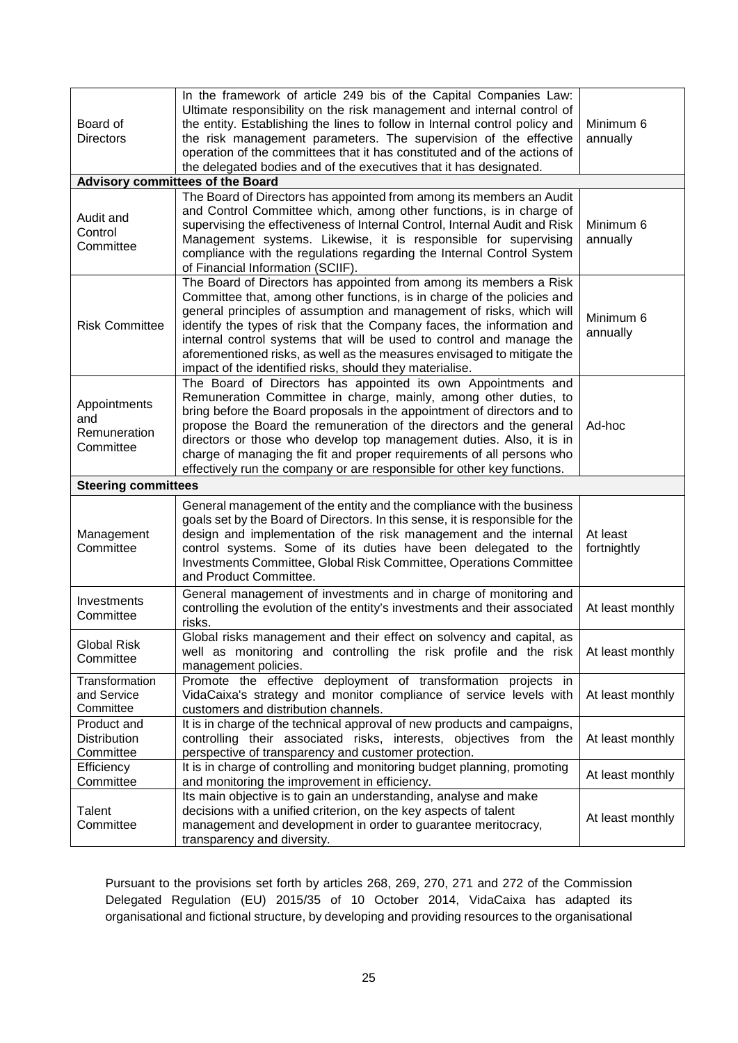| | | |
|---|---|---|
| Board of Directors | In the framework of article 249 bis of the Capital Companies Law: Ultimate responsibility on the risk management and internal control of the entity. Establishing the lines to follow in Internal control policy and the risk management parameters. The supervision of the effective operation of the committees that it has constituted and of the actions of the delegated bodies and of the executives that it has designated. | Minimum 6 annually |
| **Advisory committees of the Board** | | |
| Audit and Control Committee | The Board of Directors has appointed from among its members an Audit and Control Committee which, among other functions, is in charge of supervising the effectiveness of Internal Control, Internal Audit and Risk Management systems. Likewise, it is responsible for supervising compliance with the regulations regarding the Internal Control System of Financial Information (SCIIF). | Minimum 6 annually |
| Risk Committee | The Board of Directors has appointed from among its members a Risk Committee that, among other functions, is in charge of the policies and general principles of assumption and management of risks, which will identify the types of risk that the Company faces, the information and internal control systems that will be used to control and manage the aforementioned risks, as well as the measures envisaged to mitigate the impact of the identified risks, should they materialise. | Minimum 6 annually |
| Appointments and Remuneration Committee | The Board of Directors has appointed its own Appointments and Remuneration Committee in charge, mainly, among other duties, to bring before the Board proposals in the appointment of directors and to propose the Board the remuneration of the directors and the general directors or those who develop top management duties. Also, it is in charge of managing the fit and proper requirements of all persons who effectively run the company or are responsible for other key functions. | Ad-hoc |
| **Steering committees** | | |
| Management Committee | General management of the entity and the compliance with the business goals set by the Board of Directors. In this sense, it is responsible for the design and implementation of the risk management and the internal control systems. Some of its duties have been delegated to the Investments Committee, Global Risk Committee, Operations Committee and Product Committee. | At least fortnightly |
| Investments Committee | General management of investments and in charge of monitoring and controlling the evolution of the entity's investments and their associated risks. | At least monthly |
| Global Risk Committee | Global risks management and their effect on solvency and capital, as well as monitoring and controlling the risk profile and the risk management policies. | At least monthly |
| Transformation and Service Committee | Promote the effective deployment of transformation projects in VidaCaixa's strategy and monitor compliance of service levels with customers and distribution channels. | At least monthly |
| Product and Distribution Committee | It is in charge of the technical approval of new products and campaigns, controlling their associated risks, interests, objectives from the perspective of transparency and customer protection. | At least monthly |
| Efficiency Committee | It is in charge of controlling and monitoring budget planning, promoting and monitoring the improvement in efficiency. | At least monthly |
| Talent Committee | Its main objective is to gain an understanding, analyse and make decisions with a unified criterion, on the key aspects of talent management and development in order to guarantee meritocracy, transparency and diversity. | At least monthly |

Pursuant to the provisions set forth by articles 268, 269, 270, 271 and 272 of the Commission Delegated Regulation (EU) 2015/35 of 10 October 2014, VidaCaixa has adapted its organisational and fictional structure, by developing and providing resources to the organisational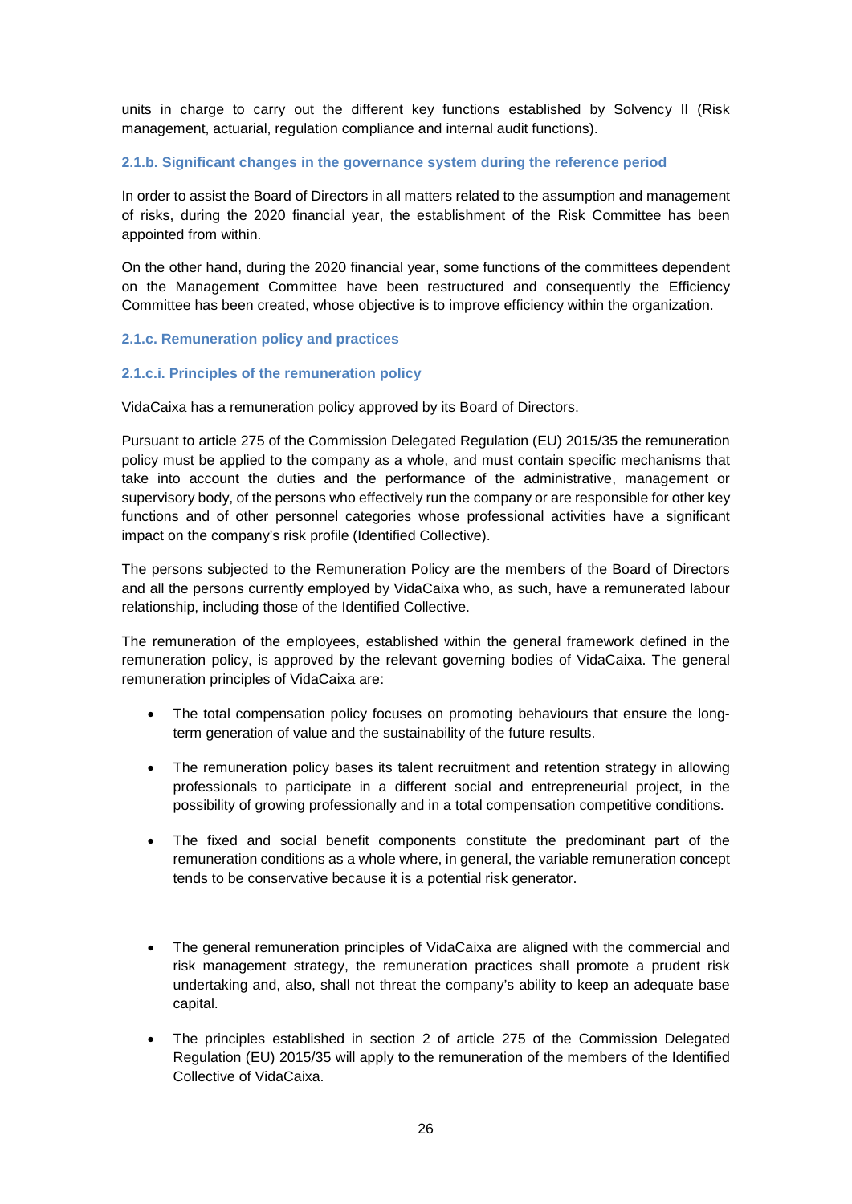units in charge to carry out the different key functions established by Solvency II (Risk management, actuarial, regulation compliance and internal audit functions).

### 2.1.b. Significant changes in the governance system during the reference period

In order to assist the Board of Directors in all matters related to the assumption and management of risks, during the 2020 financial year, the establishment of the Risk Committee has been appointed from within.

On the other hand, during the 2020 financial year, some functions of the committees dependent on the Management Committee have been restructured and consequently the Efficiency Committee has been created, whose objective is to improve efficiency within the organization.

### 2.1.c. Remuneration policy and practices

#### 2.1.c.i. Principles of the remuneration policy

VidaCaixa has a remuneration policy approved by its Board of Directors.

Pursuant to article 275 of the Commission Delegated Regulation (EU) 2015/35 the remuneration policy must be applied to the company as a whole, and must contain specific mechanisms that take into account the duties and the performance of the administrative, management or supervisory body, of the persons who effectively run the company or are responsible for other key functions and of other personnel categories whose professional activities have a significant impact on the company's risk profile (Identified Collective).

The persons subjected to the Remuneration Policy are the members of the Board of Directors and all the persons currently employed by VidaCaixa who, as such, have a remunerated labour relationship, including those of the Identified Collective.

The remuneration of the employees, established within the general framework defined in the remuneration policy, is approved by the relevant governing bodies of VidaCaixa. The general remuneration principles of VidaCaixa are:

- The total compensation policy focuses on promoting behaviours that ensure the long-term generation of value and the sustainability of the future results.
- The remuneration policy bases its talent recruitment and retention strategy in allowing professionals to participate in a different social and entrepreneurial project, in the possibility of growing professionally and in a total compensation competitive conditions.
- The fixed and social benefit components constitute the predominant part of the remuneration conditions as a whole where, in general, the variable remuneration concept tends to be conservative because it is a potential risk generator.
- The general remuneration principles of VidaCaixa are aligned with the commercial and risk management strategy, the remuneration practices shall promote a prudent risk undertaking and, also, shall not threat the company's ability to keep an adequate base capital.
- The principles established in section 2 of article 275 of the Commission Delegated Regulation (EU) 2015/35 will apply to the remuneration of the members of the Identified Collective of VidaCaixa.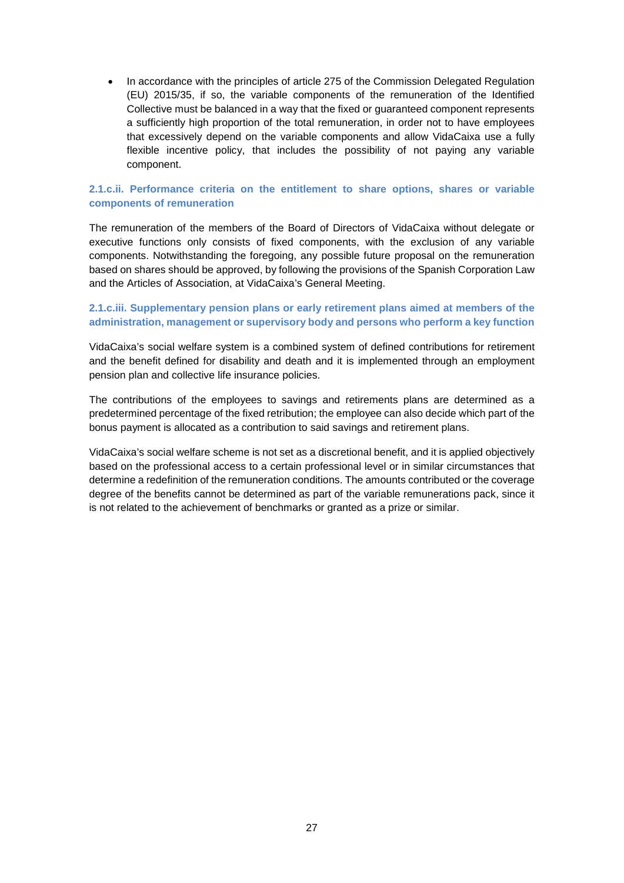- In accordance with the principles of article 275 of the Commission Delegated Regulation (EU) 2015/35, if so, the variable components of the remuneration of the Identified Collective must be balanced in a way that the fixed or guaranteed component represents a sufficiently high proportion of the total remuneration, in order not to have employees that excessively depend on the variable components and allow VidaCaixa use a fully flexible incentive policy, that includes the possibility of not paying any variable component.

#### 2.1.c.ii. Performance criteria on the entitlement to share options, shares or variable components of remuneration

The remuneration of the members of the Board of Directors of VidaCaixa without delegate or executive functions only consists of fixed components, with the exclusion of any variable components. Notwithstanding the foregoing, any possible future proposal on the remuneration based on shares should be approved, by following the provisions of the Spanish Corporation Law and the Articles of Association, at VidaCaixa's General Meeting.

#### 2.1.c.iii. Supplementary pension plans or early retirement plans aimed at members of the administration, management or supervisory body and persons who perform a key function

VidaCaixa's social welfare system is a combined system of defined contributions for retirement and the benefit defined for disability and death and it is implemented through an employment pension plan and collective life insurance policies.

The contributions of the employees to savings and retirements plans are determined as a predetermined percentage of the fixed retribution; the employee can also decide which part of the bonus payment is allocated as a contribution to said savings and retirement plans.

VidaCaixa's social welfare scheme is not set as a discretional benefit, and it is applied objectively based on the professional access to a certain professional level or in similar circumstances that determine a redefinition of the remuneration conditions. The amounts contributed or the coverage degree of the benefits cannot be determined as part of the variable remunerations pack, since it is not related to the achievement of benchmarks or granted as a prize or similar.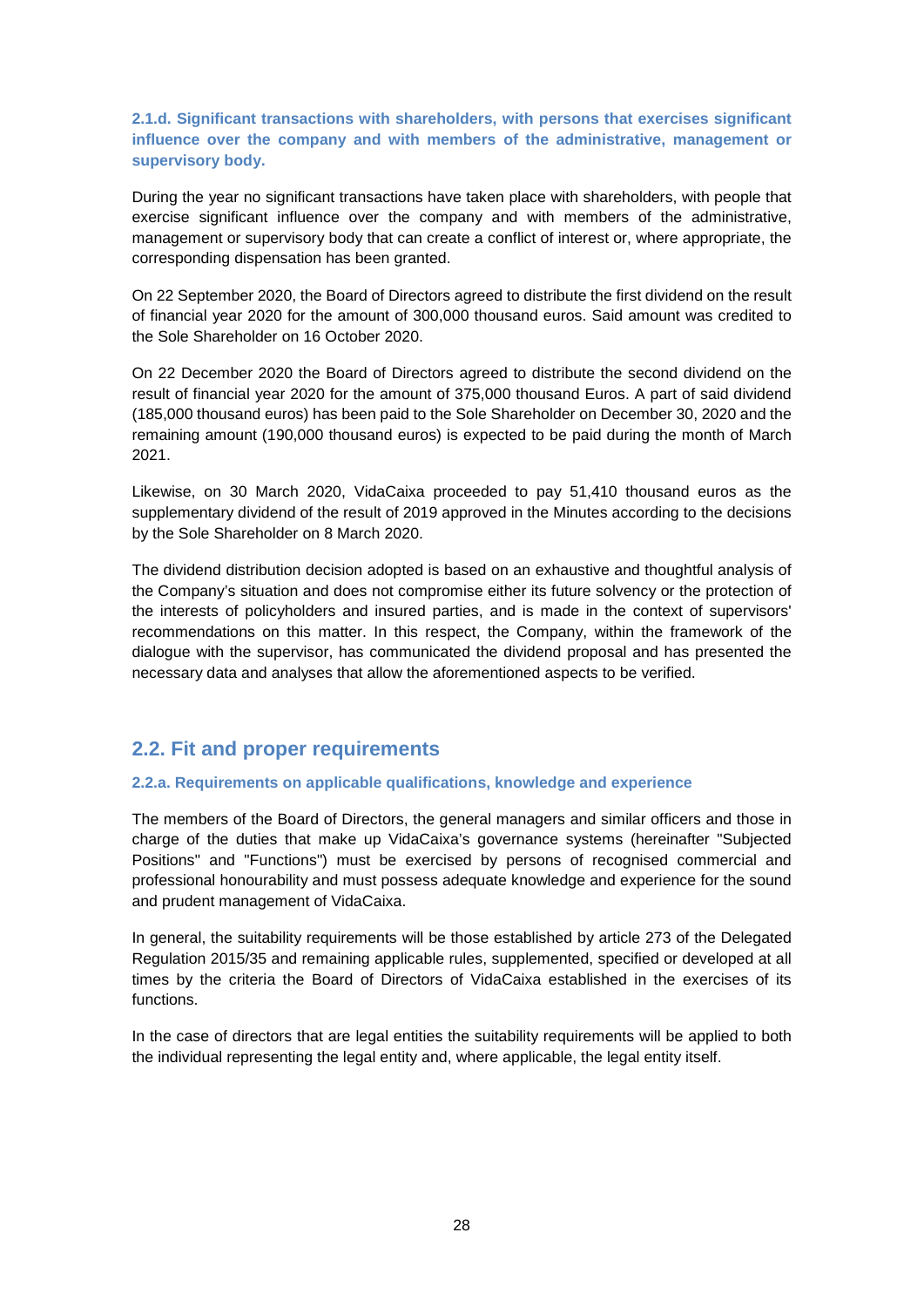### 2.1.d. Significant transactions with shareholders, with persons that exercises significant influence over the company and with members of the administrative, management or supervisory body.

During the year no significant transactions have taken place with shareholders, with people that exercise significant influence over the company and with members of the administrative, management or supervisory body that can create a conflict of interest or, where appropriate, the corresponding dispensation has been granted.

On 22 September 2020, the Board of Directors agreed to distribute the first dividend on the result of financial year 2020 for the amount of 300,000 thousand euros. Said amount was credited to the Sole Shareholder on 16 October 2020.

On 22 December 2020 the Board of Directors agreed to distribute the second dividend on the result of financial year 2020 for the amount of 375,000 thousand Euros. A part of said dividend (185,000 thousand euros) has been paid to the Sole Shareholder on December 30, 2020 and the remaining amount (190,000 thousand euros) is expected to be paid during the month of March 2021.

Likewise, on 30 March 2020, VidaCaixa proceeded to pay 51,410 thousand euros as the supplementary dividend of the result of 2019 approved in the Minutes according to the decisions by the Sole Shareholder on 8 March 2020.

The dividend distribution decision adopted is based on an exhaustive and thoughtful analysis of the Company's situation and does not compromise either its future solvency or the protection of the interests of policyholders and insured parties, and is made in the context of supervisors' recommendations on this matter. In this respect, the Company, within the framework of the dialogue with the supervisor, has communicated the dividend proposal and has presented the necessary data and analyses that allow the aforementioned aspects to be verified.

## 2.2. Fit and proper requirements

### 2.2.a. Requirements on applicable qualifications, knowledge and experience

The members of the Board of Directors, the general managers and similar officers and those in charge of the duties that make up VidaCaixa's governance systems (hereinafter "Subjected Positions" and "Functions") must be exercised by persons of recognised commercial and professional honourability and must possess adequate knowledge and experience for the sound and prudent management of VidaCaixa.

In general, the suitability requirements will be those established by article 273 of the Delegated Regulation 2015/35 and remaining applicable rules, supplemented, specified or developed at all times by the criteria the Board of Directors of VidaCaixa established in the exercises of its functions.

In the case of directors that are legal entities the suitability requirements will be applied to both the individual representing the legal entity and, where applicable, the legal entity itself.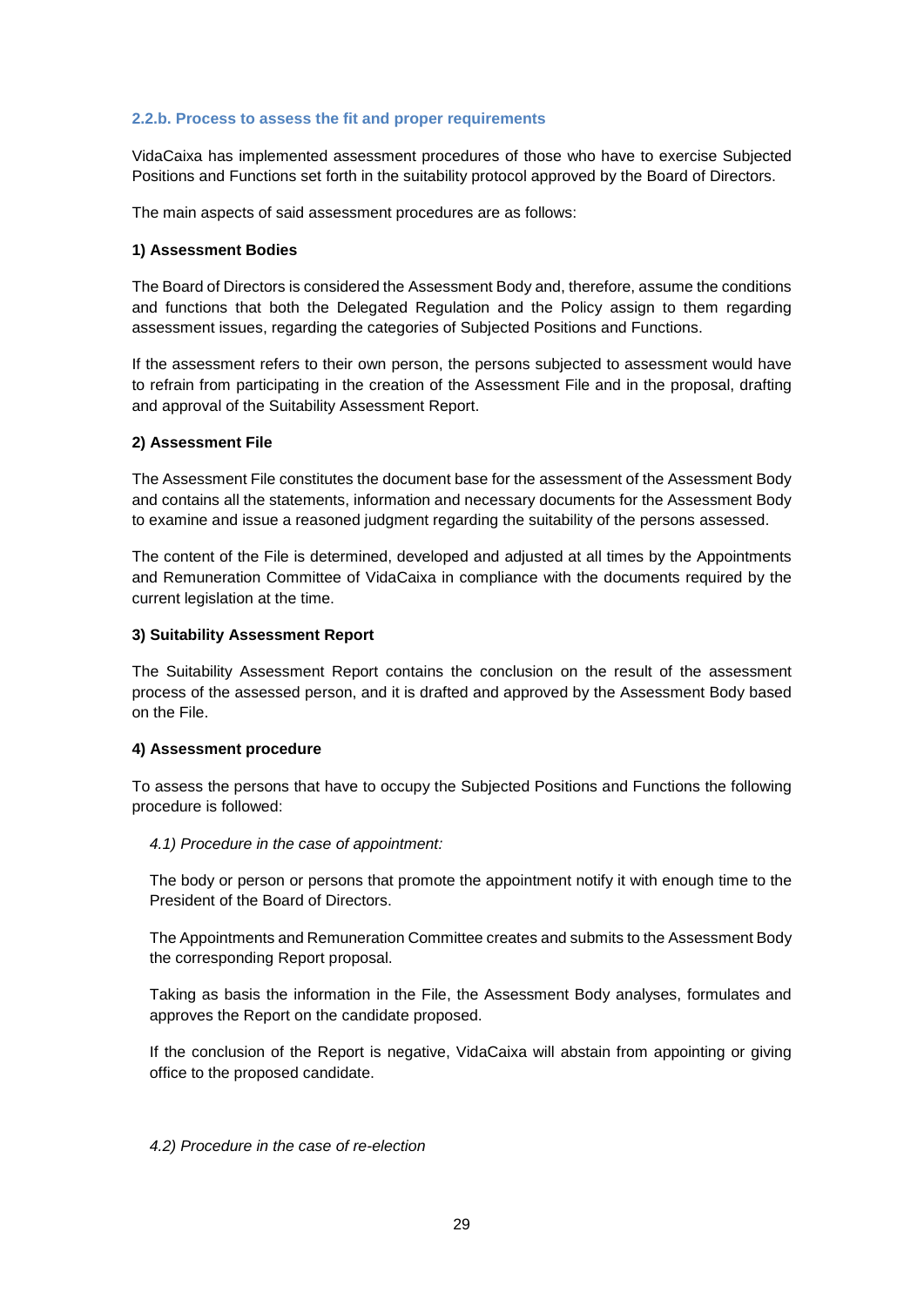#### 2.2.b. Process to assess the fit and proper requirements

VidaCaixa has implemented assessment procedures of those who have to exercise Subjected Positions and Functions set forth in the suitability protocol approved by the Board of Directors.

The main aspects of said assessment procedures are as follows:

**1) Assessment Bodies**

The Board of Directors is considered the Assessment Body and, therefore, assume the conditions and functions that both the Delegated Regulation and the Policy assign to them regarding assessment issues, regarding the categories of Subjected Positions and Functions.

If the assessment refers to their own person, the persons subjected to assessment would have to refrain from participating in the creation of the Assessment File and in the proposal, drafting and approval of the Suitability Assessment Report.

**2) Assessment File**

The Assessment File constitutes the document base for the assessment of the Assessment Body and contains all the statements, information and necessary documents for the Assessment Body to examine and issue a reasoned judgment regarding the suitability of the persons assessed.

The content of the File is determined, developed and adjusted at all times by the Appointments and Remuneration Committee of VidaCaixa in compliance with the documents required by the current legislation at the time.

**3) Suitability Assessment Report**

The Suitability Assessment Report contains the conclusion on the result of the assessment process of the assessed person, and it is drafted and approved by the Assessment Body based on the File.

**4) Assessment procedure**

To assess the persons that have to occupy the Subjected Positions and Functions the following procedure is followed:

*4.1) Procedure in the case of appointment:*

The body or person or persons that promote the appointment notify it with enough time to the President of the Board of Directors.

The Appointments and Remuneration Committee creates and submits to the Assessment Body the corresponding Report proposal.

Taking as basis the information in the File, the Assessment Body analyses, formulates and approves the Report on the candidate proposed.

If the conclusion of the Report is negative, VidaCaixa will abstain from appointing or giving office to the proposed candidate.

*4.2) Procedure in the case of re-election*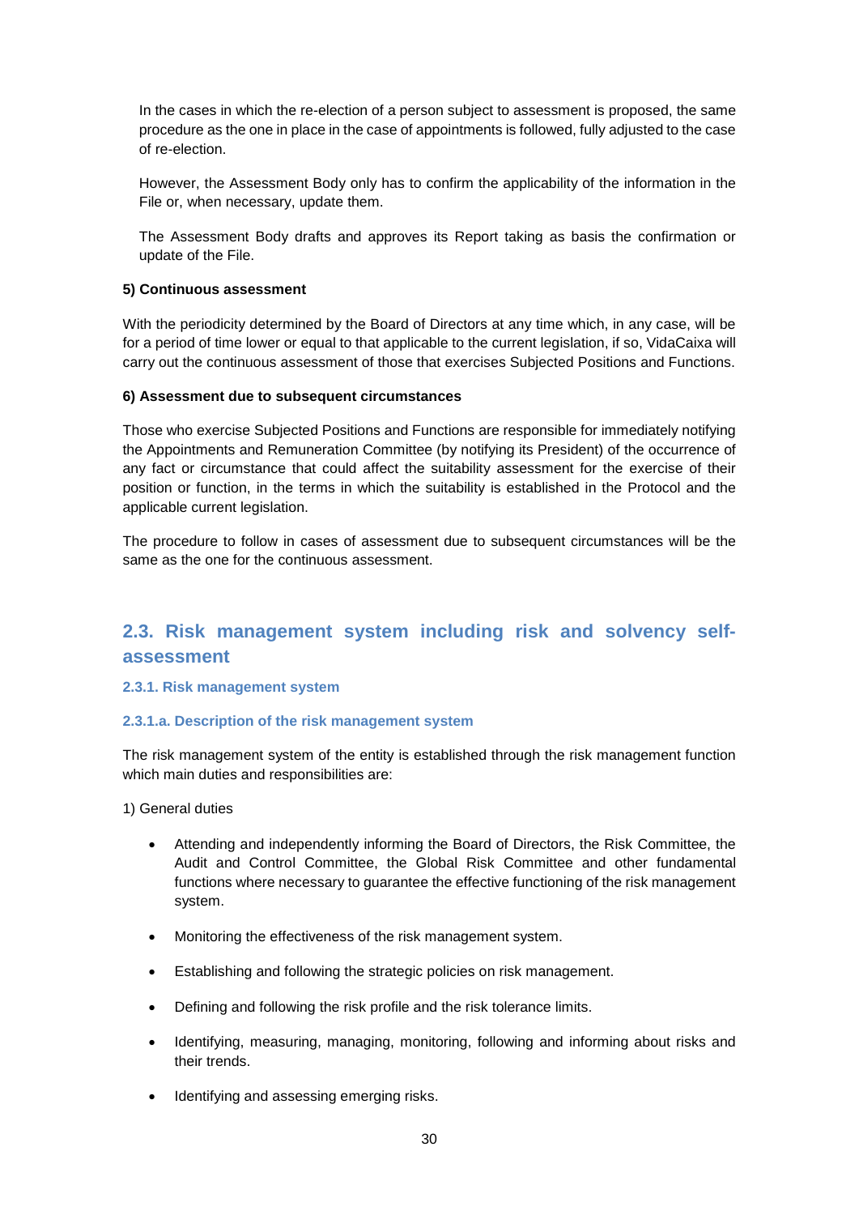In the cases in which the re-election of a person subject to assessment is proposed, the same procedure as the one in place in the case of appointments is followed, fully adjusted to the case of re-election.

However, the Assessment Body only has to confirm the applicability of the information in the File or, when necessary, update them.

The Assessment Body drafts and approves its Report taking as basis the confirmation or update of the File.

**5) Continuous assessment**

With the periodicity determined by the Board of Directors at any time which, in any case, will be for a period of time lower or equal to that applicable to the current legislation, if so, VidaCaixa will carry out the continuous assessment of those that exercises Subjected Positions and Functions.

**6) Assessment due to subsequent circumstances**

Those who exercise Subjected Positions and Functions are responsible for immediately notifying the Appointments and Remuneration Committee (by notifying its President) of the occurrence of any fact or circumstance that could affect the suitability assessment for the exercise of their position or function, in the terms in which the suitability is established in the Protocol and the applicable current legislation.

The procedure to follow in cases of assessment due to subsequent circumstances will be the same as the one for the continuous assessment.

## 2.3. Risk management system including risk and solvency self-assessment

### 2.3.1. Risk management system

#### 2.3.1.a. Description of the risk management system

The risk management system of the entity is established through the risk management function which main duties and responsibilities are:

1) General duties

- Attending and independently informing the Board of Directors, the Risk Committee, the Audit and Control Committee, the Global Risk Committee and other fundamental functions where necessary to guarantee the effective functioning of the risk management system.
- Monitoring the effectiveness of the risk management system.
- Establishing and following the strategic policies on risk management.
- Defining and following the risk profile and the risk tolerance limits.
- Identifying, measuring, managing, monitoring, following and informing about risks and their trends.
- Identifying and assessing emerging risks.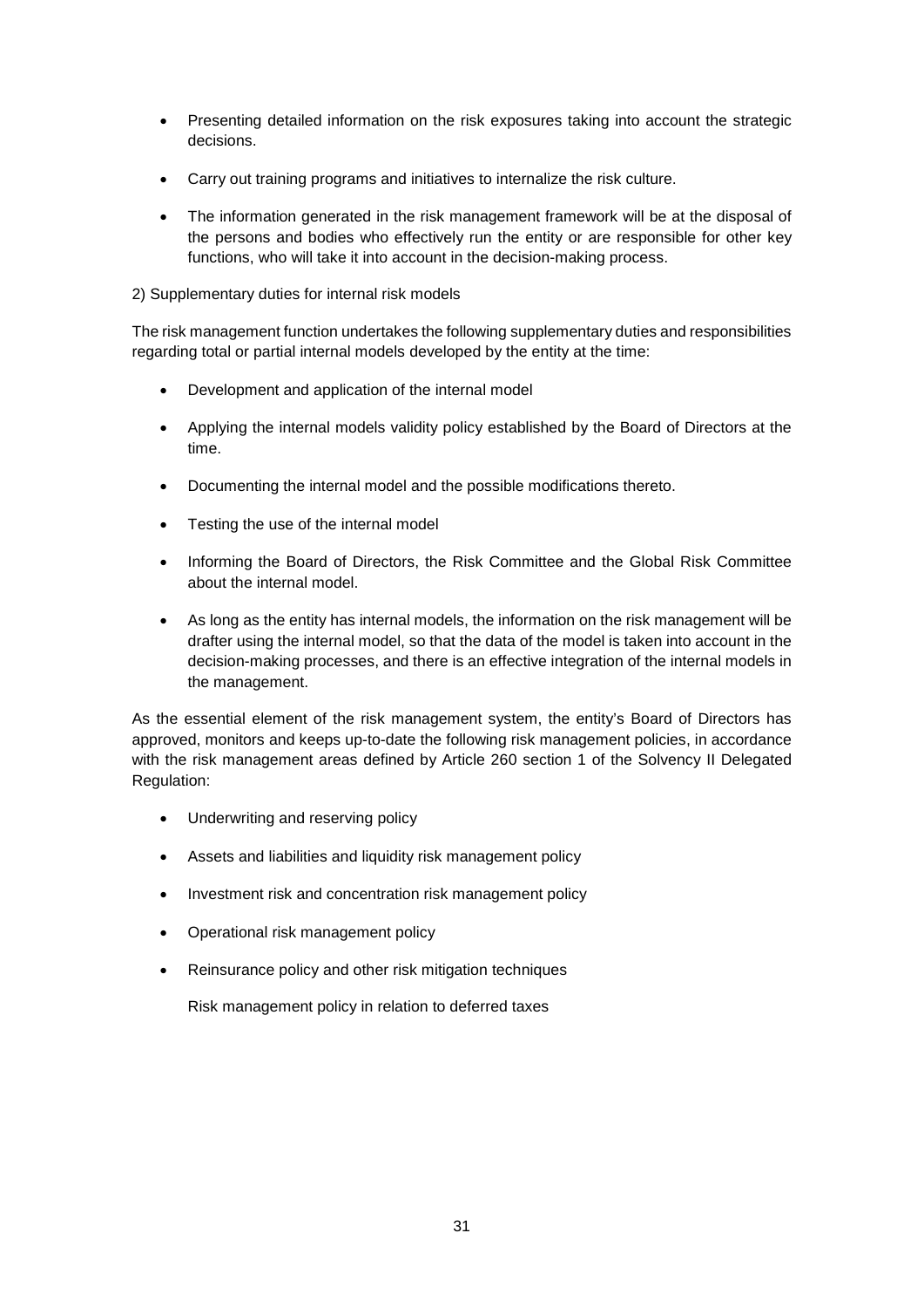- Presenting detailed information on the risk exposures taking into account the strategic decisions.
- Carry out training programs and initiatives to internalize the risk culture.
- The information generated in the risk management framework will be at the disposal of the persons and bodies who effectively run the entity or are responsible for other key functions, who will take it into account in the decision-making process.

2) Supplementary duties for internal risk models

The risk management function undertakes the following supplementary duties and responsibilities regarding total or partial internal models developed by the entity at the time:

- Development and application of the internal model
- Applying the internal models validity policy established by the Board of Directors at the time.
- Documenting the internal model and the possible modifications thereto.
- Testing the use of the internal model
- Informing the Board of Directors, the Risk Committee and the Global Risk Committee about the internal model.
- As long as the entity has internal models, the information on the risk management will be drafter using the internal model, so that the data of the model is taken into account in the decision-making processes, and there is an effective integration of the internal models in the management.

As the essential element of the risk management system, the entity's Board of Directors has approved, monitors and keeps up-to-date the following risk management policies, in accordance with the risk management areas defined by Article 260 section 1 of the Solvency II Delegated Regulation:

- Underwriting and reserving policy
- Assets and liabilities and liquidity risk management policy
- Investment risk and concentration risk management policy
- Operational risk management policy
- Reinsurance policy and other risk mitigation techniques

  Risk management policy in relation to deferred taxes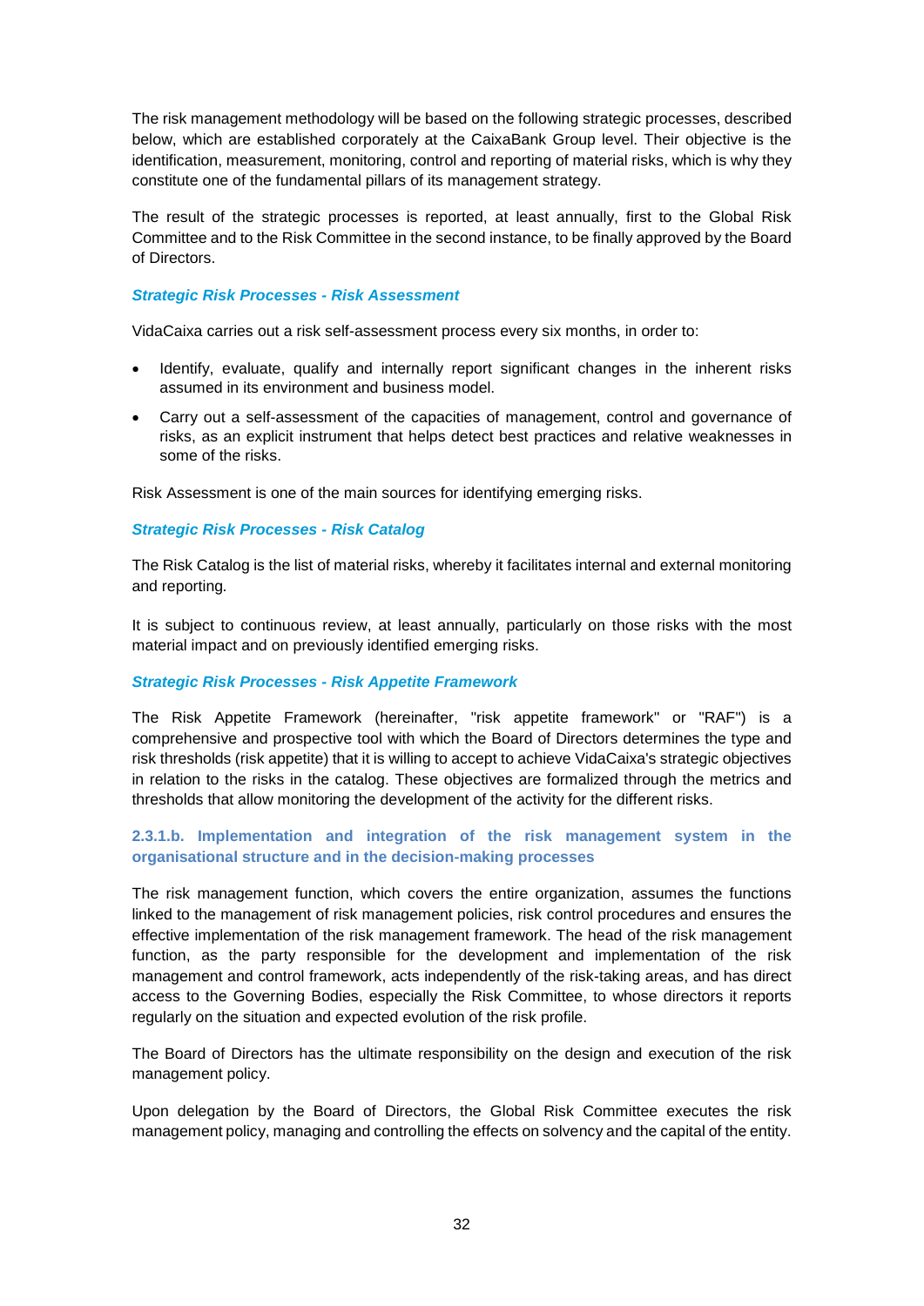The risk management methodology will be based on the following strategic processes, described below, which are established corporately at the CaixaBank Group level. Their objective is the identification, measurement, monitoring, control and reporting of material risks, which is why they constitute one of the fundamental pillars of its management strategy.

The result of the strategic processes is reported, at least annually, first to the Global Risk Committee and to the Risk Committee in the second instance, to be finally approved by the Board of Directors.

***Strategic Risk Processes - Risk Assessment***

VidaCaixa carries out a risk self-assessment process every six months, in order to:

- Identify, evaluate, qualify and internally report significant changes in the inherent risks assumed in its environment and business model.
- Carry out a self-assessment of the capacities of management, control and governance of risks, as an explicit instrument that helps detect best practices and relative weaknesses in some of the risks.

Risk Assessment is one of the main sources for identifying emerging risks.

***Strategic Risk Processes - Risk Catalog***

The Risk Catalog is the list of material risks, whereby it facilitates internal and external monitoring and reporting.

It is subject to continuous review, at least annually, particularly on those risks with the most material impact and on previously identified emerging risks.

***Strategic Risk Processes - Risk Appetite Framework***

The Risk Appetite Framework (hereinafter, "risk appetite framework" or "RAF") is a comprehensive and prospective tool with which the Board of Directors determines the type and risk thresholds (risk appetite) that it is willing to accept to achieve VidaCaixa's strategic objectives in relation to the risks in the catalog. These objectives are formalized through the metrics and thresholds that allow monitoring the development of the activity for the different risks.

#### 2.3.1.b. Implementation and integration of the risk management system in the organisational structure and in the decision-making processes

The risk management function, which covers the entire organization, assumes the functions linked to the management of risk management policies, risk control procedures and ensures the effective implementation of the risk management framework. The head of the risk management function, as the party responsible for the development and implementation of the risk management and control framework, acts independently of the risk-taking areas, and has direct access to the Governing Bodies, especially the Risk Committee, to whose directors it reports regularly on the situation and expected evolution of the risk profile.

The Board of Directors has the ultimate responsibility on the design and execution of the risk management policy.

Upon delegation by the Board of Directors, the Global Risk Committee executes the risk management policy, managing and controlling the effects on solvency and the capital of the entity.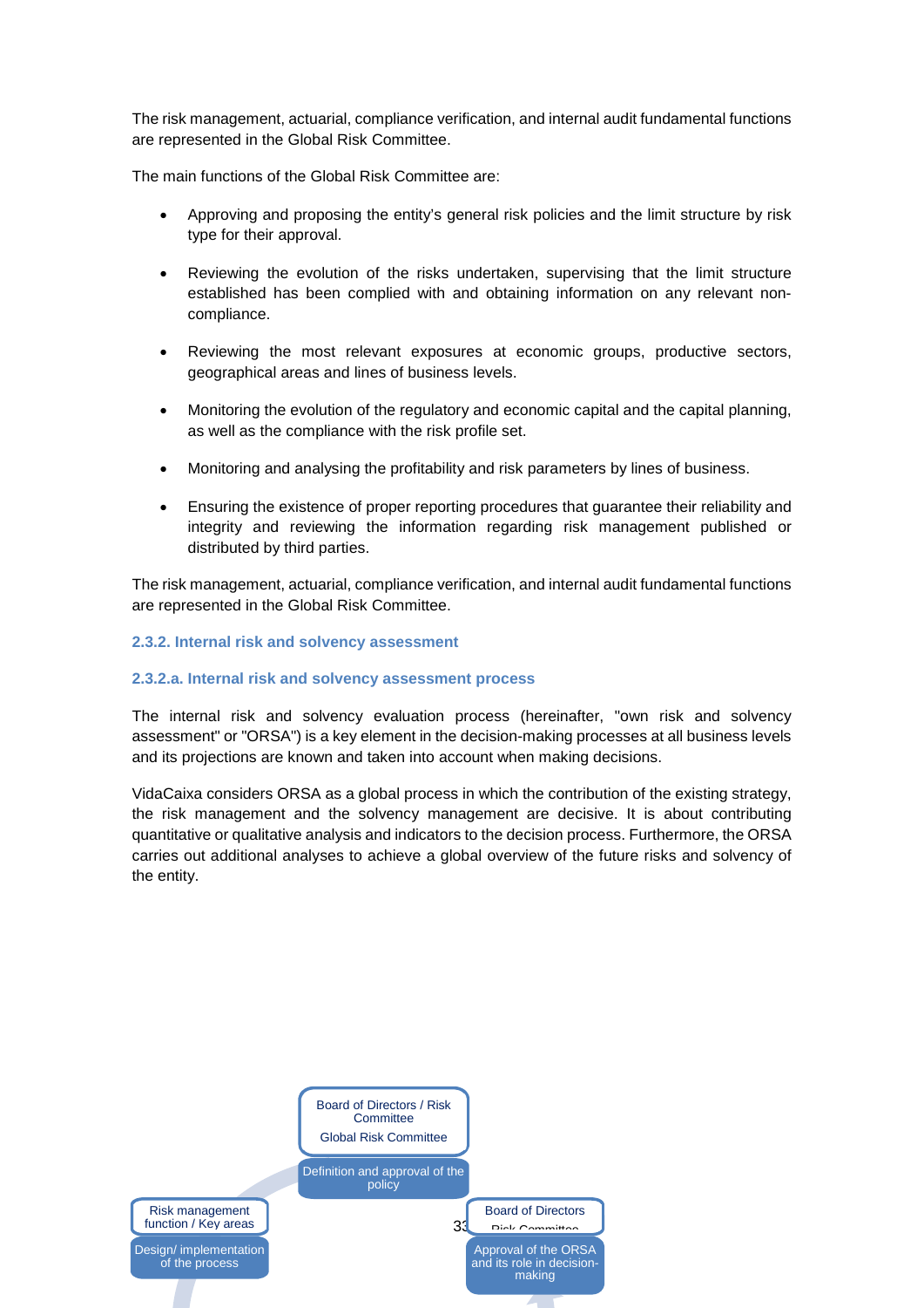The risk management, actuarial, compliance verification, and internal audit fundamental functions are represented in the Global Risk Committee.

The main functions of the Global Risk Committee are:

- Approving and proposing the entity's general risk policies and the limit structure by risk type for their approval.
- Reviewing the evolution of the risks undertaken, supervising that the limit structure established has been complied with and obtaining information on any relevant non-compliance.
- Reviewing the most relevant exposures at economic groups, productive sectors, geographical areas and lines of business levels.
- Monitoring the evolution of the regulatory and economic capital and the capital planning, as well as the compliance with the risk profile set.
- Monitoring and analysing the profitability and risk parameters by lines of business.
- Ensuring the existence of proper reporting procedures that guarantee their reliability and integrity and reviewing the information regarding risk management published or distributed by third parties.

The risk management, actuarial, compliance verification, and internal audit fundamental functions are represented in the Global Risk Committee.

### 2.3.2. Internal risk and solvency assessment

#### 2.3.2.a. Internal risk and solvency assessment process

The internal risk and solvency evaluation process (hereinafter, "own risk and solvency assessment" or "ORSA") is a key element in the decision-making processes at all business levels and its projections are known and taken into account when making decisions.

VidaCaixa considers ORSA as a global process in which the contribution of the existing strategy, the risk management and the solvency management are decisive. It is about contributing quantitative or qualitative analysis and indicators to the decision process. Furthermore, the ORSA carries out additional analyses to achieve a global overview of the future risks and solvency of the entity.

Board of Directors / Risk Committee
Global Risk Committee
Definition and approval of the policy

Risk management function / Key areas
Design/ implementation of the process

Board of Directors
Risk Committee
Approval of the ORSA and its role in decision-making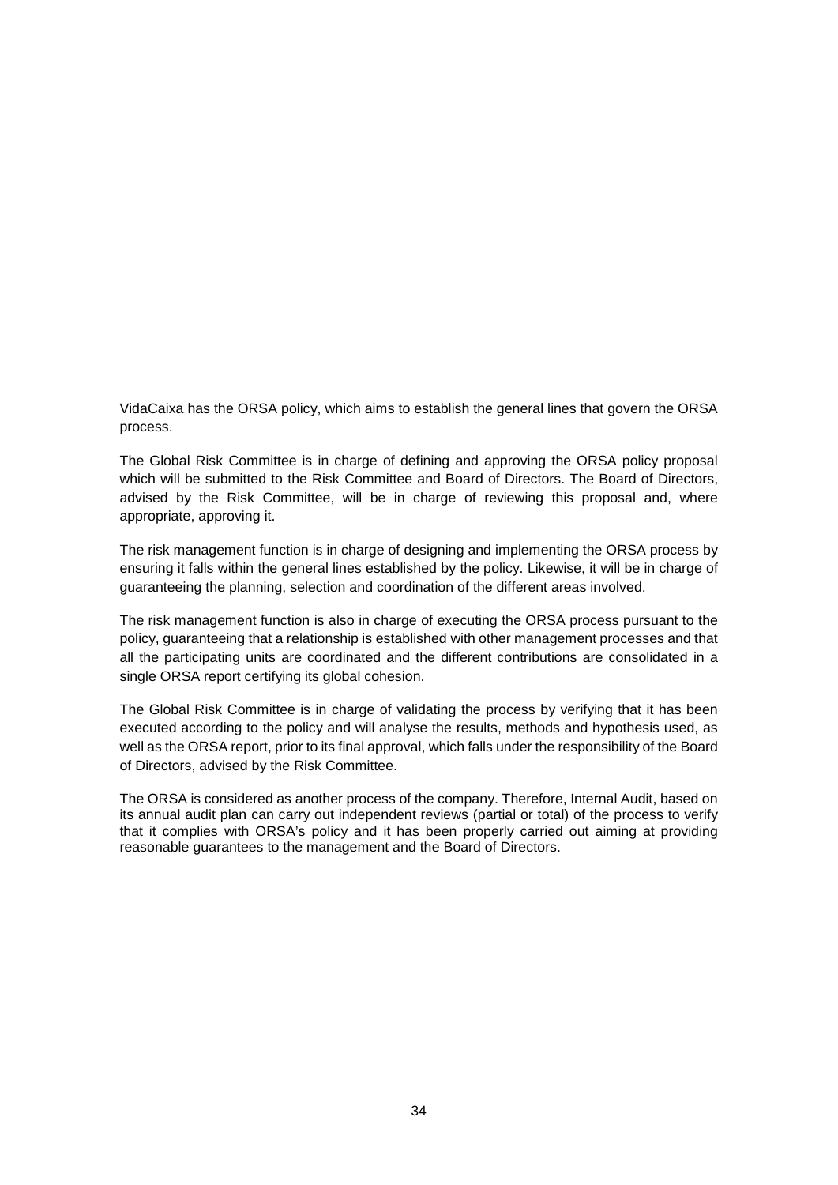VidaCaixa has the ORSA policy, which aims to establish the general lines that govern the ORSA process.

The Global Risk Committee is in charge of defining and approving the ORSA policy proposal which will be submitted to the Risk Committee and Board of Directors. The Board of Directors, advised by the Risk Committee, will be in charge of reviewing this proposal and, where appropriate, approving it.

The risk management function is in charge of designing and implementing the ORSA process by ensuring it falls within the general lines established by the policy. Likewise, it will be in charge of guaranteeing the planning, selection and coordination of the different areas involved.

The risk management function is also in charge of executing the ORSA process pursuant to the policy, guaranteeing that a relationship is established with other management processes and that all the participating units are coordinated and the different contributions are consolidated in a single ORSA report certifying its global cohesion.

The Global Risk Committee is in charge of validating the process by verifying that it has been executed according to the policy and will analyse the results, methods and hypothesis used, as well as the ORSA report, prior to its final approval, which falls under the responsibility of the Board of Directors, advised by the Risk Committee.

The ORSA is considered as another process of the company. Therefore, Internal Audit, based on its annual audit plan can carry out independent reviews (partial or total) of the process to verify that it complies with ORSA's policy and it has been properly carried out aiming at providing reasonable guarantees to the management and the Board of Directors.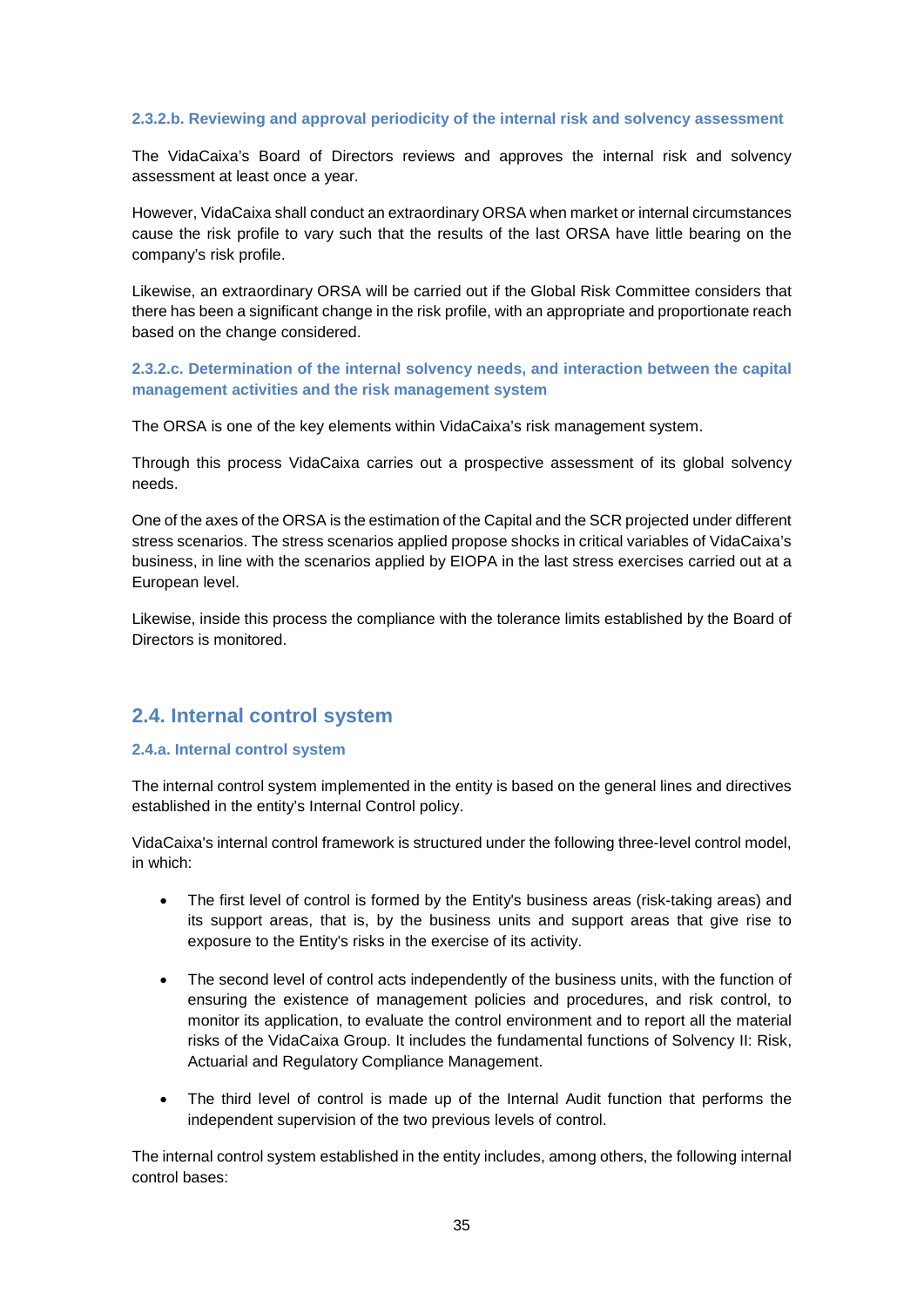#### 2.3.2.b. Reviewing and approval periodicity of the internal risk and solvency assessment

The VidaCaixa's Board of Directors reviews and approves the internal risk and solvency assessment at least once a year.

However, VidaCaixa shall conduct an extraordinary ORSA when market or internal circumstances cause the risk profile to vary such that the results of the last ORSA have little bearing on the company's risk profile.

Likewise, an extraordinary ORSA will be carried out if the Global Risk Committee considers that there has been a significant change in the risk profile, with an appropriate and proportionate reach based on the change considered.

#### 2.3.2.c. Determination of the internal solvency needs, and interaction between the capital management activities and the risk management system

The ORSA is one of the key elements within VidaCaixa's risk management system.

Through this process VidaCaixa carries out a prospective assessment of its global solvency needs.

One of the axes of the ORSA is the estimation of the Capital and the SCR projected under different stress scenarios. The stress scenarios applied propose shocks in critical variables of VidaCaixa's business, in line with the scenarios applied by EIOPA in the last stress exercises carried out at a European level.

Likewise, inside this process the compliance with the tolerance limits established by the Board of Directors is monitored.

## 2.4. Internal control system

### 2.4.a. Internal control system

The internal control system implemented in the entity is based on the general lines and directives established in the entity's Internal Control policy.

VidaCaixa's internal control framework is structured under the following three-level control model, in which:

- The first level of control is formed by the Entity's business areas (risk-taking areas) and its support areas, that is, by the business units and support areas that give rise to exposure to the Entity's risks in the exercise of its activity.
- The second level of control acts independently of the business units, with the function of ensuring the existence of management policies and procedures, and risk control, to monitor its application, to evaluate the control environment and to report all the material risks of the VidaCaixa Group. It includes the fundamental functions of Solvency II: Risk, Actuarial and Regulatory Compliance Management.
- The third level of control is made up of the Internal Audit function that performs the independent supervision of the two previous levels of control.

The internal control system established in the entity includes, among others, the following internal control bases: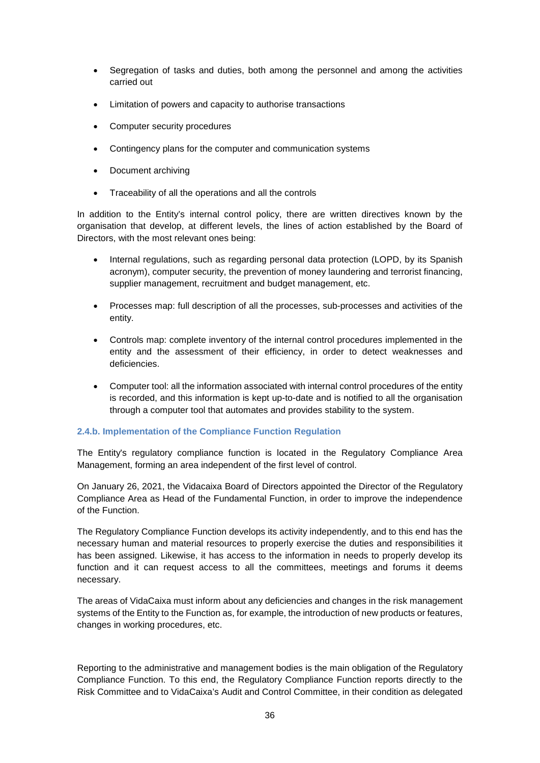- Segregation of tasks and duties, both among the personnel and among the activities carried out
- Limitation of powers and capacity to authorise transactions
- Computer security procedures
- Contingency plans for the computer and communication systems
- Document archiving
- Traceability of all the operations and all the controls

In addition to the Entity's internal control policy, there are written directives known by the organisation that develop, at different levels, the lines of action established by the Board of Directors, with the most relevant ones being:

- Internal regulations, such as regarding personal data protection (LOPD, by its Spanish acronym), computer security, the prevention of money laundering and terrorist financing, supplier management, recruitment and budget management, etc.
- Processes map: full description of all the processes, sub-processes and activities of the entity.
- Controls map: complete inventory of the internal control procedures implemented in the entity and the assessment of their efficiency, in order to detect weaknesses and deficiencies.
- Computer tool: all the information associated with internal control procedures of the entity is recorded, and this information is kept up-to-date and is notified to all the organisation through a computer tool that automates and provides stability to the system.

#### 2.4.b. Implementation of the Compliance Function Regulation

The Entity's regulatory compliance function is located in the Regulatory Compliance Area Management, forming an area independent of the first level of control.

On January 26, 2021, the Vidacaixa Board of Directors appointed the Director of the Regulatory Compliance Area as Head of the Fundamental Function, in order to improve the independence of the Function.

The Regulatory Compliance Function develops its activity independently, and to this end has the necessary human and material resources to properly exercise the duties and responsibilities it has been assigned. Likewise, it has access to the information in needs to properly develop its function and it can request access to all the committees, meetings and forums it deems necessary.

The areas of VidaCaixa must inform about any deficiencies and changes in the risk management systems of the Entity to the Function as, for example, the introduction of new products or features, changes in working procedures, etc.

Reporting to the administrative and management bodies is the main obligation of the Regulatory Compliance Function. To this end, the Regulatory Compliance Function reports directly to the Risk Committee and to VidaCaixa's Audit and Control Committee, in their condition as delegated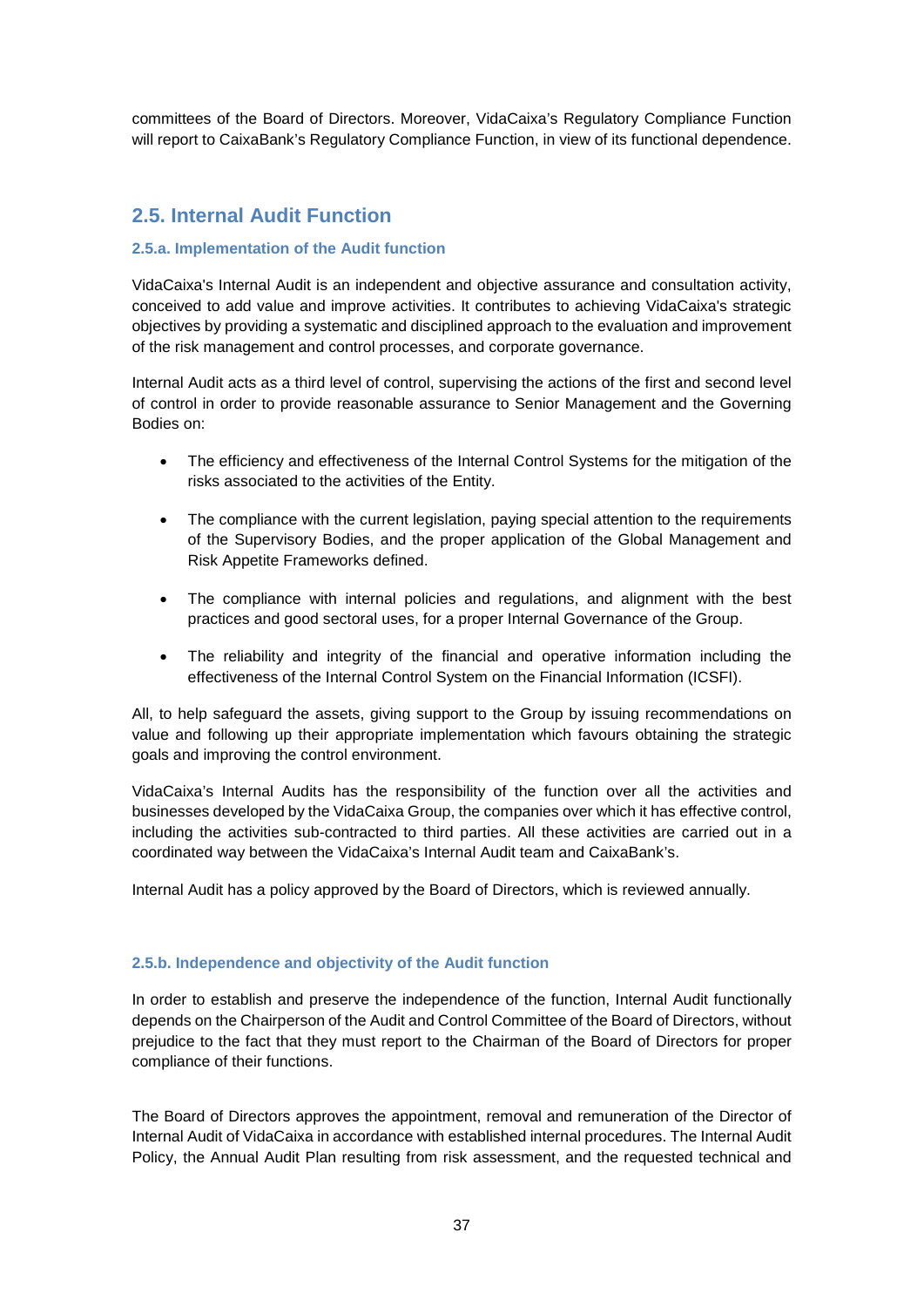committees of the Board of Directors. Moreover, VidaCaixa's Regulatory Compliance Function will report to CaixaBank's Regulatory Compliance Function, in view of its functional dependence.

## 2.5. Internal Audit Function

### 2.5.a. Implementation of the Audit function

VidaCaixa's Internal Audit is an independent and objective assurance and consultation activity, conceived to add value and improve activities. It contributes to achieving VidaCaixa's strategic objectives by providing a systematic and disciplined approach to the evaluation and improvement of the risk management and control processes, and corporate governance.

Internal Audit acts as a third level of control, supervising the actions of the first and second level of control in order to provide reasonable assurance to Senior Management and the Governing Bodies on:

- The efficiency and effectiveness of the Internal Control Systems for the mitigation of the risks associated to the activities of the Entity.
- The compliance with the current legislation, paying special attention to the requirements of the Supervisory Bodies, and the proper application of the Global Management and Risk Appetite Frameworks defined.
- The compliance with internal policies and regulations, and alignment with the best practices and good sectoral uses, for a proper Internal Governance of the Group.
- The reliability and integrity of the financial and operative information including the effectiveness of the Internal Control System on the Financial Information (ICSFI).

All, to help safeguard the assets, giving support to the Group by issuing recommendations on value and following up their appropriate implementation which favours obtaining the strategic goals and improving the control environment.

VidaCaixa's Internal Audits has the responsibility of the function over all the activities and businesses developed by the VidaCaixa Group, the companies over which it has effective control, including the activities sub-contracted to third parties. All these activities are carried out in a coordinated way between the VidaCaixa's Internal Audit team and CaixaBank's.

Internal Audit has a policy approved by the Board of Directors, which is reviewed annually.

### 2.5.b. Independence and objectivity of the Audit function

In order to establish and preserve the independence of the function, Internal Audit functionally depends on the Chairperson of the Audit and Control Committee of the Board of Directors, without prejudice to the fact that they must report to the Chairman of the Board of Directors for proper compliance of their functions.

The Board of Directors approves the appointment, removal and remuneration of the Director of Internal Audit of VidaCaixa in accordance with established internal procedures. The Internal Audit Policy, the Annual Audit Plan resulting from risk assessment, and the requested technical and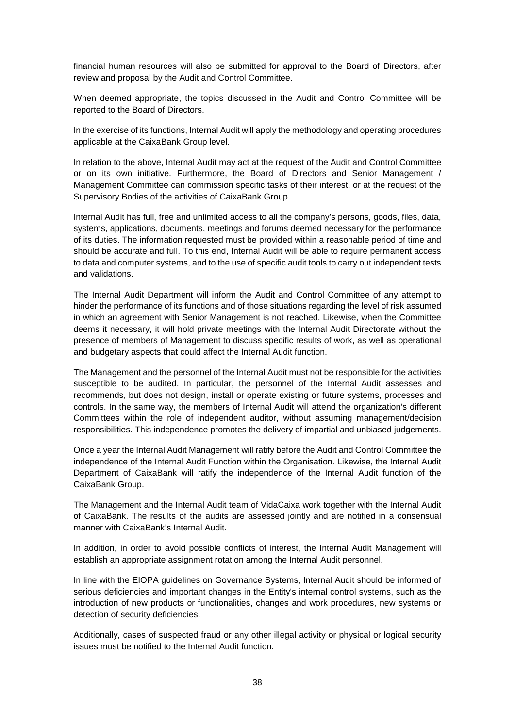financial human resources will also be submitted for approval to the Board of Directors, after review and proposal by the Audit and Control Committee.

When deemed appropriate, the topics discussed in the Audit and Control Committee will be reported to the Board of Directors.

In the exercise of its functions, Internal Audit will apply the methodology and operating procedures applicable at the CaixaBank Group level.

In relation to the above, Internal Audit may act at the request of the Audit and Control Committee or on its own initiative. Furthermore, the Board of Directors and Senior Management / Management Committee can commission specific tasks of their interest, or at the request of the Supervisory Bodies of the activities of CaixaBank Group.

Internal Audit has full, free and unlimited access to all the company's persons, goods, files, data, systems, applications, documents, meetings and forums deemed necessary for the performance of its duties. The information requested must be provided within a reasonable period of time and should be accurate and full. To this end, Internal Audit will be able to require permanent access to data and computer systems, and to the use of specific audit tools to carry out independent tests and validations.

The Internal Audit Department will inform the Audit and Control Committee of any attempt to hinder the performance of its functions and of those situations regarding the level of risk assumed in which an agreement with Senior Management is not reached. Likewise, when the Committee deems it necessary, it will hold private meetings with the Internal Audit Directorate without the presence of members of Management to discuss specific results of work, as well as operational and budgetary aspects that could affect the Internal Audit function.

The Management and the personnel of the Internal Audit must not be responsible for the activities susceptible to be audited. In particular, the personnel of the Internal Audit assesses and recommends, but does not design, install or operate existing or future systems, processes and controls. In the same way, the members of Internal Audit will attend the organization's different Committees within the role of independent auditor, without assuming management/decision responsibilities. This independence promotes the delivery of impartial and unbiased judgements.

Once a year the Internal Audit Management will ratify before the Audit and Control Committee the independence of the Internal Audit Function within the Organisation. Likewise, the Internal Audit Department of CaixaBank will ratify the independence of the Internal Audit function of the CaixaBank Group.

The Management and the Internal Audit team of VidaCaixa work together with the Internal Audit of CaixaBank. The results of the audits are assessed jointly and are notified in a consensual manner with CaixaBank's Internal Audit.

In addition, in order to avoid possible conflicts of interest, the Internal Audit Management will establish an appropriate assignment rotation among the Internal Audit personnel.

In line with the EIOPA guidelines on Governance Systems, Internal Audit should be informed of serious deficiencies and important changes in the Entity's internal control systems, such as the introduction of new products or functionalities, changes and work procedures, new systems or detection of security deficiencies.

Additionally, cases of suspected fraud or any other illegal activity or physical or logical security issues must be notified to the Internal Audit function.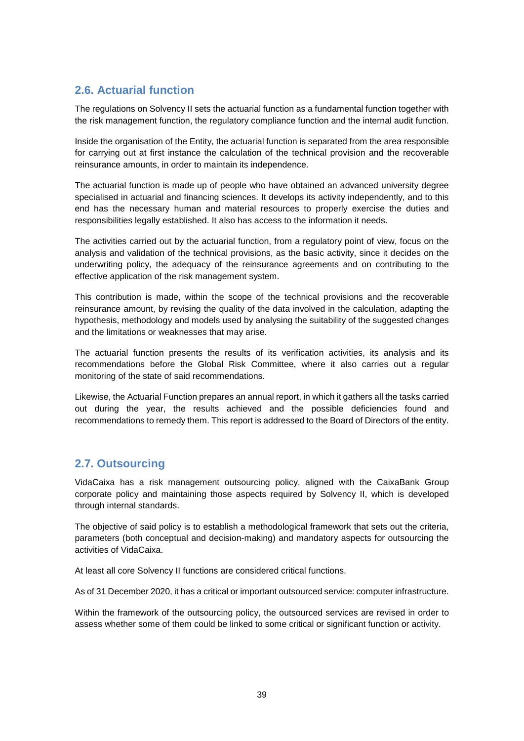## 2.6. Actuarial function

The regulations on Solvency II sets the actuarial function as a fundamental function together with the risk management function, the regulatory compliance function and the internal audit function.

Inside the organisation of the Entity, the actuarial function is separated from the area responsible for carrying out at first instance the calculation of the technical provision and the recoverable reinsurance amounts, in order to maintain its independence.

The actuarial function is made up of people who have obtained an advanced university degree specialised in actuarial and financing sciences. It develops its activity independently, and to this end has the necessary human and material resources to properly exercise the duties and responsibilities legally established. It also has access to the information it needs.

The activities carried out by the actuarial function, from a regulatory point of view, focus on the analysis and validation of the technical provisions, as the basic activity, since it decides on the underwriting policy, the adequacy of the reinsurance agreements and on contributing to the effective application of the risk management system.

This contribution is made, within the scope of the technical provisions and the recoverable reinsurance amount, by revising the quality of the data involved in the calculation, adapting the hypothesis, methodology and models used by analysing the suitability of the suggested changes and the limitations or weaknesses that may arise.

The actuarial function presents the results of its verification activities, its analysis and its recommendations before the Global Risk Committee, where it also carries out a regular monitoring of the state of said recommendations.

Likewise, the Actuarial Function prepares an annual report, in which it gathers all the tasks carried out during the year, the results achieved and the possible deficiencies found and recommendations to remedy them. This report is addressed to the Board of Directors of the entity.

## 2.7. Outsourcing

VidaCaixa has a risk management outsourcing policy, aligned with the CaixaBank Group corporate policy and maintaining those aspects required by Solvency II, which is developed through internal standards.

The objective of said policy is to establish a methodological framework that sets out the criteria, parameters (both conceptual and decision-making) and mandatory aspects for outsourcing the activities of VidaCaixa.

At least all core Solvency II functions are considered critical functions.

As of 31 December 2020, it has a critical or important outsourced service: computer infrastructure.

Within the framework of the outsourcing policy, the outsourced services are revised in order to assess whether some of them could be linked to some critical or significant function or activity.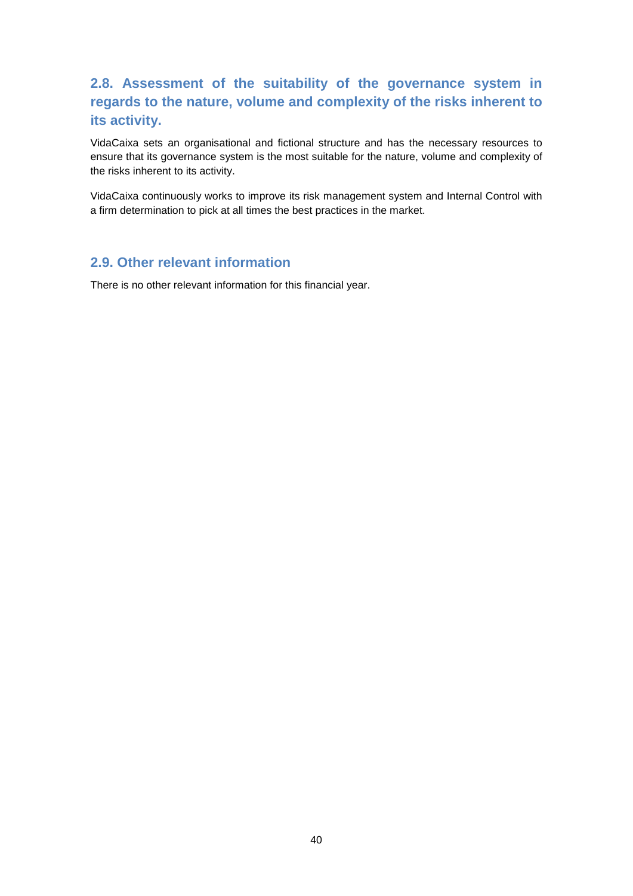## 2.8. Assessment of the suitability of the governance system in regards to the nature, volume and complexity of the risks inherent to its activity.

VidaCaixa sets an organisational and fictional structure and has the necessary resources to ensure that its governance system is the most suitable for the nature, volume and complexity of the risks inherent to its activity.

VidaCaixa continuously works to improve its risk management system and Internal Control with a firm determination to pick at all times the best practices in the market.

## 2.9. Other relevant information

There is no other relevant information for this financial year.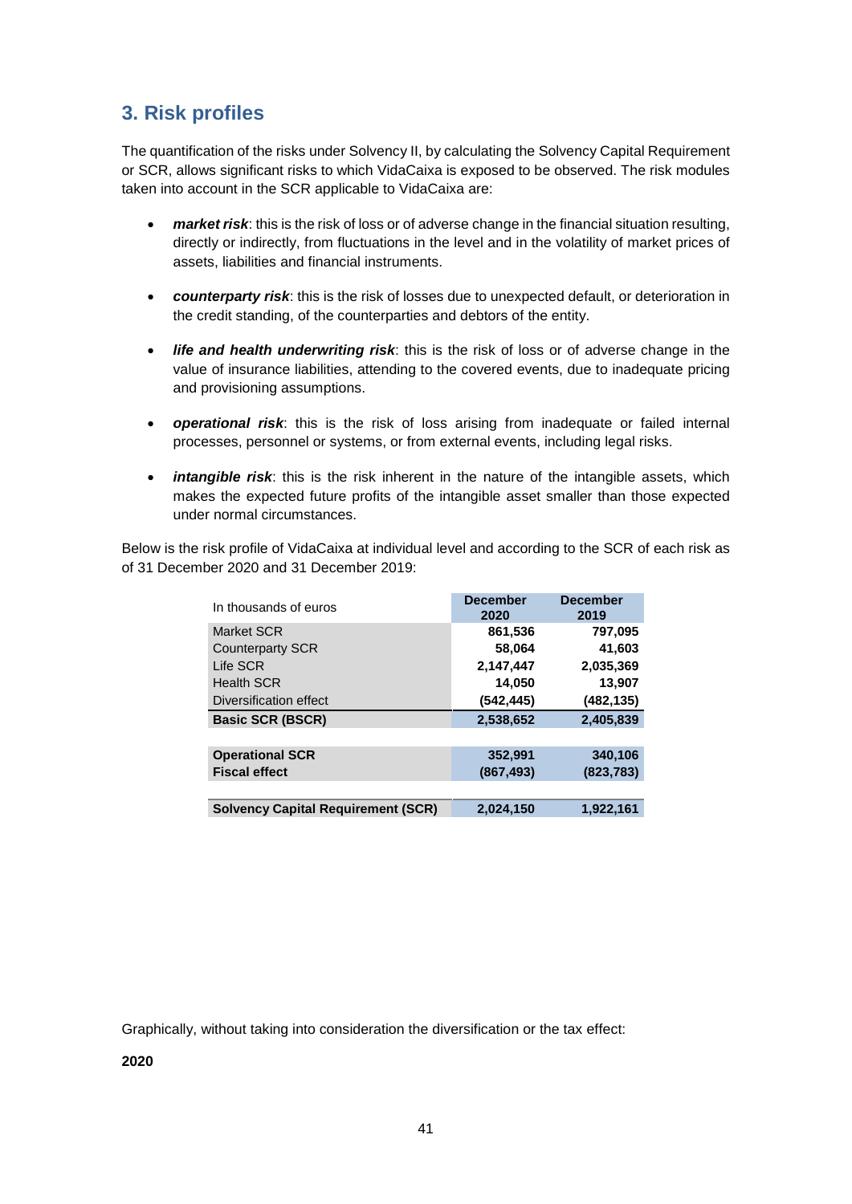## 3. Risk profiles

The quantification of the risks under Solvency II, by calculating the Solvency Capital Requirement or SCR, allows significant risks to which VidaCaixa is exposed to be observed. The risk modules taken into account in the SCR applicable to VidaCaixa are:

- ***market risk***: this is the risk of loss or of adverse change in the financial situation resulting, directly or indirectly, from fluctuations in the level and in the volatility of market prices of assets, liabilities and financial instruments.
- ***counterparty risk***: this is the risk of losses due to unexpected default, or deterioration in the credit standing, of the counterparties and debtors of the entity.
- ***life and health underwriting risk***: this is the risk of loss or of adverse change in the value of insurance liabilities, attending to the covered events, due to inadequate pricing and provisioning assumptions.
- ***operational risk***: this is the risk of loss arising from inadequate or failed internal processes, personnel or systems, or from external events, including legal risks.
- ***intangible risk***: this is the risk inherent in the nature of the intangible assets, which makes the expected future profits of the intangible asset smaller than those expected under normal circumstances.

Below is the risk profile of VidaCaixa at individual level and according to the SCR of each risk as of 31 December 2020 and 31 December 2019:

| In thousands of euros | December 2020 | December 2019 |
|---|---|---|
| Market SCR | **861,536** | **797,095** |
| Counterparty SCR | **58,064** | **41,603** |
| Life SCR | **2,147,447** | **2,035,369** |
| Health SCR | **14,050** | **13,907** |
| Diversification effect | **(542,445)** | **(482,135)** |
| **Basic SCR (BSCR)** | **2,538,652** | **2,405,839** |
| | | |
| **Operational SCR** | **352,991** | **340,106** |
| **Fiscal effect** | **(867,493)** | **(823,783)** |
| | | |
| **Solvency Capital Requirement (SCR)** | **2,024,150** | **1,922,161** |

Graphically, without taking into consideration the diversification or the tax effect:

**2020**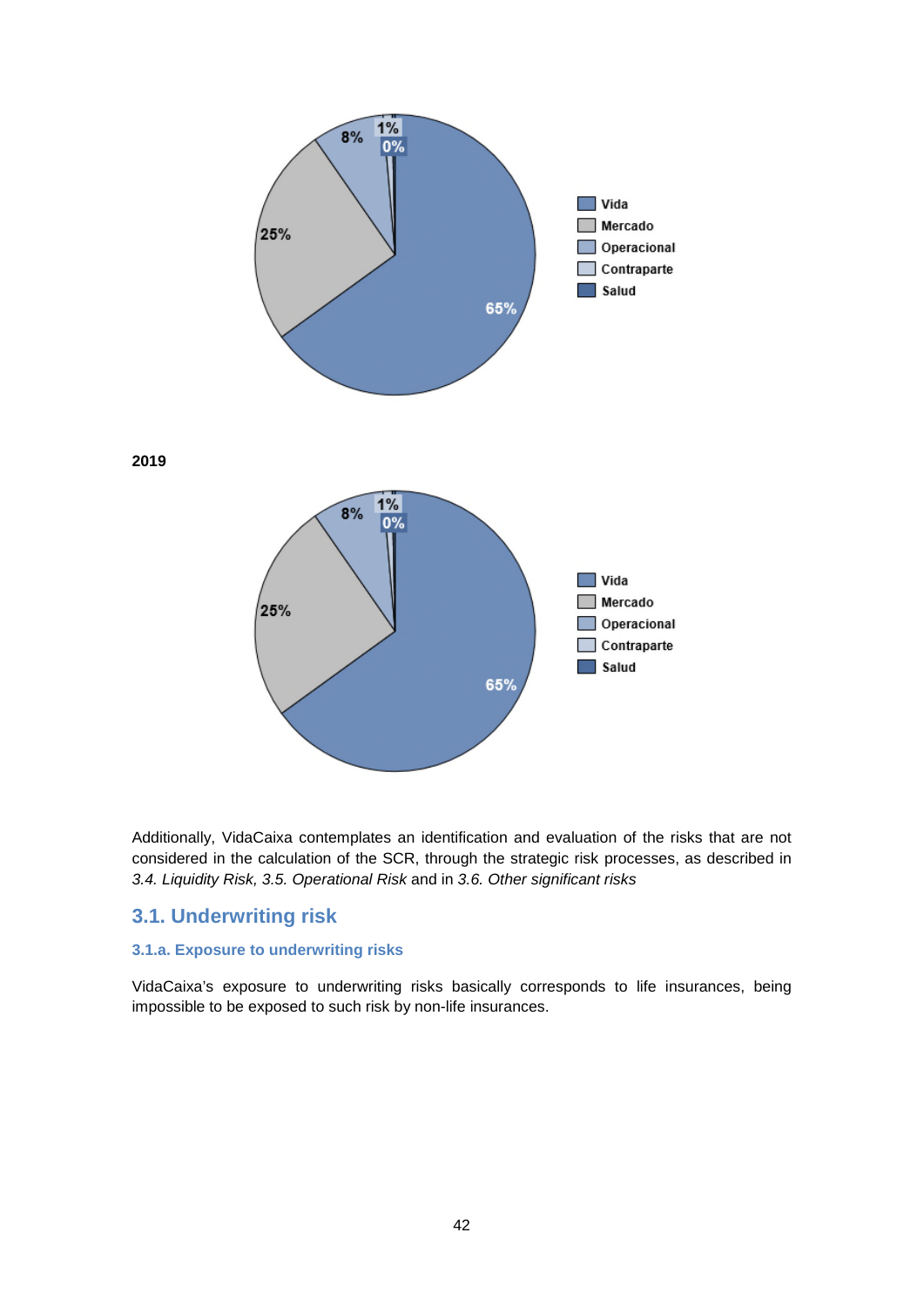2019

Additionally, VidaCaixa contemplates an identification and evaluation of the risks that are not considered in the calculation of the SCR, through the strategic risk processes, as described in *3.4. Liquidity Risk, 3.5. Operational Risk* and in *3.6. Other significant risks*

## 3.1. Underwriting risk

### 3.1.a. Exposure to underwriting risks

VidaCaixa's exposure to underwriting risks basically corresponds to life insurances, being impossible to be exposed to such risk by non-life insurances.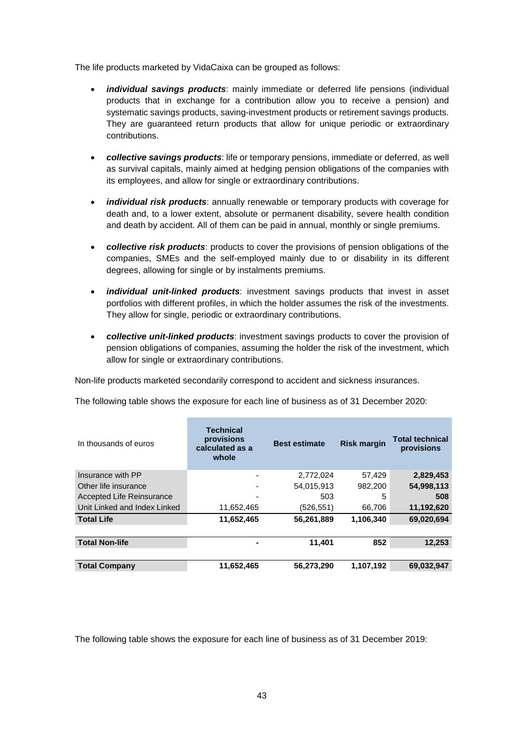The life products marketed by VidaCaixa can be grouped as follows:

- ***individual savings products***: mainly immediate or deferred life pensions (individual products that in exchange for a contribution allow you to receive a pension) and systematic savings products, saving-investment products or retirement savings products. They are guaranteed return products that allow for unique periodic or extraordinary contributions.
- ***collective savings products***: life or temporary pensions, immediate or deferred, as well as survival capitals, mainly aimed at hedging pension obligations of the companies with its employees, and allow for single or extraordinary contributions.
- ***individual risk products***: annually renewable or temporary products with coverage for death and, to a lower extent, absolute or permanent disability, severe health condition and death by accident. All of them can be paid in annual, monthly or single premiums.
- ***collective risk products***: products to cover the provisions of pension obligations of the companies, SMEs and the self-employed mainly due to or disability in its different degrees, allowing for single or by instalments premiums.
- ***individual unit-linked products***: investment savings products that invest in asset portfolios with different profiles, in which the holder assumes the risk of the investments. They allow for single, periodic or extraordinary contributions.
- ***collective unit-linked products***: investment savings products to cover the provision of pension obligations of companies, assuming the holder the risk of the investment, which allow for single or extraordinary contributions.

Non-life products marketed secondarily correspond to accident and sickness insurances.

The following table shows the exposure for each line of business as of 31 December 2020:

| In thousands of euros | Technical provisions calculated as a whole | Best estimate | Risk margin | Total technical provisions |
|---|---|---|---|---|
| Insurance with PP | - | 2,772,024 | 57,429 | **2,829,453** |
| Other life insurance | - | 54,015,913 | 982,200 | **54,998,113** |
| Accepted Life Reinsurance | - | 503 | 5 | **508** |
| Unit Linked and Index Linked | 11,652,465 | (526,551) | 66,706 | **11,192,620** |
| **Total Life** | **11,652,465** | **56,261,889** | **1,106,340** | **69,020,694** |
| **Total Non-life** | **-** | **11,401** | **852** | **12,253** |
| **Total Company** | **11,652,465** | **56,273,290** | **1,107,192** | **69,032,947** |

The following table shows the exposure for each line of business as of 31 December 2019: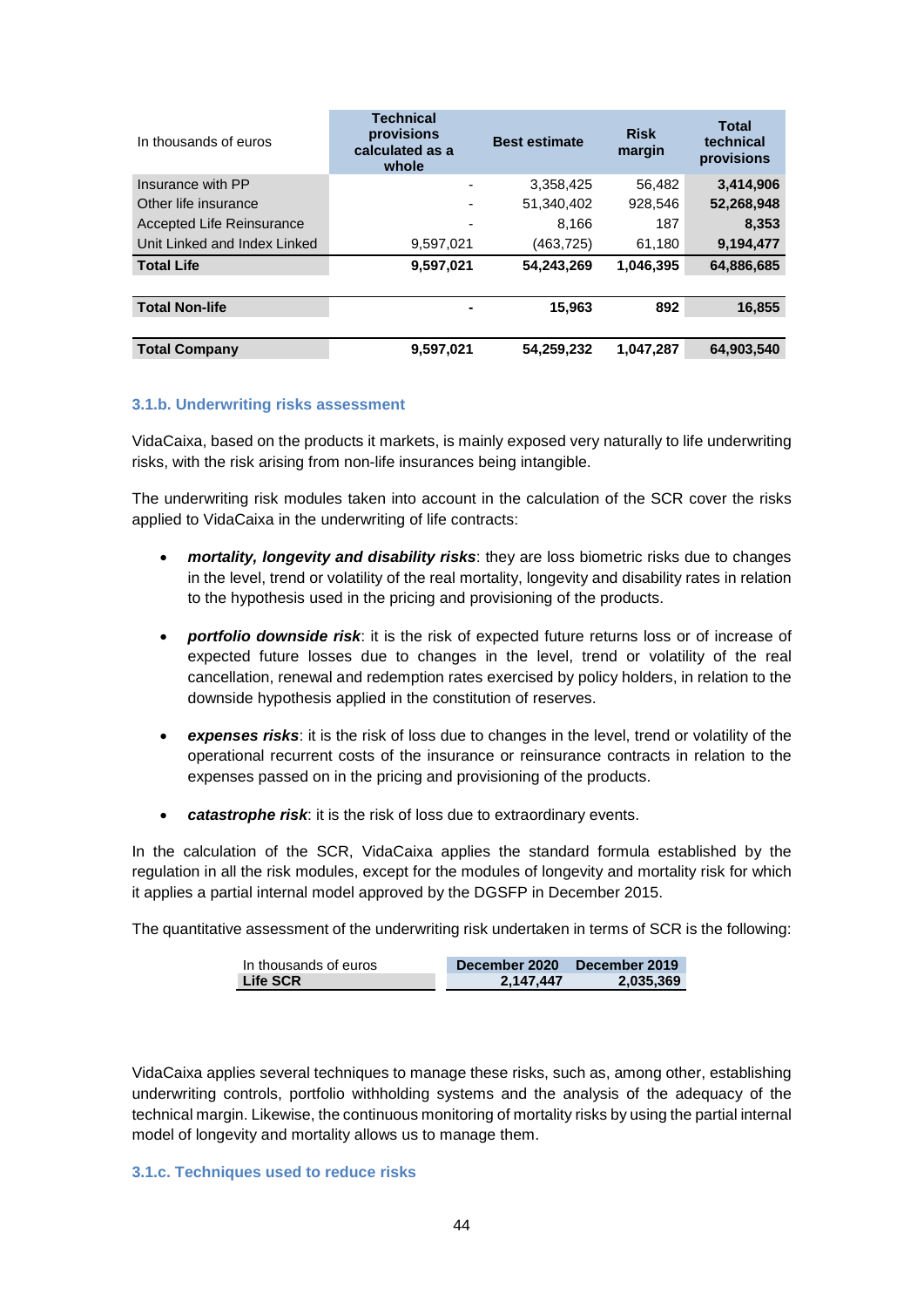| In thousands of euros | Technical provisions calculated as a whole | Best estimate | Risk margin | Total technical provisions |
|---|---|---|---|---|
| Insurance with PP | - | 3,358,425 | 56,482 | **3,414,906** |
| Other life insurance | - | 51,340,402 | 928,546 | **52,268,948** |
| Accepted Life Reinsurance | - | 8,166 | 187 | **8,353** |
| Unit Linked and Index Linked | 9,597,021 | (463,725) | 61,180 | **9,194,477** |
| **Total Life** | **9,597,021** | **54,243,269** | **1,046,395** | **64,886,685** |
| | | | | |
| **Total Non-life** | **-** | **15,963** | **892** | **16,855** |
| | | | | |
| **Total Company** | **9,597,021** | **54,259,232** | **1,047,287** | **64,903,540** |

### 3.1.b. Underwriting risks assessment

VidaCaixa, based on the products it markets, is mainly exposed very naturally to life underwriting risks, with the risk arising from non-life insurances being intangible.

The underwriting risk modules taken into account in the calculation of the SCR cover the risks applied to VidaCaixa in the underwriting of life contracts:

- ***mortality, longevity and disability risks***: they are loss biometric risks due to changes in the level, trend or volatility of the real mortality, longevity and disability rates in relation to the hypothesis used in the pricing and provisioning of the products.
- ***portfolio downside risk***: it is the risk of expected future returns loss or of increase of expected future losses due to changes in the level, trend or volatility of the real cancellation, renewal and redemption rates exercised by policy holders, in relation to the downside hypothesis applied in the constitution of reserves.
- ***expenses risks***: it is the risk of loss due to changes in the level, trend or volatility of the operational recurrent costs of the insurance or reinsurance contracts in relation to the expenses passed on in the pricing and provisioning of the products.
- ***catastrophe risk***: it is the risk of loss due to extraordinary events.

In the calculation of the SCR, VidaCaixa applies the standard formula established by the regulation in all the risk modules, except for the modules of longevity and mortality risk for which it applies a partial internal model approved by the DGSFP in December 2015.

The quantitative assessment of the underwriting risk undertaken in terms of SCR is the following:

| In thousands of euros | December 2020 | December 2019 |
|---|---|---|
| **Life SCR** | **2,147,447** | **2,035,369** |

VidaCaixa applies several techniques to manage these risks, such as, among other, establishing underwriting controls, portfolio withholding systems and the analysis of the adequacy of the technical margin. Likewise, the continuous monitoring of mortality risks by using the partial internal model of longevity and mortality allows us to manage them.

### 3.1.c. Techniques used to reduce risks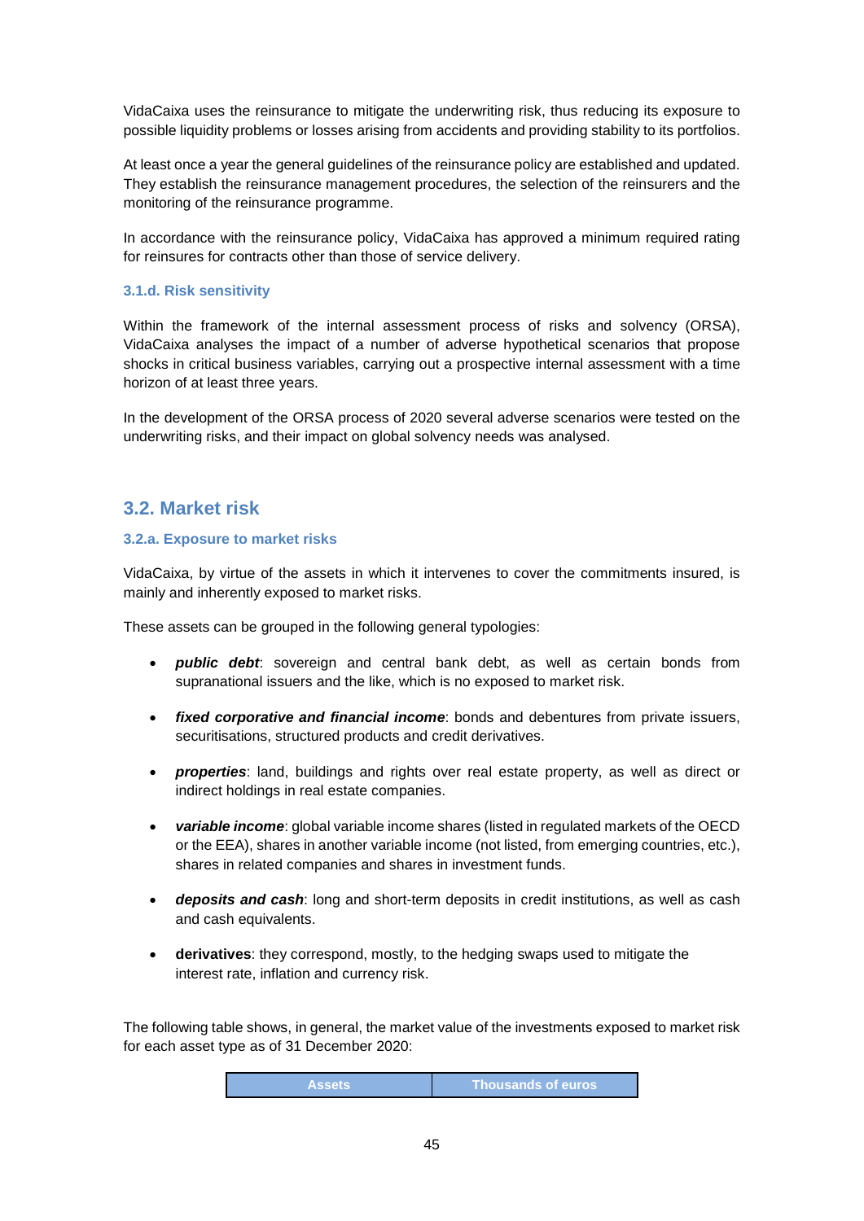VidaCaixa uses the reinsurance to mitigate the underwriting risk, thus reducing its exposure to possible liquidity problems or losses arising from accidents and providing stability to its portfolios.

At least once a year the general guidelines of the reinsurance policy are established and updated. They establish the reinsurance management procedures, the selection of the reinsurers and the monitoring of the reinsurance programme.

In accordance with the reinsurance policy, VidaCaixa has approved a minimum required rating for reinsures for contracts other than those of service delivery.

#### 3.1.d. Risk sensitivity

Within the framework of the internal assessment process of risks and solvency (ORSA), VidaCaixa analyses the impact of a number of adverse hypothetical scenarios that propose shocks in critical business variables, carrying out a prospective internal assessment with a time horizon of at least three years.

In the development of the ORSA process of 2020 several adverse scenarios were tested on the underwriting risks, and their impact on global solvency needs was analysed.

## 3.2. Market risk

#### 3.2.a. Exposure to market risks

VidaCaixa, by virtue of the assets in which it intervenes to cover the commitments insured, is mainly and inherently exposed to market risks.

These assets can be grouped in the following general typologies:

- ***public debt***: sovereign and central bank debt, as well as certain bonds from supranational issuers and the like, which is no exposed to market risk.
- ***fixed corporative and financial income***: bonds and debentures from private issuers, securitisations, structured products and credit derivatives.
- ***properties***: land, buildings and rights over real estate property, as well as direct or indirect holdings in real estate companies.
- ***variable income***: global variable income shares (listed in regulated markets of the OECD or the EEA), shares in another variable income (not listed, from emerging countries, etc.), shares in related companies and shares in investment funds.
- ***deposits and cash***: long and short-term deposits in credit institutions, as well as cash and cash equivalents.
- **derivatives**: they correspond, mostly, to the hedging swaps used to mitigate the interest rate, inflation and currency risk.

The following table shows, in general, the market value of the investments exposed to market risk for each asset type as of 31 December 2020:

| Assets | Thousands of euros |
|---|---|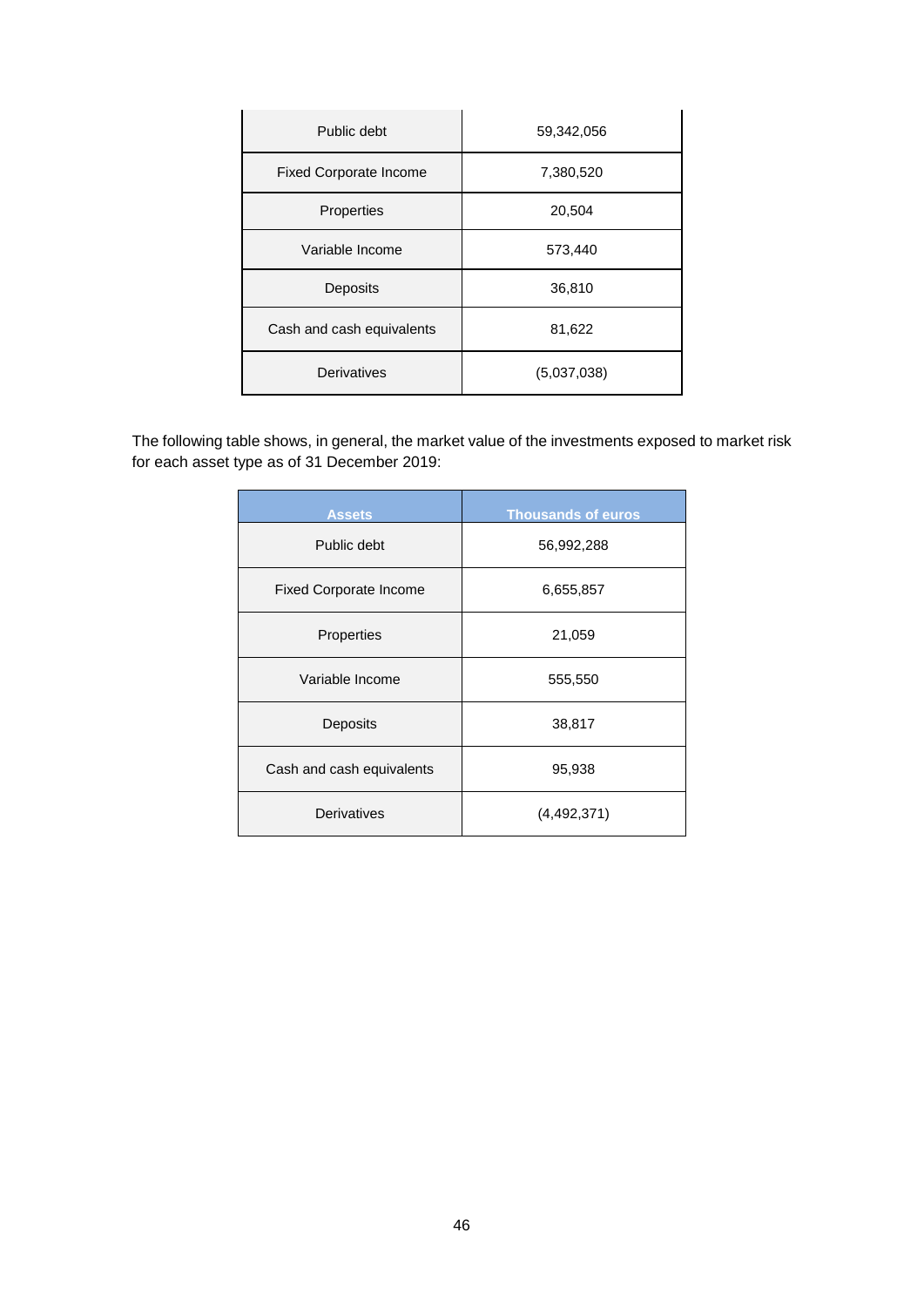| | |
|---|---|
| Public debt | 59,342,056 |
| Fixed Corporate Income | 7,380,520 |
| Properties | 20,504 |
| Variable Income | 573,440 |
| Deposits | 36,810 |
| Cash and cash equivalents | 81,622 |
| Derivatives | (5,037,038) |

The following table shows, in general, the market value of the investments exposed to market risk for each asset type as of 31 December 2019:

| Assets | Thousands of euros |
|---|---|
| Public debt | 56,992,288 |
| Fixed Corporate Income | 6,655,857 |
| Properties | 21,059 |
| Variable Income | 555,550 |
| Deposits | 38,817 |
| Cash and cash equivalents | 95,938 |
| Derivatives | (4,492,371) |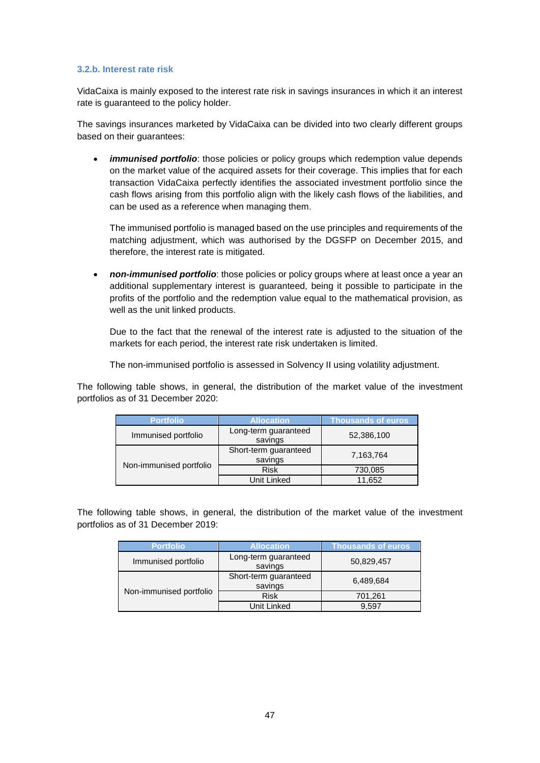### 3.2.b. Interest rate risk

VidaCaixa is mainly exposed to the interest rate risk in savings insurances in which it an interest rate is guaranteed to the policy holder.

The savings insurances marketed by VidaCaixa can be divided into two clearly different groups based on their guarantees:

- ***immunised portfolio***: those policies or policy groups which redemption value depends on the market value of the acquired assets for their coverage. This implies that for each transaction VidaCaixa perfectly identifies the associated investment portfolio since the cash flows arising from this portfolio align with the likely cash flows of the liabilities, and can be used as a reference when managing them.

  The immunised portfolio is managed based on the use principles and requirements of the matching adjustment, which was authorised by the DGSFP on December 2015, and therefore, the interest rate is mitigated.

- ***non-immunised portfolio***: those policies or policy groups where at least once a year an additional supplementary interest is guaranteed, being it possible to participate in the profits of the portfolio and the redemption value equal to the mathematical provision, as well as the unit linked products.

  Due to the fact that the renewal of the interest rate is adjusted to the situation of the markets for each period, the interest rate risk undertaken is limited.

  The non-immunised portfolio is assessed in Solvency II using volatility adjustment.

The following table shows, in general, the distribution of the market value of the investment portfolios as of 31 December 2020:

| Portfolio | Allocation | Thousands of euros |
|---|---|---|
| Immunised portfolio | Long-term guaranteed savings | 52,386,100 |
| Non-immunised portfolio | Short-term guaranteed savings | 7,163,764 |
| | Risk | 730,085 |
| | Unit Linked | 11,652 |

The following table shows, in general, the distribution of the market value of the investment portfolios as of 31 December 2019:

| Portfolio | Allocation | Thousands of euros |
|---|---|---|
| Immunised portfolio | Long-term guaranteed savings | 50,829,457 |
| Non-immunised portfolio | Short-term guaranteed savings | 6,489,684 |
| | Risk | 701,261 |
| | Unit Linked | 9,597 |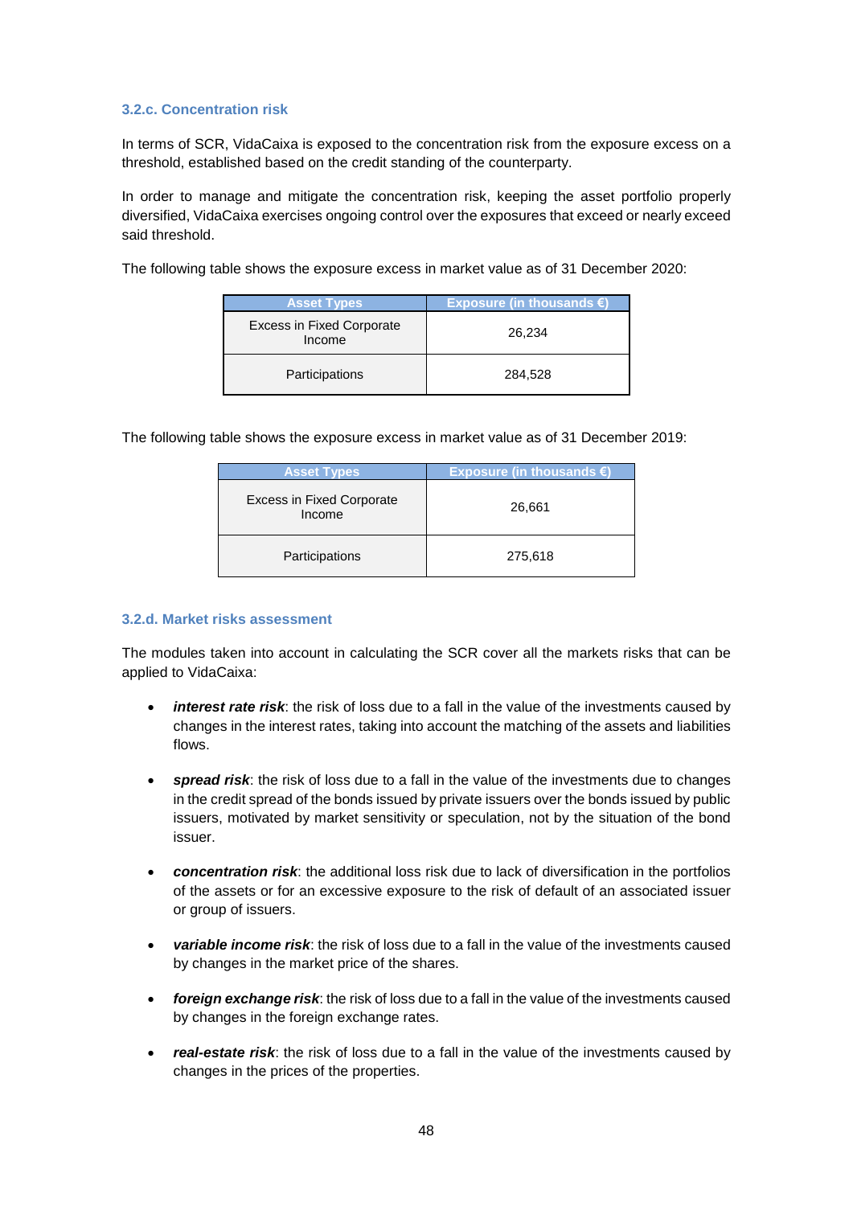### 3.2.c. Concentration risk

In terms of SCR, VidaCaixa is exposed to the concentration risk from the exposure excess on a threshold, established based on the credit standing of the counterparty.

In order to manage and mitigate the concentration risk, keeping the asset portfolio properly diversified, VidaCaixa exercises ongoing control over the exposures that exceed or nearly exceed said threshold.

The following table shows the exposure excess in market value as of 31 December 2020:

| Asset Types | Exposure (in thousands €) |
|---|---|
| Excess in Fixed Corporate Income | 26,234 |
| Participations | 284,528 |

The following table shows the exposure excess in market value as of 31 December 2019:

| Asset Types | Exposure (in thousands €) |
|---|---|
| Excess in Fixed Corporate Income | 26,661 |
| Participations | 275,618 |

### 3.2.d. Market risks assessment

The modules taken into account in calculating the SCR cover all the markets risks that can be applied to VidaCaixa:

- ***interest rate risk***: the risk of loss due to a fall in the value of the investments caused by changes in the interest rates, taking into account the matching of the assets and liabilities flows.
- ***spread risk***: the risk of loss due to a fall in the value of the investments due to changes in the credit spread of the bonds issued by private issuers over the bonds issued by public issuers, motivated by market sensitivity or speculation, not by the situation of the bond issuer.
- ***concentration risk***: the additional loss risk due to lack of diversification in the portfolios of the assets or for an excessive exposure to the risk of default of an associated issuer or group of issuers.
- ***variable income risk***: the risk of loss due to a fall in the value of the investments caused by changes in the market price of the shares.
- ***foreign exchange risk***: the risk of loss due to a fall in the value of the investments caused by changes in the foreign exchange rates.
- ***real-estate risk***: the risk of loss due to a fall in the value of the investments caused by changes in the prices of the properties.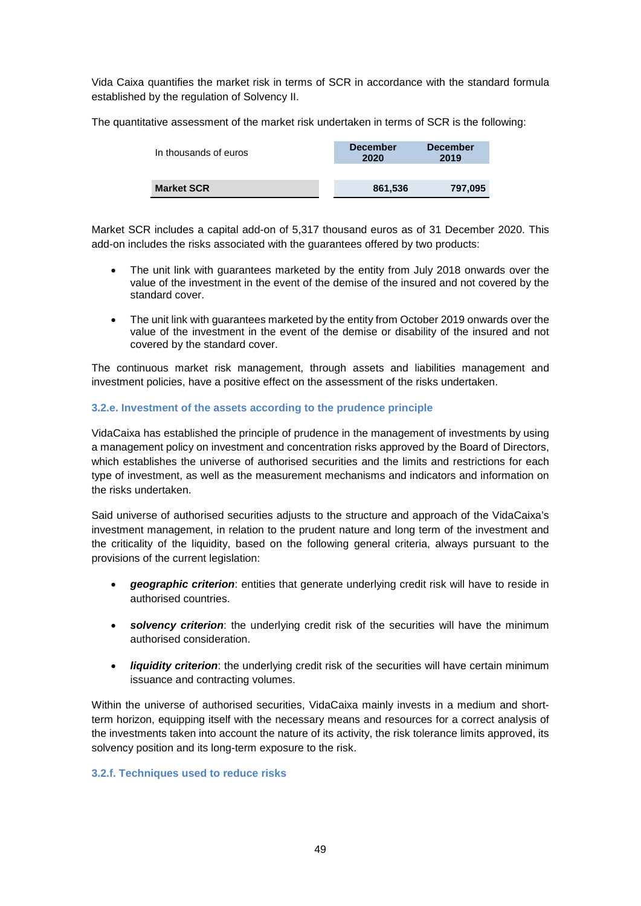Vida Caixa quantifies the market risk in terms of SCR in accordance with the standard formula established by the regulation of Solvency II.

The quantitative assessment of the market risk undertaken in terms of SCR is the following:

| In thousands of euros | December 2020 | December 2019 |
|---|---|---|
| **Market SCR** | **861,536** | **797,095** |

Market SCR includes a capital add-on of 5,317 thousand euros as of 31 December 2020. This add-on includes the risks associated with the guarantees offered by two products:

- The unit link with guarantees marketed by the entity from July 2018 onwards over the value of the investment in the event of the demise of the insured and not covered by the standard cover.
- The unit link with guarantees marketed by the entity from October 2019 onwards over the value of the investment in the event of the demise or disability of the insured and not covered by the standard cover.

The continuous market risk management, through assets and liabilities management and investment policies, have a positive effect on the assessment of the risks undertaken.

### 3.2.e. Investment of the assets according to the prudence principle

VidaCaixa has established the principle of prudence in the management of investments by using a management policy on investment and concentration risks approved by the Board of Directors, which establishes the universe of authorised securities and the limits and restrictions for each type of investment, as well as the measurement mechanisms and indicators and information on the risks undertaken.

Said universe of authorised securities adjusts to the structure and approach of the VidaCaixa's investment management, in relation to the prudent nature and long term of the investment and the criticality of the liquidity, based on the following general criteria, always pursuant to the provisions of the current legislation:

- ***geographic criterion***: entities that generate underlying credit risk will have to reside in authorised countries.
- ***solvency criterion***: the underlying credit risk of the securities will have the minimum authorised consideration.
- ***liquidity criterion***: the underlying credit risk of the securities will have certain minimum issuance and contracting volumes.

Within the universe of authorised securities, VidaCaixa mainly invests in a medium and short-term horizon, equipping itself with the necessary means and resources for a correct analysis of the investments taken into account the nature of its activity, the risk tolerance limits approved, its solvency position and its long-term exposure to the risk.

### 3.2.f. Techniques used to reduce risks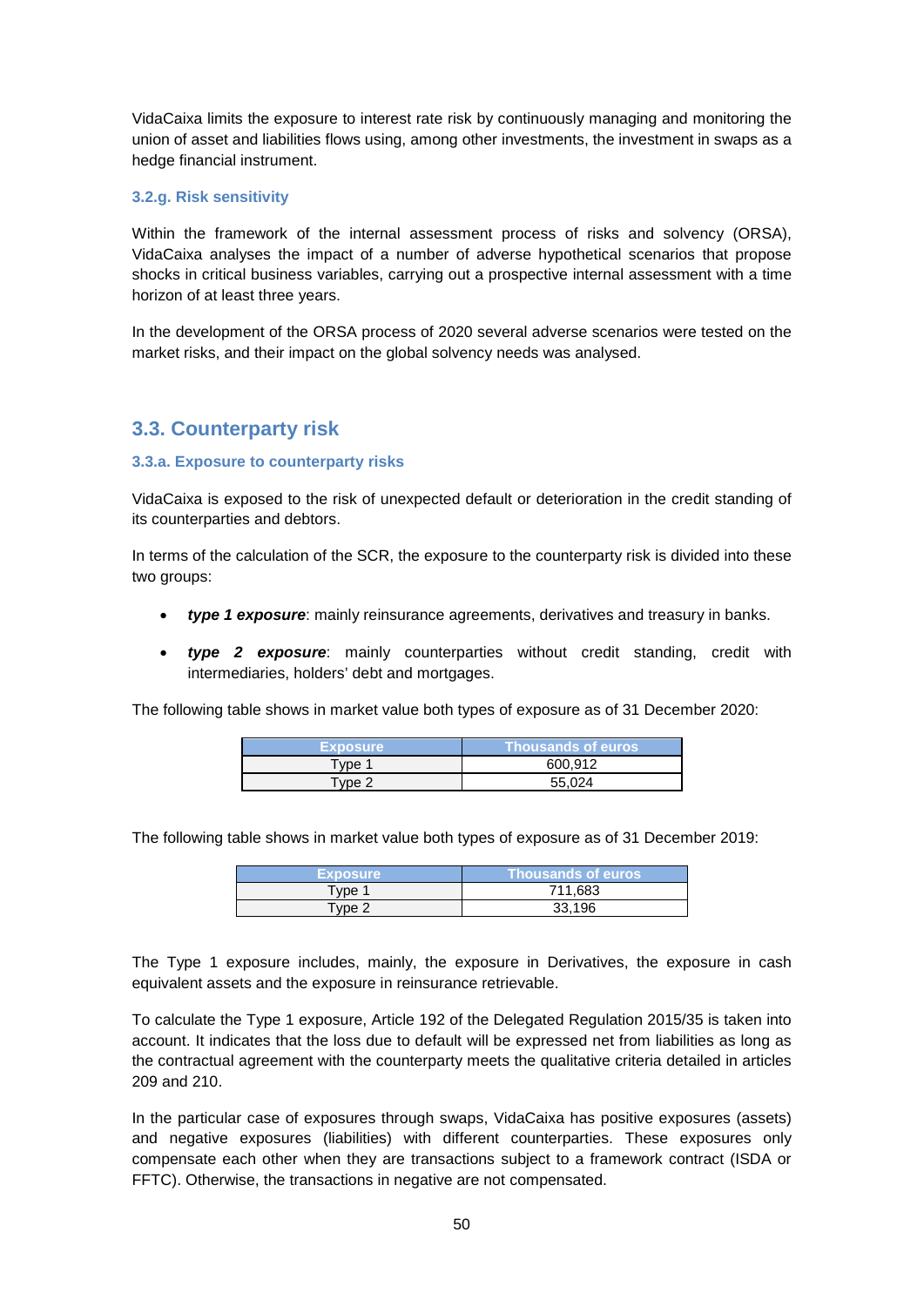VidaCaixa limits the exposure to interest rate risk by continuously managing and monitoring the union of asset and liabilities flows using, among other investments, the investment in swaps as a hedge financial instrument.

### 3.2.g. Risk sensitivity

Within the framework of the internal assessment process of risks and solvency (ORSA), VidaCaixa analyses the impact of a number of adverse hypothetical scenarios that propose shocks in critical business variables, carrying out a prospective internal assessment with a time horizon of at least three years.

In the development of the ORSA process of 2020 several adverse scenarios were tested on the market risks, and their impact on the global solvency needs was analysed.

## 3.3. Counterparty risk

### 3.3.a. Exposure to counterparty risks

VidaCaixa is exposed to the risk of unexpected default or deterioration in the credit standing of its counterparties and debtors.

In terms of the calculation of the SCR, the exposure to the counterparty risk is divided into these two groups:

- ***type 1 exposure***: mainly reinsurance agreements, derivatives and treasury in banks.
- ***type 2 exposure***: mainly counterparties without credit standing, credit with intermediaries, holders' debt and mortgages.

The following table shows in market value both types of exposure as of 31 December 2020:

| Exposure | Thousands of euros |
|---|---|
| Type 1 | 600,912 |
| Type 2 | 55,024 |

The following table shows in market value both types of exposure as of 31 December 2019:

| Exposure | Thousands of euros |
|---|---|
| Type 1 | 711,683 |
| Type 2 | 33,196 |

The Type 1 exposure includes, mainly, the exposure in Derivatives, the exposure in cash equivalent assets and the exposure in reinsurance retrievable.

To calculate the Type 1 exposure, Article 192 of the Delegated Regulation 2015/35 is taken into account. It indicates that the loss due to default will be expressed net from liabilities as long as the contractual agreement with the counterparty meets the qualitative criteria detailed in articles 209 and 210.

In the particular case of exposures through swaps, VidaCaixa has positive exposures (assets) and negative exposures (liabilities) with different counterparties. These exposures only compensate each other when they are transactions subject to a framework contract (ISDA or FFTC). Otherwise, the transactions in negative are not compensated.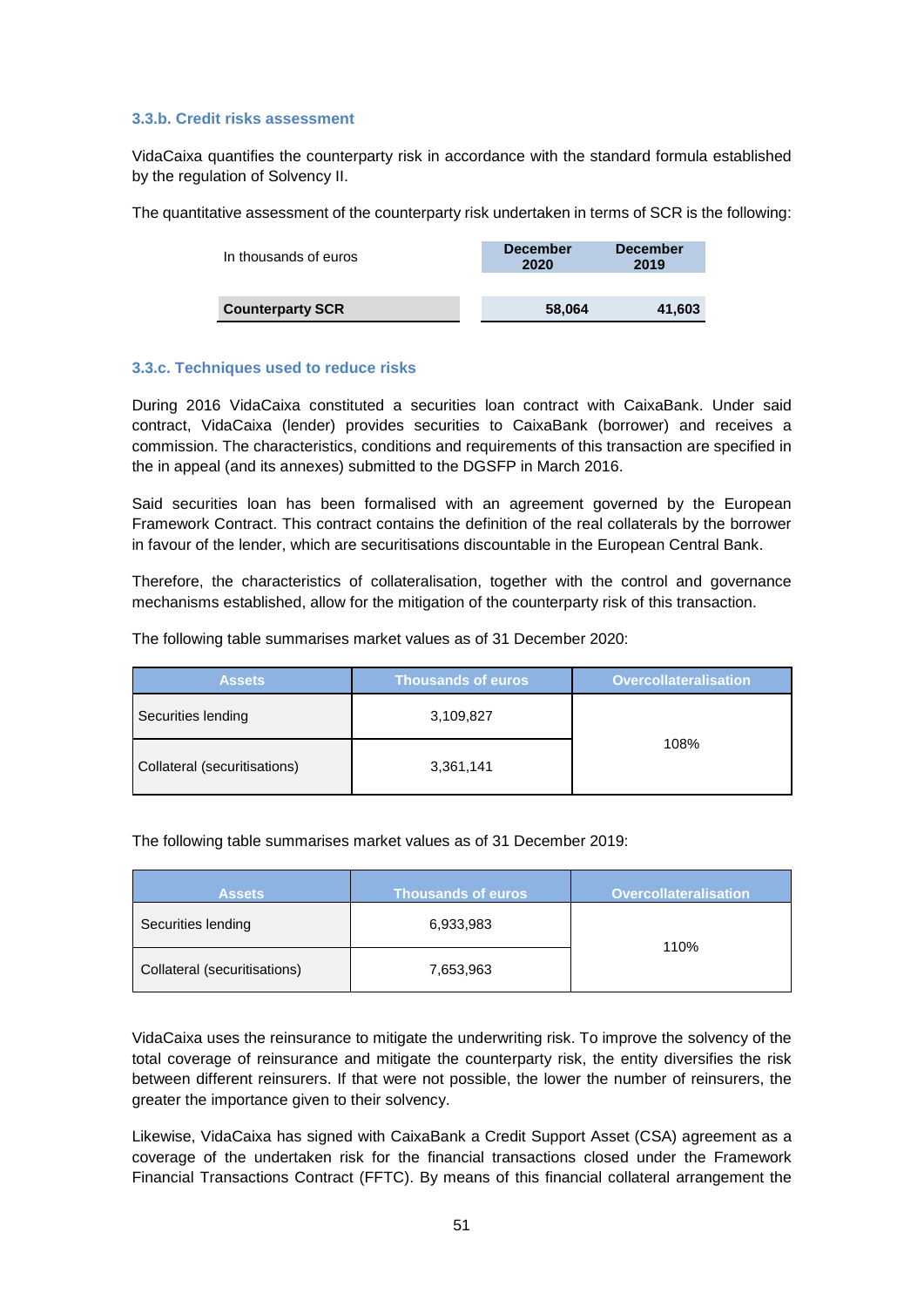### 3.3.b. Credit risks assessment

VidaCaixa quantifies the counterparty risk in accordance with the standard formula established by the regulation of Solvency II.

The quantitative assessment of the counterparty risk undertaken in terms of SCR is the following:

| In thousands of euros | December 2020 | December 2019 |
|---|---|---|
| **Counterparty SCR** | **58,064** | **41,603** |

### 3.3.c. Techniques used to reduce risks

During 2016 VidaCaixa constituted a securities loan contract with CaixaBank. Under said contract, VidaCaixa (lender) provides securities to CaixaBank (borrower) and receives a commission. The characteristics, conditions and requirements of this transaction are specified in the in appeal (and its annexes) submitted to the DGSFP in March 2016.

Said securities loan has been formalised with an agreement governed by the European Framework Contract. This contract contains the definition of the real collaterals by the borrower in favour of the lender, which are securitisations discountable in the European Central Bank.

Therefore, the characteristics of collateralisation, together with the control and governance mechanisms established, allow for the mitigation of the counterparty risk of this transaction.

The following table summarises market values as of 31 December 2020:

| Assets | Thousands of euros | Overcollateralisation |
|---|---|---|
| Securities lending | 3,109,827 | 108% |
| Collateral (securitisations) | 3,361,141 | |

The following table summarises market values as of 31 December 2019:

| Assets | Thousands of euros | Overcollateralisation |
|---|---|---|
| Securities lending | 6,933,983 | 110% |
| Collateral (securitisations) | 7,653,963 | |

VidaCaixa uses the reinsurance to mitigate the underwriting risk. To improve the solvency of the total coverage of reinsurance and mitigate the counterparty risk, the entity diversifies the risk between different reinsurers. If that were not possible, the lower the number of reinsurers, the greater the importance given to their solvency.

Likewise, VidaCaixa has signed with CaixaBank a Credit Support Asset (CSA) agreement as a coverage of the undertaken risk for the financial transactions closed under the Framework Financial Transactions Contract (FFTC). By means of this financial collateral arrangement the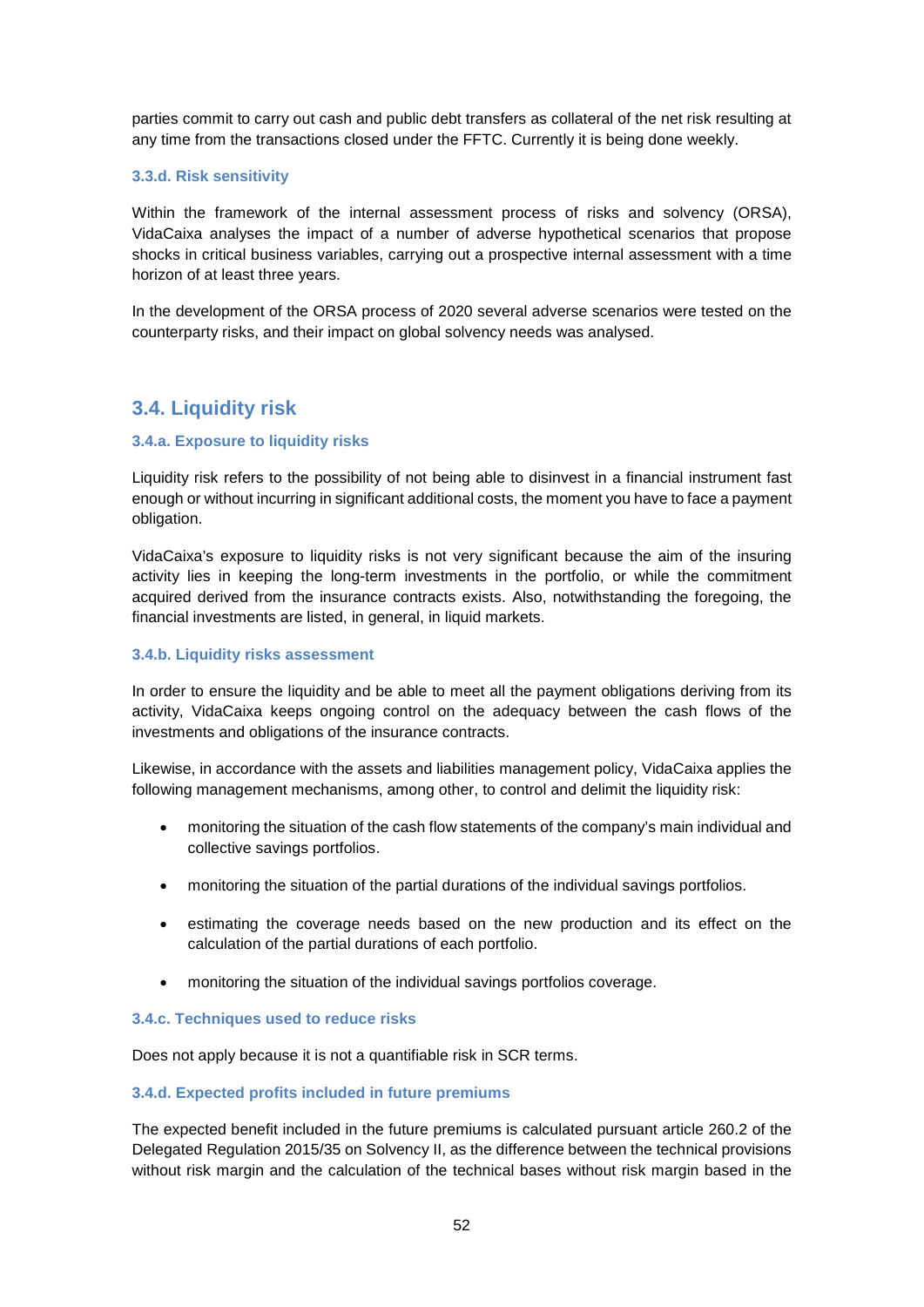parties commit to carry out cash and public debt transfers as collateral of the net risk resulting at any time from the transactions closed under the FFTC. Currently it is being done weekly.

#### 3.3.d. Risk sensitivity

Within the framework of the internal assessment process of risks and solvency (ORSA), VidaCaixa analyses the impact of a number of adverse hypothetical scenarios that propose shocks in critical business variables, carrying out a prospective internal assessment with a time horizon of at least three years.

In the development of the ORSA process of 2020 several adverse scenarios were tested on the counterparty risks, and their impact on global solvency needs was analysed.

## 3.4. Liquidity risk

#### 3.4.a. Exposure to liquidity risks

Liquidity risk refers to the possibility of not being able to disinvest in a financial instrument fast enough or without incurring in significant additional costs, the moment you have to face a payment obligation.

VidaCaixa's exposure to liquidity risks is not very significant because the aim of the insuring activity lies in keeping the long-term investments in the portfolio, or while the commitment acquired derived from the insurance contracts exists. Also, notwithstanding the foregoing, the financial investments are listed, in general, in liquid markets.

#### 3.4.b. Liquidity risks assessment

In order to ensure the liquidity and be able to meet all the payment obligations deriving from its activity, VidaCaixa keeps ongoing control on the adequacy between the cash flows of the investments and obligations of the insurance contracts.

Likewise, in accordance with the assets and liabilities management policy, VidaCaixa applies the following management mechanisms, among other, to control and delimit the liquidity risk:

- monitoring the situation of the cash flow statements of the company's main individual and collective savings portfolios.
- monitoring the situation of the partial durations of the individual savings portfolios.
- estimating the coverage needs based on the new production and its effect on the calculation of the partial durations of each portfolio.
- monitoring the situation of the individual savings portfolios coverage.

#### 3.4.c. Techniques used to reduce risks

Does not apply because it is not a quantifiable risk in SCR terms.

#### 3.4.d. Expected profits included in future premiums

The expected benefit included in the future premiums is calculated pursuant article 260.2 of the Delegated Regulation 2015/35 on Solvency II, as the difference between the technical provisions without risk margin and the calculation of the technical bases without risk margin based in the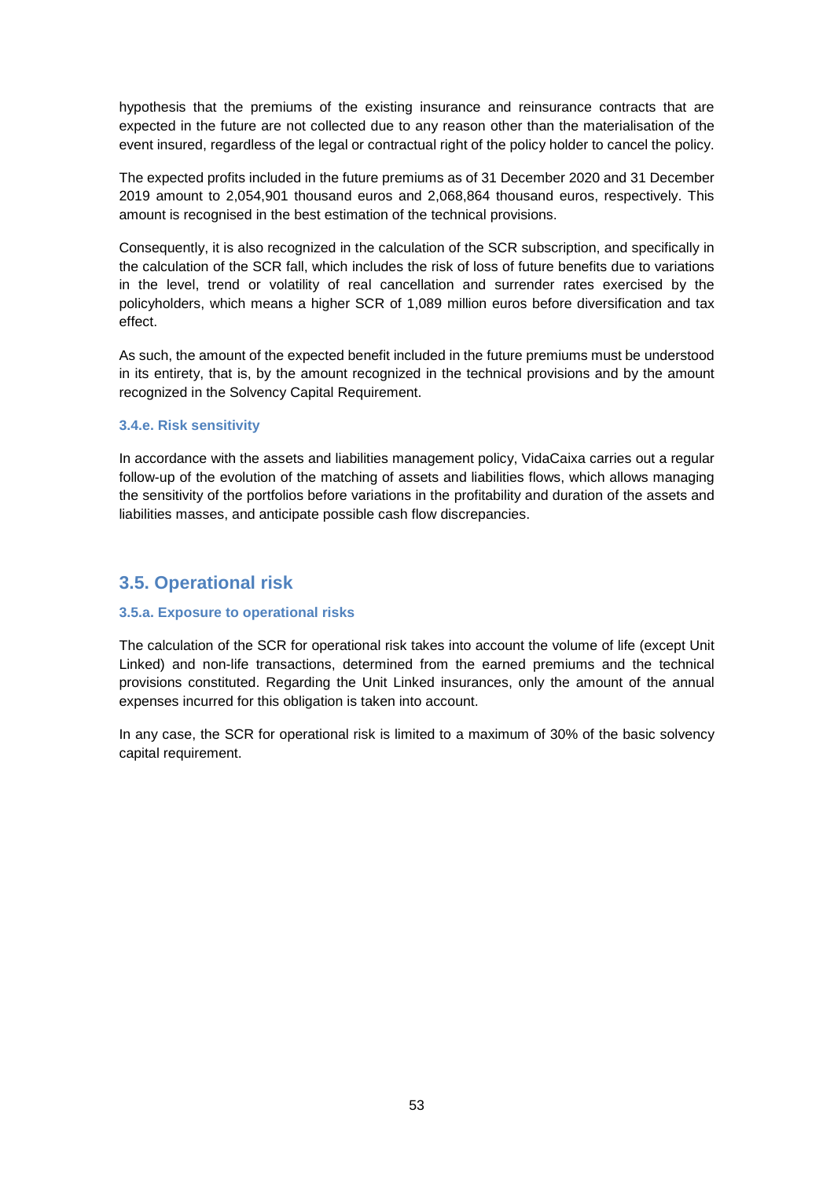hypothesis that the premiums of the existing insurance and reinsurance contracts that are expected in the future are not collected due to any reason other than the materialisation of the event insured, regardless of the legal or contractual right of the policy holder to cancel the policy.

The expected profits included in the future premiums as of 31 December 2020 and 31 December 2019 amount to 2,054,901 thousand euros and 2,068,864 thousand euros, respectively. This amount is recognised in the best estimation of the technical provisions.

Consequently, it is also recognized in the calculation of the SCR subscription, and specifically in the calculation of the SCR fall, which includes the risk of loss of future benefits due to variations in the level, trend or volatility of real cancellation and surrender rates exercised by the policyholders, which means a higher SCR of 1,089 million euros before diversification and tax effect.

As such, the amount of the expected benefit included in the future premiums must be understood in its entirety, that is, by the amount recognized in the technical provisions and by the amount recognized in the Solvency Capital Requirement.

### 3.4.e. Risk sensitivity

In accordance with the assets and liabilities management policy, VidaCaixa carries out a regular follow-up of the evolution of the matching of assets and liabilities flows, which allows managing the sensitivity of the portfolios before variations in the profitability and duration of the assets and liabilities masses, and anticipate possible cash flow discrepancies.

## 3.5. Operational risk

### 3.5.a. Exposure to operational risks

The calculation of the SCR for operational risk takes into account the volume of life (except Unit Linked) and non-life transactions, determined from the earned premiums and the technical provisions constituted. Regarding the Unit Linked insurances, only the amount of the annual expenses incurred for this obligation is taken into account.

In any case, the SCR for operational risk is limited to a maximum of 30% of the basic solvency capital requirement.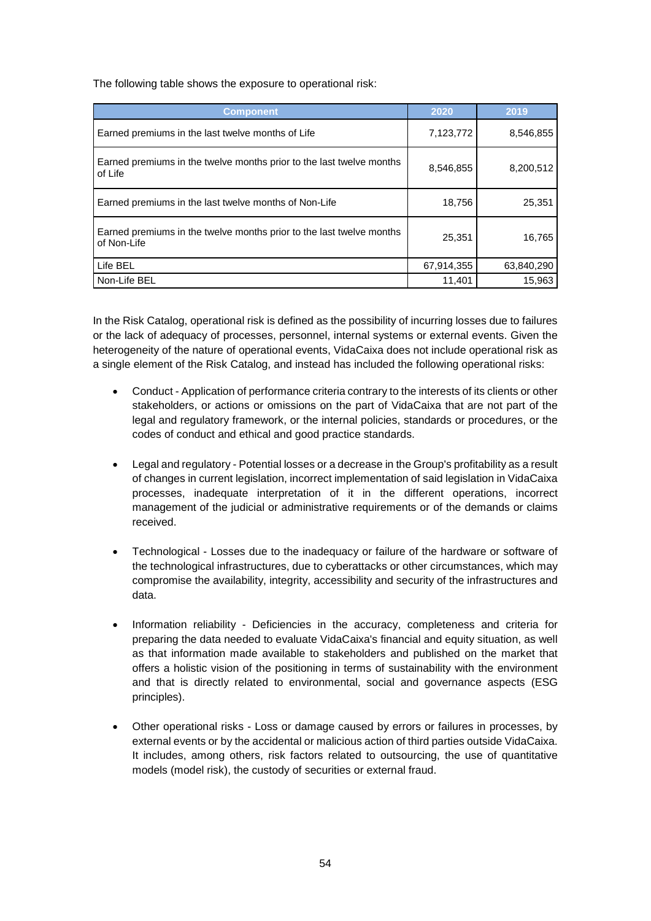The following table shows the exposure to operational risk:

| Component | 2020 | 2019 |
|---|---|---|
| Earned premiums in the last twelve months of Life | 7,123,772 | 8,546,855 |
| Earned premiums in the twelve months prior to the last twelve months of Life | 8,546,855 | 8,200,512 |
| Earned premiums in the last twelve months of Non-Life | 18,756 | 25,351 |
| Earned premiums in the twelve months prior to the last twelve months of Non-Life | 25,351 | 16,765 |
| Life BEL | 67,914,355 | 63,840,290 |
| Non-Life BEL | 11,401 | 15,963 |

In the Risk Catalog, operational risk is defined as the possibility of incurring losses due to failures or the lack of adequacy of processes, personnel, internal systems or external events. Given the heterogeneity of the nature of operational events, VidaCaixa does not include operational risk as a single element of the Risk Catalog, and instead has included the following operational risks:

- Conduct - Application of performance criteria contrary to the interests of its clients or other stakeholders, or actions or omissions on the part of VidaCaixa that are not part of the legal and regulatory framework, or the internal policies, standards or procedures, or the codes of conduct and ethical and good practice standards.

- Legal and regulatory - Potential losses or a decrease in the Group's profitability as a result of changes in current legislation, incorrect implementation of said legislation in VidaCaixa processes, inadequate interpretation of it in the different operations, incorrect management of the judicial or administrative requirements or of the demands or claims received.

- Technological - Losses due to the inadequacy or failure of the hardware or software of the technological infrastructures, due to cyberattacks or other circumstances, which may compromise the availability, integrity, accessibility and security of the infrastructures and data.

- Information reliability - Deficiencies in the accuracy, completeness and criteria for preparing the data needed to evaluate VidaCaixa's financial and equity situation, as well as that information made available to stakeholders and published on the market that offers a holistic vision of the positioning in terms of sustainability with the environment and that is directly related to environmental, social and governance aspects (ESG principles).

- Other operational risks - Loss or damage caused by errors or failures in processes, by external events or by the accidental or malicious action of third parties outside VidaCaixa. It includes, among others, risk factors related to outsourcing, the use of quantitative models (model risk), the custody of securities or external fraud.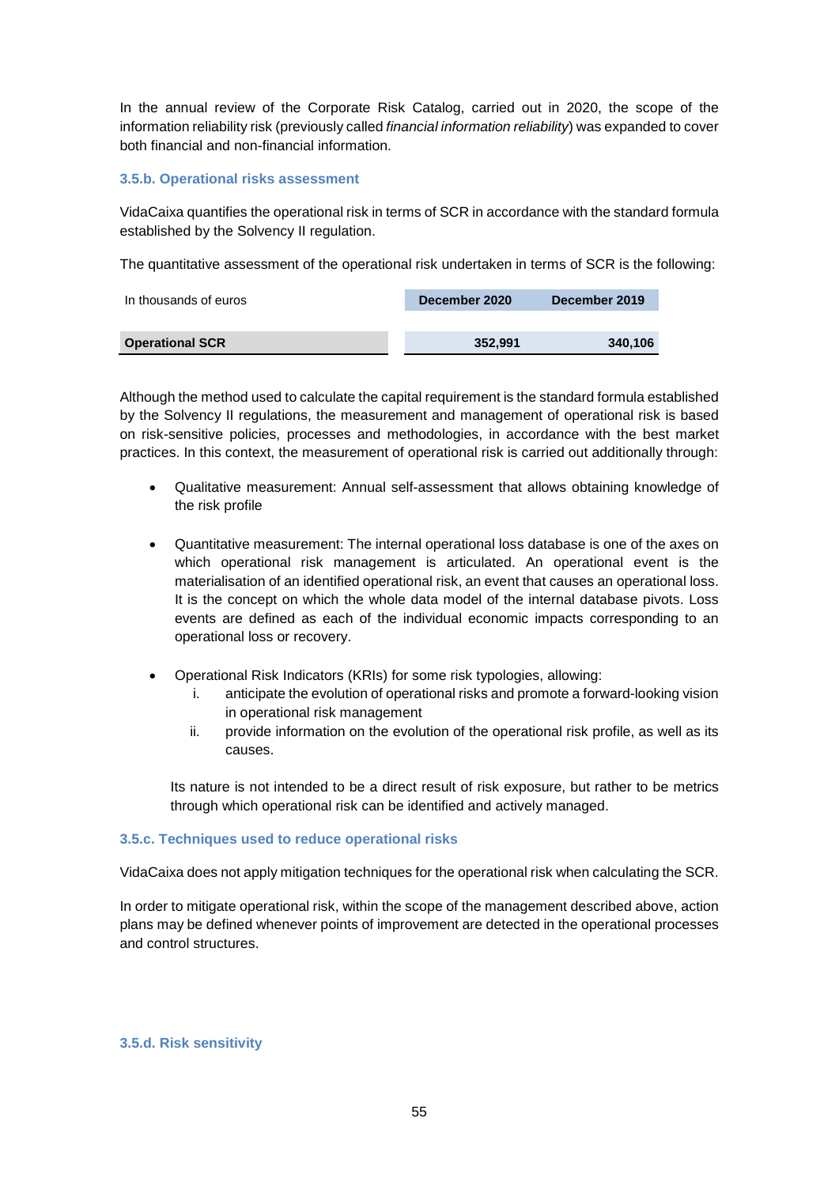In the annual review of the Corporate Risk Catalog, carried out in 2020, the scope of the information reliability risk (previously called *financial information reliability*) was expanded to cover both financial and non-financial information.

### 3.5.b. Operational risks assessment

VidaCaixa quantifies the operational risk in terms of SCR in accordance with the standard formula established by the Solvency II regulation.

The quantitative assessment of the operational risk undertaken in terms of SCR is the following:

| In thousands of euros | December 2020 | December 2019 |
|---|---|---|
| **Operational SCR** | **352,991** | **340,106** |

Although the method used to calculate the capital requirement is the standard formula established by the Solvency II regulations, the measurement and management of operational risk is based on risk-sensitive policies, processes and methodologies, in accordance with the best market practices. In this context, the measurement of operational risk is carried out additionally through:

- Qualitative measurement: Annual self-assessment that allows obtaining knowledge of the risk profile

- Quantitative measurement: The internal operational loss database is one of the axes on which operational risk management is articulated. An operational event is the materialisation of an identified operational risk, an event that causes an operational loss. It is the concept on which the whole data model of the internal database pivots. Loss events are defined as each of the individual economic impacts corresponding to an operational loss or recovery.

- Operational Risk Indicators (KRIs) for some risk typologies, allowing:
  1. anticipate the evolution of operational risks and promote a forward-looking vision in operational risk management
  2. provide information on the evolution of the operational risk profile, as well as its causes.

  Its nature is not intended to be a direct result of risk exposure, but rather to be metrics through which operational risk can be identified and actively managed.

### 3.5.c. Techniques used to reduce operational risks

VidaCaixa does not apply mitigation techniques for the operational risk when calculating the SCR.

In order to mitigate operational risk, within the scope of the management described above, action plans may be defined whenever points of improvement are detected in the operational processes and control structures.

### 3.5.d. Risk sensitivity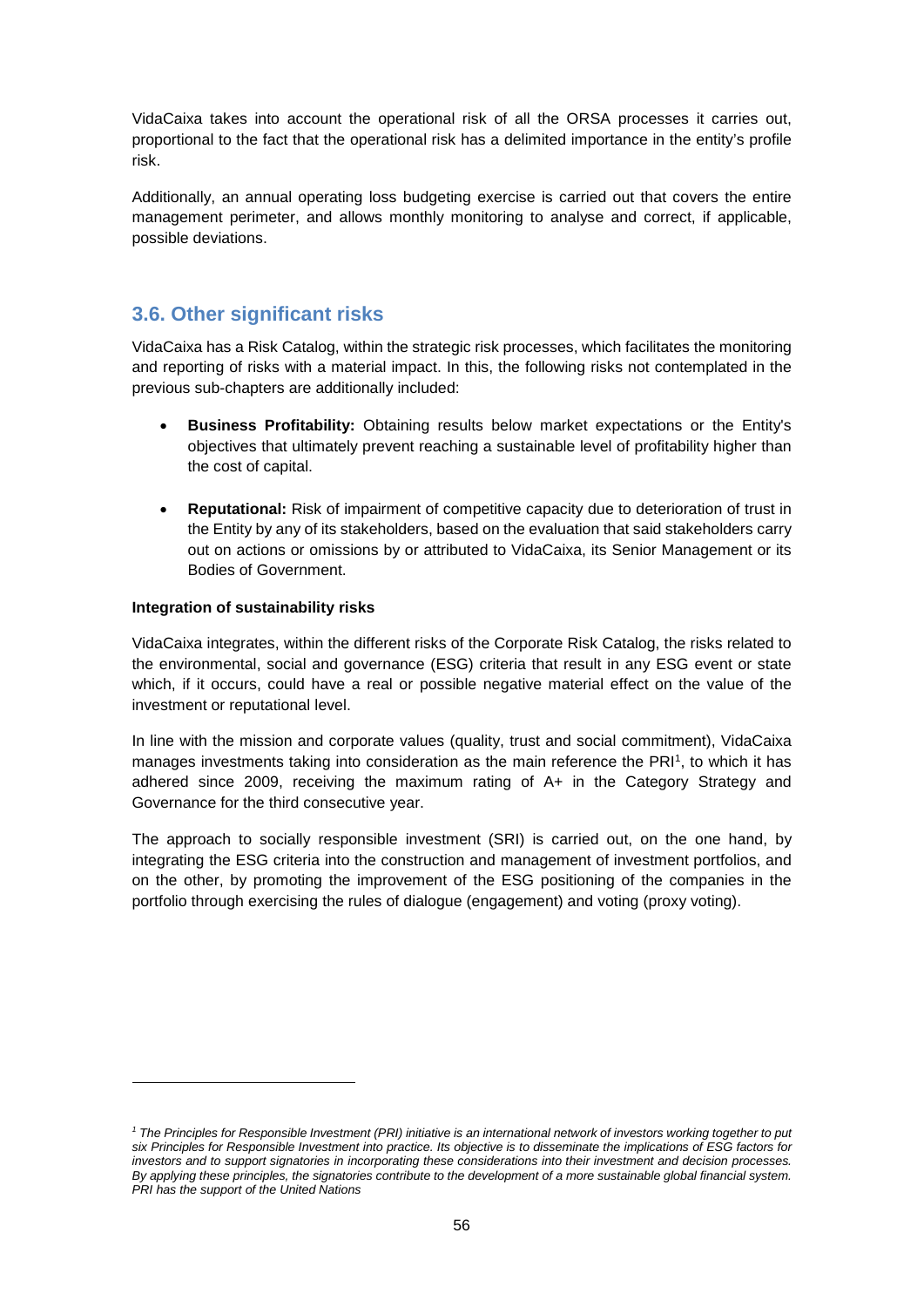VidaCaixa takes into account the operational risk of all the ORSA processes it carries out, proportional to the fact that the operational risk has a delimited importance in the entity's profile risk.

Additionally, an annual operating loss budgeting exercise is carried out that covers the entire management perimeter, and allows monthly monitoring to analyse and correct, if applicable, possible deviations.

## 3.6. Other significant risks

VidaCaixa has a Risk Catalog, within the strategic risk processes, which facilitates the monitoring and reporting of risks with a material impact. In this, the following risks not contemplated in the previous sub-chapters are additionally included:

- **Business Profitability:** Obtaining results below market expectations or the Entity's objectives that ultimately prevent reaching a sustainable level of profitability higher than the cost of capital.

- **Reputational:** Risk of impairment of competitive capacity due to deterioration of trust in the Entity by any of its stakeholders, based on the evaluation that said stakeholders carry out on actions or omissions by or attributed to VidaCaixa, its Senior Management or its Bodies of Government.

**Integration of sustainability risks**

VidaCaixa integrates, within the different risks of the Corporate Risk Catalog, the risks related to the environmental, social and governance (ESG) criteria that result in any ESG event or state which, if it occurs, could have a real or possible negative material effect on the value of the investment or reputational level.

In line with the mission and corporate values (quality, trust and social commitment), VidaCaixa manages investments taking into consideration as the main reference the PRI[1], to which it has adhered since 2009, receiving the maximum rating of A+ in the Category Strategy and Governance for the third consecutive year.

The approach to socially responsible investment (SRI) is carried out, on the one hand, by integrating the ESG criteria into the construction and management of investment portfolios, and on the other, by promoting the improvement of the ESG positioning of the companies in the portfolio through exercising the rules of dialogue (engagement) and voting (proxy voting).

---

*[1] The Principles for Responsible Investment (PRI) initiative is an international network of investors working together to put six Principles for Responsible Investment into practice. Its objective is to disseminate the implications of ESG factors for investors and to support signatories in incorporating these considerations into their investment and decision processes. By applying these principles, the signatories contribute to the development of a more sustainable global financial system. PRI has the support of the United Nations*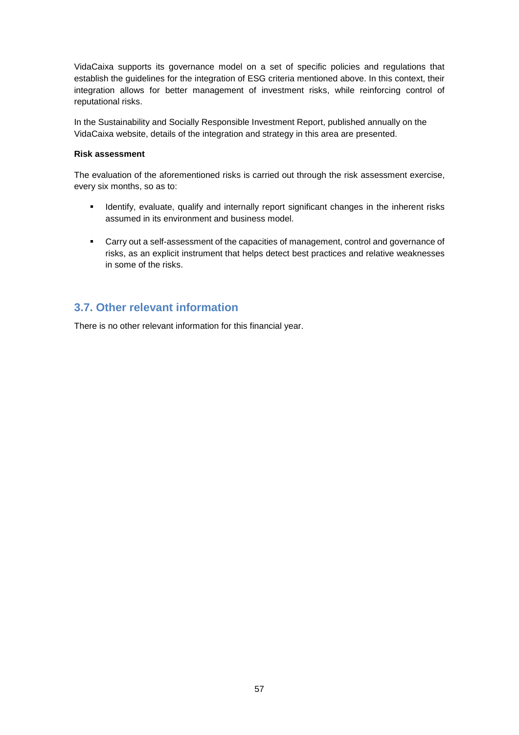VidaCaixa supports its governance model on a set of specific policies and regulations that establish the guidelines for the integration of ESG criteria mentioned above. In this context, their integration allows for better management of investment risks, while reinforcing control of reputational risks.

In the Sustainability and Socially Responsible Investment Report, published annually on the VidaCaixa website, details of the integration and strategy in this area are presented.

**Risk assessment**

The evaluation of the aforementioned risks is carried out through the risk assessment exercise, every six months, so as to:

- Identify, evaluate, qualify and internally report significant changes in the inherent risks assumed in its environment and business model.
- Carry out a self-assessment of the capacities of management, control and governance of risks, as an explicit instrument that helps detect best practices and relative weaknesses in some of the risks.

## 3.7. Other relevant information

There is no other relevant information for this financial year.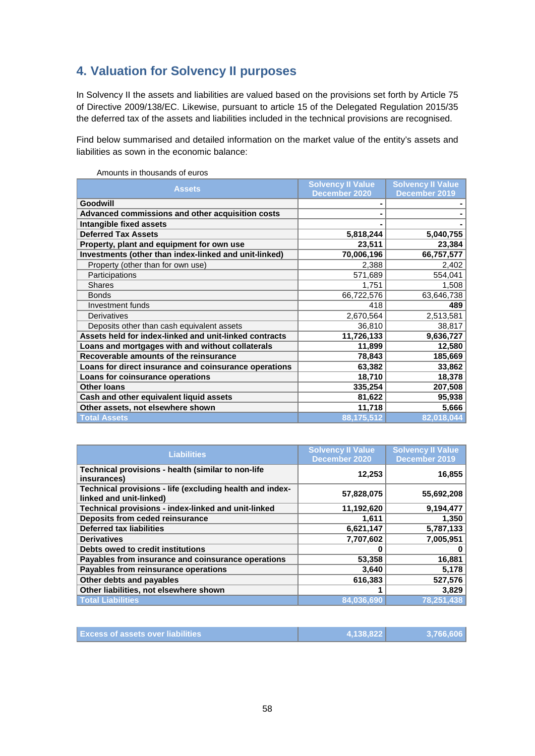## 4. Valuation for Solvency II purposes

In Solvency II the assets and liabilities are valued based on the provisions set forth by Article 75 of Directive 2009/138/EC. Likewise, pursuant to article 15 of the Delegated Regulation 2015/35 the deferred tax of the assets and liabilities included in the technical provisions are recognised.

Find below summarised and detailed information on the market value of the entity's assets and liabilities as sown in the economic balance:

Amounts in thousands of euros

| Assets | Solvency II Value December 2020 | Solvency II Value December 2019 |
|---|---|---|
| **Goodwill** | **-** | **-** |
| **Advanced commissions and other acquisition costs** | **-** | **-** |
| **Intangible fixed assets** | **-** | **-** |
| **Deferred Tax Assets** | **5,818,244** | **5,040,755** |
| **Property, plant and equipment for own use** | **23,511** | **23,384** |
| **Investments (other than index-linked and unit-linked)** | **70,006,196** | **66,757,577** |
| Property (other than for own use) | 2,388 | 2,402 |
| Participations | 571,689 | 554,041 |
| Shares | 1,751 | 1,508 |
| Bonds | 66,722,576 | 63,646,738 |
| Investment funds | 418 | **489** |
| Derivatives | 2,670,564 | 2,513,581 |
| Deposits other than cash equivalent assets | 36,810 | 38,817 |
| **Assets held for index-linked and unit-linked contracts** | **11,726,133** | **9,636,727** |
| **Loans and mortgages with and without collaterals** | **11,899** | **12,580** |
| **Recoverable amounts of the reinsurance** | **78,843** | **185,669** |
| **Loans for direct insurance and coinsurance operations** | **63,382** | **33,862** |
| **Loans for coinsurance operations** | **18,710** | **18,378** |
| **Other loans** | **335,254** | **207,508** |
| **Cash and other equivalent liquid assets** | **81,622** | **95,938** |
| **Other assets, not elsewhere shown** | **11,718** | **5,666** |
| **Total Assets** | **88,175,512** | **82,018,044** |

| Liabilities | Solvency II Value December 2020 | Solvency II Value December 2019 |
|---|---|---|
| **Technical provisions - health (similar to non-life insurances)** | **12,253** | **16,855** |
| **Technical provisions - life (excluding health and index-linked and unit-linked)** | **57,828,075** | **55,692,208** |
| **Technical provisions - index-linked and unit-linked** | **11,192,620** | **9,194,477** |
| **Deposits from ceded reinsurance** | **1,611** | **1,350** |
| **Deferred tax liabilities** | **6,621,147** | **5,787,133** |
| **Derivatives** | **7,707,602** | **7,005,951** |
| **Debts owed to credit institutions** | **0** | **0** |
| **Payables from insurance and coinsurance operations** | **53,358** | **16,881** |
| **Payables from reinsurance operations** | **3,640** | **5,178** |
| **Other debts and payables** | **616,383** | **527,576** |
| **Other liabilities, not elsewhere shown** | **1** | **3,829** |
| **Total Liabilities** | **84,036,690** | **78,251,438** |

| | | |
|---|---|---|
| **Excess of assets over liabilities** | **4,138,822** | **3,766,606** |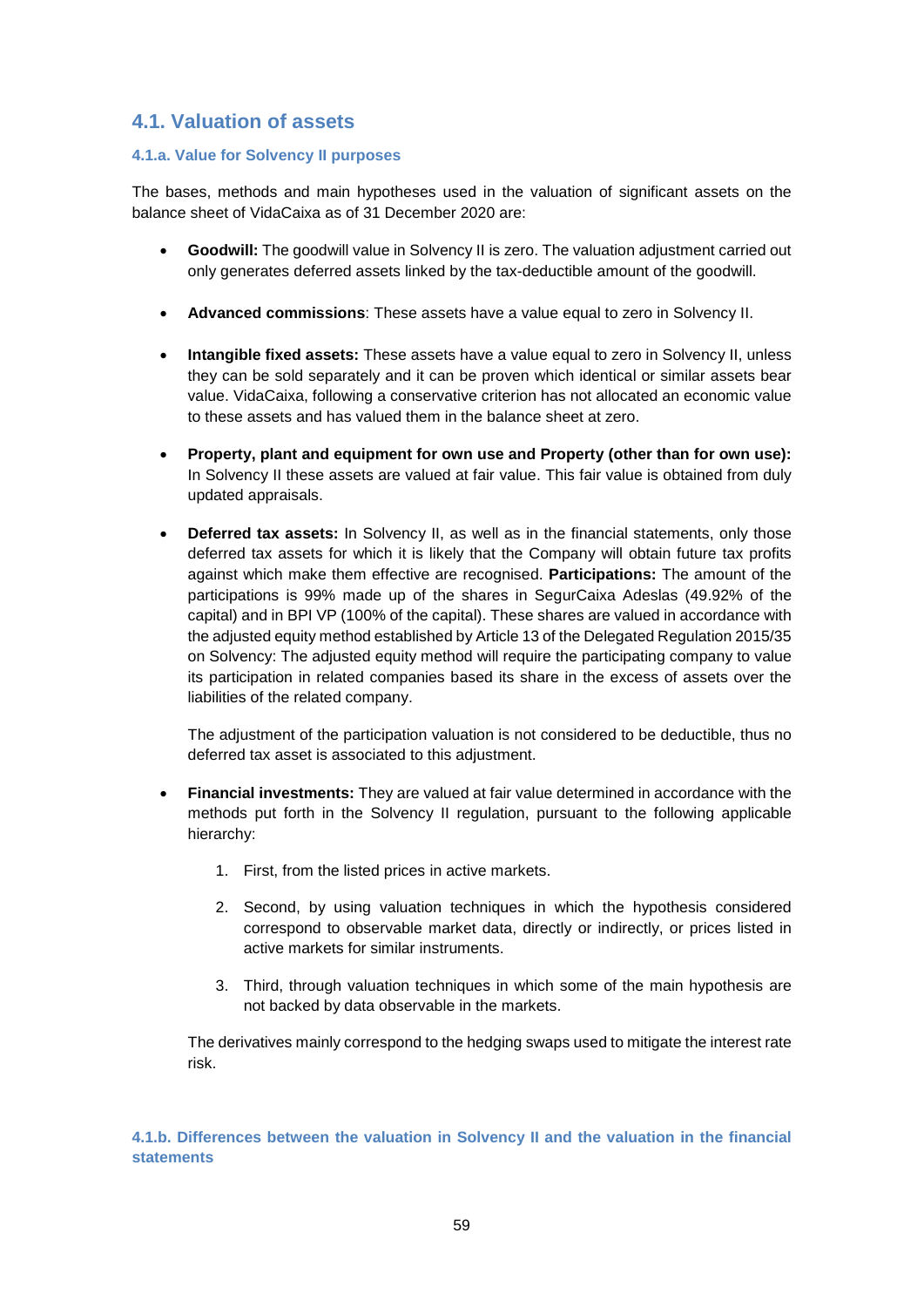## 4.1. Valuation of assets

### 4.1.a. Value for Solvency II purposes

The bases, methods and main hypotheses used in the valuation of significant assets on the balance sheet of VidaCaixa as of 31 December 2020 are:

- **Goodwill:** The goodwill value in Solvency II is zero. The valuation adjustment carried out only generates deferred assets linked by the tax-deductible amount of the goodwill.
- **Advanced commissions**: These assets have a value equal to zero in Solvency II.
- **Intangible fixed assets:** These assets have a value equal to zero in Solvency II, unless they can be sold separately and it can be proven which identical or similar assets bear value. VidaCaixa, following a conservative criterion has not allocated an economic value to these assets and has valued them in the balance sheet at zero.
- **Property, plant and equipment for own use and Property (other than for own use):** In Solvency II these assets are valued at fair value. This fair value is obtained from duly updated appraisals.
- **Deferred tax assets:** In Solvency II, as well as in the financial statements, only those deferred tax assets for which it is likely that the Company will obtain future tax profits against which make them effective are recognised. **Participations:** The amount of the participations is 99% made up of the shares in SegurCaixa Adeslas (49.92% of the capital) and in BPI VP (100% of the capital). These shares are valued in accordance with the adjusted equity method established by Article 13 of the Delegated Regulation 2015/35 on Solvency: The adjusted equity method will require the participating company to value its participation in related companies based its share in the excess of assets over the liabilities of the related company.

  The adjustment of the participation valuation is not considered to be deductible, thus no deferred tax asset is associated to this adjustment.

- **Financial investments:** They are valued at fair value determined in accordance with the methods put forth in the Solvency II regulation, pursuant to the following applicable hierarchy:

  1. First, from the listed prices in active markets.
  2. Second, by using valuation techniques in which the hypothesis considered correspond to observable market data, directly or indirectly, or prices listed in active markets for similar instruments.
  3. Third, through valuation techniques in which some of the main hypothesis are not backed by data observable in the markets.

  The derivatives mainly correspond to the hedging swaps used to mitigate the interest rate risk.

### 4.1.b. Differences between the valuation in Solvency II and the valuation in the financial statements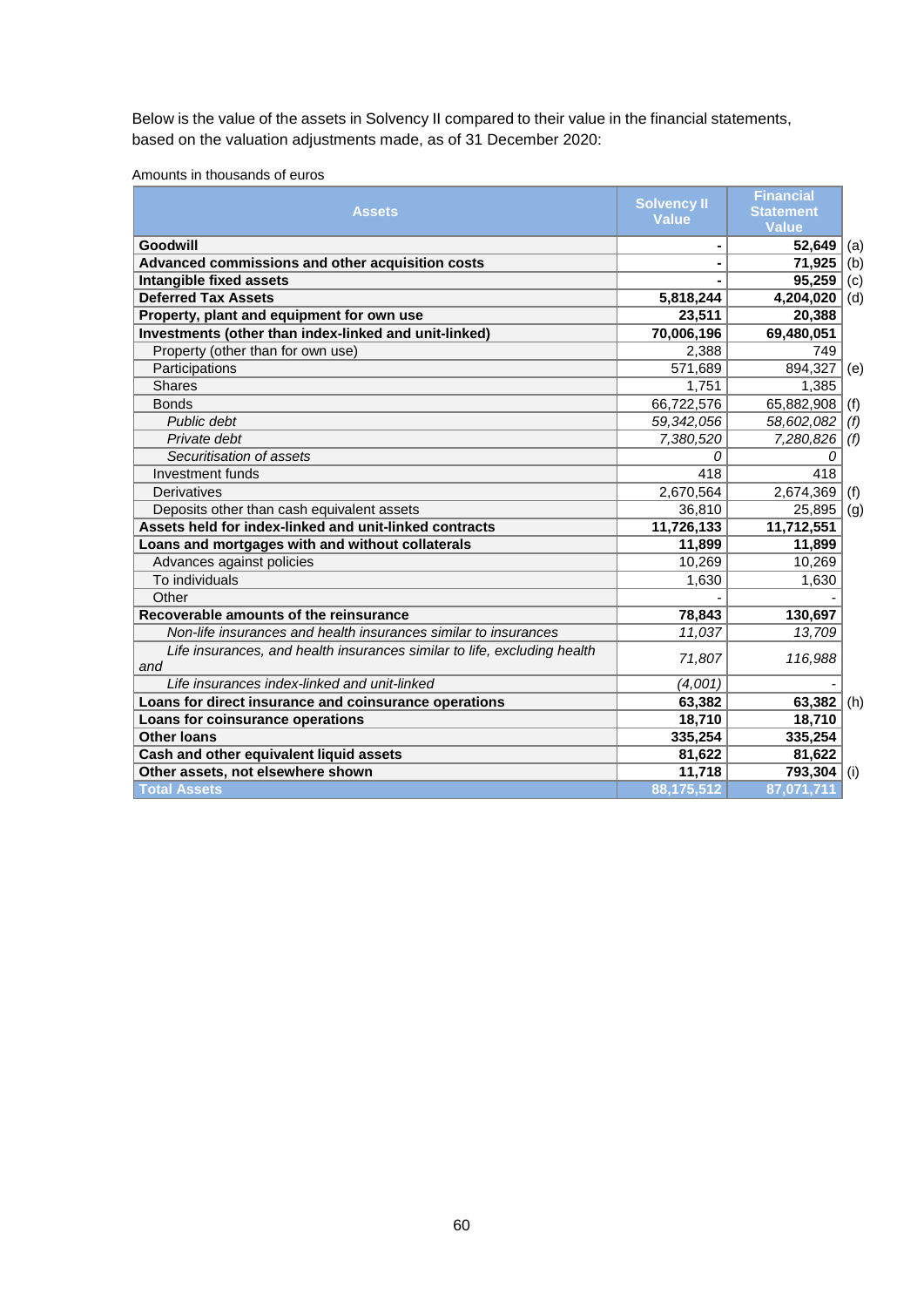Below is the value of the assets in Solvency II compared to their value in the financial statements, based on the valuation adjustments made, as of 31 December 2020:

Amounts in thousands of euros

| Assets | Solvency II Value | Financial Statement Value | |
|---|---|---|---|
| **Goodwill** | **-** | **52,649** | (a) |
| **Advanced commissions and other acquisition costs** | **-** | **71,925** | (b) |
| **Intangible fixed assets** | **-** | **95,259** | (c) |
| **Deferred Tax Assets** | **5,818,244** | **4,204,020** | (d) |
| **Property, plant and equipment for own use** | **23,511** | **20,388** | |
| **Investments (other than index-linked and unit-linked)** | **70,006,196** | **69,480,051** | |
| Property (other than for own use) | 2,388 | 749 | |
| Participations | 571,689 | 894,327 | (e) |
| Shares | 1,751 | 1,385 | |
| Bonds | 66,722,576 | 65,882,908 | (f) |
| *Public debt* | *59,342,056* | *58,602,082* | *(f)* |
| *Private debt* | *7,380,520* | *7,280,826* | *(f)* |
| *Securitisation of assets* | *0* | *0* | |
| Investment funds | 418 | 418 | |
| Derivatives | 2,670,564 | 2,674,369 | (f) |
| Deposits other than cash equivalent assets | 36,810 | 25,895 | (g) |
| **Assets held for index-linked and unit-linked contracts** | **11,726,133** | **11,712,551** | |
| **Loans and mortgages with and without collaterals** | **11,899** | **11,899** | |
| Advances against policies | 10,269 | 10,269 | |
| To individuals | 1,630 | 1,630 | |
| Other | - | - | |
| **Recoverable amounts of the reinsurance** | **78,843** | **130,697** | |
| *Non-life insurances and health insurances similar to insurances* | *11,037* | *13,709* | |
| *Life insurances, and health insurances similar to life, excluding health and* | *71,807* | *116,988* | |
| *Life insurances index-linked and unit-linked* | *(4,001)* | *-* | |
| **Loans for direct insurance and coinsurance operations** | **63,382** | **63,382** | (h) |
| **Loans for coinsurance operations** | **18,710** | **18,710** | |
| **Other loans** | **335,254** | **335,254** | |
| **Cash and other equivalent liquid assets** | **81,622** | **81,622** | |
| **Other assets, not elsewhere shown** | **11,718** | **793,304** | (i) |
| **Total Assets** | **88,175,512** | **87,071,711** | |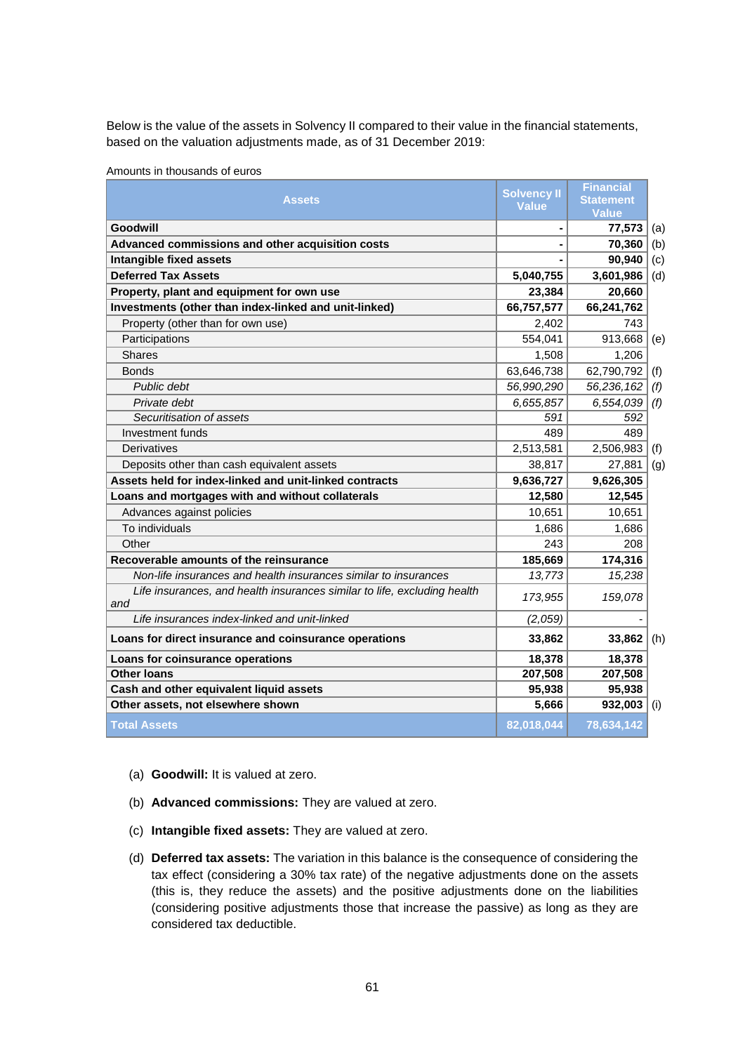Below is the value of the assets in Solvency II compared to their value in the financial statements, based on the valuation adjustments made, as of 31 December 2019:

Amounts in thousands of euros

| Assets | Solvency II Value | Financial Statement Value | |
|---|---|---|---|
| **Goodwill** | **-** | **77,573** | (a) |
| **Advanced commissions and other acquisition costs** | **-** | **70,360** | (b) |
| **Intangible fixed assets** | **-** | **90,940** | (c) |
| **Deferred Tax Assets** | **5,040,755** | **3,601,986** | (d) |
| **Property, plant and equipment for own use** | **23,384** | **20,660** | |
| **Investments (other than index-linked and unit-linked)** | **66,757,577** | **66,241,762** | |
| Property (other than for own use) | 2,402 | 743 | |
| Participations | 554,041 | 913,668 | (e) |
| Shares | 1,508 | 1,206 | |
| Bonds | 63,646,738 | 62,790,792 | (f) |
| *Public debt* | *56,990,290* | *56,236,162* | *(f)* |
| *Private debt* | *6,655,857* | *6,554,039* | *(f)* |
| *Securitisation of assets* | *591* | *592* | |
| Investment funds | 489 | 489 | |
| Derivatives | 2,513,581 | 2,506,983 | (f) |
| Deposits other than cash equivalent assets | 38,817 | 27,881 | (g) |
| **Assets held for index-linked and unit-linked contracts** | **9,636,727** | **9,626,305** | |
| **Loans and mortgages with and without collaterals** | **12,580** | **12,545** | |
| Advances against policies | 10,651 | 10,651 | |
| To individuals | 1,686 | 1,686 | |
| Other | 243 | 208 | |
| **Recoverable amounts of the reinsurance** | **185,669** | **174,316** | |
| *Non-life insurances and health insurances similar to insurances* | *13,773* | *15,238* | |
| *Life insurances, and health insurances similar to life, excluding health and* | *173,955* | *159,078* | |
| *Life insurances index-linked and unit-linked* | *(2,059)* | *-* | |
| **Loans for direct insurance and coinsurance operations** | **33,862** | **33,862** | (h) |
| **Loans for coinsurance operations** | **18,378** | **18,378** | |
| **Other loans** | **207,508** | **207,508** | |
| **Cash and other equivalent liquid assets** | **95,938** | **95,938** | |
| **Other assets, not elsewhere shown** | **5,666** | **932,003** | (i) |
| **Total Assets** | **82,018,044** | **78,634,142** | |

(a) **Goodwill:** It is valued at zero.

(b) **Advanced commissions:** They are valued at zero.

(c) **Intangible fixed assets:** They are valued at zero.

(d) **Deferred tax assets:** The variation in this balance is the consequence of considering the tax effect (considering a 30% tax rate) of the negative adjustments done on the assets (this is, they reduce the assets) and the positive adjustments done on the liabilities (considering positive adjustments those that increase the passive) as long as they are considered tax deductible.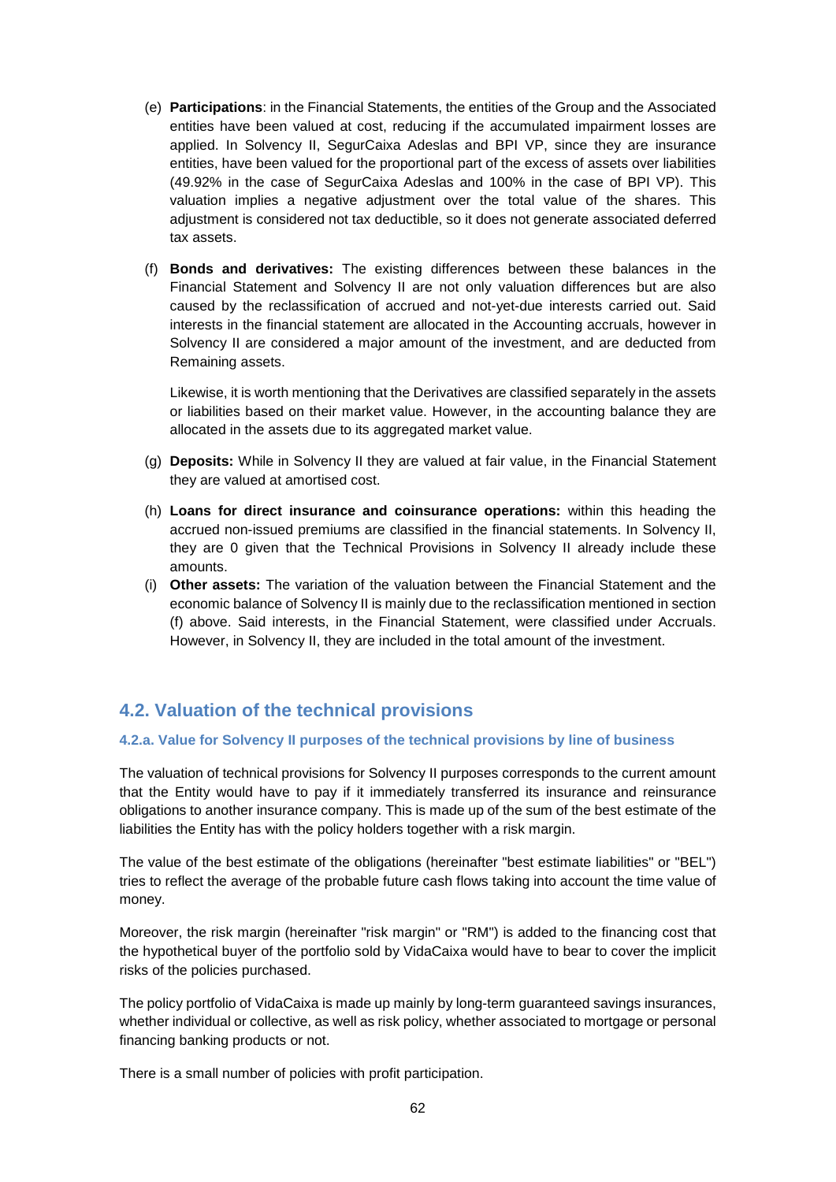(e) **Participations**: in the Financial Statements, the entities of the Group and the Associated entities have been valued at cost, reducing if the accumulated impairment losses are applied. In Solvency II, SegurCaixa Adeslas and BPI VP, since they are insurance entities, have been valued for the proportional part of the excess of assets over liabilities (49.92% in the case of SegurCaixa Adeslas and 100% in the case of BPI VP). This valuation implies a negative adjustment over the total value of the shares. This adjustment is considered not tax deductible, so it does not generate associated deferred tax assets.

(f) **Bonds and derivatives:** The existing differences between these balances in the Financial Statement and Solvency II are not only valuation differences but are also caused by the reclassification of accrued and not-yet-due interests carried out. Said interests in the financial statement are allocated in the Accounting accruals, however in Solvency II are considered a major amount of the investment, and are deducted from Remaining assets.

Likewise, it is worth mentioning that the Derivatives are classified separately in the assets or liabilities based on their market value. However, in the accounting balance they are allocated in the assets due to its aggregated market value.

(g) **Deposits:** While in Solvency II they are valued at fair value, in the Financial Statement they are valued at amortised cost.

(h) **Loans for direct insurance and coinsurance operations:** within this heading the accrued non-issued premiums are classified in the financial statements. In Solvency II, they are 0 given that the Technical Provisions in Solvency II already include these amounts.

(i) **Other assets:** The variation of the valuation between the Financial Statement and the economic balance of Solvency II is mainly due to the reclassification mentioned in section (f) above. Said interests, in the Financial Statement, were classified under Accruals. However, in Solvency II, they are included in the total amount of the investment.

## 4.2. Valuation of the technical provisions

### 4.2.a. Value for Solvency II purposes of the technical provisions by line of business

The valuation of technical provisions for Solvency II purposes corresponds to the current amount that the Entity would have to pay if it immediately transferred its insurance and reinsurance obligations to another insurance company. This is made up of the sum of the best estimate of the liabilities the Entity has with the policy holders together with a risk margin.

The value of the best estimate of the obligations (hereinafter "best estimate liabilities" or "BEL") tries to reflect the average of the probable future cash flows taking into account the time value of money.

Moreover, the risk margin (hereinafter "risk margin" or "RM") is added to the financing cost that the hypothetical buyer of the portfolio sold by VidaCaixa would have to bear to cover the implicit risks of the policies purchased.

The policy portfolio of VidaCaixa is made up mainly by long-term guaranteed savings insurances, whether individual or collective, as well as risk policy, whether associated to mortgage or personal financing banking products or not.

There is a small number of policies with profit participation.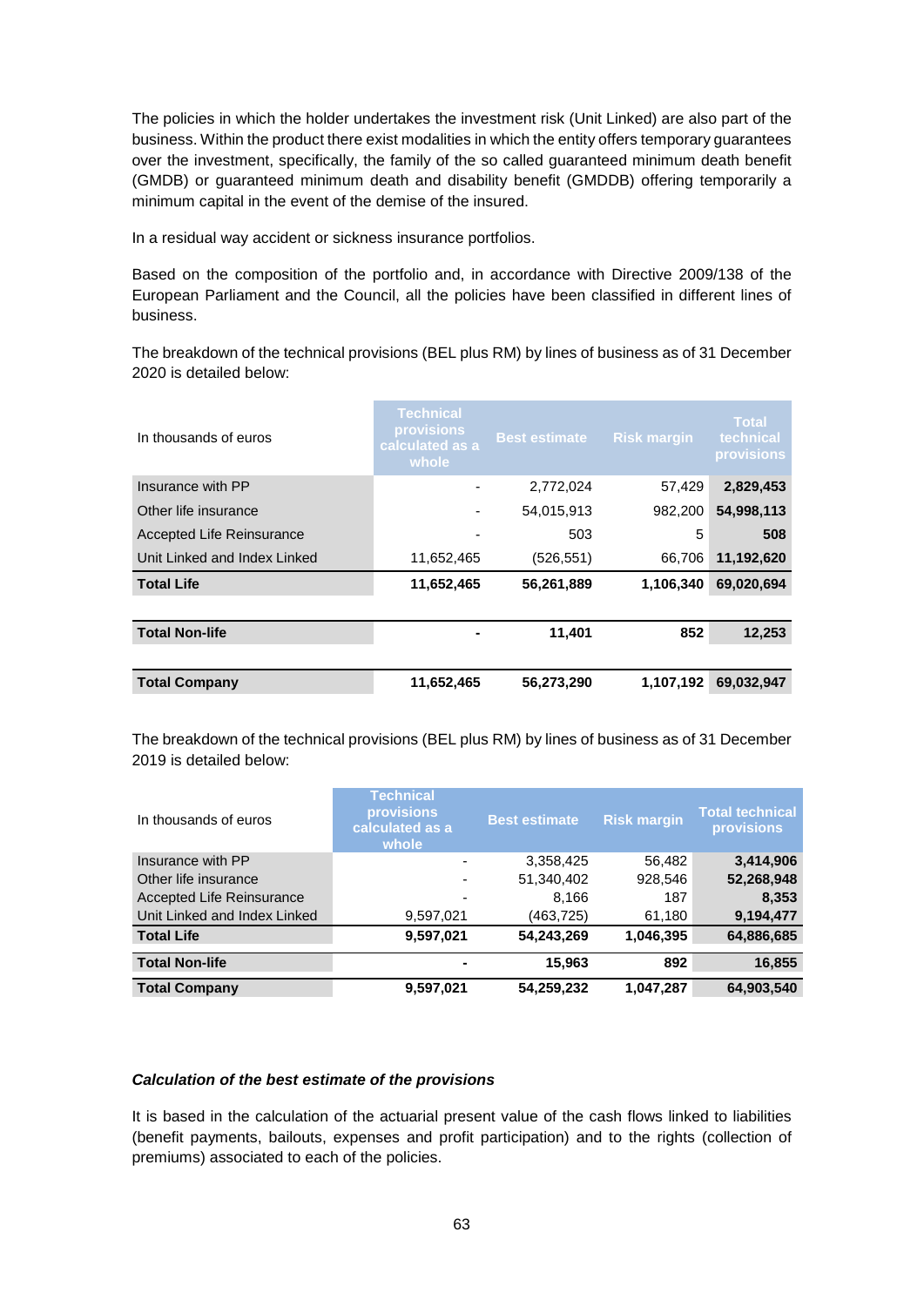The policies in which the holder undertakes the investment risk (Unit Linked) are also part of the business. Within the product there exist modalities in which the entity offers temporary guarantees over the investment, specifically, the family of the so called guaranteed minimum death benefit (GMDB) or guaranteed minimum death and disability benefit (GMDDB) offering temporarily a minimum capital in the event of the demise of the insured.

In a residual way accident or sickness insurance portfolios.

Based on the composition of the portfolio and, in accordance with Directive 2009/138 of the European Parliament and the Council, all the policies have been classified in different lines of business.

The breakdown of the technical provisions (BEL plus RM) by lines of business as of 31 December 2020 is detailed below:

| In thousands of euros | Technical provisions calculated as a whole | Best estimate | Risk margin | Total technical provisions |
|---|---|---|---|---|
| Insurance with PP | - | 2,772,024 | 57,429 | **2,829,453** |
| Other life insurance | - | 54,015,913 | 982,200 | **54,998,113** |
| Accepted Life Reinsurance | - | 503 | 5 | **508** |
| Unit Linked and Index Linked | 11,652,465 | (526,551) | 66,706 | **11,192,620** |
| **Total Life** | **11,652,465** | **56,261,889** | **1,106,340** | **69,020,694** |
| **Total Non-life** | **-** | **11,401** | **852** | **12,253** |
| **Total Company** | **11,652,465** | **56,273,290** | **1,107,192** | **69,032,947** |

The breakdown of the technical provisions (BEL plus RM) by lines of business as of 31 December 2019 is detailed below:

| In thousands of euros | Technical provisions calculated as a whole | Best estimate | Risk margin | Total technical provisions |
|---|---|---|---|---|
| Insurance with PP | - | 3,358,425 | 56,482 | **3,414,906** |
| Other life insurance | - | 51,340,402 | 928,546 | **52,268,948** |
| Accepted Life Reinsurance | - | 8,166 | 187 | **8,353** |
| Unit Linked and Index Linked | 9,597,021 | (463,725) | 61,180 | **9,194,477** |
| **Total Life** | **9,597,021** | **54,243,269** | **1,046,395** | **64,886,685** |
| **Total Non-life** | **-** | **15,963** | **892** | **16,855** |
| **Total Company** | **9,597,021** | **54,259,232** | **1,047,287** | **64,903,540** |

***Calculation of the best estimate of the provisions***

It is based in the calculation of the actuarial present value of the cash flows linked to liabilities (benefit payments, bailouts, expenses and profit participation) and to the rights (collection of premiums) associated to each of the policies.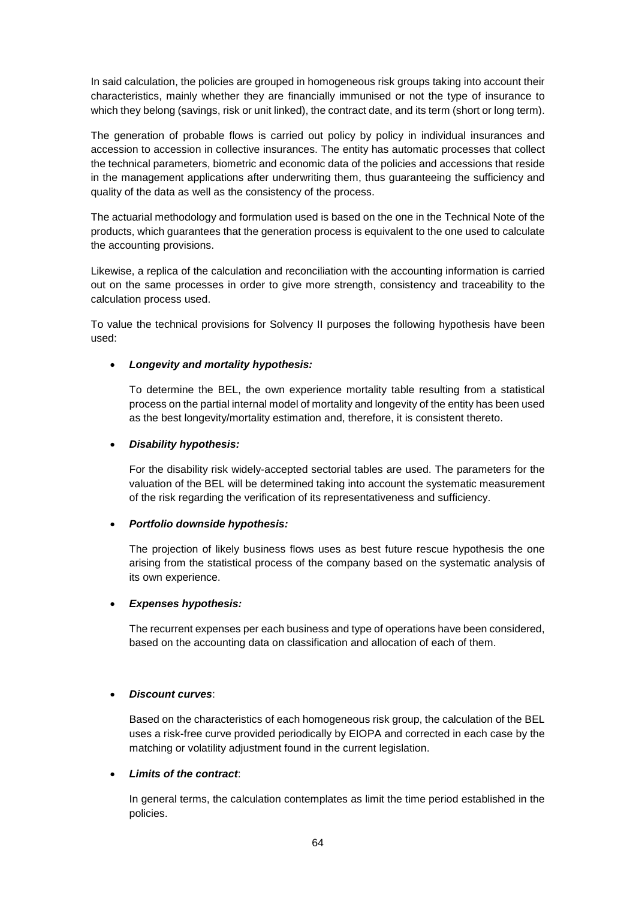In said calculation, the policies are grouped in homogeneous risk groups taking into account their characteristics, mainly whether they are financially immunised or not the type of insurance to which they belong (savings, risk or unit linked), the contract date, and its term (short or long term).

The generation of probable flows is carried out policy by policy in individual insurances and accession to accession in collective insurances. The entity has automatic processes that collect the technical parameters, biometric and economic data of the policies and accessions that reside in the management applications after underwriting them, thus guaranteeing the sufficiency and quality of the data as well as the consistency of the process.

The actuarial methodology and formulation used is based on the one in the Technical Note of the products, which guarantees that the generation process is equivalent to the one used to calculate the accounting provisions.

Likewise, a replica of the calculation and reconciliation with the accounting information is carried out on the same processes in order to give more strength, consistency and traceability to the calculation process used.

To value the technical provisions for Solvency II purposes the following hypothesis have been used:

- ***Longevity and mortality hypothesis:***

  To determine the BEL, the own experience mortality table resulting from a statistical process on the partial internal model of mortality and longevity of the entity has been used as the best longevity/mortality estimation and, therefore, it is consistent thereto.

- ***Disability hypothesis:***

  For the disability risk widely-accepted sectorial tables are used. The parameters for the valuation of the BEL will be determined taking into account the systematic measurement of the risk regarding the verification of its representativeness and sufficiency.

- ***Portfolio downside hypothesis:***

  The projection of likely business flows uses as best future rescue hypothesis the one arising from the statistical process of the company based on the systematic analysis of its own experience.

- ***Expenses hypothesis:***

  The recurrent expenses per each business and type of operations have been considered, based on the accounting data on classification and allocation of each of them.

- ***Discount curves***:

  Based on the characteristics of each homogeneous risk group, the calculation of the BEL uses a risk-free curve provided periodically by EIOPA and corrected in each case by the matching or volatility adjustment found in the current legislation.

- ***Limits of the contract***:

  In general terms, the calculation contemplates as limit the time period established in the policies.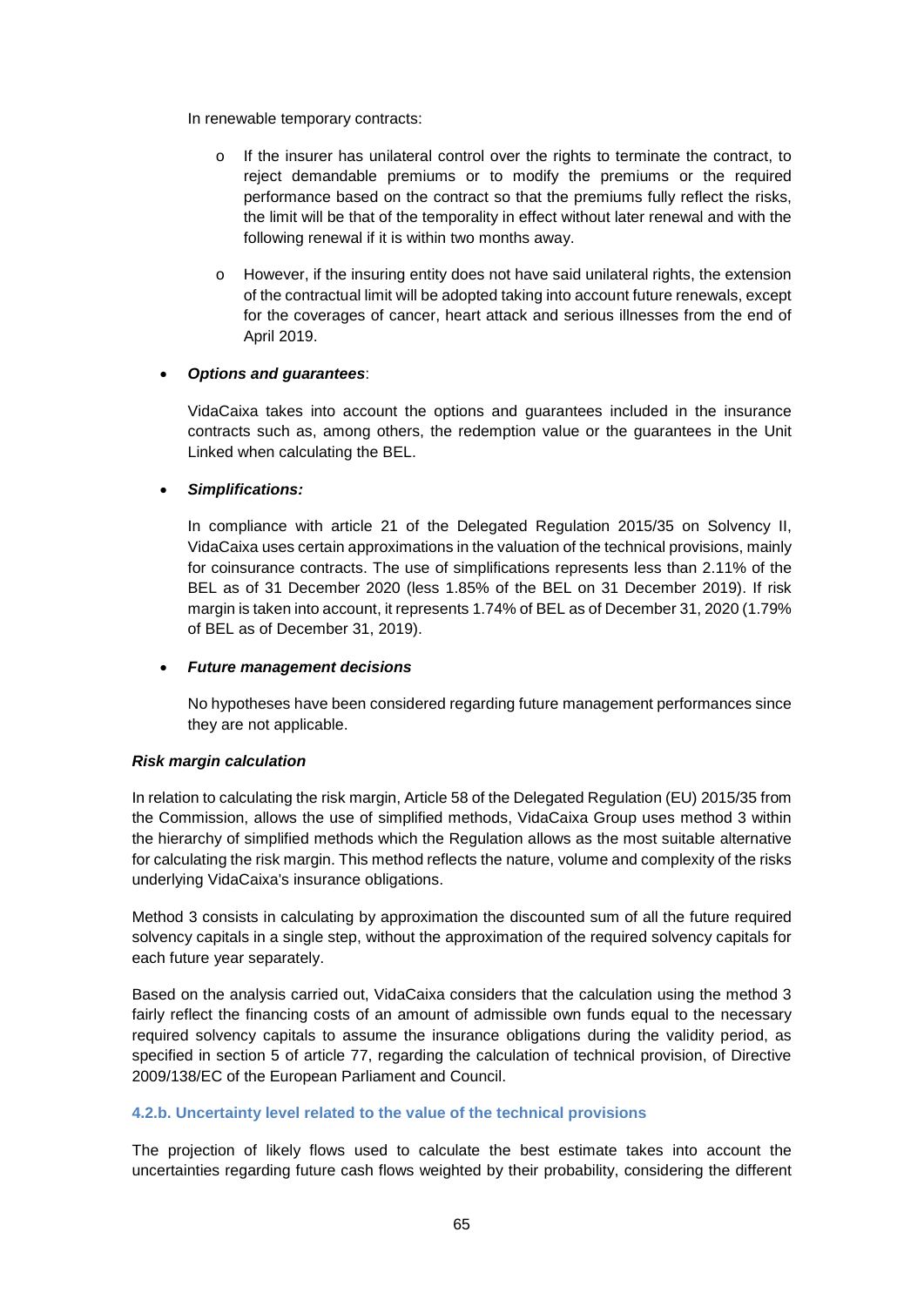In renewable temporary contracts:

- If the insurer has unilateral control over the rights to terminate the contract, to reject demandable premiums or to modify the premiums or the required performance based on the contract so that the premiums fully reflect the risks, the limit will be that of the temporality in effect without later renewal and with the following renewal if it is within two months away.
- However, if the insuring entity does not have said unilateral rights, the extension of the contractual limit will be adopted taking into account future renewals, except for the coverages of cancer, heart attack and serious illnesses from the end of April 2019.

- ***Options and guarantees***:

  VidaCaixa takes into account the options and guarantees included in the insurance contracts such as, among others, the redemption value or the guarantees in the Unit Linked when calculating the BEL.

- ***Simplifications:***

  In compliance with article 21 of the Delegated Regulation 2015/35 on Solvency II, VidaCaixa uses certain approximations in the valuation of the technical provisions, mainly for coinsurance contracts. The use of simplifications represents less than 2.11% of the BEL as of 31 December 2020 (less 1.85% of the BEL on 31 December 2019). If risk margin is taken into account, it represents 1.74% of BEL as of December 31, 2020 (1.79% of BEL as of December 31, 2019).

- ***Future management decisions***

  No hypotheses have been considered regarding future management performances since they are not applicable.

***Risk margin calculation***

In relation to calculating the risk margin, Article 58 of the Delegated Regulation (EU) 2015/35 from the Commission, allows the use of simplified methods, VidaCaixa Group uses method 3 within the hierarchy of simplified methods which the Regulation allows as the most suitable alternative for calculating the risk margin. This method reflects the nature, volume and complexity of the risks underlying VidaCaixa's insurance obligations.

Method 3 consists in calculating by approximation the discounted sum of all the future required solvency capitals in a single step, without the approximation of the required solvency capitals for each future year separately.

Based on the analysis carried out, VidaCaixa considers that the calculation using the method 3 fairly reflect the financing costs of an amount of admissible own funds equal to the necessary required solvency capitals to assume the insurance obligations during the validity period, as specified in section 5 of article 77, regarding the calculation of technical provision, of Directive 2009/138/EC of the European Parliament and Council.

#### 4.2.b. Uncertainty level related to the value of the technical provisions

The projection of likely flows used to calculate the best estimate takes into account the uncertainties regarding future cash flows weighted by their probability, considering the different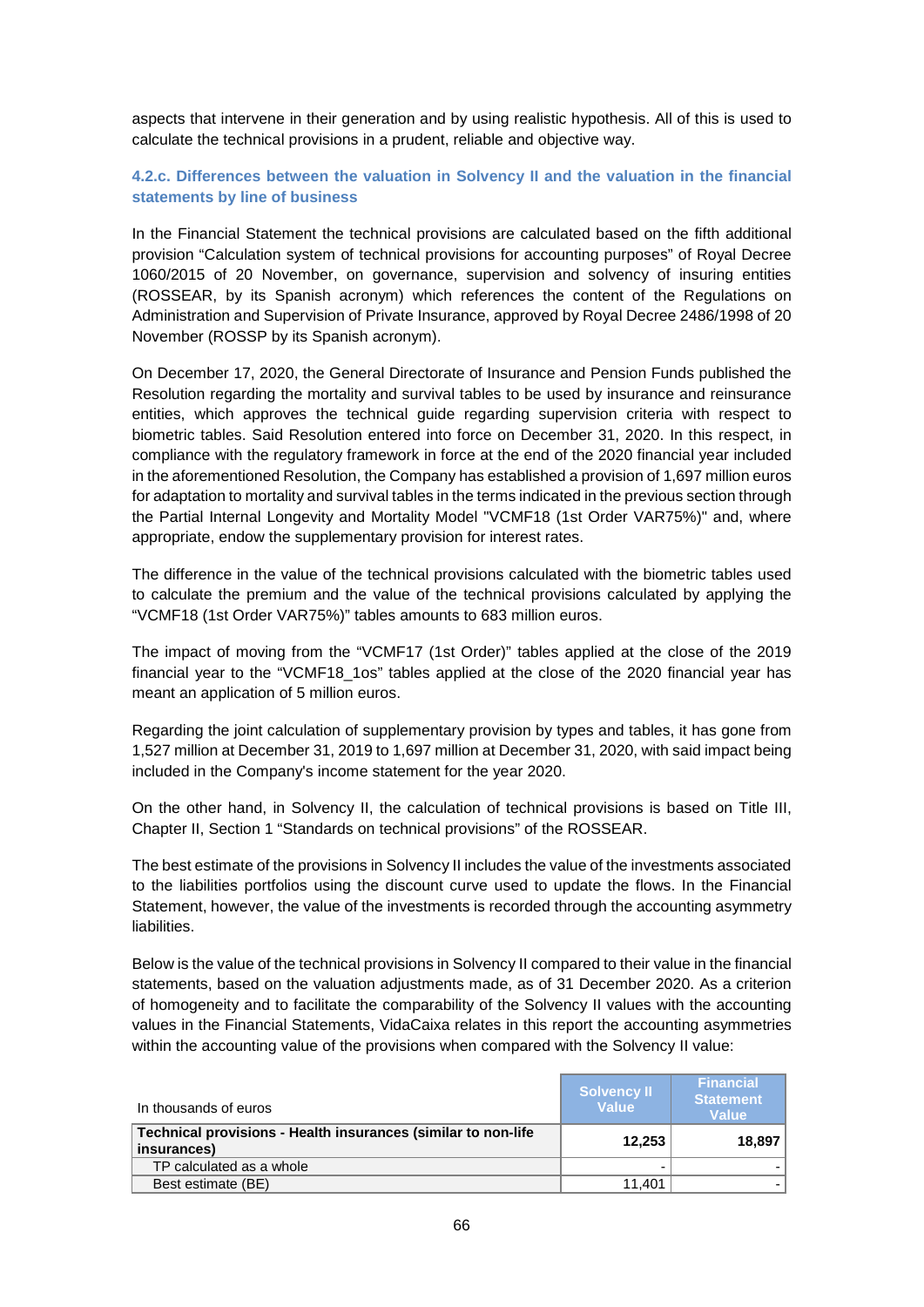aspects that intervene in their generation and by using realistic hypothesis. All of this is used to calculate the technical provisions in a prudent, reliable and objective way.

### 4.2.c. Differences between the valuation in Solvency II and the valuation in the financial statements by line of business

In the Financial Statement the technical provisions are calculated based on the fifth additional provision "Calculation system of technical provisions for accounting purposes" of Royal Decree 1060/2015 of 20 November, on governance, supervision and solvency of insuring entities (ROSSEAR, by its Spanish acronym) which references the content of the Regulations on Administration and Supervision of Private Insurance, approved by Royal Decree 2486/1998 of 20 November (ROSSP by its Spanish acronym).

On December 17, 2020, the General Directorate of Insurance and Pension Funds published the Resolution regarding the mortality and survival tables to be used by insurance and reinsurance entities, which approves the technical guide regarding supervision criteria with respect to biometric tables. Said Resolution entered into force on December 31, 2020. In this respect, in compliance with the regulatory framework in force at the end of the 2020 financial year included in the aforementioned Resolution, the Company has established a provision of 1,697 million euros for adaptation to mortality and survival tables in the terms indicated in the previous section through the Partial Internal Longevity and Mortality Model "VCMF18 (1st Order VAR75%)" and, where appropriate, endow the supplementary provision for interest rates.

The difference in the value of the technical provisions calculated with the biometric tables used to calculate the premium and the value of the technical provisions calculated by applying the "VCMF18 (1st Order VAR75%)" tables amounts to 683 million euros.

The impact of moving from the "VCMF17 (1st Order)" tables applied at the close of the 2019 financial year to the "VCMF18_1os" tables applied at the close of the 2020 financial year has meant an application of 5 million euros.

Regarding the joint calculation of supplementary provision by types and tables, it has gone from 1,527 million at December 31, 2019 to 1,697 million at December 31, 2020, with said impact being included in the Company's income statement for the year 2020.

On the other hand, in Solvency II, the calculation of technical provisions is based on Title III, Chapter II, Section 1 "Standards on technical provisions" of the ROSSEAR.

The best estimate of the provisions in Solvency II includes the value of the investments associated to the liabilities portfolios using the discount curve used to update the flows. In the Financial Statement, however, the value of the investments is recorded through the accounting asymmetry liabilities.

Below is the value of the technical provisions in Solvency II compared to their value in the financial statements, based on the valuation adjustments made, as of 31 December 2020. As a criterion of homogeneity and to facilitate the comparability of the Solvency II values with the accounting values in the Financial Statements, VidaCaixa relates in this report the accounting asymmetries within the accounting value of the provisions when compared with the Solvency II value:

| In thousands of euros | Solvency II Value | Financial Statement Value |
|---|---|---|
| **Technical provisions - Health insurances (similar to non-life insurances)** | **12,253** | **18,897** |
| TP calculated as a whole | - | - |
| Best estimate (BE) | 11,401 | - |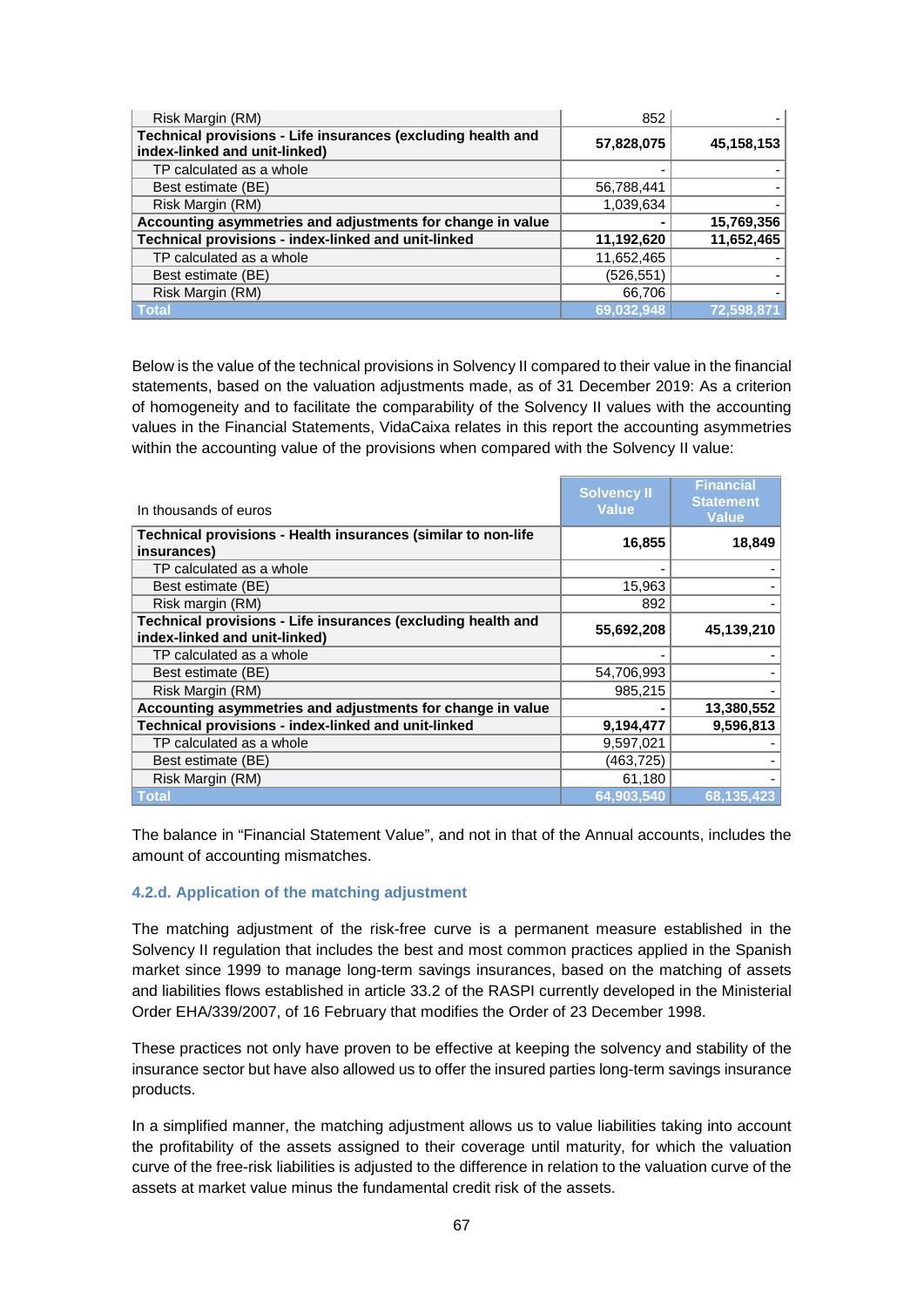| | | |
|---|---|---|
| Risk Margin (RM) | 852 | - |
| **Technical provisions - Life insurances (excluding health and index-linked and unit-linked)** | **57,828,075** | **45,158,153** |
| TP calculated as a whole | - | - |
| Best estimate (BE) | 56,788,441 | - |
| Risk Margin (RM) | 1,039,634 | - |
| **Accounting asymmetries and adjustments for change in value** | **-** | **15,769,356** |
| **Technical provisions - index-linked and unit-linked** | **11,192,620** | **11,652,465** |
| TP calculated as a whole | 11,652,465 | - |
| Best estimate (BE) | (526,551) | - |
| Risk Margin (RM) | 66,706 | - |
| **Total** | **69,032,948** | **72,598,871** |

Below is the value of the technical provisions in Solvency II compared to their value in the financial statements, based on the valuation adjustments made, as of 31 December 2019: As a criterion of homogeneity and to facilitate the comparability of the Solvency II values with the accounting values in the Financial Statements, VidaCaixa relates in this report the accounting asymmetries within the accounting value of the provisions when compared with the Solvency II value:

| In thousands of euros | Solvency II Value | Financial Statement Value |
|---|---|---|
| **Technical provisions - Health insurances (similar to non-life insurances)** | **16,855** | **18,849** |
| TP calculated as a whole | - | - |
| Best estimate (BE) | 15,963 | - |
| Risk margin (RM) | 892 | - |
| **Technical provisions - Life insurances (excluding health and index-linked and unit-linked)** | **55,692,208** | **45,139,210** |
| TP calculated as a whole | - | - |
| Best estimate (BE) | 54,706,993 | - |
| Risk Margin (RM) | 985,215 | - |
| **Accounting asymmetries and adjustments for change in value** | **-** | **13,380,552** |
| **Technical provisions - index-linked and unit-linked** | **9,194,477** | **9,596,813** |
| TP calculated as a whole | 9,597,021 | - |
| Best estimate (BE) | (463,725) | - |
| Risk Margin (RM) | 61,180 | - |
| **Total** | **64,903,540** | **68,135,423** |

The balance in "Financial Statement Value", and not in that of the Annual accounts, includes the amount of accounting mismatches.

#### 4.2.d. Application of the matching adjustment

The matching adjustment of the risk-free curve is a permanent measure established in the Solvency II regulation that includes the best and most common practices applied in the Spanish market since 1999 to manage long-term savings insurances, based on the matching of assets and liabilities flows established in article 33.2 of the RASPI currently developed in the Ministerial Order EHA/339/2007, of 16 February that modifies the Order of 23 December 1998.

These practices not only have proven to be effective at keeping the solvency and stability of the insurance sector but have also allowed us to offer the insured parties long-term savings insurance products.

In a simplified manner, the matching adjustment allows us to value liabilities taking into account the profitability of the assets assigned to their coverage until maturity, for which the valuation curve of the free-risk liabilities is adjusted to the difference in relation to the valuation curve of the assets at market value minus the fundamental credit risk of the assets.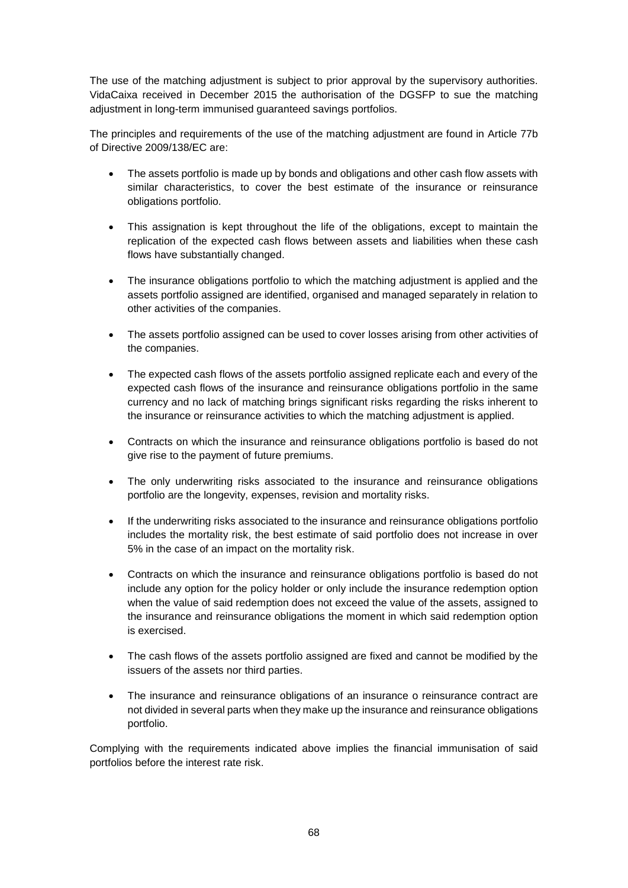The use of the matching adjustment is subject to prior approval by the supervisory authorities. VidaCaixa received in December 2015 the authorisation of the DGSFP to sue the matching adjustment in long-term immunised guaranteed savings portfolios.

The principles and requirements of the use of the matching adjustment are found in Article 77b of Directive 2009/138/EC are:

- The assets portfolio is made up by bonds and obligations and other cash flow assets with similar characteristics, to cover the best estimate of the insurance or reinsurance obligations portfolio.
- This assignation is kept throughout the life of the obligations, except to maintain the replication of the expected cash flows between assets and liabilities when these cash flows have substantially changed.
- The insurance obligations portfolio to which the matching adjustment is applied and the assets portfolio assigned are identified, organised and managed separately in relation to other activities of the companies.
- The assets portfolio assigned can be used to cover losses arising from other activities of the companies.
- The expected cash flows of the assets portfolio assigned replicate each and every of the expected cash flows of the insurance and reinsurance obligations portfolio in the same currency and no lack of matching brings significant risks regarding the risks inherent to the insurance or reinsurance activities to which the matching adjustment is applied.
- Contracts on which the insurance and reinsurance obligations portfolio is based do not give rise to the payment of future premiums.
- The only underwriting risks associated to the insurance and reinsurance obligations portfolio are the longevity, expenses, revision and mortality risks.
- If the underwriting risks associated to the insurance and reinsurance obligations portfolio includes the mortality risk, the best estimate of said portfolio does not increase in over 5% in the case of an impact on the mortality risk.
- Contracts on which the insurance and reinsurance obligations portfolio is based do not include any option for the policy holder or only include the insurance redemption option when the value of said redemption does not exceed the value of the assets, assigned to the insurance and reinsurance obligations the moment in which said redemption option is exercised.
- The cash flows of the assets portfolio assigned are fixed and cannot be modified by the issuers of the assets nor third parties.
- The insurance and reinsurance obligations of an insurance o reinsurance contract are not divided in several parts when they make up the insurance and reinsurance obligations portfolio.

Complying with the requirements indicated above implies the financial immunisation of said portfolios before the interest rate risk.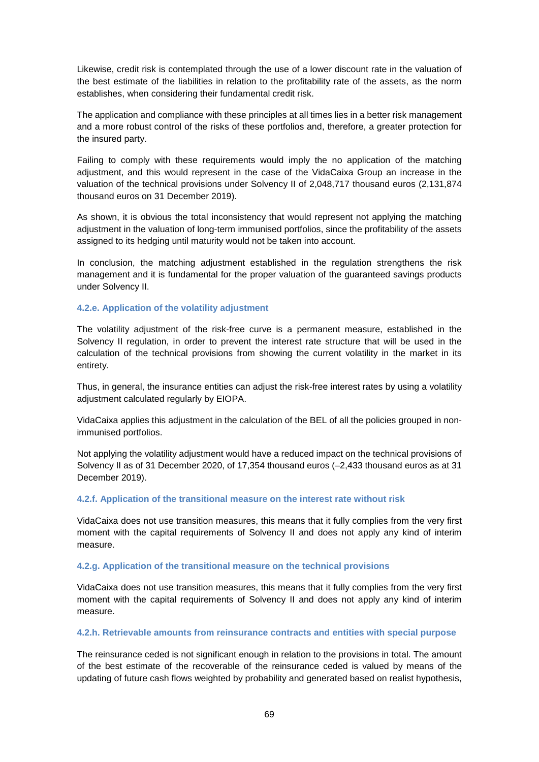Likewise, credit risk is contemplated through the use of a lower discount rate in the valuation of the best estimate of the liabilities in relation to the profitability rate of the assets, as the norm establishes, when considering their fundamental credit risk.

The application and compliance with these principles at all times lies in a better risk management and a more robust control of the risks of these portfolios and, therefore, a greater protection for the insured party.

Failing to comply with these requirements would imply the no application of the matching adjustment, and this would represent in the case of the VidaCaixa Group an increase in the valuation of the technical provisions under Solvency II of 2,048,717 thousand euros (2,131,874 thousand euros on 31 December 2019).

As shown, it is obvious the total inconsistency that would represent not applying the matching adjustment in the valuation of long-term immunised portfolios, since the profitability of the assets assigned to its hedging until maturity would not be taken into account.

In conclusion, the matching adjustment established in the regulation strengthens the risk management and it is fundamental for the proper valuation of the guaranteed savings products under Solvency II.

#### 4.2.e. Application of the volatility adjustment

The volatility adjustment of the risk-free curve is a permanent measure, established in the Solvency II regulation, in order to prevent the interest rate structure that will be used in the calculation of the technical provisions from showing the current volatility in the market in its entirety.

Thus, in general, the insurance entities can adjust the risk-free interest rates by using a volatility adjustment calculated regularly by EIOPA.

VidaCaixa applies this adjustment in the calculation of the BEL of all the policies grouped in non-immunised portfolios.

Not applying the volatility adjustment would have a reduced impact on the technical provisions of Solvency II as of 31 December 2020, of 17,354 thousand euros (–2,433 thousand euros as at 31 December 2019).

#### 4.2.f. Application of the transitional measure on the interest rate without risk

VidaCaixa does not use transition measures, this means that it fully complies from the very first moment with the capital requirements of Solvency II and does not apply any kind of interim measure.

#### 4.2.g. Application of the transitional measure on the technical provisions

VidaCaixa does not use transition measures, this means that it fully complies from the very first moment with the capital requirements of Solvency II and does not apply any kind of interim measure.

#### 4.2.h. Retrievable amounts from reinsurance contracts and entities with special purpose

The reinsurance ceded is not significant enough in relation to the provisions in total. The amount of the best estimate of the recoverable of the reinsurance ceded is valued by means of the updating of future cash flows weighted by probability and generated based on realist hypothesis,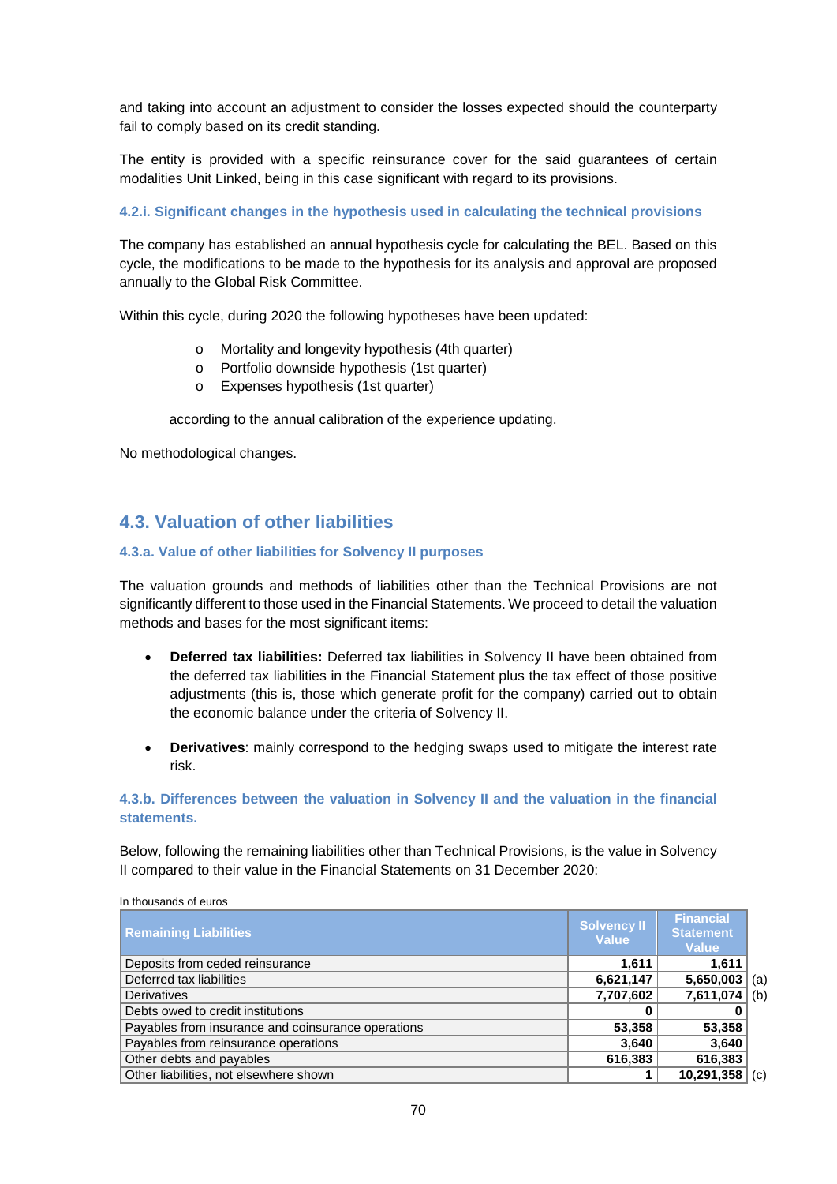and taking into account an adjustment to consider the losses expected should the counterparty fail to comply based on its credit standing.

The entity is provided with a specific reinsurance cover for the said guarantees of certain modalities Unit Linked, being in this case significant with regard to its provisions.

#### 4.2.i. Significant changes in the hypothesis used in calculating the technical provisions

The company has established an annual hypothesis cycle for calculating the BEL. Based on this cycle, the modifications to be made to the hypothesis for its analysis and approval are proposed annually to the Global Risk Committee.

Within this cycle, during 2020 the following hypotheses have been updated:

- Mortality and longevity hypothesis (4th quarter)
- Portfolio downside hypothesis (1st quarter)
- Expenses hypothesis (1st quarter)

according to the annual calibration of the experience updating.

No methodological changes.

## 4.3. Valuation of other liabilities

### 4.3.a. Value of other liabilities for Solvency II purposes

The valuation grounds and methods of liabilities other than the Technical Provisions are not significantly different to those used in the Financial Statements. We proceed to detail the valuation methods and bases for the most significant items:

- **Deferred tax liabilities:** Deferred tax liabilities in Solvency II have been obtained from the deferred tax liabilities in the Financial Statement plus the tax effect of those positive adjustments (this is, those which generate profit for the company) carried out to obtain the economic balance under the criteria of Solvency II.

- **Derivatives**: mainly correspond to the hedging swaps used to mitigate the interest rate risk.

### 4.3.b. Differences between the valuation in Solvency II and the valuation in the financial statements.

Below, following the remaining liabilities other than Technical Provisions, is the value in Solvency II compared to their value in the Financial Statements on 31 December 2020:

In thousands of euros

| Remaining Liabilities | Solvency II Value | Financial Statement Value | |
|---|---|---|---|
| Deposits from ceded reinsurance | 1,611 | 1,611 | |
| Deferred tax liabilities | 6,621,147 | 5,650,003 | (a) |
| Derivatives | 7,707,602 | 7,611,074 | (b) |
| Debts owed to credit institutions | 0 | 0 | |
| Payables from insurance and coinsurance operations | 53,358 | 53,358 | |
| Payables from reinsurance operations | 3,640 | 3,640 | |
| Other debts and payables | 616,383 | 616,383 | |
| Other liabilities, not elsewhere shown | 1 | 10,291,358 | (c) |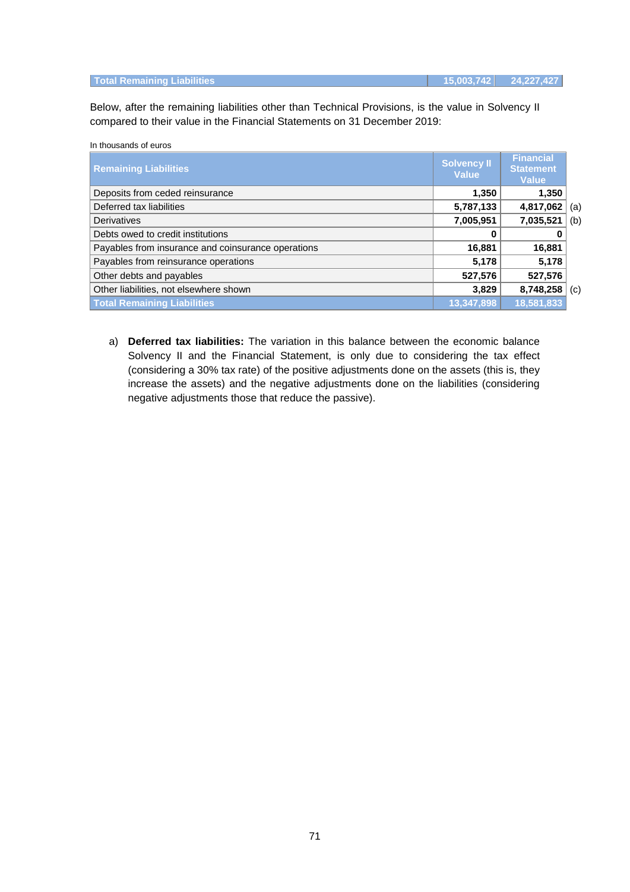| Total Remaining Liabilities | 15,003,742 | 24,227,427 |
|---|---|---|

Below, after the remaining liabilities other than Technical Provisions, is the value in Solvency II compared to their value in the Financial Statements on 31 December 2019:

In thousands of euros

| Remaining Liabilities | Solvency II Value | Financial Statement Value | |
|---|---|---|---|
| Deposits from ceded reinsurance | 1,350 | 1,350 | |
| Deferred tax liabilities | 5,787,133 | 4,817,062 | (a) |
| Derivatives | 7,005,951 | 7,035,521 | (b) |
| Debts owed to credit institutions | 0 | 0 | |
| Payables from insurance and coinsurance operations | 16,881 | 16,881 | |
| Payables from reinsurance operations | 5,178 | 5,178 | |
| Other debts and payables | 527,576 | 527,576 | |
| Other liabilities, not elsewhere shown | 3,829 | 8,748,258 | (c) |
| **Total Remaining Liabilities** | **13,347,898** | **18,581,833** | |

a) **Deferred tax liabilities:** The variation in this balance between the economic balance Solvency II and the Financial Statement, is only due to considering the tax effect (considering a 30% tax rate) of the positive adjustments done on the assets (this is, they increase the assets) and the negative adjustments done on the liabilities (considering negative adjustments those that reduce the passive).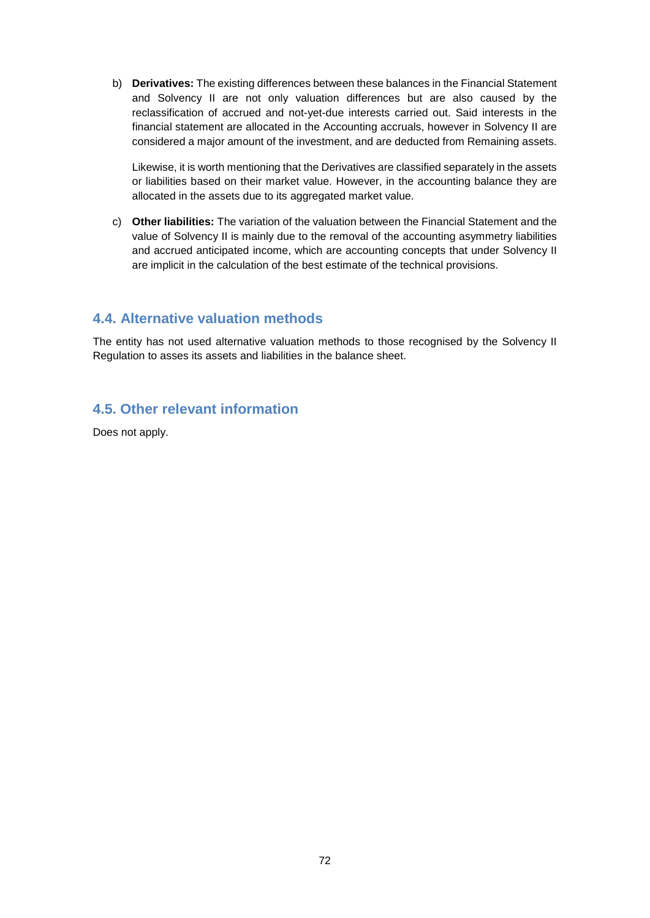b) **Derivatives:** The existing differences between these balances in the Financial Statement and Solvency II are not only valuation differences but are also caused by the reclassification of accrued and not-yet-due interests carried out. Said interests in the financial statement are allocated in the Accounting accruals, however in Solvency II are considered a major amount of the investment, and are deducted from Remaining assets.

   Likewise, it is worth mentioning that the Derivatives are classified separately in the assets or liabilities based on their market value. However, in the accounting balance they are allocated in the assets due to its aggregated market value.

c) **Other liabilities:** The variation of the valuation between the Financial Statement and the value of Solvency II is mainly due to the removal of the accounting asymmetry liabilities and accrued anticipated income, which are accounting concepts that under Solvency II are implicit in the calculation of the best estimate of the technical provisions.

## 4.4. Alternative valuation methods

The entity has not used alternative valuation methods to those recognised by the Solvency II Regulation to asses its assets and liabilities in the balance sheet.

## 4.5. Other relevant information

Does not apply.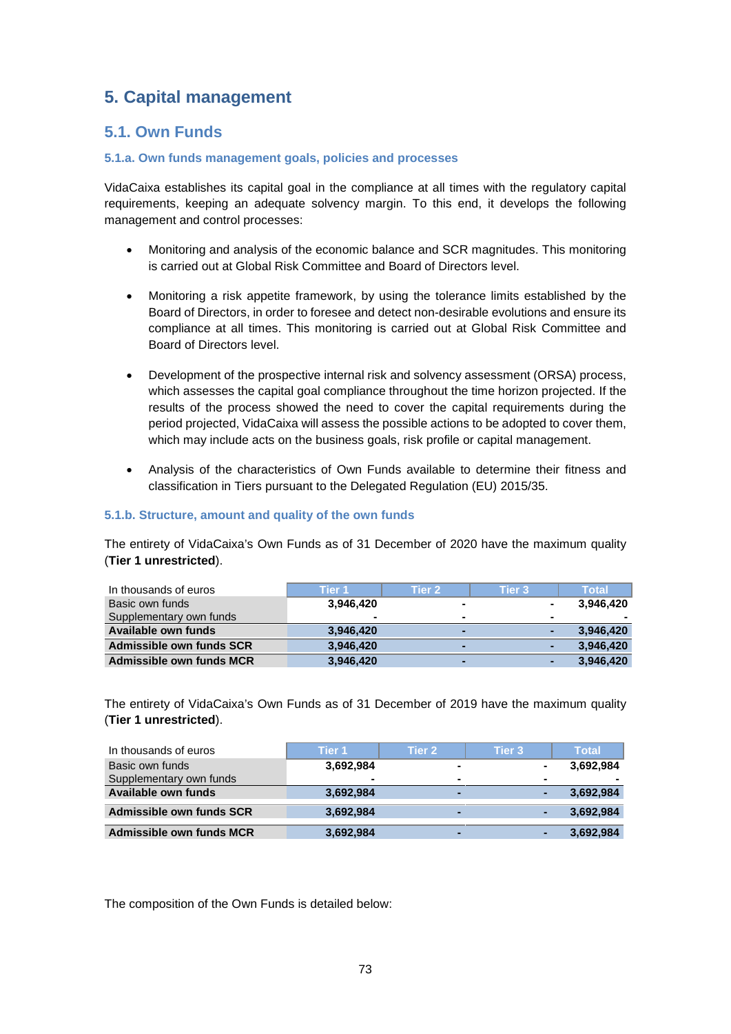# 5. Capital management

## 5.1. Own Funds

### 5.1.a. Own funds management goals, policies and processes

VidaCaixa establishes its capital goal in the compliance at all times with the regulatory capital requirements, keeping an adequate solvency margin. To this end, it develops the following management and control processes:

- Monitoring and analysis of the economic balance and SCR magnitudes. This monitoring is carried out at Global Risk Committee and Board of Directors level.
- Monitoring a risk appetite framework, by using the tolerance limits established by the Board of Directors, in order to foresee and detect non-desirable evolutions and ensure its compliance at all times. This monitoring is carried out at Global Risk Committee and Board of Directors level.
- Development of the prospective internal risk and solvency assessment (ORSA) process, which assesses the capital goal compliance throughout the time horizon projected. If the results of the process showed the need to cover the capital requirements during the period projected, VidaCaixa will assess the possible actions to be adopted to cover them, which may include acts on the business goals, risk profile or capital management.
- Analysis of the characteristics of Own Funds available to determine their fitness and classification in Tiers pursuant to the Delegated Regulation (EU) 2015/35.

### 5.1.b. Structure, amount and quality of the own funds

The entirety of VidaCaixa's Own Funds as of 31 December of 2020 have the maximum quality (**Tier 1 unrestricted**).

| In thousands of euros | Tier 1 | Tier 2 | Tier 3 | Total |
|---|---|---|---|---|
| Basic own funds | 3,946,420 | - | - | 3,946,420 |
| Supplementary own funds | - | - | - | - |
| **Available own funds** | **3,946,420** | **-** | **-** | **3,946,420** |
| **Admissible own funds SCR** | **3,946,420** | **-** | **-** | **3,946,420** |
| **Admissible own funds MCR** | **3,946,420** | **-** | **-** | **3,946,420** |

The entirety of VidaCaixa's Own Funds as of 31 December of 2019 have the maximum quality (**Tier 1 unrestricted**).

| In thousands of euros | Tier 1 | Tier 2 | Tier 3 | Total |
|---|---|---|---|---|
| Basic own funds | 3,692,984 | - | - | 3,692,984 |
| Supplementary own funds | - | - | - | - |
| **Available own funds** | **3,692,984** | **-** | **-** | **3,692,984** |
| **Admissible own funds SCR** | **3,692,984** | **-** | **-** | **3,692,984** |
| **Admissible own funds MCR** | **3,692,984** | **-** | **-** | **3,692,984** |

The composition of the Own Funds is detailed below: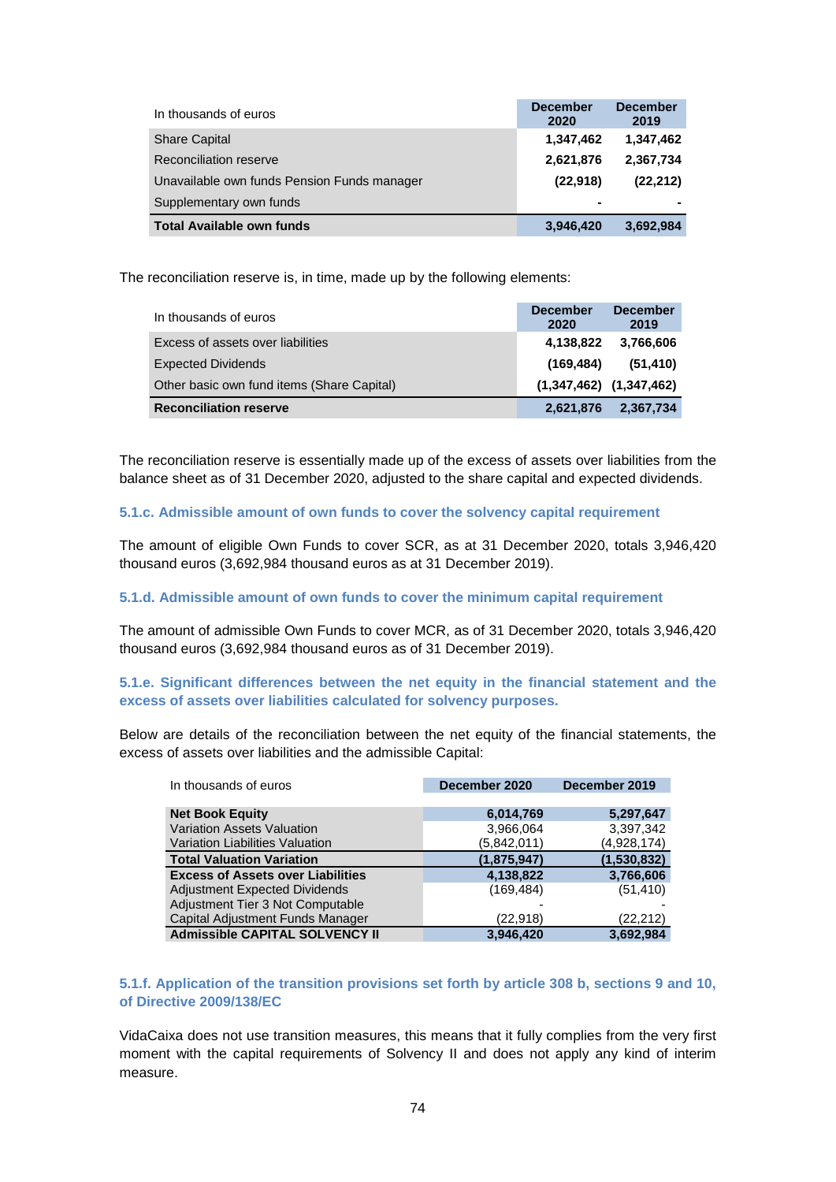| In thousands of euros | December 2020 | December 2019 |
|---|---|---|
| Share Capital | **1,347,462** | **1,347,462** |
| Reconciliation reserve | **2,621,876** | **2,367,734** |
| Unavailable own funds Pension Funds manager | **(22,918)** | **(22,212)** |
| Supplementary own funds | **-** | **-** |
| **Total Available own funds** | **3,946,420** | **3,692,984** |

The reconciliation reserve is, in time, made up by the following elements:

| In thousands of euros | December 2020 | December 2019 |
|---|---|---|
| Excess of assets over liabilities | **4,138,822** | **3,766,606** |
| Expected Dividends | **(169,484)** | **(51,410)** |
| Other basic own fund items (Share Capital) | **(1,347,462)** | **(1,347,462)** |
| **Reconciliation reserve** | **2,621,876** | **2,367,734** |

The reconciliation reserve is essentially made up of the excess of assets over liabilities from the balance sheet as of 31 December 2020, adjusted to the share capital and expected dividends.

### 5.1.c. Admissible amount of own funds to cover the solvency capital requirement

The amount of eligible Own Funds to cover SCR, as at 31 December 2020, totals 3,946,420 thousand euros (3,692,984 thousand euros as at 31 December 2019).

### 5.1.d. Admissible amount of own funds to cover the minimum capital requirement

The amount of admissible Own Funds to cover MCR, as of 31 December 2020, totals 3,946,420 thousand euros (3,692,984 thousand euros as of 31 December 2019).

### 5.1.e. Significant differences between the net equity in the financial statement and the excess of assets over liabilities calculated for solvency purposes.

Below are details of the reconciliation between the net equity of the financial statements, the excess of assets over liabilities and the admissible Capital:

| In thousands of euros | December 2020 | December 2019 |
|---|---|---|
| **Net Book Equity** | **6,014,769** | **5,297,647** |
| Variation Assets Valuation | 3,966,064 | 3,397,342 |
| Variation Liabilities Valuation | (5,842,011) | (4,928,174) |
| **Total Valuation Variation** | **(1,875,947)** | **(1,530,832)** |
| **Excess of Assets over Liabilities** | **4,138,822** | **3,766,606** |
| Adjustment Expected Dividends | (169,484) | (51,410) |
| Adjustment Tier 3 Not Computable | - | - |
| Capital Adjustment Funds Manager | (22,918) | (22,212) |
| **Admissible CAPITAL SOLVENCY II** | **3,946,420** | **3,692,984** |

### 5.1.f. Application of the transition provisions set forth by article 308 b, sections 9 and 10, of Directive 2009/138/EC

VidaCaixa does not use transition measures, this means that it fully complies from the very first moment with the capital requirements of Solvency II and does not apply any kind of interim measure.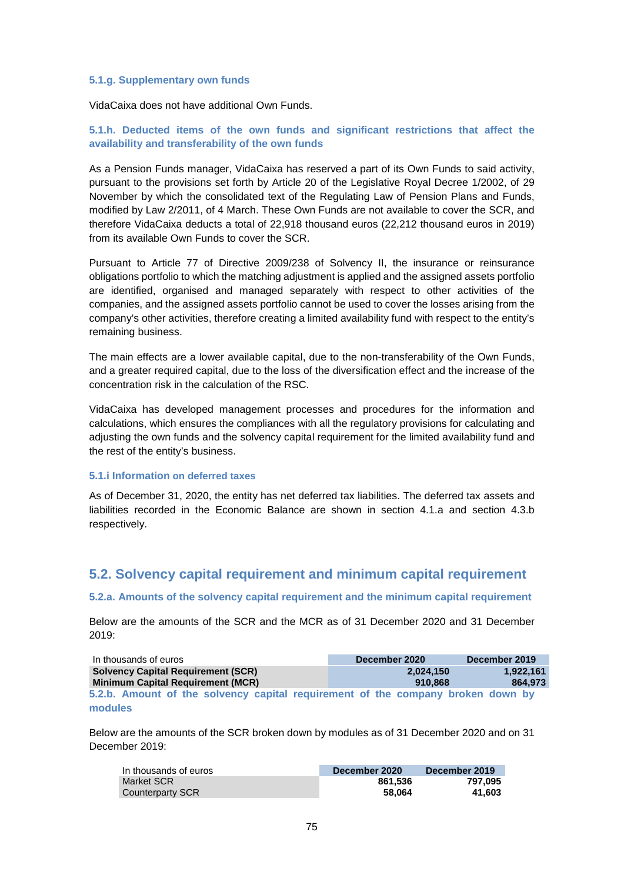#### 5.1.g. Supplementary own funds

VidaCaixa does not have additional Own Funds.

#### 5.1.h. Deducted items of the own funds and significant restrictions that affect the availability and transferability of the own funds

As a Pension Funds manager, VidaCaixa has reserved a part of its Own Funds to said activity, pursuant to the provisions set forth by Article 20 of the Legislative Royal Decree 1/2002, of 29 November by which the consolidated text of the Regulating Law of Pension Plans and Funds, modified by Law 2/2011, of 4 March. These Own Funds are not available to cover the SCR, and therefore VidaCaixa deducts a total of 22,918 thousand euros (22,212 thousand euros in 2019) from its available Own Funds to cover the SCR.

Pursuant to Article 77 of Directive 2009/238 of Solvency II, the insurance or reinsurance obligations portfolio to which the matching adjustment is applied and the assigned assets portfolio are identified, organised and managed separately with respect to other activities of the companies, and the assigned assets portfolio cannot be used to cover the losses arising from the company's other activities, therefore creating a limited availability fund with respect to the entity's remaining business.

The main effects are a lower available capital, due to the non-transferability of the Own Funds, and a greater required capital, due to the loss of the diversification effect and the increase of the concentration risk in the calculation of the RSC.

VidaCaixa has developed management processes and procedures for the information and calculations, which ensures the compliances with all the regulatory provisions for calculating and adjusting the own funds and the solvency capital requirement for the limited availability fund and the rest of the entity's business.

#### 5.1.i Information on deferred taxes

As of December 31, 2020, the entity has net deferred tax liabilities. The deferred tax assets and liabilities recorded in the Economic Balance are shown in section 4.1.a and section 4.3.b respectively.

## 5.2. Solvency capital requirement and minimum capital requirement

#### 5.2.a. Amounts of the solvency capital requirement and the minimum capital requirement

Below are the amounts of the SCR and the MCR as of 31 December 2020 and 31 December 2019:

| In thousands of euros | December 2020 | December 2019 |
|---|---|---|
| **Solvency Capital Requirement (SCR)** | **2,024,150** | **1,922,161** |
| **Minimum Capital Requirement (MCR)** | **910,868** | **864,973** |

#### 5.2.b. Amount of the solvency capital requirement of the company broken down by modules

Below are the amounts of the SCR broken down by modules as of 31 December 2020 and on 31 December 2019:

| In thousands of euros | December 2020 | December 2019 |
|---|---|---|
| Market SCR | **861,536** | **797,095** |
| Counterparty SCR | **58,064** | **41,603** |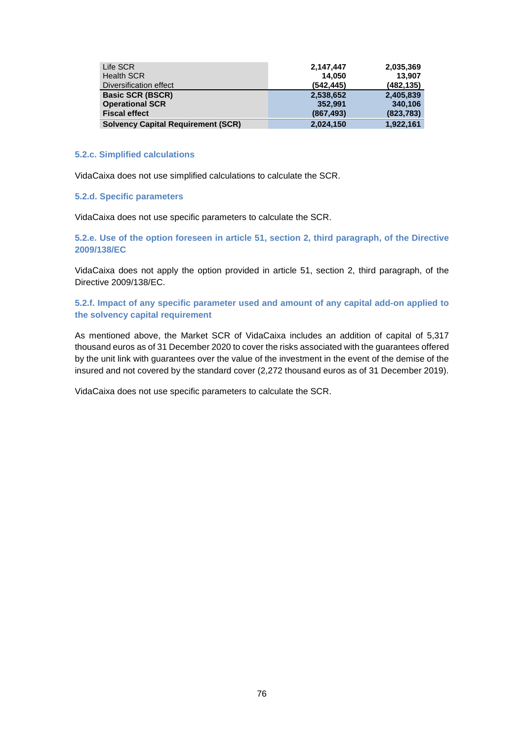| | | |
|---|---|---|
| Life SCR | 2,147,447 | 2,035,369 |
| Health SCR | 14,050 | 13,907 |
| Diversification effect | (542,445) | (482,135) |
| **Basic SCR (BSCR)** | **2,538,652** | **2,405,839** |
| **Operational SCR** | **352,991** | **340,106** |
| **Fiscal effect** | **(867,493)** | **(823,783)** |
| **Solvency Capital Requirement (SCR)** | **2,024,150** | **1,922,161** |

### 5.2.c. Simplified calculations

VidaCaixa does not use simplified calculations to calculate the SCR.

### 5.2.d. Specific parameters

VidaCaixa does not use specific parameters to calculate the SCR.

### 5.2.e. Use of the option foreseen in article 51, section 2, third paragraph, of the Directive 2009/138/EC

VidaCaixa does not apply the option provided in article 51, section 2, third paragraph, of the Directive 2009/138/EC.

### 5.2.f. Impact of any specific parameter used and amount of any capital add-on applied to the solvency capital requirement

As mentioned above, the Market SCR of VidaCaixa includes an addition of capital of 5,317 thousand euros as of 31 December 2020 to cover the risks associated with the guarantees offered by the unit link with guarantees over the value of the investment in the event of the demise of the insured and not covered by the standard cover (2,272 thousand euros as of 31 December 2019).

VidaCaixa does not use specific parameters to calculate the SCR.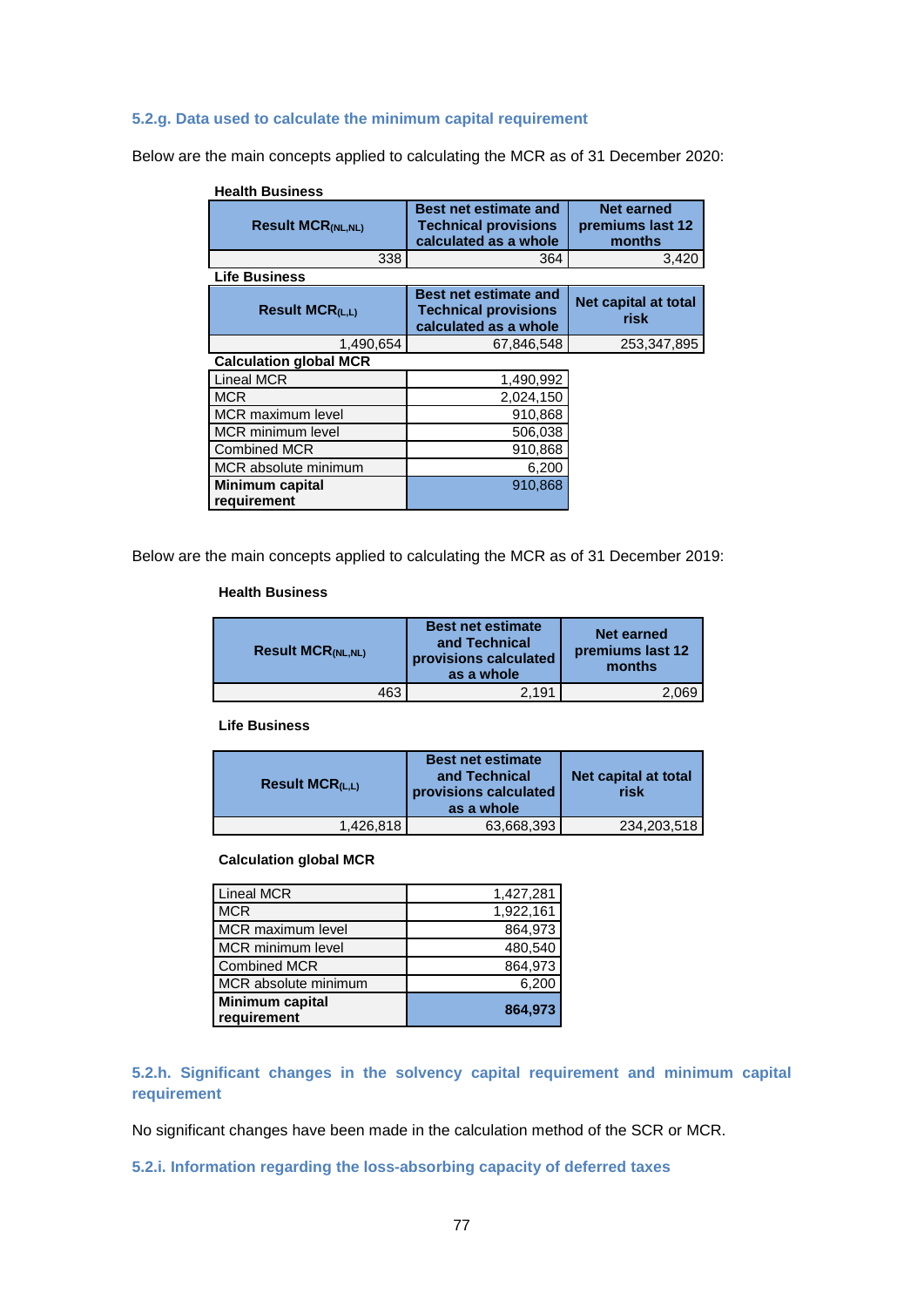### 5.2.g. Data used to calculate the minimum capital requirement

Below are the main concepts applied to calculating the MCR as of 31 December 2020:

**Health Business**

| Result $MCR_{(NL,NL)}$ | Best net estimate and Technical provisions calculated as a whole | Net earned premiums last 12 months |
|---|---|---|
| 338 | 364 | 3,420 |

**Life Business**

| Result $MCR_{(L,L)}$ | Best net estimate and Technical provisions calculated as a whole | Net capital at total risk |
|---|---|---|
| 1,490,654 | 67,846,548 | 253,347,895 |

**Calculation global MCR**

| | |
|---|---|
| Lineal MCR | 1,490,992 |
| MCR | 2,024,150 |
| MCR maximum level | 910,868 |
| MCR minimum level | 506,038 |
| Combined MCR | 910,868 |
| MCR absolute minimum | 6,200 |
| **Minimum capital requirement** | 910,868 |

Below are the main concepts applied to calculating the MCR as of 31 December 2019:

**Health Business**

| Result $MCR_{(NL,NL)}$ | Best net estimate and Technical provisions calculated as a whole | Net earned premiums last 12 months |
|---|---|---|
| 463 | 2,191 | 2,069 |

**Life Business**

| Result $MCR_{(L,L)}$ | Best net estimate and Technical provisions calculated as a whole | Net capital at total risk |
|---|---|---|
| 1,426,818 | 63,668,393 | 234,203,518 |

**Calculation global MCR**

| | |
|---|---|
| Lineal MCR | 1,427,281 |
| MCR | 1,922,161 |
| MCR maximum level | 864,973 |
| MCR minimum level | 480,540 |
| Combined MCR | 864,973 |
| MCR absolute minimum | 6,200 |
| **Minimum capital requirement** | **864,973** |

### 5.2.h. Significant changes in the solvency capital requirement and minimum capital requirement

No significant changes have been made in the calculation method of the SCR or MCR.

### 5.2.i. Information regarding the loss-absorbing capacity of deferred taxes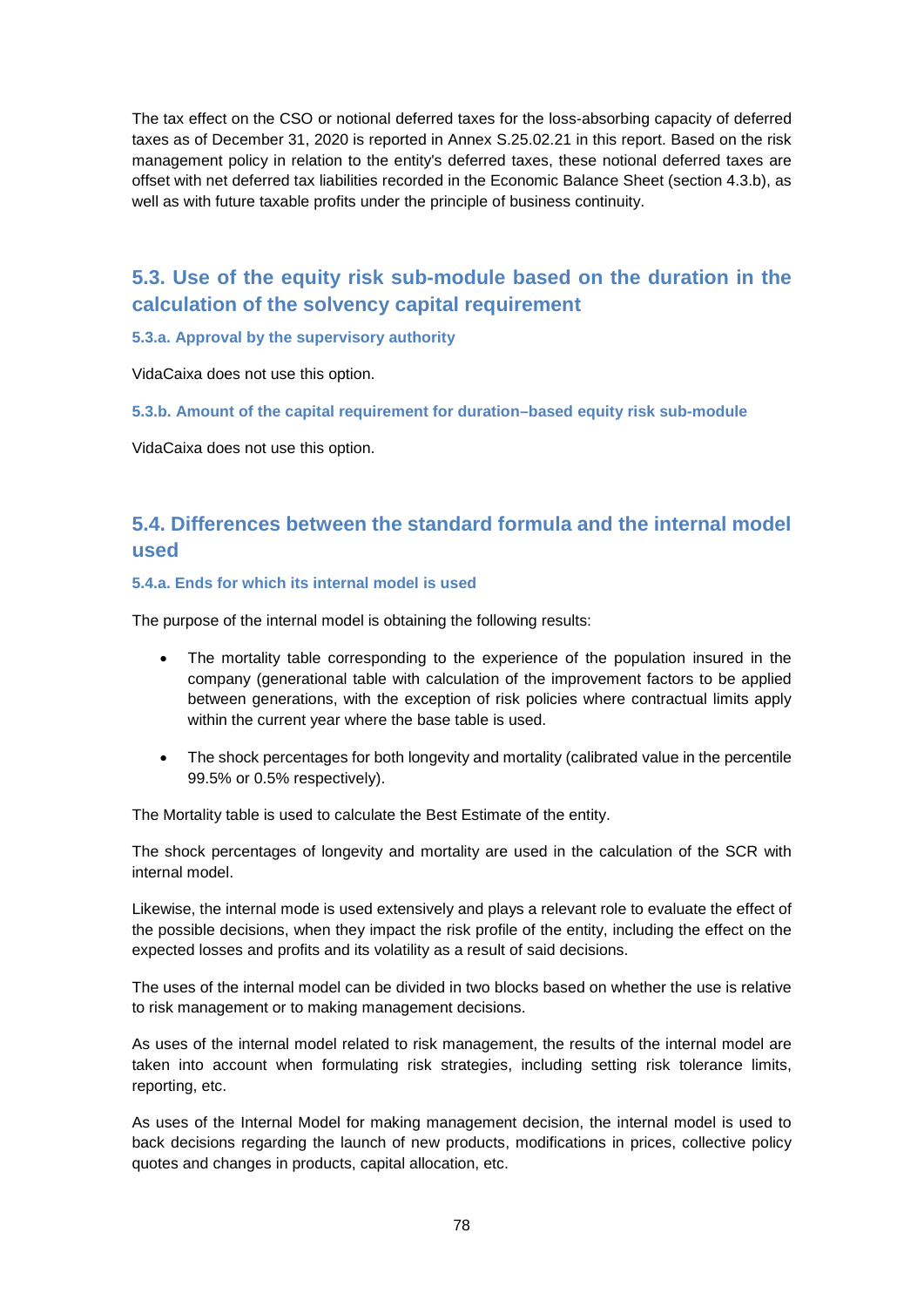The tax effect on the CSO or notional deferred taxes for the loss-absorbing capacity of deferred taxes as of December 31, 2020 is reported in Annex S.25.02.21 in this report. Based on the risk management policy in relation to the entity's deferred taxes, these notional deferred taxes are offset with net deferred tax liabilities recorded in the Economic Balance Sheet (section 4.3.b), as well as with future taxable profits under the principle of business continuity.

## 5.3. Use of the equity risk sub-module based on the duration in the calculation of the solvency capital requirement

### 5.3.a. Approval by the supervisory authority

VidaCaixa does not use this option.

### 5.3.b. Amount of the capital requirement for duration–based equity risk sub-module

VidaCaixa does not use this option.

## 5.4. Differences between the standard formula and the internal model used

### 5.4.a. Ends for which its internal model is used

The purpose of the internal model is obtaining the following results:

- The mortality table corresponding to the experience of the population insured in the company (generational table with calculation of the improvement factors to be applied between generations, with the exception of risk policies where contractual limits apply within the current year where the base table is used.
- The shock percentages for both longevity and mortality (calibrated value in the percentile 99.5% or 0.5% respectively).

The Mortality table is used to calculate the Best Estimate of the entity.

The shock percentages of longevity and mortality are used in the calculation of the SCR with internal model.

Likewise, the internal mode is used extensively and plays a relevant role to evaluate the effect of the possible decisions, when they impact the risk profile of the entity, including the effect on the expected losses and profits and its volatility as a result of said decisions.

The uses of the internal model can be divided in two blocks based on whether the use is relative to risk management or to making management decisions.

As uses of the internal model related to risk management, the results of the internal model are taken into account when formulating risk strategies, including setting risk tolerance limits, reporting, etc.

As uses of the Internal Model for making management decision, the internal model is used to back decisions regarding the launch of new products, modifications in prices, collective policy quotes and changes in products, capital allocation, etc.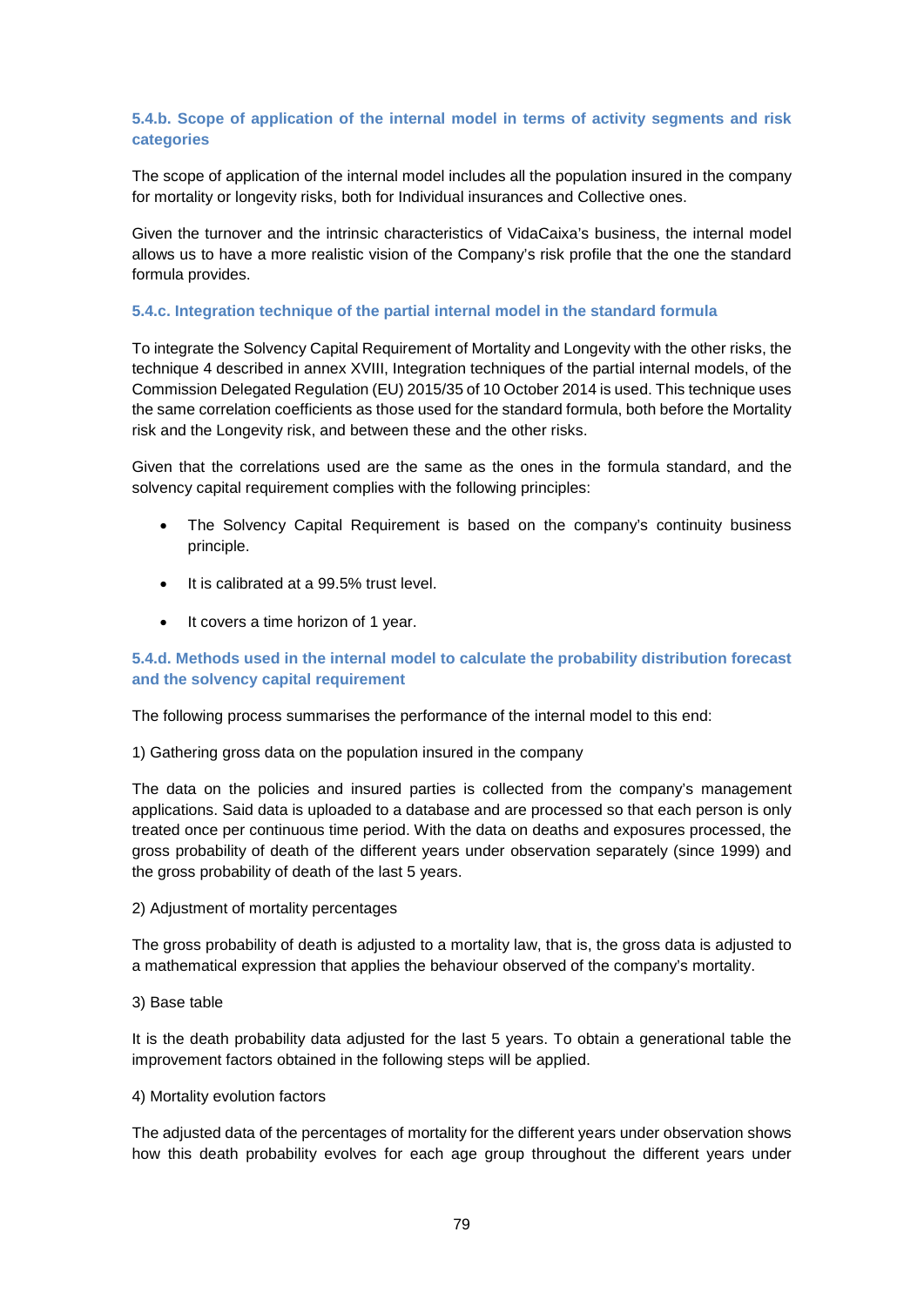### 5.4.b. Scope of application of the internal model in terms of activity segments and risk categories

The scope of application of the internal model includes all the population insured in the company for mortality or longevity risks, both for Individual insurances and Collective ones.

Given the turnover and the intrinsic characteristics of VidaCaixa's business, the internal model allows us to have a more realistic vision of the Company's risk profile that the one the standard formula provides.

### 5.4.c. Integration technique of the partial internal model in the standard formula

To integrate the Solvency Capital Requirement of Mortality and Longevity with the other risks, the technique 4 described in annex XVIII, Integration techniques of the partial internal models, of the Commission Delegated Regulation (EU) 2015/35 of 10 October 2014 is used. This technique uses the same correlation coefficients as those used for the standard formula, both before the Mortality risk and the Longevity risk, and between these and the other risks.

Given that the correlations used are the same as the ones in the formula standard, and the solvency capital requirement complies with the following principles:

- The Solvency Capital Requirement is based on the company's continuity business principle.
- It is calibrated at a 99.5% trust level.
- It covers a time horizon of 1 year.

### 5.4.d. Methods used in the internal model to calculate the probability distribution forecast and the solvency capital requirement

The following process summarises the performance of the internal model to this end:

1) Gathering gross data on the population insured in the company

The data on the policies and insured parties is collected from the company's management applications. Said data is uploaded to a database and are processed so that each person is only treated once per continuous time period. With the data on deaths and exposures processed, the gross probability of death of the different years under observation separately (since 1999) and the gross probability of death of the last 5 years.

2) Adjustment of mortality percentages

The gross probability of death is adjusted to a mortality law, that is, the gross data is adjusted to a mathematical expression that applies the behaviour observed of the company's mortality.

3) Base table

It is the death probability data adjusted for the last 5 years. To obtain a generational table the improvement factors obtained in the following steps will be applied.

4) Mortality evolution factors

The adjusted data of the percentages of mortality for the different years under observation shows how this death probability evolves for each age group throughout the different years under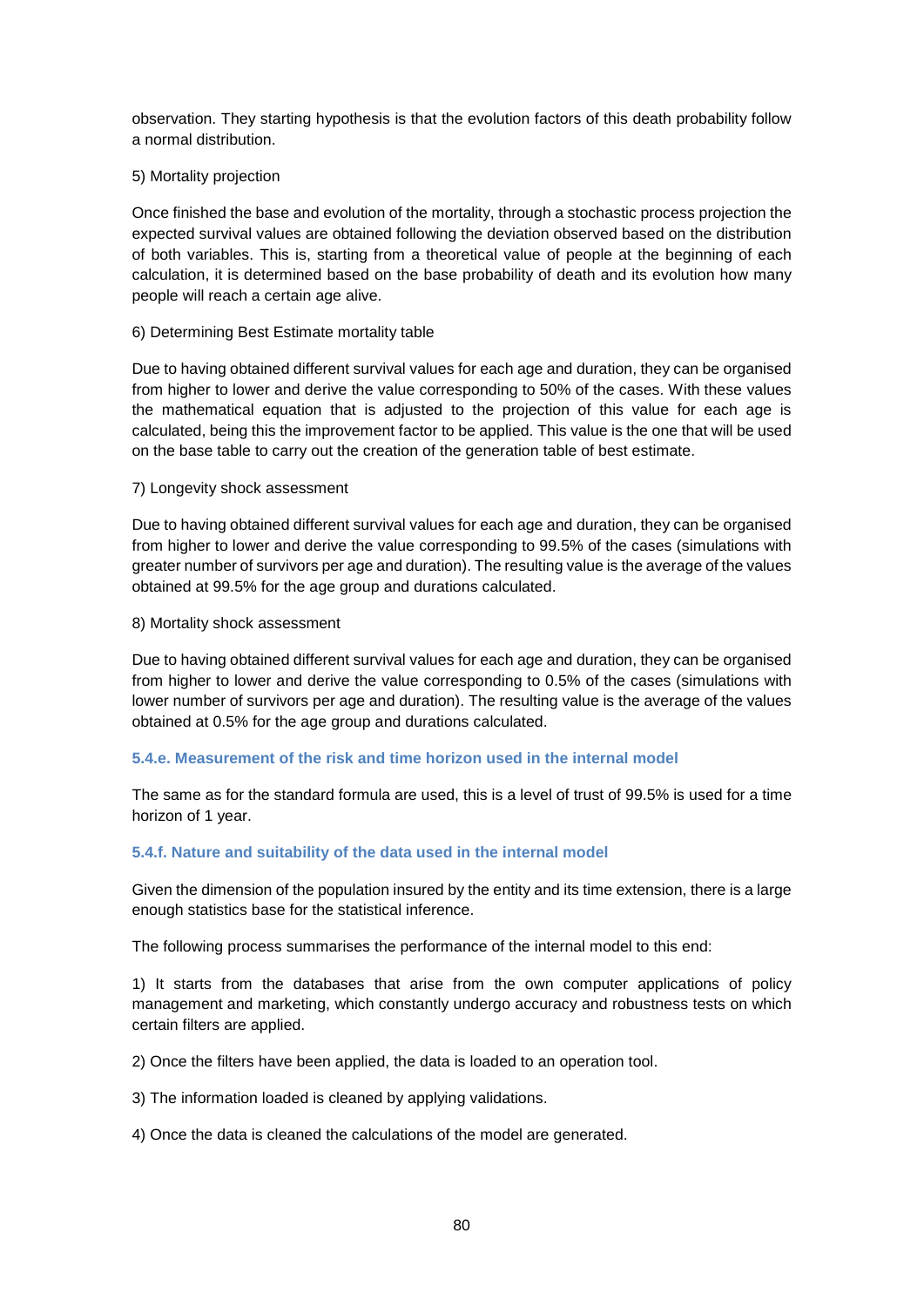observation. They starting hypothesis is that the evolution factors of this death probability follow a normal distribution.

5) Mortality projection

Once finished the base and evolution of the mortality, through a stochastic process projection the expected survival values are obtained following the deviation observed based on the distribution of both variables. This is, starting from a theoretical value of people at the beginning of each calculation, it is determined based on the base probability of death and its evolution how many people will reach a certain age alive.

6) Determining Best Estimate mortality table

Due to having obtained different survival values for each age and duration, they can be organised from higher to lower and derive the value corresponding to 50% of the cases. With these values the mathematical equation that is adjusted to the projection of this value for each age is calculated, being this the improvement factor to be applied. This value is the one that will be used on the base table to carry out the creation of the generation table of best estimate.

7) Longevity shock assessment

Due to having obtained different survival values for each age and duration, they can be organised from higher to lower and derive the value corresponding to 99.5% of the cases (simulations with greater number of survivors per age and duration). The resulting value is the average of the values obtained at 99.5% for the age group and durations calculated.

8) Mortality shock assessment

Due to having obtained different survival values for each age and duration, they can be organised from higher to lower and derive the value corresponding to 0.5% of the cases (simulations with lower number of survivors per age and duration). The resulting value is the average of the values obtained at 0.5% for the age group and durations calculated.

#### 5.4.e. Measurement of the risk and time horizon used in the internal model

The same as for the standard formula are used, this is a level of trust of 99.5% is used for a time horizon of 1 year.

#### 5.4.f. Nature and suitability of the data used in the internal model

Given the dimension of the population insured by the entity and its time extension, there is a large enough statistics base for the statistical inference.

The following process summarises the performance of the internal model to this end:

1) It starts from the databases that arise from the own computer applications of policy management and marketing, which constantly undergo accuracy and robustness tests on which certain filters are applied.

2) Once the filters have been applied, the data is loaded to an operation tool.

3) The information loaded is cleaned by applying validations.

4) Once the data is cleaned the calculations of the model are generated.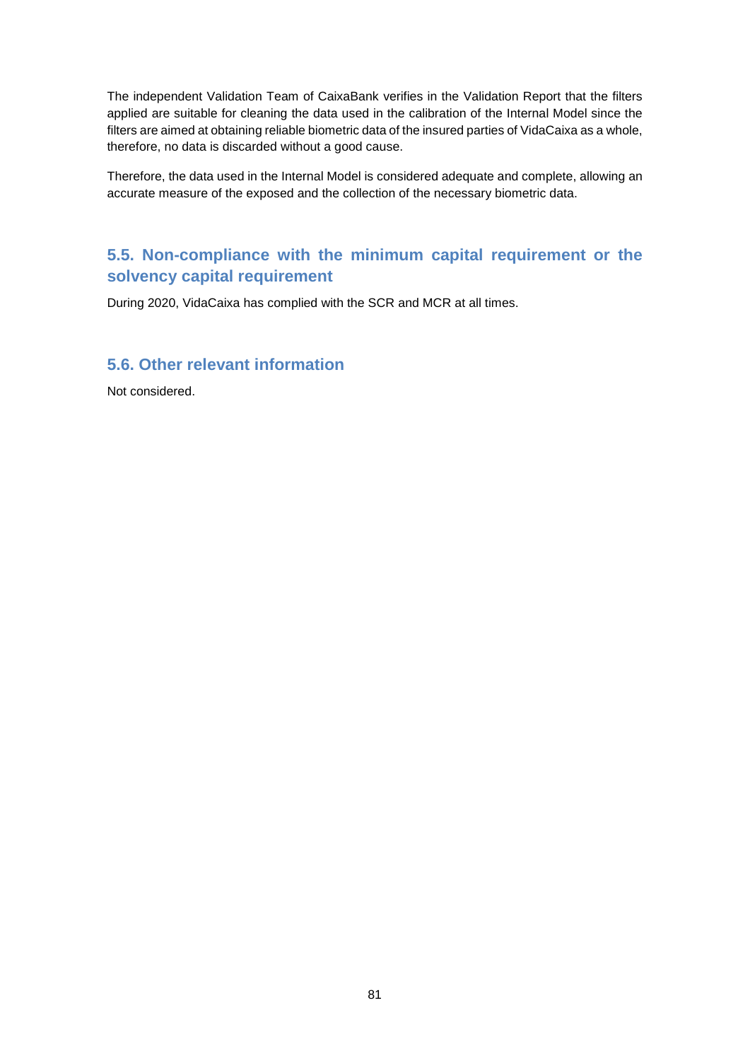The independent Validation Team of CaixaBank verifies in the Validation Report that the filters applied are suitable for cleaning the data used in the calibration of the Internal Model since the filters are aimed at obtaining reliable biometric data of the insured parties of VidaCaixa as a whole, therefore, no data is discarded without a good cause.

Therefore, the data used in the Internal Model is considered adequate and complete, allowing an accurate measure of the exposed and the collection of the necessary biometric data.

## 5.5. Non-compliance with the minimum capital requirement or the solvency capital requirement

During 2020, VidaCaixa has complied with the SCR and MCR at all times.

## 5.6. Other relevant information

Not considered.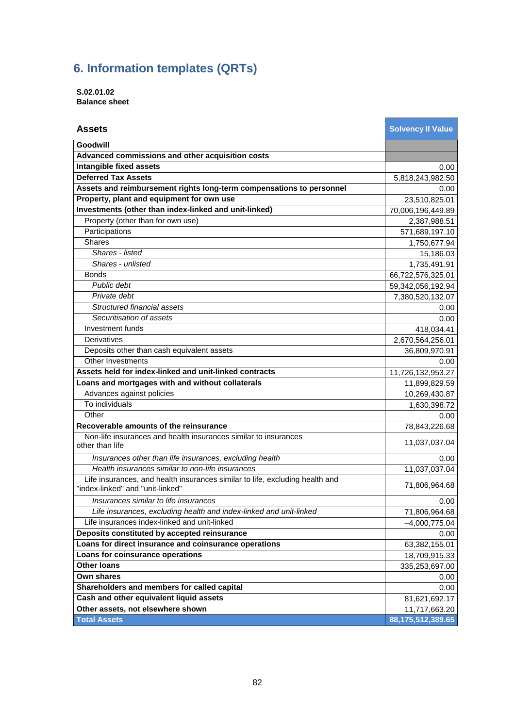# 6. Information templates (QRTs)

**S.02.01.02**
**Balance sheet**

| **Assets** | **Solvency II Value** |
|---|---|
| **Goodwill** | |
| **Advanced commissions and other acquisition costs** | |
| **Intangible fixed assets** | 0.00 |
| **Deferred Tax Assets** | 5,818,243,982.50 |
| **Assets and reimbursement rights long-term compensations to personnel** | 0.00 |
| **Property, plant and equipment for own use** | 23,510,825.01 |
| **Investments (other than index-linked and unit-linked)** | 70,006,196,449.89 |
| Property (other than for own use) | 2,387,988.51 |
| Participations | 571,689,197.10 |
| Shares | 1,750,677.94 |
| *Shares - listed* | 15,186.03 |
| *Shares - unlisted* | 1,735,491.91 |
| Bonds | 66,722,576,325.01 |
| *Public debt* | 59,342,056,192.94 |
| *Private debt* | 7,380,520,132.07 |
| *Structured financial assets* | 0.00 |
| *Securitisation of assets* | 0.00 |
| Investment funds | 418,034.41 |
| Derivatives | 2,670,564,256.01 |
| Deposits other than cash equivalent assets | 36,809,970.91 |
| Other Investments | 0.00 |
| **Assets held for index-linked and unit-linked contracts** | 11,726,132,953.27 |
| **Loans and mortgages with and without collaterals** | 11,899,829.59 |
| Advances against policies | 10,269,430.87 |
| To individuals | 1,630,398.72 |
| Other | 0.00 |
| **Recoverable amounts of the reinsurance** | 78,843,226.68 |
| Non-life insurances and health insurances similar to insurances other than life | 11,037,037.04 |
| *Insurances other than life insurances, excluding health* | 0.00 |
| *Health insurances similar to non-life insurances* | 11,037,037.04 |
| Life insurances, and health insurances similar to life, excluding health and "index-linked" and "unit-linked" | 71,806,964.68 |
| *Insurances similar to life insurances* | 0.00 |
| *Life insurances, excluding health and index-linked and unit-linked* | 71,806,964.68 |
| Life insurances index-linked and unit-linked | –4,000,775.04 |
| **Deposits constituted by accepted reinsurance** | 0.00 |
| **Loans for direct insurance and coinsurance operations** | 63,382,155.01 |
| **Loans for coinsurance operations** | 18,709,915.33 |
| **Other loans** | 335,253,697.00 |
| **Own shares** | 0.00 |
| **Shareholders and members for called capital** | 0.00 |
| **Cash and other equivalent liquid assets** | 81,621,692.17 |
| **Other assets, not elsewhere shown** | 11,717,663.20 |
| **Total Assets** | **88,175,512,389.65** |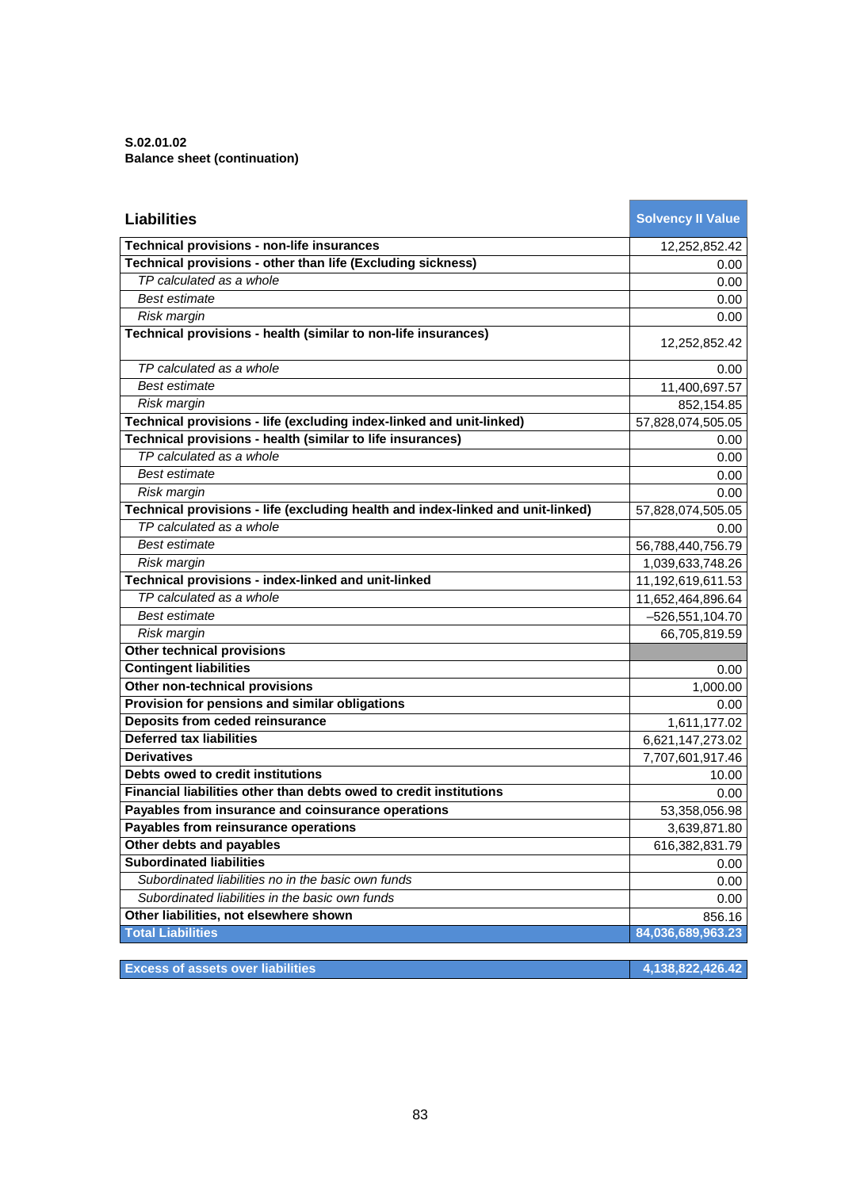**S.02.01.02**
**Balance sheet (continuation)**

| **Liabilities** | **Solvency II Value** |
|---|---|
| **Technical provisions - non-life insurances** | 12,252,852.42 |
| **Technical provisions - other than life (Excluding sickness)** | 0.00 |
| *TP calculated as a whole* | 0.00 |
| *Best estimate* | 0.00 |
| *Risk margin* | 0.00 |
| **Technical provisions - health (similar to non-life insurances)** | 12,252,852.42 |
| *TP calculated as a whole* | 0.00 |
| *Best estimate* | 11,400,697.57 |
| *Risk margin* | 852,154.85 |
| **Technical provisions - life (excluding index-linked and unit-linked)** | 57,828,074,505.05 |
| **Technical provisions - health (similar to life insurances)** | 0.00 |
| *TP calculated as a whole* | 0.00 |
| *Best estimate* | 0.00 |
| *Risk margin* | 0.00 |
| **Technical provisions - life (excluding health and index-linked and unit-linked)** | 57,828,074,505.05 |
| *TP calculated as a whole* | 0.00 |
| *Best estimate* | 56,788,440,756.79 |
| *Risk margin* | 1,039,633,748.26 |
| **Technical provisions - index-linked and unit-linked** | 11,192,619,611.53 |
| *TP calculated as a whole* | 11,652,464,896.64 |
| *Best estimate* | –526,551,104.70 |
| *Risk margin* | 66,705,819.59 |
| **Other technical provisions** | |
| **Contingent liabilities** | 0.00 |
| **Other non-technical provisions** | 1,000.00 |
| **Provision for pensions and similar obligations** | 0.00 |
| **Deposits from ceded reinsurance** | 1,611,177.02 |
| **Deferred tax liabilities** | 6,621,147,273.02 |
| **Derivatives** | 7,707,601,917.46 |
| **Debts owed to credit institutions** | 10.00 |
| **Financial liabilities other than debts owed to credit institutions** | 0.00 |
| **Payables from insurance and coinsurance operations** | 53,358,056.98 |
| **Payables from reinsurance operations** | 3,639,871.80 |
| **Other debts and payables** | 616,382,831.79 |
| **Subordinated liabilities** | 0.00 |
| *Subordinated liabilities no in the basic own funds* | 0.00 |
| *Subordinated liabilities in the basic own funds* | 0.00 |
| **Other liabilities, not elsewhere shown** | 856.16 |
| **Total Liabilities** | **84,036,689,963.23** |

| **Excess of assets over liabilities** | **4,138,822,426.42** |
|---|---|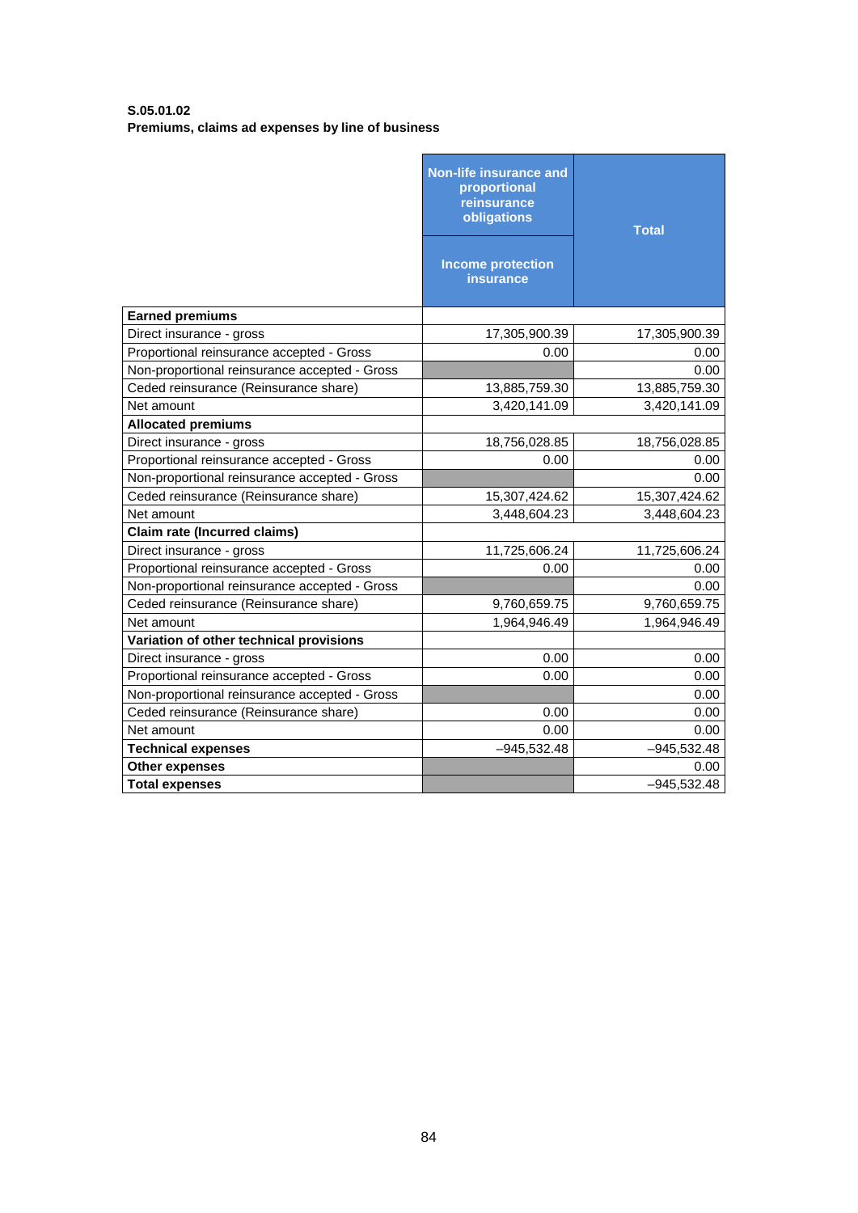**S.05.01.02**
**Premiums, claims ad expenses by line of business**

| | Non-life insurance and proportional reinsurance obligations | Total |
|---|---|---|
| | Income protection insurance | |
| **Earned premiums** | | |
| Direct insurance - gross | 17,305,900.39 | 17,305,900.39 |
| Proportional reinsurance accepted - Gross | 0.00 | 0.00 |
| Non-proportional reinsurance accepted - Gross | | 0.00 |
| Ceded reinsurance (Reinsurance share) | 13,885,759.30 | 13,885,759.30 |
| Net amount | 3,420,141.09 | 3,420,141.09 |
| **Allocated premiums** | | |
| Direct insurance - gross | 18,756,028.85 | 18,756,028.85 |
| Proportional reinsurance accepted - Gross | 0.00 | 0.00 |
| Non-proportional reinsurance accepted - Gross | | 0.00 |
| Ceded reinsurance (Reinsurance share) | 15,307,424.62 | 15,307,424.62 |
| Net amount | 3,448,604.23 | 3,448,604.23 |
| **Claim rate (Incurred claims)** | | |
| Direct insurance - gross | 11,725,606.24 | 11,725,606.24 |
| Proportional reinsurance accepted - Gross | 0.00 | 0.00 |
| Non-proportional reinsurance accepted - Gross | | 0.00 |
| Ceded reinsurance (Reinsurance share) | 9,760,659.75 | 9,760,659.75 |
| Net amount | 1,964,946.49 | 1,964,946.49 |
| **Variation of other technical provisions** | | |
| Direct insurance - gross | 0.00 | 0.00 |
| Proportional reinsurance accepted - Gross | 0.00 | 0.00 |
| Non-proportional reinsurance accepted - Gross | | 0.00 |
| Ceded reinsurance (Reinsurance share) | 0.00 | 0.00 |
| Net amount | 0.00 | 0.00 |
| **Technical expenses** | –945,532.48 | –945,532.48 |
| **Other expenses** | | 0.00 |
| **Total expenses** | | –945,532.48 |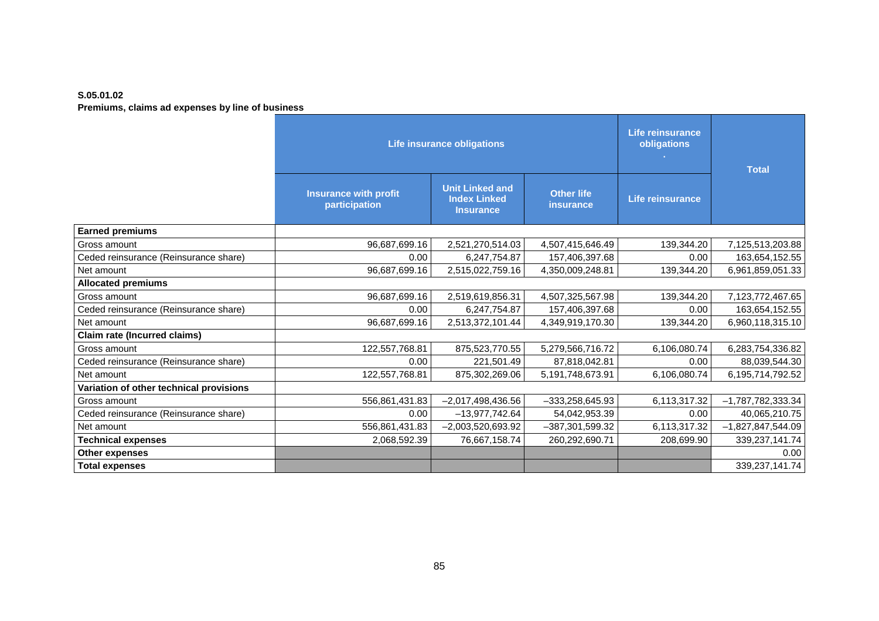**S.05.01.02**

**Premiums, claims ad expenses by line of business**

| | Life insurance obligations | | | Life reinsurance obligations | Total |
|---|---|---|---|---|---|
| | Insurance with profit participation | Unit Linked and Index Linked Insurance | Other life insurance | Life reinsurance | |
| **Earned premiums** | | | | | |
| Gross amount | 96,687,699.16 | 2,521,270,514.03 | 4,507,415,646.49 | 139,344.20 | 7,125,513,203.88 |
| Ceded reinsurance (Reinsurance share) | 0.00 | 6,247,754.87 | 157,406,397.68 | 0.00 | 163,654,152.55 |
| Net amount | 96,687,699.16 | 2,515,022,759.16 | 4,350,009,248.81 | 139,344.20 | 6,961,859,051.33 |
| **Allocated premiums** | | | | | |
| Gross amount | 96,687,699.16 | 2,519,619,856.31 | 4,507,325,567.98 | 139,344.20 | 7,123,772,467.65 |
| Ceded reinsurance (Reinsurance share) | 0.00 | 6,247,754.87 | 157,406,397.68 | 0.00 | 163,654,152.55 |
| Net amount | 96,687,699.16 | 2,513,372,101.44 | 4,349,919,170.30 | 139,344.20 | 6,960,118,315.10 |
| **Claim rate (Incurred claims)** | | | | | |
| Gross amount | 122,557,768.81 | 875,523,770.55 | 5,279,566,716.72 | 6,106,080.74 | 6,283,754,336.82 |
| Ceded reinsurance (Reinsurance share) | 0.00 | 221,501.49 | 87,818,042.81 | 0.00 | 88,039,544.30 |
| Net amount | 122,557,768.81 | 875,302,269.06 | 5,191,748,673.91 | 6,106,080.74 | 6,195,714,792.52 |
| **Variation of other technical provisions** | | | | | |
| Gross amount | 556,861,431.83 | −2,017,498,436.56 | −333,258,645.93 | 6,113,317.32 | −1,787,782,333.34 |
| Ceded reinsurance (Reinsurance share) | 0.00 | −13,977,742.64 | 54,042,953.39 | 0.00 | 40,065,210.75 |
| Net amount | 556,861,431.83 | −2,003,520,693.92 | −387,301,599.32 | 6,113,317.32 | −1,827,847,544.09 |
| **Technical expenses** | 2,068,592.39 | 76,667,158.74 | 260,292,690.71 | 208,699.90 | 339,237,141.74 |
| **Other expenses** | | | | | 0.00 |
| **Total expenses** | | | | | 339,237,141.74 |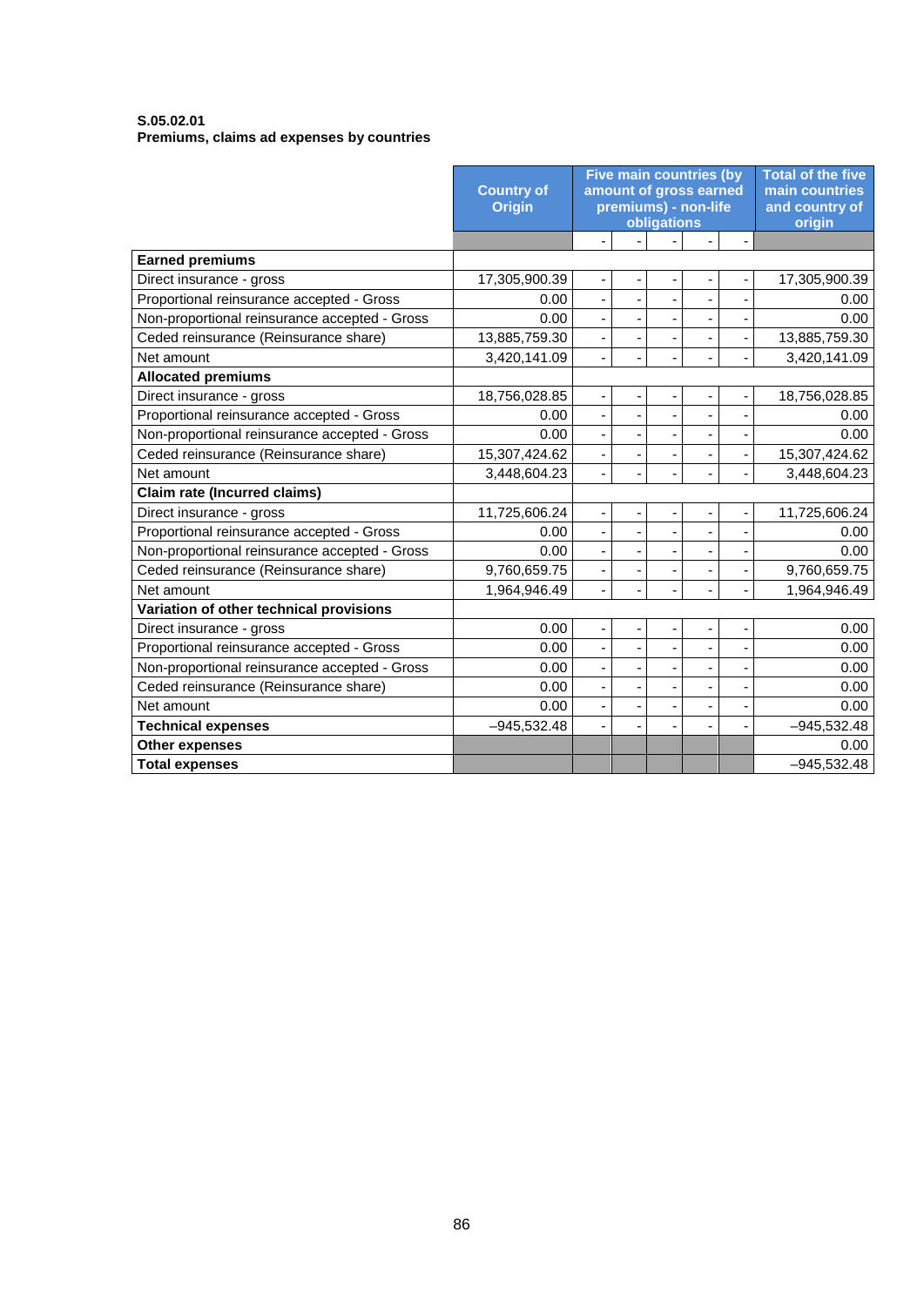**S.05.02.01**
**Premiums, claims ad expenses by countries**

| | Country of Origin | Five main countries (by amount of gross earned premiums) - non-life obligations | | | | | Total of the five main countries and country of origin |
|---|---|---|---|---|---|---|---|
| | | - | - | - | - | - | |
| **Earned premiums** | | | | | | | |
| Direct insurance - gross | 17,305,900.39 | - | - | - | - | - | 17,305,900.39 |
| Proportional reinsurance accepted - Gross | 0.00 | - | - | - | - | - | 0.00 |
| Non-proportional reinsurance accepted - Gross | 0.00 | - | - | - | - | - | 0.00 |
| Ceded reinsurance (Reinsurance share) | 13,885,759.30 | - | - | - | - | - | 13,885,759.30 |
| Net amount | 3,420,141.09 | - | - | - | - | - | 3,420,141.09 |
| **Allocated premiums** | | | | | | | |
| Direct insurance - gross | 18,756,028.85 | - | - | - | - | - | 18,756,028.85 |
| Proportional reinsurance accepted - Gross | 0.00 | - | - | - | - | - | 0.00 |
| Non-proportional reinsurance accepted - Gross | 0.00 | - | - | - | - | - | 0.00 |
| Ceded reinsurance (Reinsurance share) | 15,307,424.62 | - | - | - | - | - | 15,307,424.62 |
| Net amount | 3,448,604.23 | - | - | - | - | - | 3,448,604.23 |
| **Claim rate (Incurred claims)** | | | | | | | |
| Direct insurance - gross | 11,725,606.24 | - | - | - | - | - | 11,725,606.24 |
| Proportional reinsurance accepted - Gross | 0.00 | - | - | - | - | - | 0.00 |
| Non-proportional reinsurance accepted - Gross | 0.00 | - | - | - | - | - | 0.00 |
| Ceded reinsurance (Reinsurance share) | 9,760,659.75 | - | - | - | - | - | 9,760,659.75 |
| Net amount | 1,964,946.49 | - | - | - | - | - | 1,964,946.49 |
| **Variation of other technical provisions** | | | | | | | |
| Direct insurance - gross | 0.00 | - | - | - | - | - | 0.00 |
| Proportional reinsurance accepted - Gross | 0.00 | - | - | - | - | - | 0.00 |
| Non-proportional reinsurance accepted - Gross | 0.00 | - | - | - | - | - | 0.00 |
| Ceded reinsurance (Reinsurance share) | 0.00 | - | - | - | - | - | 0.00 |
| Net amount | 0.00 | - | - | - | - | - | 0.00 |
| **Technical expenses** | –945,532.48 | - | - | - | - | - | –945,532.48 |
| **Other expenses** | | | | | | | 0.00 |
| **Total expenses** | | | | | | | –945,532.48 |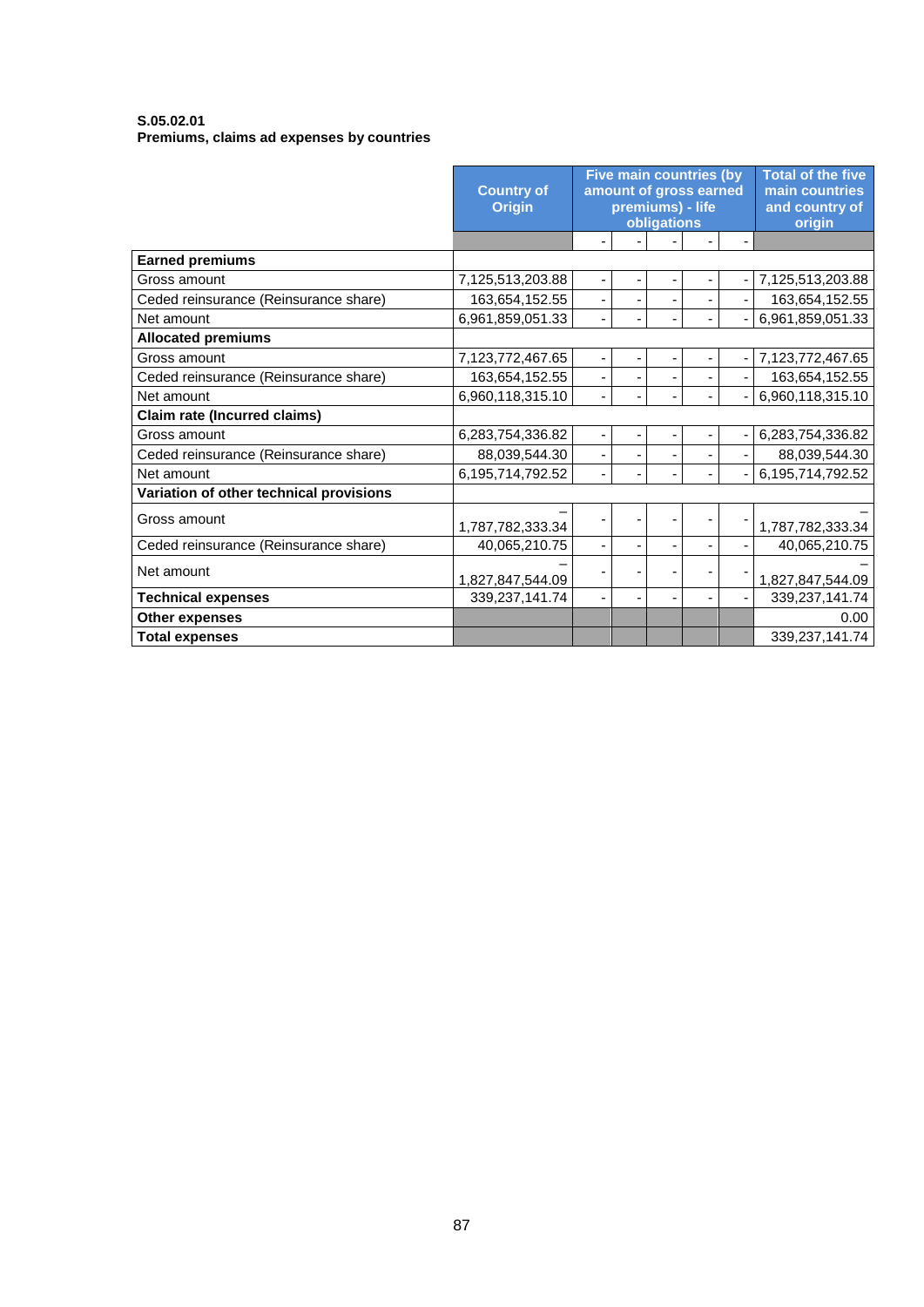**S.05.02.01**
**Premiums, claims ad expenses by countries**

| | Country of Origin | Five main countries (by amount of gross earned premiums) - life obligations | | | | | Total of the five main countries and country of origin |
|---|---|---|---|---|---|---|---|
| | | - | - | - | - | - | |
| **Earned premiums** | | | | | | | |
| Gross amount | 7,125,513,203.88 | - | - | - | - | - | 7,125,513,203.88 |
| Ceded reinsurance (Reinsurance share) | 163,654,152.55 | - | - | - | - | - | 163,654,152.55 |
| Net amount | 6,961,859,051.33 | - | - | - | - | - | 6,961,859,051.33 |
| **Allocated premiums** | | | | | | | |
| Gross amount | 7,123,772,467.65 | - | - | - | - | - | 7,123,772,467.65 |
| Ceded reinsurance (Reinsurance share) | 163,654,152.55 | - | - | - | - | - | 163,654,152.55 |
| Net amount | 6,960,118,315.10 | - | - | - | - | - | 6,960,118,315.10 |
| **Claim rate (Incurred claims)** | | | | | | | |
| Gross amount | 6,283,754,336.82 | - | - | - | - | - | 6,283,754,336.82 |
| Ceded reinsurance (Reinsurance share) | 88,039,544.30 | - | - | - | - | - | 88,039,544.30 |
| Net amount | 6,195,714,792.52 | - | - | - | - | - | 6,195,714,792.52 |
| **Variation of other technical provisions** | | | | | | | |
| Gross amount | –1,787,782,333.34 | - | - | - | - | - | –1,787,782,333.34 |
| Ceded reinsurance (Reinsurance share) | 40,065,210.75 | - | - | - | - | - | 40,065,210.75 |
| Net amount | –1,827,847,544.09 | - | - | - | - | - | –1,827,847,544.09 |
| **Technical expenses** | 339,237,141.74 | - | - | - | - | - | 339,237,141.74 |
| **Other expenses** | | | | | | | 0.00 |
| **Total expenses** | | | | | | | 339,237,141.74 |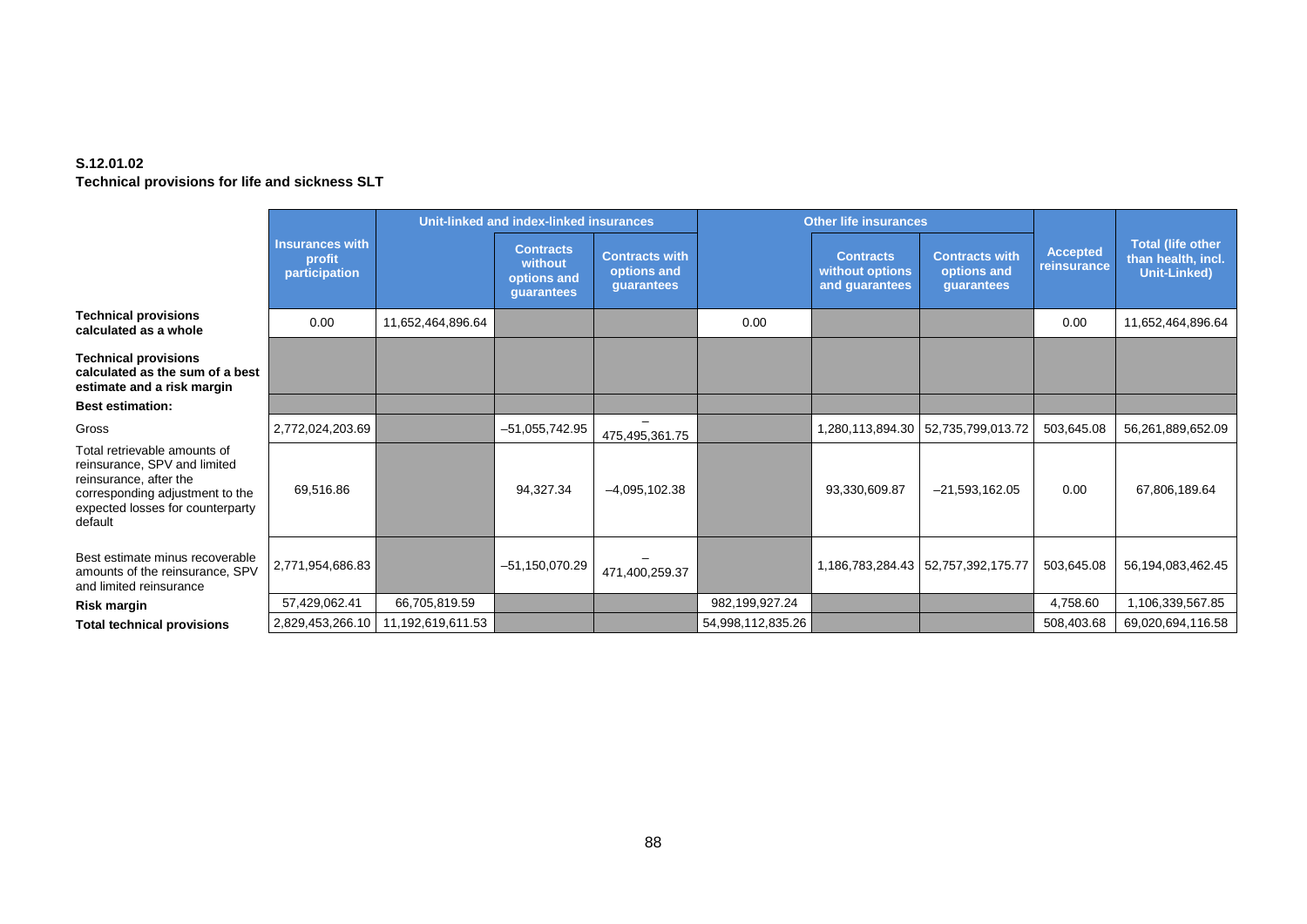**S.12.01.02**
**Technical provisions for life and sickness SLT**

| | Insurances with profit participation | Unit-linked and index-linked insurances | | | Other life insurances | | | Accepted reinsurance | Total (life other than health, incl. Unit-Linked) |
|---|---|---|---|---|---|---|---|---|---|
| | | | Contracts without options and guarantees | Contracts with options and guarantees | | Contracts without options and guarantees | Contracts with options and guarantees | | |
| **Technical provisions calculated as a whole** | 0.00 | 11,652,464,896.64 | | | 0.00 | | | 0.00 | 11,652,464,896.64 |
| **Technical provisions calculated as the sum of a best estimate and a risk margin** | | | | | | | | | |
| **Best estimation:** | | | | | | | | | |
| Gross | 2,772,024,203.69 | | –51,055,742.95 | –475,495,361.75 | | 1,280,113,894.30 | 52,735,799,013.72 | 503,645.08 | 56,261,889,652.09 |
| Total retrievable amounts of reinsurance, SPV and limited reinsurance, after the corresponding adjustment to the expected losses for counterparty default | 69,516.86 | | 94,327.34 | –4,095,102.38 | | 93,330,609.87 | –21,593,162.05 | 0.00 | 67,806,189.64 |
| Best estimate minus recoverable amounts of the reinsurance, SPV and limited reinsurance | 2,771,954,686.83 | | –51,150,070.29 | –471,400,259.37 | | 1,186,783,284.43 | 52,757,392,175.77 | 503,645.08 | 56,194,083,462.45 |
| **Risk margin** | 57,429,062.41 | 66,705,819.59 | | | 982,199,927.24 | | | 4,758.60 | 1,106,339,567.85 |
| **Total technical provisions** | 2,829,453,266.10 | 11,192,619,611.53 | | | 54,998,112,835.26 | | | 508,403.68 | 69,020,694,116.58 |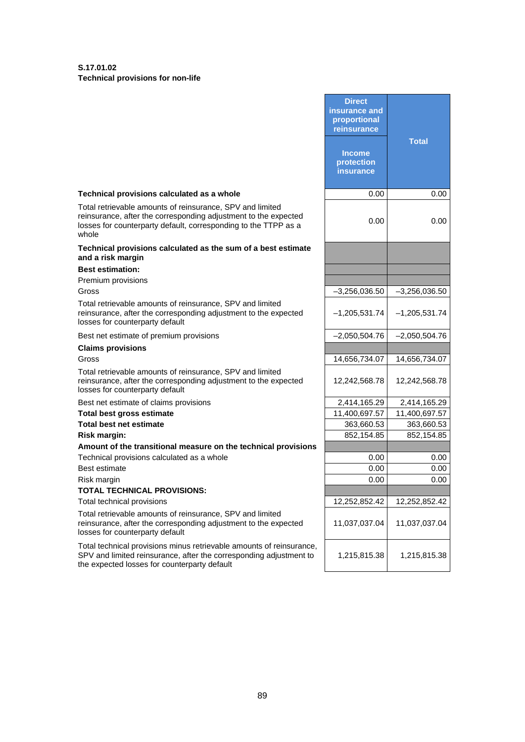**S.17.01.02**
**Technical provisions for non-life**

| | Direct insurance and proportional reinsurance | Total |
|---|---|---|
| | Income protection insurance | |
| **Technical provisions calculated as a whole** | 0.00 | 0.00 |
| Total retrievable amounts of reinsurance, SPV and limited reinsurance, after the corresponding adjustment to the expected losses for counterparty default, corresponding to the TTPP as a whole | 0.00 | 0.00 |
| **Technical provisions calculated as the sum of a best estimate and a risk margin** | | |
| **Best estimation:** | | |
| Premium provisions | | |
| Gross | –3,256,036.50 | –3,256,036.50 |
| Total retrievable amounts of reinsurance, SPV and limited reinsurance, after the corresponding adjustment to the expected losses for counterparty default | –1,205,531.74 | –1,205,531.74 |
| Best net estimate of premium provisions | –2,050,504.76 | –2,050,504.76 |
| **Claims provisions** | | |
| Gross | 14,656,734.07 | 14,656,734.07 |
| Total retrievable amounts of reinsurance, SPV and limited reinsurance, after the corresponding adjustment to the expected losses for counterparty default | 12,242,568.78 | 12,242,568.78 |
| Best net estimate of claims provisions | 2,414,165.29 | 2,414,165.29 |
| **Total best gross estimate** | 11,400,697.57 | 11,400,697.57 |
| **Total best net estimate** | 363,660.53 | 363,660.53 |
| **Risk margin:** | 852,154.85 | 852,154.85 |
| **Amount of the transitional measure on the technical provisions** | | |
| Technical provisions calculated as a whole | 0.00 | 0.00 |
| Best estimate | 0.00 | 0.00 |
| Risk margin | 0.00 | 0.00 |
| **TOTAL TECHNICAL PROVISIONS:** | | |
| Total technical provisions | 12,252,852.42 | 12,252,852.42 |
| Total retrievable amounts of reinsurance, SPV and limited reinsurance, after the corresponding adjustment to the expected losses for counterparty default | 11,037,037.04 | 11,037,037.04 |
| Total technical provisions minus retrievable amounts of reinsurance, SPV and limited reinsurance, after the corresponding adjustment to the expected losses for counterparty default | 1,215,815.38 | 1,215,815.38 |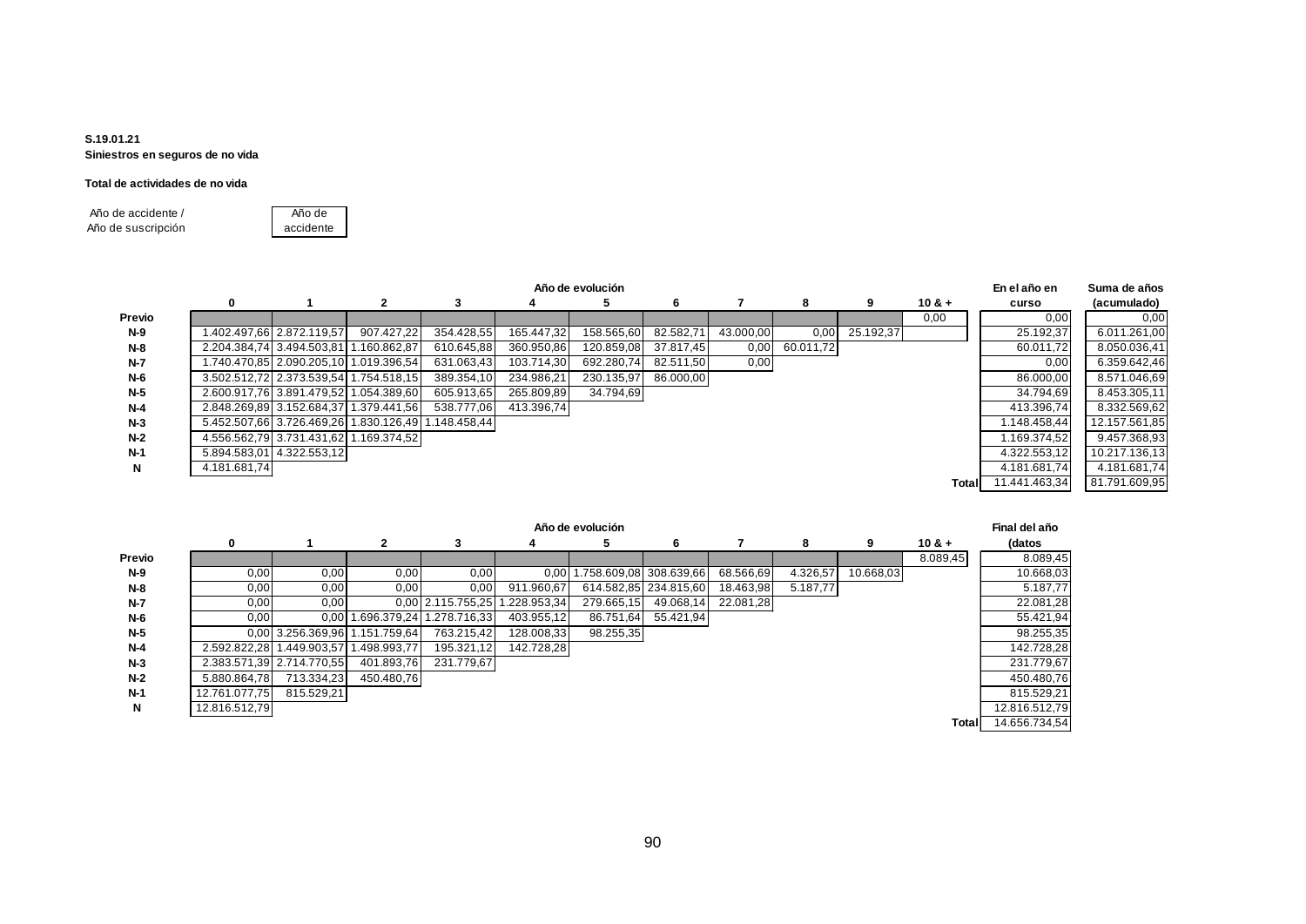**S.19.01.21**
**Siniestros en seguros de no vida**

**Total de actividades de no vida**

| Año de accidente / Año de suscripción | Año de accidente |
|---|---|

| | Año de evolución | | | | | | | | | | | En el año en curso | Suma de años (acumulado) |
|---|---|---|---|---|---|---|---|---|---|---|---|---|---|
| | **0** | **1** | **2** | **3** | **4** | **5** | **6** | **7** | **8** | **9** | **10 & +** | | |
| **Previo** | | | | | | | | | | | 0,00 | 0,00 | 0,00 |
| **N-9** | 1.402.497,66 | 2.872.119,57 | 907.427,22 | 354.428,55 | 165.447,32 | 158.565,60 | 82.582,71 | 43.000,00 | 0,00 | 25.192,37 | | 25.192,37 | 6.011.261,00 |
| **N-8** | 2.204.384,74 | 3.494.503,81 | 1.160.862,87 | 610.645,88 | 360.950,86 | 120.859,08 | 37.817,45 | 0,00 | 60.011,72 | | | 60.011,72 | 8.050.036,41 |
| **N-7** | 1.740.470,85 | 2.090.205,10 | 1.019.396,54 | 631.063,43 | 103.714,30 | 692.280,74 | 82.511,50 | 0,00 | | | | 0,00 | 6.359.642,46 |
| **N-6** | 3.502.512,72 | 2.373.539,54 | 1.754.518,15 | 389.354,10 | 234.986,21 | 230.135,97 | 86.000,00 | | | | | 86.000,00 | 8.571.046,69 |
| **N-5** | 2.600.917,76 | 3.891.479,52 | 1.054.389,60 | 605.913,65 | 265.809,89 | 34.794,69 | | | | | | 34.794,69 | 8.453.305,11 |
| **N-4** | 2.848.269,89 | 3.152.684,37 | 1.379.441,56 | 538.777,06 | 413.396,74 | | | | | | | 413.396,74 | 8.332.569,62 |
| **N-3** | 5.452.507,66 | 3.726.469,26 | 1.830.126,49 | 1.148.458,44 | | | | | | | | 1.148.458,44 | 12.157.561,85 |
| **N-2** | 4.556.562,79 | 3.731.431,62 | 1.169.374,52 | | | | | | | | | 1.169.374,52 | 9.457.368,93 |
| **N-1** | 5.894.583,01 | 4.322.553,12 | | | | | | | | | | 4.322.553,12 | 10.217.136,13 |
| **N** | 4.181.681,74 | | | | | | | | | | | 4.181.681,74 | 4.181.681,74 |
| | | | | | | | | | | | **Total** | 11.441.463,34 | 81.791.609,95 |

| | Año de evolución | | | | | | | | | | | Final del año (datos |
|---|---|---|---|---|---|---|---|---|---|---|---|---|
| | **0** | **1** | **2** | **3** | **4** | **5** | **6** | **7** | **8** | **9** | **10 & +** | |
| **Previo** | | | | | | | | | | | 8.089,45 | 8.089,45 |
| **N-9** | 0,00 | 0,00 | 0,00 | 0,00 | 0,00 | 1.758.609,08 | 308.639,66 | 68.566,69 | 4.326,57 | 10.668,03 | | 10.668,03 |
| **N-8** | 0,00 | 0,00 | 0,00 | 0,00 | 911.960,67 | 614.582,85 | 234.815,60 | 18.463,98 | 5.187,77 | | | 5.187,77 |
| **N-7** | 0,00 | 0,00 | 0,00 | 2.115.755,25 | 1.228.953,34 | 279.665,15 | 49.068,14 | 22.081,28 | | | | 22.081,28 |
| **N-6** | 0,00 | 0,00 | 1.696.379,24 | 1.278.716,33 | 403.955,12 | 86.751,64 | 55.421,94 | | | | | 55.421,94 |
| **N-5** | 0,00 | 3.256.369,96 | 1.151.759,64 | 763.215,42 | 128.008,33 | 98.255,35 | | | | | | 98.255,35 |
| **N-4** | 2.592.822,28 | 1.449.903,57 | 1.498.993,77 | 195.321,12 | 142.728,28 | | | | | | | 142.728,28 |
| **N-3** | 2.383.571,39 | 2.714.770,55 | 401.893,76 | 231.779,67 | | | | | | | | 231.779,67 |
| **N-2** | 5.880.864,78 | 713.334,23 | 450.480,76 | | | | | | | | | 450.480,76 |
| **N-1** | 12.761.077,75 | 815.529,21 | | | | | | | | | | 815.529,21 |
| **N** | 12.816.512,79 | | | | | | | | | | | 12.816.512,79 |
| | | | | | | | | | | | **Total** | 14.656.734,54 |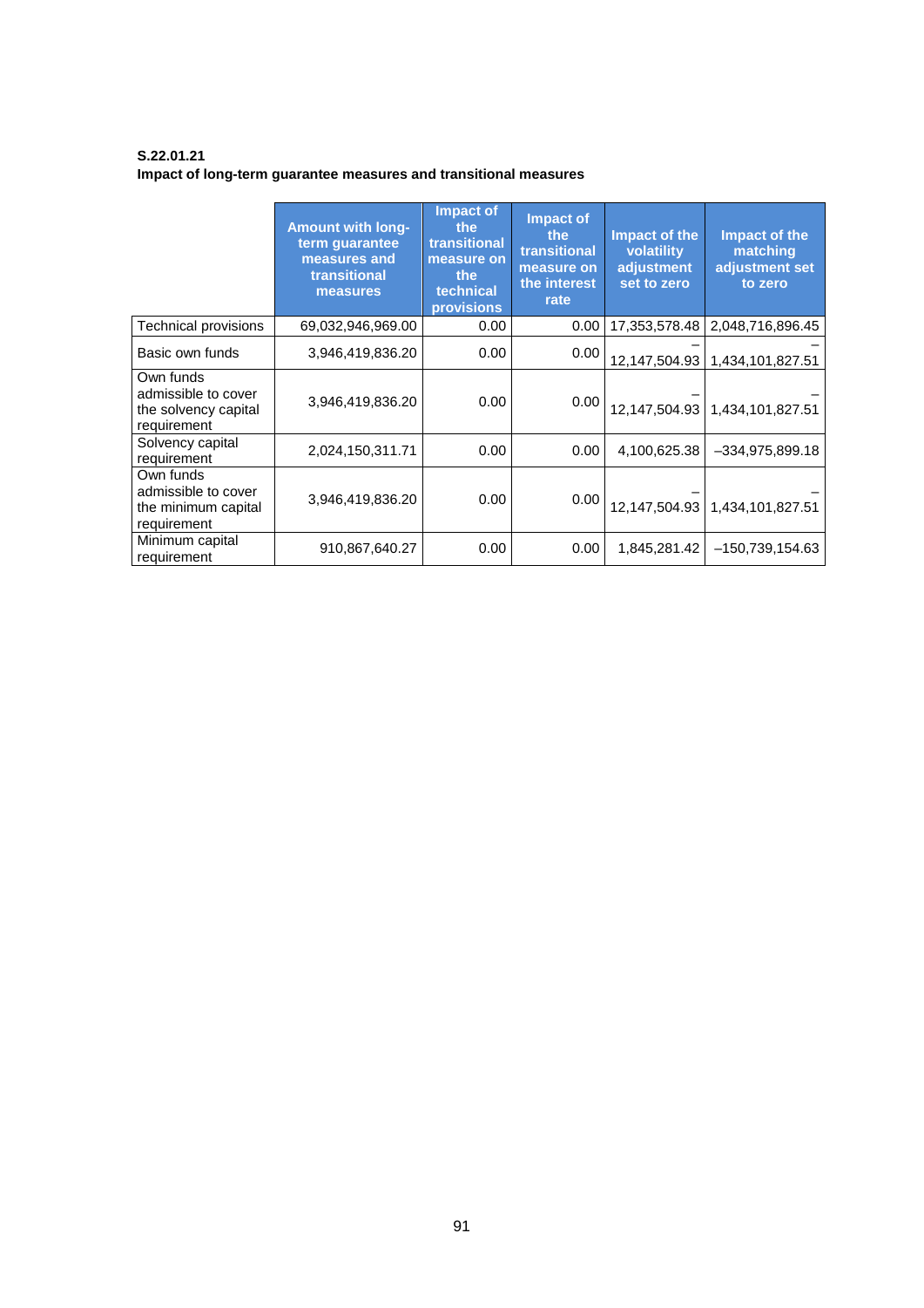**S.22.01.21**
**Impact of long-term guarantee measures and transitional measures**

| | Amount with long-term guarantee measures and transitional measures | Impact of the transitional measure on the technical provisions | Impact of the transitional measure on the interest rate | Impact of the volatility adjustment set to zero | Impact of the matching adjustment set to zero |
|---|---|---|---|---|---|
| Technical provisions | 69,032,946,969.00 | 0.00 | 0.00 | 17,353,578.48 | 2,048,716,896.45 |
| Basic own funds | 3,946,419,836.20 | 0.00 | 0.00 | –12,147,504.93 | –1,434,101,827.51 |
| Own funds admissible to cover the solvency capital requirement | 3,946,419,836.20 | 0.00 | 0.00 | –12,147,504.93 | –1,434,101,827.51 |
| Solvency capital requirement | 2,024,150,311.71 | 0.00 | 0.00 | 4,100,625.38 | –334,975,899.18 |
| Own funds admissible to cover the minimum capital requirement | 3,946,419,836.20 | 0.00 | 0.00 | –12,147,504.93 | –1,434,101,827.51 |
| Minimum capital requirement | 910,867,640.27 | 0.00 | 0.00 | 1,845,281.42 | –150,739,154.63 |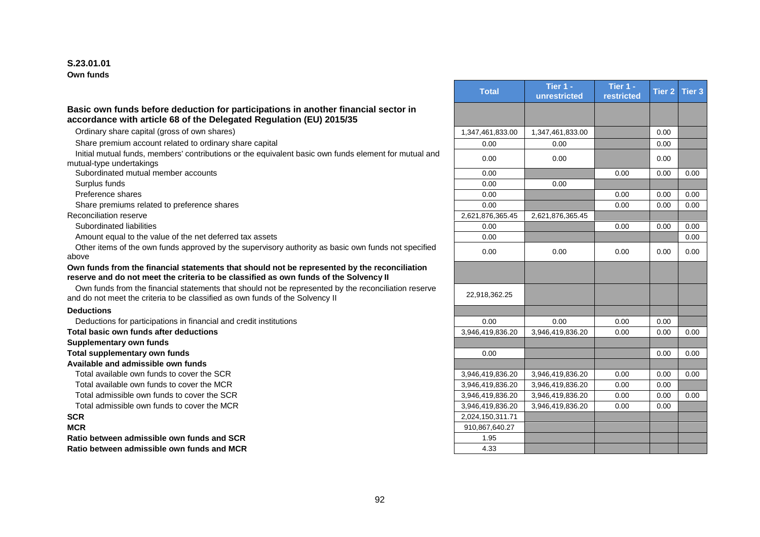**S.23.01.01**
**Own funds**

| | Total | Tier 1 - unrestricted | Tier 1 - restricted | Tier 2 | Tier 3 |
|---|---|---|---|---|---|
| **Basic own funds before deduction for participations in another financial sector in accordance with article 68 of the Delegated Regulation (EU) 2015/35** | | | | | |
| Ordinary share capital (gross of own shares) | 1,347,461,833.00 | 1,347,461,833.00 | | 0.00 | |
| Share premium account related to ordinary share capital | 0.00 | 0.00 | | 0.00 | |
| Initial mutual funds, members' contributions or the equivalent basic own funds element for mutual and mutual-type undertakings | 0.00 | 0.00 | | 0.00 | |
| Subordinated mutual member accounts | 0.00 | | 0.00 | 0.00 | 0.00 |
| Surplus funds | 0.00 | 0.00 | | | |
| Preference shares | 0.00 | | 0.00 | 0.00 | 0.00 |
| Share premiums related to preference shares | 0.00 | | 0.00 | 0.00 | 0.00 |
| Reconciliation reserve | 2,621,876,365.45 | 2,621,876,365.45 | | | |
| Subordinated liabilities | 0.00 | | 0.00 | 0.00 | 0.00 |
| Amount equal to the value of the net deferred tax assets | 0.00 | | | | 0.00 |
| Other items of the own funds approved by the supervisory authority as basic own funds not specified above | 0.00 | 0.00 | 0.00 | 0.00 | 0.00 |
| **Own funds from the financial statements that should not be represented by the reconciliation reserve and do not meet the criteria to be classified as own funds of the Solvency II** | | | | | |
| Own funds from the financial statements that should not be represented by the reconciliation reserve and do not meet the criteria to be classified as own funds of the Solvency II | 22,918,362.25 | | | | |
| **Deductions** | | | | | |
| Deductions for participations in financial and credit institutions | 0.00 | 0.00 | 0.00 | 0.00 | |
| **Total basic own funds after deductions** | 3,946,419,836.20 | 3,946,419,836.20 | 0.00 | 0.00 | 0.00 |
| **Supplementary own funds** | | | | | |
| **Total supplementary own funds** | 0.00 | | | 0.00 | 0.00 |
| **Available and admissible own funds** | | | | | |
| Total available own funds to cover the SCR | 3,946,419,836.20 | 3,946,419,836.20 | 0.00 | 0.00 | 0.00 |
| Total available own funds to cover the MCR | 3,946,419,836.20 | 3,946,419,836.20 | 0.00 | 0.00 | |
| Total admissible own funds to cover the SCR | 3,946,419,836.20 | 3,946,419,836.20 | 0.00 | 0.00 | 0.00 |
| Total admissible own funds to cover the MCR | 3,946,419,836.20 | 3,946,419,836.20 | 0.00 | 0.00 | |
| **SCR** | 2,024,150,311.71 | | | | |
| **MCR** | 910,867,640.27 | | | | |
| **Ratio between admissible own funds and SCR** | 1.95 | | | | |
| **Ratio between admissible own funds and MCR** | 4.33 | | | | |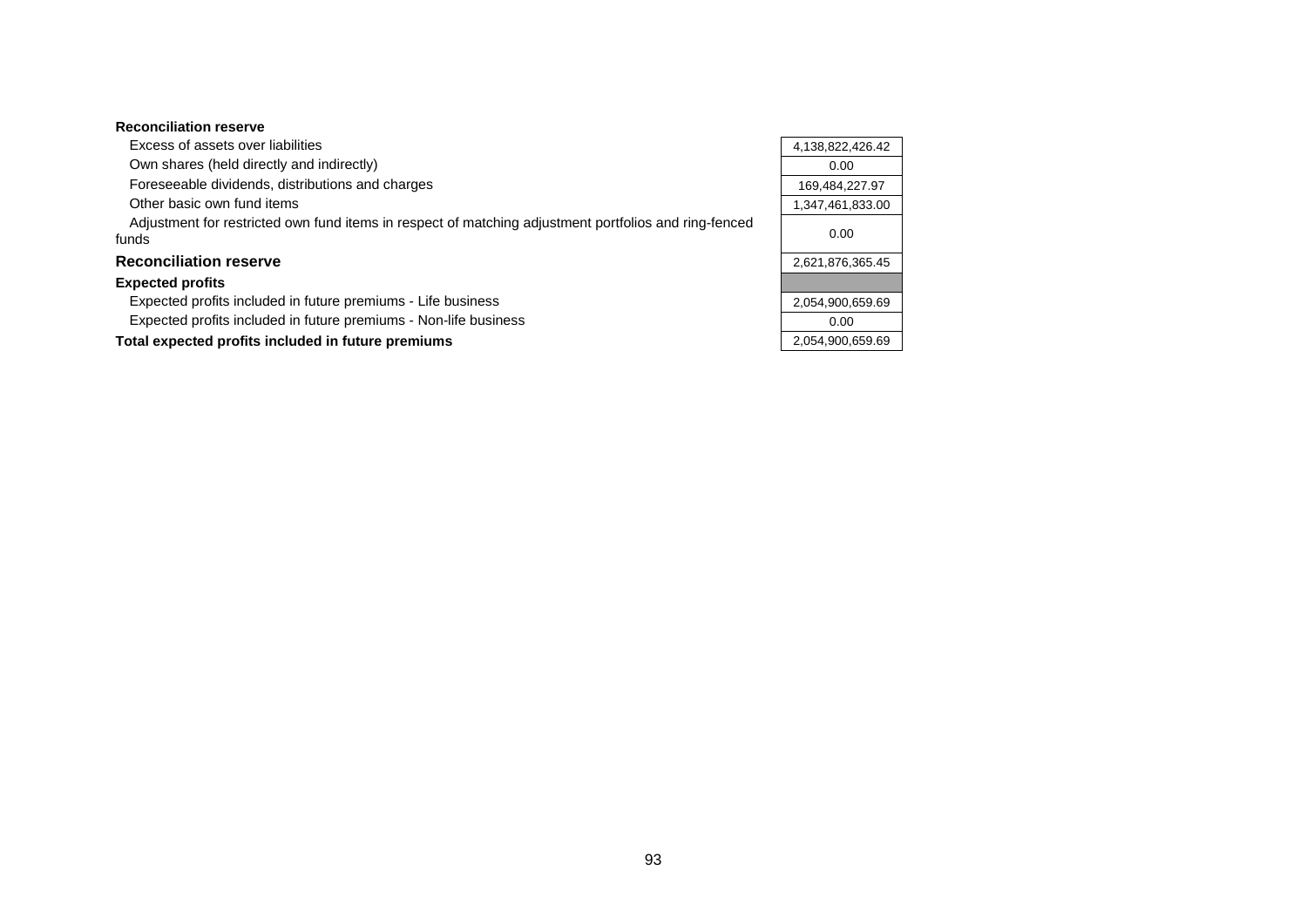| **Reconciliation reserve** | |
|---|---|
| Excess of assets over liabilities | 4,138,822,426.42 |
| Own shares (held directly and indirectly) | 0.00 |
| Foreseeable dividends, distributions and charges | 169,484,227.97 |
| Other basic own fund items | 1,347,461,833.00 |
| Adjustment for restricted own fund items in respect of matching adjustment portfolios and ring-fenced funds | 0.00 |
| **Reconciliation reserve** | 2,621,876,365.45 |
| **Expected profits** | |
| Expected profits included in future premiums - Life business | 2,054,900,659.69 |
| Expected profits included in future premiums - Non-life business | 0.00 |
| **Total expected profits included in future premiums** | 2,054,900,659.69 |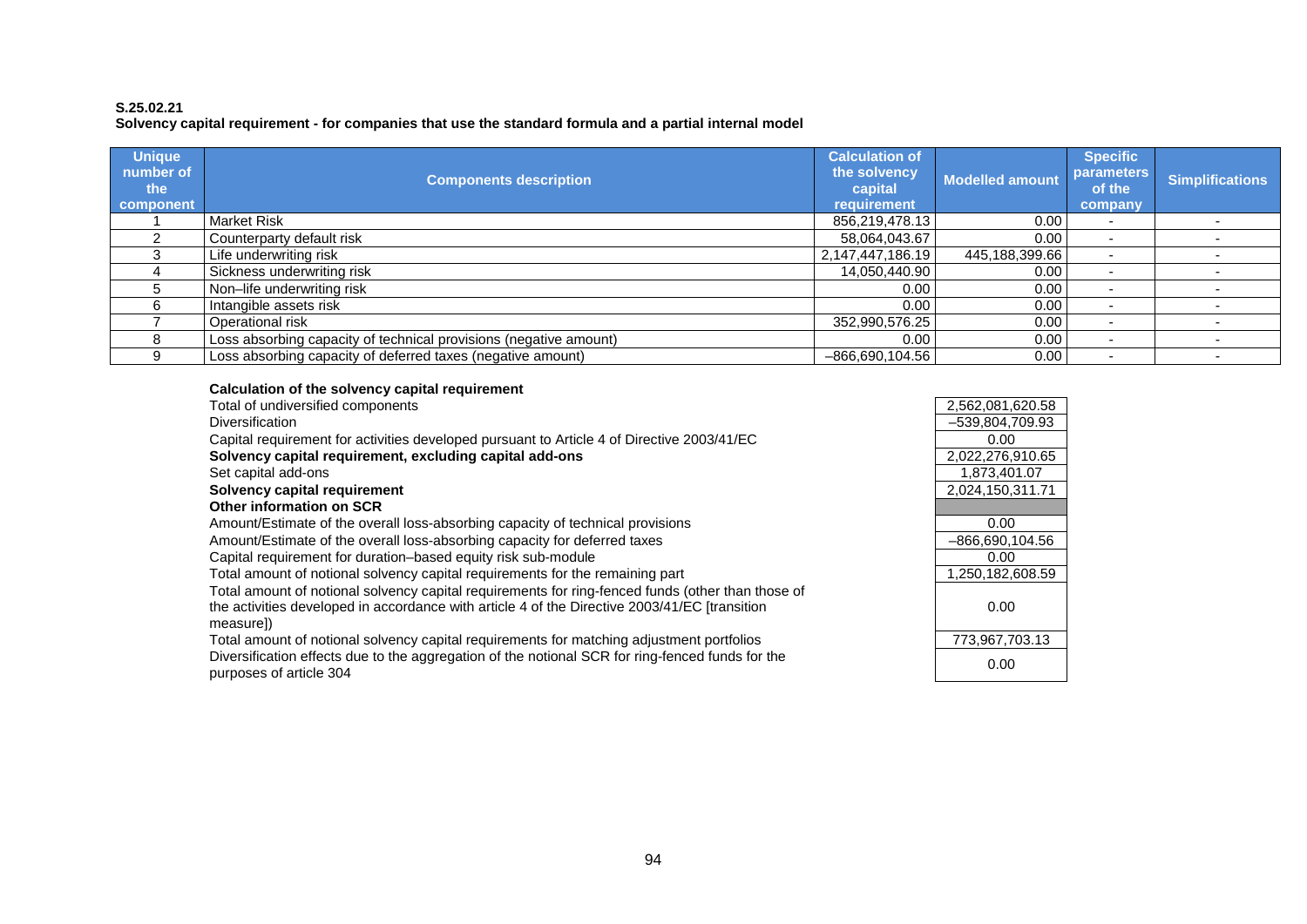**S.25.02.21**
**Solvency capital requirement - for companies that use the standard formula and a partial internal model**

| Unique number of the component | Components description | Calculation of the solvency capital requirement | Modelled amount | Specific parameters of the company | Simplifications |
|---|---|---|---|---|---|
| 1 | Market Risk | 856,219,478.13 | 0.00 | - | - |
| 2 | Counterparty default risk | 58,064,043.67 | 0.00 | - | - |
| 3 | Life underwriting risk | 2,147,447,186.19 | 445,188,399.66 | - | - |
| 4 | Sickness underwriting risk | 14,050,440.90 | 0.00 | - | - |
| 5 | Non–life underwriting risk | 0.00 | 0.00 | - | - |
| 6 | Intangible assets risk | 0.00 | 0.00 | - | - |
| 7 | Operational risk | 352,990,576.25 | 0.00 | - | - |
| 8 | Loss absorbing capacity of technical provisions (negative amount) | 0.00 | 0.00 | - | - |
| 9 | Loss absorbing capacity of deferred taxes (negative amount) | –866,690,104.56 | 0.00 | - | - |

| **Calculation of the solvency capital requirement** | |
|---|---|
| Total of undiversified components | 2,562,081,620.58 |
| Diversification | –539,804,709.93 |
| Capital requirement for activities developed pursuant to Article 4 of Directive 2003/41/EC | 0.00 |
| **Solvency capital requirement, excluding capital add-ons** | 2,022,276,910.65 |
| Set capital add-ons | 1,873,401.07 |
| **Solvency capital requirement** | 2,024,150,311.71 |
| **Other information on SCR** | |
| Amount/Estimate of the overall loss-absorbing capacity of technical provisions | 0.00 |
| Amount/Estimate of the overall loss-absorbing capacity for deferred taxes | –866,690,104.56 |
| Capital requirement for duration–based equity risk sub-module | 0.00 |
| Total amount of notional solvency capital requirements for the remaining part | 1,250,182,608.59 |
| Total amount of notional solvency capital requirements for ring-fenced funds (other than those of the activities developed in accordance with article 4 of the Directive 2003/41/EC [transition measure]) | 0.00 |
| Total amount of notional solvency capital requirements for matching adjustment portfolios | 773,967,703.13 |
| Diversification effects due to the aggregation of the notional SCR for ring-fenced funds for the purposes of article 304 | 0.00 |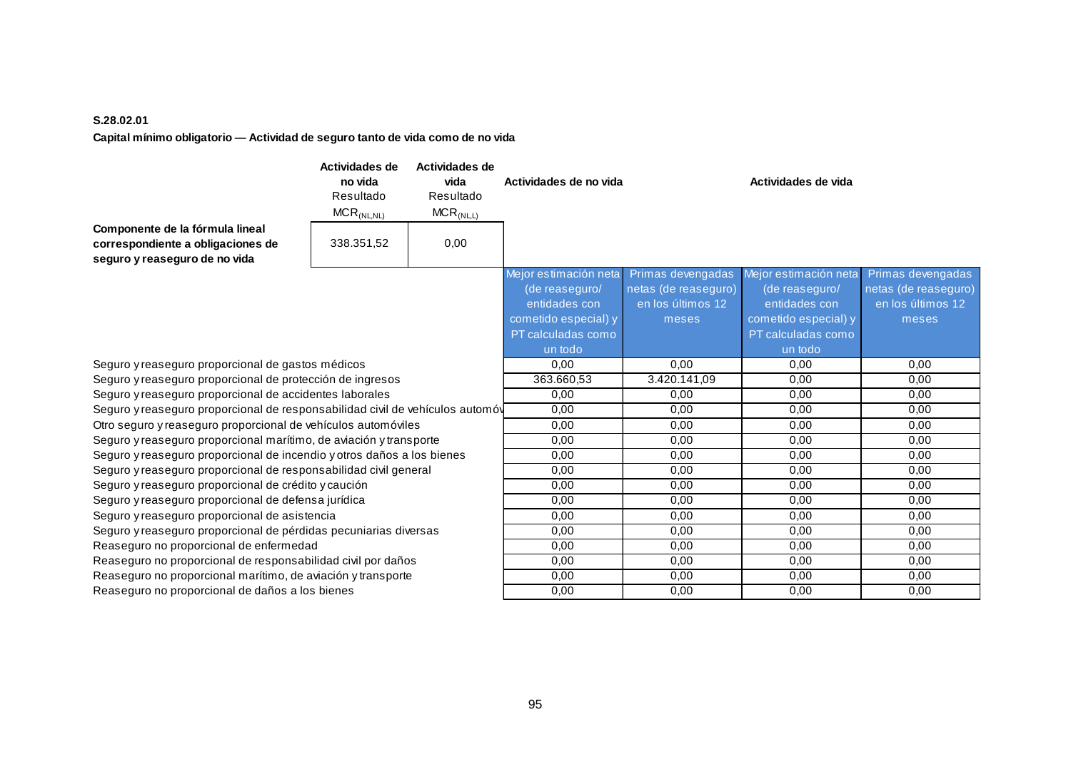**S.28.02.01**

**Capital mínimo obligatorio — Actividad de seguro tanto de vida como de no vida**

| | Actividades de no vida<br>Resultado<br>$MCR_{(NL,NL)}$ | Actividades de vida<br>Resultado<br>$MCR_{(NL,L)}$ |
|---|---|---|
| **Componente de la fórmula lineal correspondiente a obligaciones de seguro y reaseguro de no vida** | 338.351,52 | 0,00 |

| | Actividades de no vida | | Actividades de vida | |
|---|---|---|---|---|
| | Mejor estimación neta (de reaseguro/ entidades con cometido especial) y PT calculadas como un todo | Primas devengadas netas (de reaseguro) en los últimos 12 meses | Mejor estimación neta (de reaseguro/ entidades con cometido especial) y PT calculadas como un todo | Primas devengadas netas (de reaseguro) en los últimos 12 meses |
| Seguro y reaseguro proporcional de gastos médicos | 0,00 | 0,00 | 0,00 | 0,00 |
| Seguro y reaseguro proporcional de protección de ingresos | 363.660,53 | 3.420.141,09 | 0,00 | 0,00 |
| Seguro y reaseguro proporcional de accidentes laborales | 0,00 | 0,00 | 0,00 | 0,00 |
| Seguro y reaseguro proporcional de responsabilidad civil de vehículos automóv | 0,00 | 0,00 | 0,00 | 0,00 |
| Otro seguro y reaseguro proporcional de vehículos automóviles | 0,00 | 0,00 | 0,00 | 0,00 |
| Seguro y reaseguro proporcional marítimo, de aviación y transporte | 0,00 | 0,00 | 0,00 | 0,00 |
| Seguro y reaseguro proporcional de incendio y otros daños a los bienes | 0,00 | 0,00 | 0,00 | 0,00 |
| Seguro y reaseguro proporcional de responsabilidad civil general | 0,00 | 0,00 | 0,00 | 0,00 |
| Seguro y reaseguro proporcional de crédito y caución | 0,00 | 0,00 | 0,00 | 0,00 |
| Seguro y reaseguro proporcional de defensa jurídica | 0,00 | 0,00 | 0,00 | 0,00 |
| Seguro y reaseguro proporcional de asistencia | 0,00 | 0,00 | 0,00 | 0,00 |
| Seguro y reaseguro proporcional de pérdidas pecuniarias diversas | 0,00 | 0,00 | 0,00 | 0,00 |
| Reaseguro no proporcional de enfermedad | 0,00 | 0,00 | 0,00 | 0,00 |
| Reaseguro no proporcional de responsabilidad civil por daños | 0,00 | 0,00 | 0,00 | 0,00 |
| Reaseguro no proporcional marítimo, de aviación y transporte | 0,00 | 0,00 | 0,00 | 0,00 |
| Reaseguro no proporcional de daños a los bienes | 0,00 | 0,00 | 0,00 | 0,00 |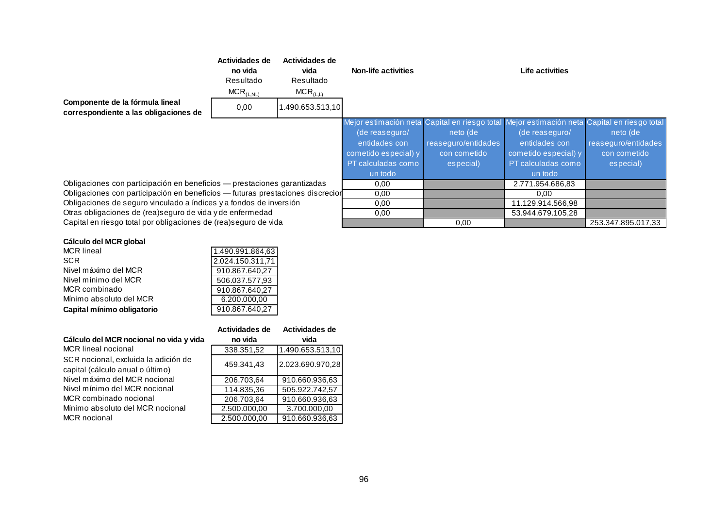| | Actividades de no vida Resultado $MCR_{(L,NL)}$ | Actividades de vida Resultado $MCR_{(L,L)}$ |
|---|---|---|
| **Componente de la fórmula lineal correspondiente a las obligaciones de** | 0,00 | 1.490.653.513,10 |

| | Non-life activities | | Life activities | |
|---|---|---|---|---|
| | Mejor estimación neta (de reaseguro/ entidades con cometido especial) y PT calculadas como un todo | Capital en riesgo total neto (de reaseguro/entidades con cometido especial) | Mejor estimación neta (de reaseguro/ entidades con cometido especial) y PT calculadas como un todo | Capital en riesgo total neto (de reaseguro/entidades con cometido especial) |
| Obligaciones con participación en beneficios — prestaciones garantizadas | 0,00 | | 2.771.954.686,83 | |
| Obligaciones con participación en beneficios — futuras prestaciones discrecion | 0,00 | | 0,00 | |
| Obligaciones de seguro vinculado a índices y a fondos de inversión | 0,00 | | 11.129.914.566,98 | |
| Otras obligaciones de (rea)seguro de vida y de enfermedad | 0,00 | | 53.944.679.105,28 | |
| Capital en riesgo total por obligaciones de (rea)seguro de vida | | 0,00 | | 253.347.895.017,33 |

**Cálculo del MCR global**

| | |
|---|---|
| MCR lineal | 1.490.991.864,63 |
| SCR | 2.024.150.311,71 |
| Nivel máximo del MCR | 910.867.640,27 |
| Nivel mínimo del MCR | 506.037.577,93 |
| MCR combinado | 910.867.640,27 |
| Mínimo absoluto del MCR | 6.200.000,00 |
| **Capital mínimo obligatorio** | 910.867.640,27 |

| **Cálculo del MCR nocional no vida y vida** | **Actividades de no vida** | **Actividades de vida** |
|---|---|---|
| MCR lineal nocional | 338.351,52 | 1.490.653.513,10 |
| SCR nocional, excluida la adición de capital (cálculo anual o último) | 459.341,43 | 2.023.690.970,28 |
| Nivel máximo del MCR nocional | 206.703,64 | 910.660.936,63 |
| Nivel mínimo del MCR nocional | 114.835,36 | 505.922.742,57 |
| MCR combinado nocional | 206.703,64 | 910.660.936,63 |
| Mínimo absoluto del MCR nocional | 2.500.000,00 | 3.700.000,00 |
| MCR nocional | 2.500.000,00 | 910.660.936,63 |